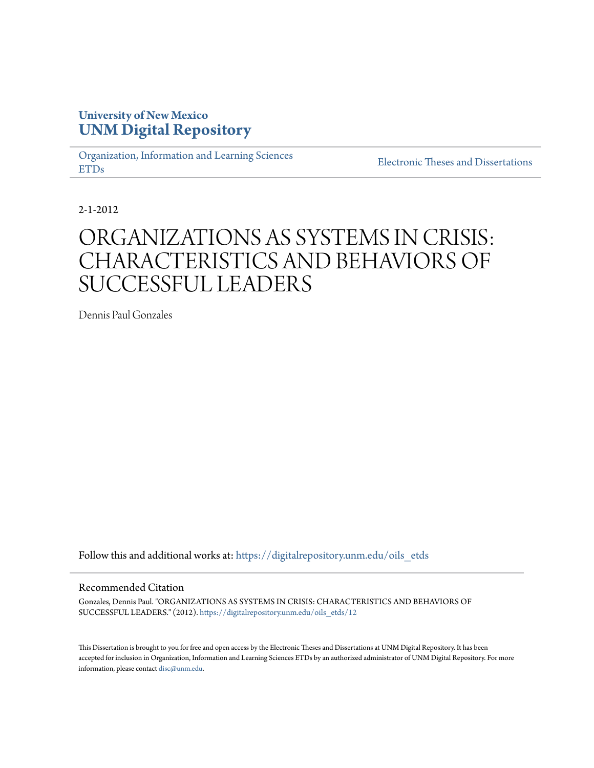University of New Mexico
**UNM Digital Repository**

Organization, Information and Learning Sciences ETDs

Electronic Theses and Dissertations

2-1-2012

# ORGANIZATIONS AS SYSTEMS IN CRISIS: CHARACTERISTICS AND BEHAVIORS OF SUCCESSFUL LEADERS

Dennis Paul Gonzales

Follow this and additional works at: https://digitalrepository.unm.edu/oils_etds

## Recommended Citation

Gonzales, Dennis Paul. "ORGANIZATIONS AS SYSTEMS IN CRISIS: CHARACTERISTICS AND BEHAVIORS OF SUCCESSFUL LEADERS." (2012). https://digitalrepository.unm.edu/oils_etds/12

This Dissertation is brought to you for free and open access by the Electronic Theses and Dissertations at UNM Digital Repository. It has been accepted for inclusion in Organization, Information and Learning Sciences ETDs by an authorized administrator of UNM Digital Repository. For more information, please contact disc@unm.edu.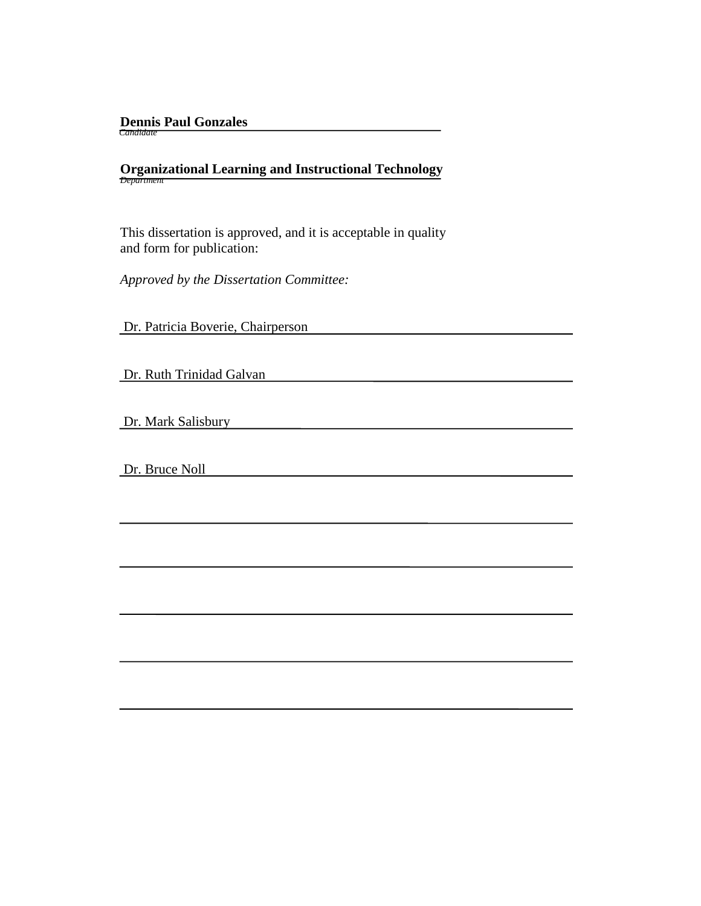**Dennis Paul Gonzales**

*Candidate*

**Organizational Learning and Instructional Technology**

*Department*

This dissertation is approved, and it is acceptable in quality and form for publication:

*Approved by the Dissertation Committee:*

Dr. Patricia Boverie, Chairperson

Dr. Ruth Trinidad Galvan

Dr. Mark Salisbury

Dr. Bruce Noll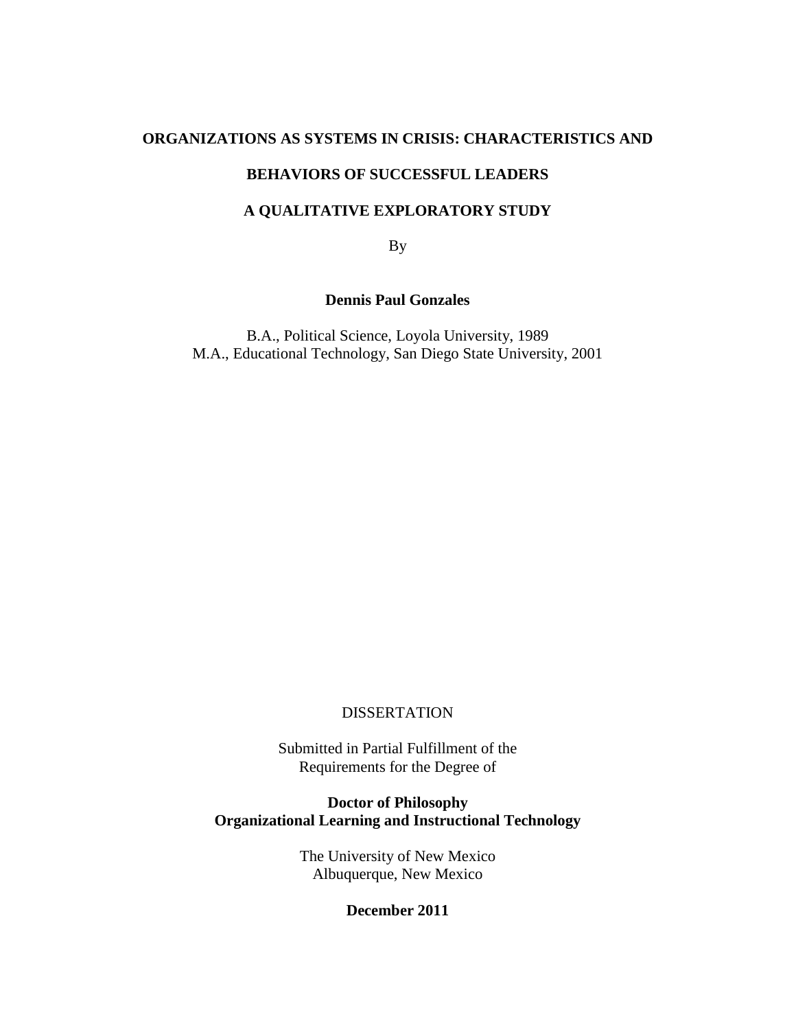**ORGANIZATIONS AS SYSTEMS IN CRISIS: CHARACTERISTICS AND**

**BEHAVIORS OF SUCCESSFUL LEADERS**

**A QUALITATIVE EXPLORATORY STUDY**

By

**Dennis Paul Gonzales**

B.A., Political Science, Loyola University, 1989
M.A., Educational Technology, San Diego State University, 2001

DISSERTATION

Submitted in Partial Fulfillment of the
Requirements for the Degree of

**Doctor of Philosophy**
**Organizational Learning and Instructional Technology**

The University of New Mexico
Albuquerque, New Mexico

**December 2011**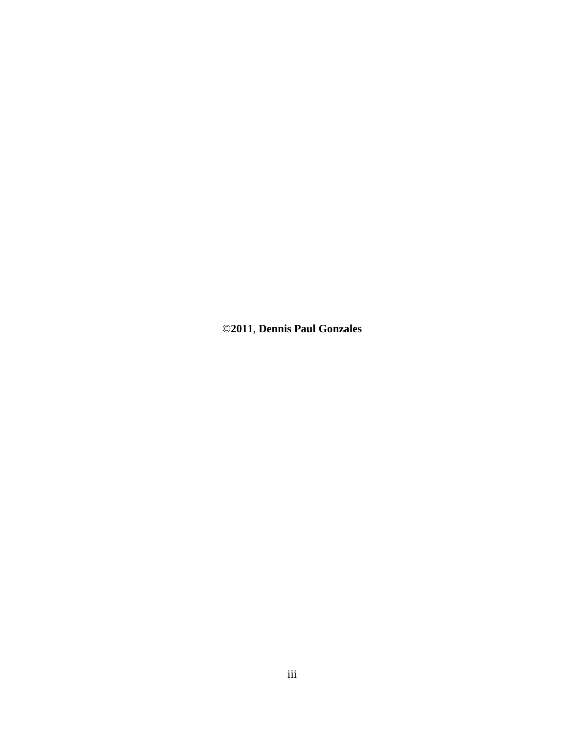**©2011, Dennis Paul Gonzales**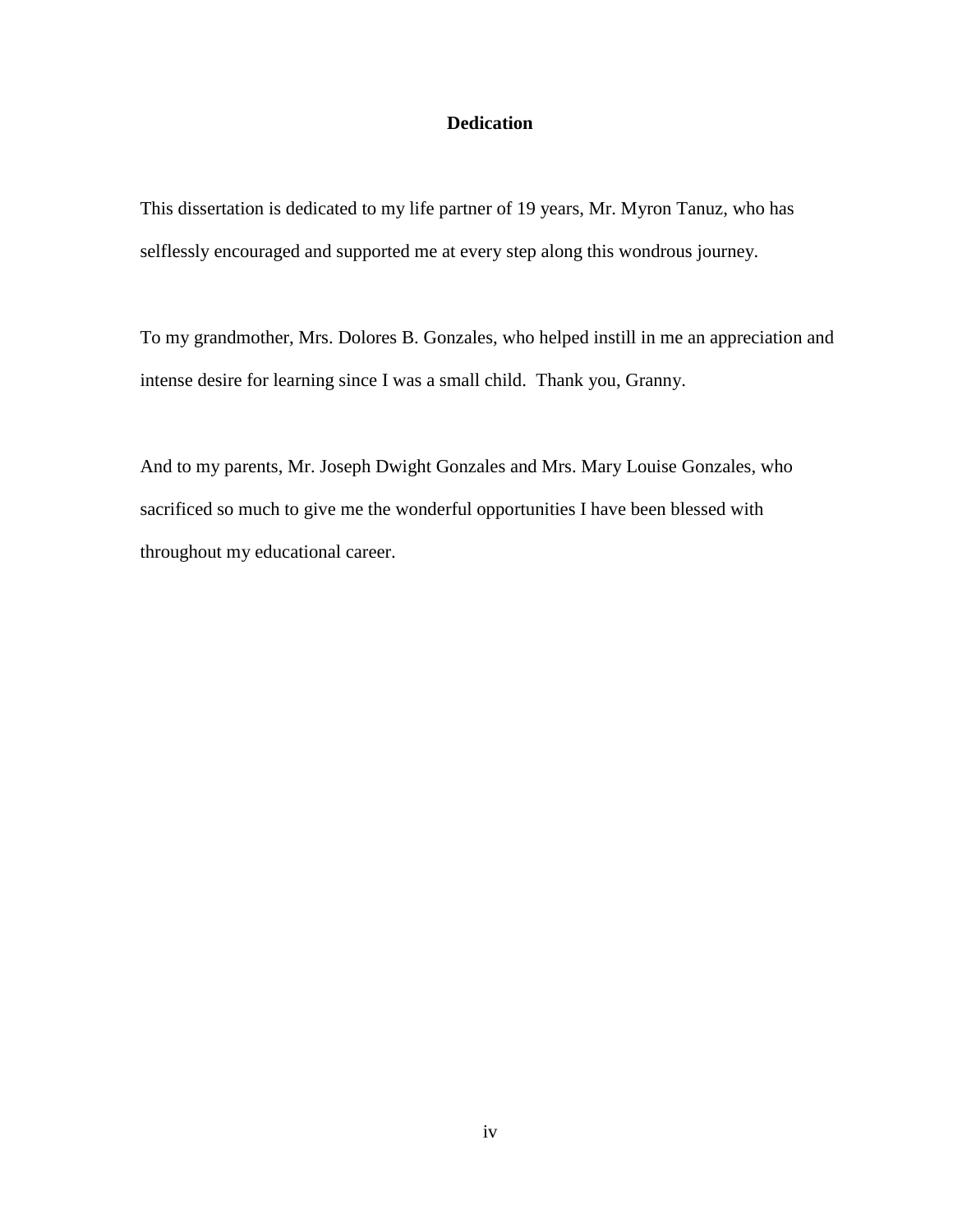# Dedication

This dissertation is dedicated to my life partner of 19 years, Mr. Myron Tanuz, who has selflessly encouraged and supported me at every step along this wondrous journey.

To my grandmother, Mrs. Dolores B. Gonzales, who helped instill in me an appreciation and intense desire for learning since I was a small child. Thank you, Granny.

And to my parents, Mr. Joseph Dwight Gonzales and Mrs. Mary Louise Gonzales, who sacrificed so much to give me the wonderful opportunities I have been blessed with throughout my educational career.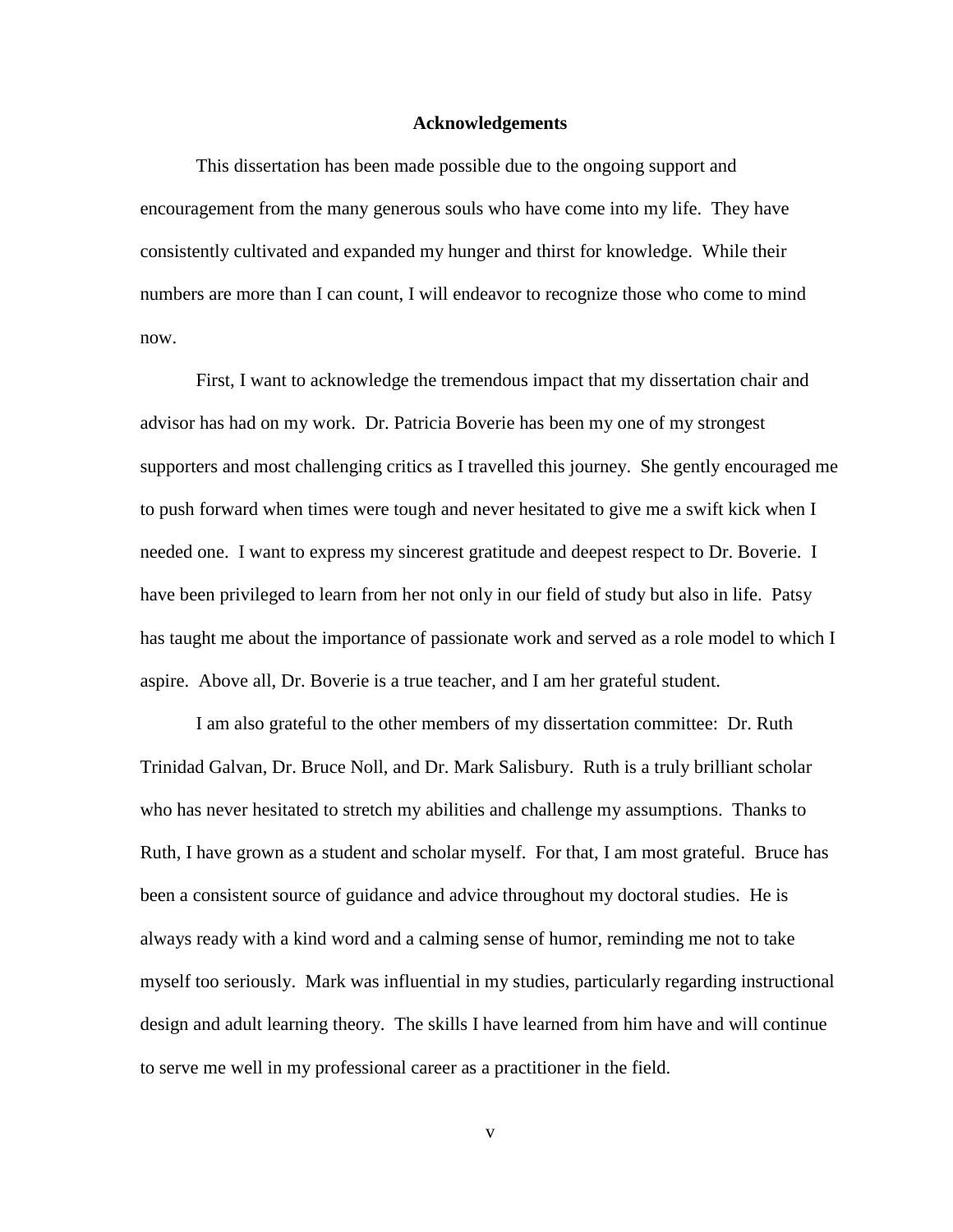## Acknowledgements

This dissertation has been made possible due to the ongoing support and encouragement from the many generous souls who have come into my life. They have consistently cultivated and expanded my hunger and thirst for knowledge. While their numbers are more than I can count, I will endeavor to recognize those who come to mind now.

First, I want to acknowledge the tremendous impact that my dissertation chair and advisor has had on my work. Dr. Patricia Boverie has been my one of my strongest supporters and most challenging critics as I travelled this journey. She gently encouraged me to push forward when times were tough and never hesitated to give me a swift kick when I needed one. I want to express my sincerest gratitude and deepest respect to Dr. Boverie. I have been privileged to learn from her not only in our field of study but also in life. Patsy has taught me about the importance of passionate work and served as a role model to which I aspire. Above all, Dr. Boverie is a true teacher, and I am her grateful student.

I am also grateful to the other members of my dissertation committee: Dr. Ruth Trinidad Galvan, Dr. Bruce Noll, and Dr. Mark Salisbury. Ruth is a truly brilliant scholar who has never hesitated to stretch my abilities and challenge my assumptions. Thanks to Ruth, I have grown as a student and scholar myself. For that, I am most grateful. Bruce has been a consistent source of guidance and advice throughout my doctoral studies. He is always ready with a kind word and a calming sense of humor, reminding me not to take myself too seriously. Mark was influential in my studies, particularly regarding instructional design and adult learning theory. The skills I have learned from him have and will continue to serve me well in my professional career as a practitioner in the field.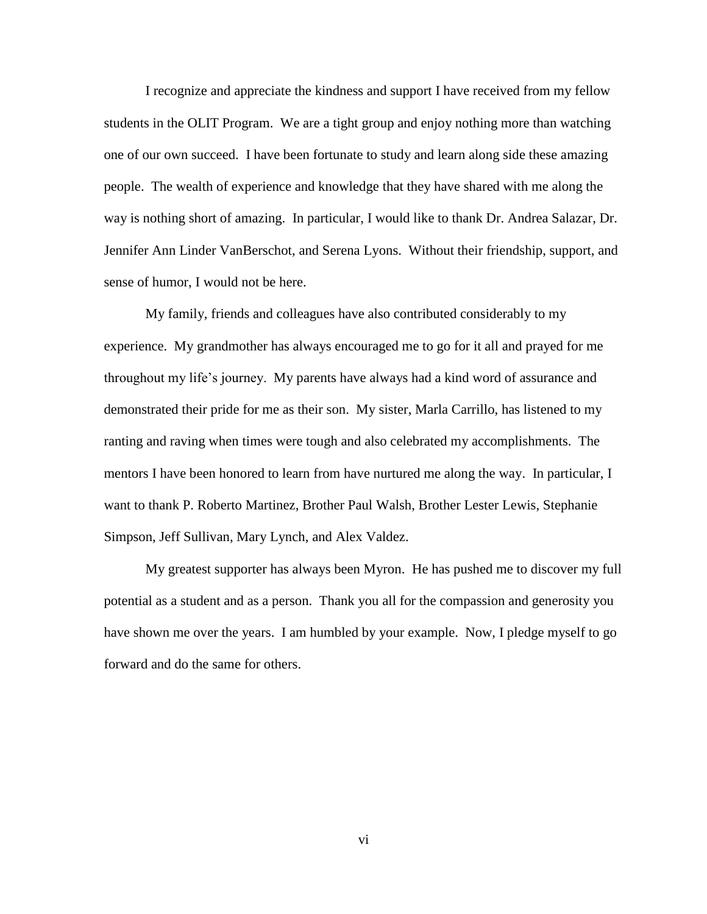I recognize and appreciate the kindness and support I have received from my fellow students in the OLIT Program. We are a tight group and enjoy nothing more than watching one of our own succeed. I have been fortunate to study and learn along side these amazing people. The wealth of experience and knowledge that they have shared with me along the way is nothing short of amazing. In particular, I would like to thank Dr. Andrea Salazar, Dr. Jennifer Ann Linder VanBerschot, and Serena Lyons. Without their friendship, support, and sense of humor, I would not be here.

My family, friends and colleagues have also contributed considerably to my experience. My grandmother has always encouraged me to go for it all and prayed for me throughout my life's journey. My parents have always had a kind word of assurance and demonstrated their pride for me as their son. My sister, Marla Carrillo, has listened to my ranting and raving when times were tough and also celebrated my accomplishments. The mentors I have been honored to learn from have nurtured me along the way. In particular, I want to thank P. Roberto Martinez, Brother Paul Walsh, Brother Lester Lewis, Stephanie Simpson, Jeff Sullivan, Mary Lynch, and Alex Valdez.

My greatest supporter has always been Myron. He has pushed me to discover my full potential as a student and as a person. Thank you all for the compassion and generosity you have shown me over the years. I am humbled by your example. Now, I pledge myself to go forward and do the same for others.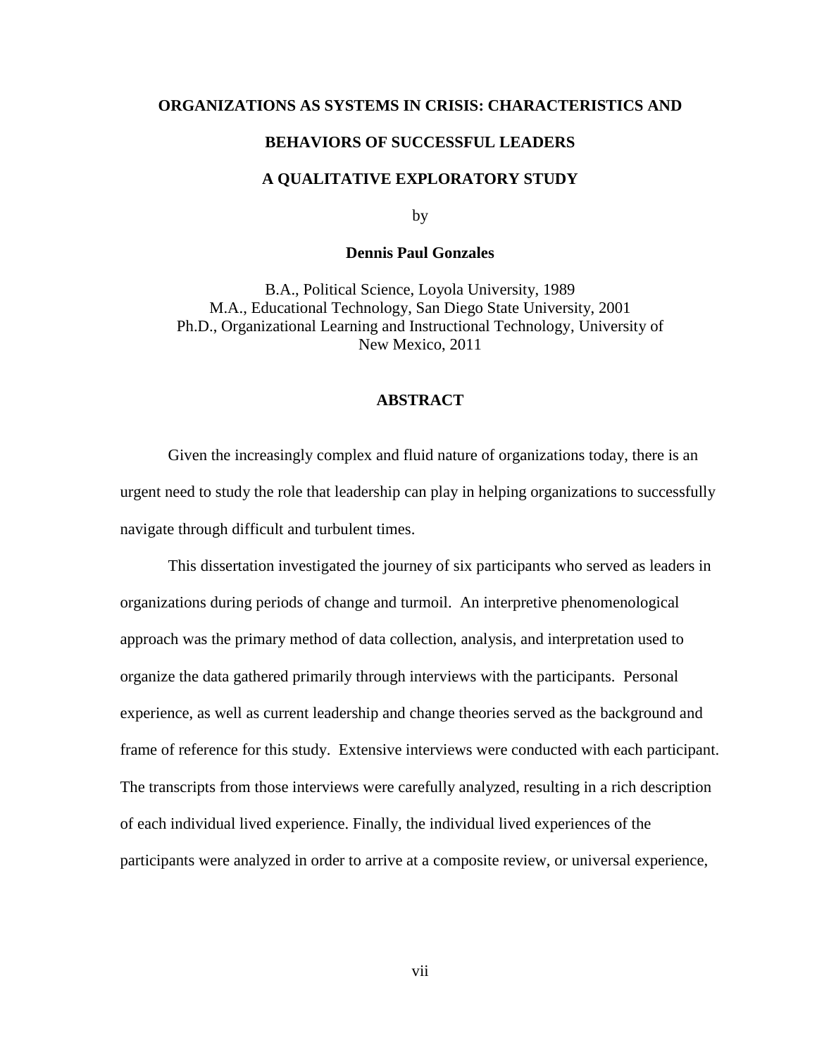**ORGANIZATIONS AS SYSTEMS IN CRISIS: CHARACTERISTICS AND BEHAVIORS OF SUCCESSFUL LEADERS**

**A QUALITATIVE EXPLORATORY STUDY**

by

**Dennis Paul Gonzales**

B.A., Political Science, Loyola University, 1989
M.A., Educational Technology, San Diego State University, 2001
Ph.D., Organizational Learning and Instructional Technology, University of New Mexico, 2011

## ABSTRACT

Given the increasingly complex and fluid nature of organizations today, there is an urgent need to study the role that leadership can play in helping organizations to successfully navigate through difficult and turbulent times.

This dissertation investigated the journey of six participants who served as leaders in organizations during periods of change and turmoil. An interpretive phenomenological approach was the primary method of data collection, analysis, and interpretation used to organize the data gathered primarily through interviews with the participants. Personal experience, as well as current leadership and change theories served as the background and frame of reference for this study. Extensive interviews were conducted with each participant. The transcripts from those interviews were carefully analyzed, resulting in a rich description of each individual lived experience. Finally, the individual lived experiences of the participants were analyzed in order to arrive at a composite review, or universal experience,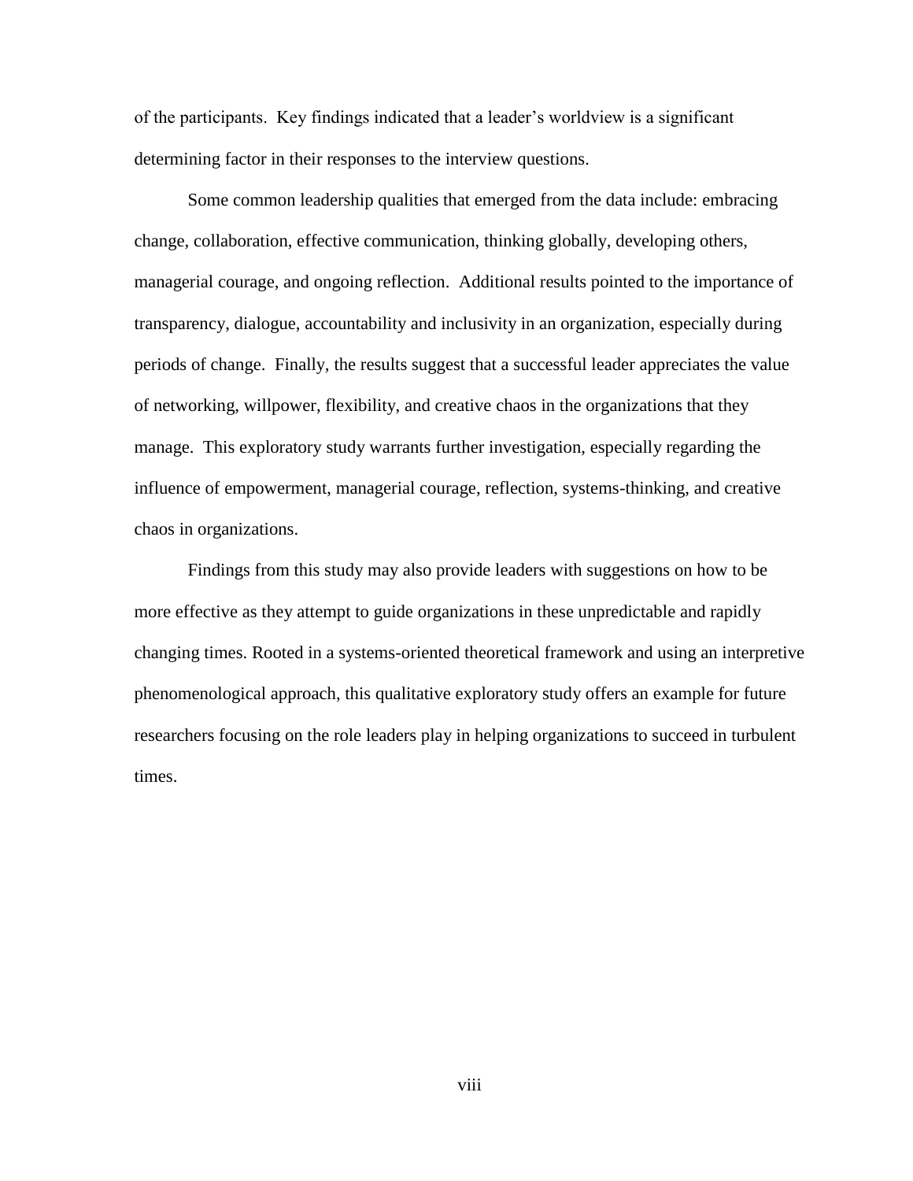of the participants. Key findings indicated that a leader's worldview is a significant determining factor in their responses to the interview questions.

Some common leadership qualities that emerged from the data include: embracing change, collaboration, effective communication, thinking globally, developing others, managerial courage, and ongoing reflection. Additional results pointed to the importance of transparency, dialogue, accountability and inclusivity in an organization, especially during periods of change. Finally, the results suggest that a successful leader appreciates the value of networking, willpower, flexibility, and creative chaos in the organizations that they manage. This exploratory study warrants further investigation, especially regarding the influence of empowerment, managerial courage, reflection, systems-thinking, and creative chaos in organizations.

Findings from this study may also provide leaders with suggestions on how to be more effective as they attempt to guide organizations in these unpredictable and rapidly changing times. Rooted in a systems-oriented theoretical framework and using an interpretive phenomenological approach, this qualitative exploratory study offers an example for future researchers focusing on the role leaders play in helping organizations to succeed in turbulent times.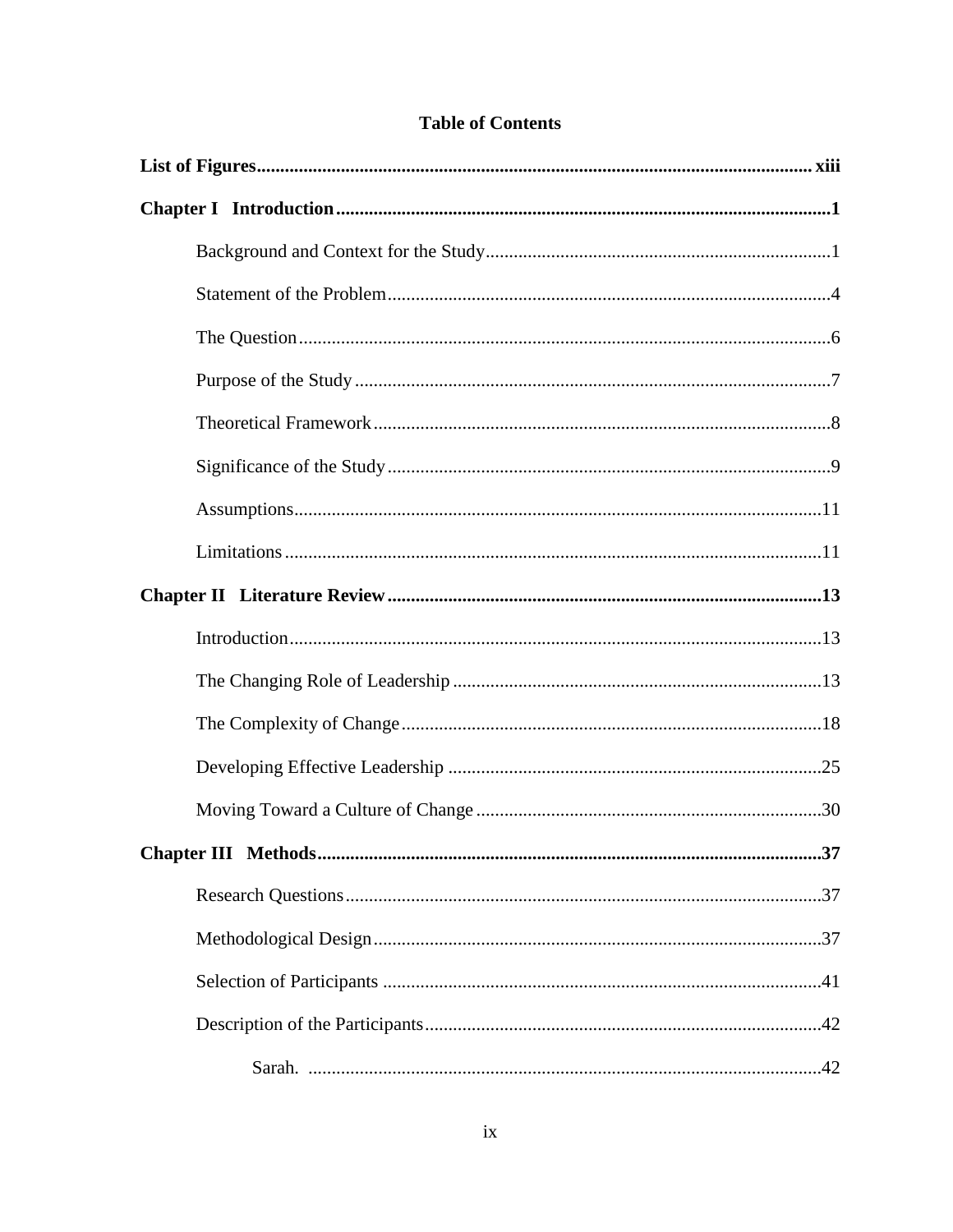# Table of Contents

**List of Figures** ........................................................................................................ **xiii**

**Chapter I Introduction** ........................................................................................................ **1**

- Background and Context for the Study ........................................................................ 1
- Statement of the Problem ........................................................................................ 4
- The Question ........................................................................................................ 6
- Purpose of the Study ................................................................................................ 7
- Theoretical Framework .............................................................................................. 8
- Significance of the Study ............................................................................................ 9
- Assumptions ........................................................................................................ 11
- Limitations .......................................................................................................... 11

**Chapter II Literature Review** ........................................................................................ **13**

- Introduction ........................................................................................................ 13
- The Changing Role of Leadership ................................................................................ 13
- The Complexity of Change ........................................................................................ 18
- Developing Effective Leadership ................................................................................ 25
- Moving Toward a Culture of Change ............................................................................ 30

**Chapter III Methods** .................................................................................................... **37**

- Research Questions .................................................................................................. 37
- Methodological Design .............................................................................................. 37
- Selection of Participants ............................................................................................ 41
- Description of the Participants .................................................................................... 42
    - Sarah. ............................................................................................................ 42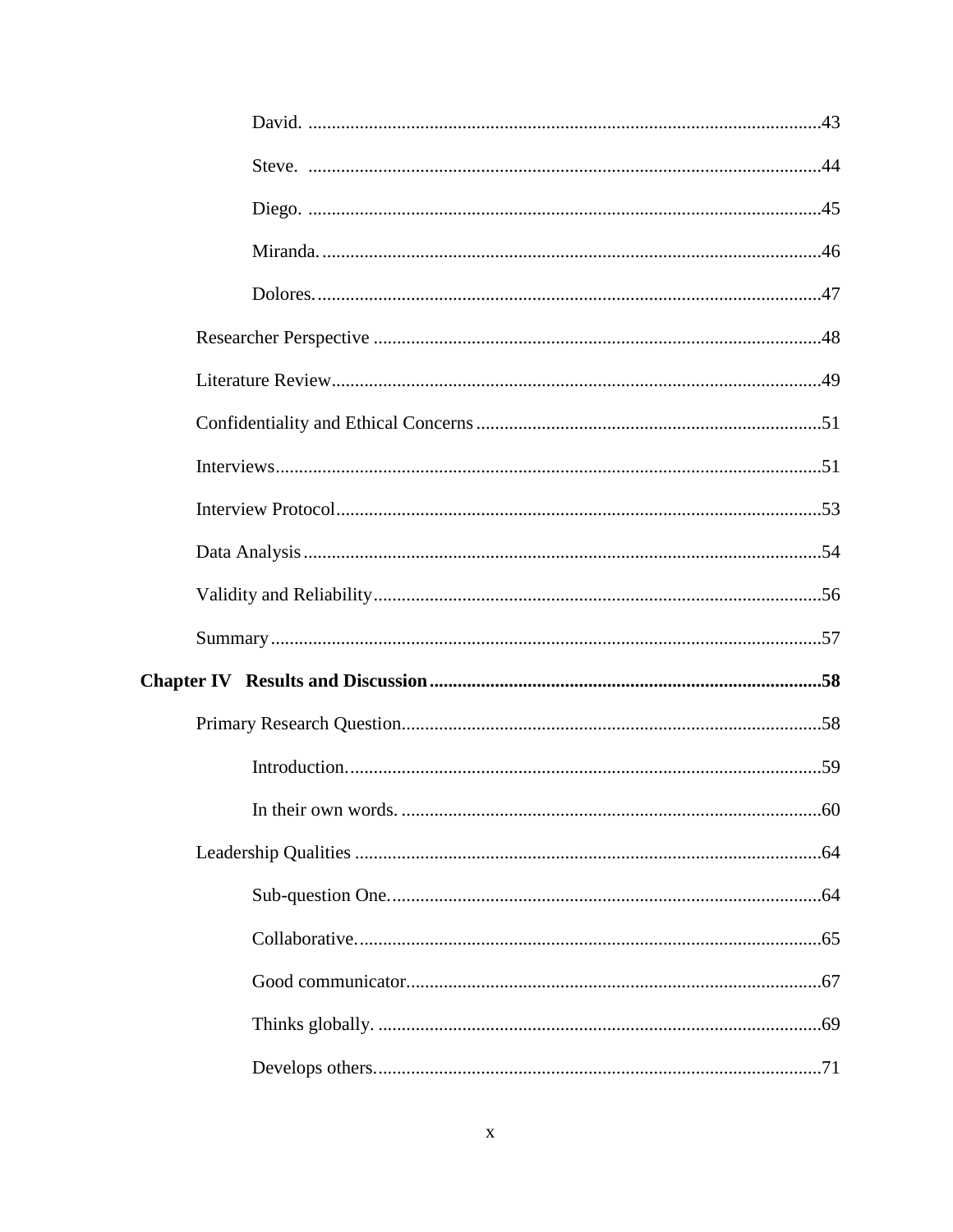David. ............................................................................................................43

Steve. ............................................................................................................44

Diego. ............................................................................................................45

Miranda. .........................................................................................................46

Dolores. ..........................................................................................................47

Researcher Perspective ..............................................................................................48

Literature Review.......................................................................................................49

Confidentiality and Ethical Concerns ........................................................................51

Interviews...................................................................................................................51

Interview Protocol......................................................................................................53

Data Analysis .............................................................................................................54

Validity and Reliability..............................................................................................56

Summary ....................................................................................................................57

**Chapter IV Results and Discussion ..................................................................................58**

Primary Research Question........................................................................................58

Introduction. ...................................................................................................59

In their own words. .........................................................................................60

Leadership Qualities ..................................................................................................64

Sub-question One. ..........................................................................................64

Collaborative. .................................................................................................65

Good communicator.......................................................................................67

Thinks globally. .............................................................................................69

Develops others. .............................................................................................71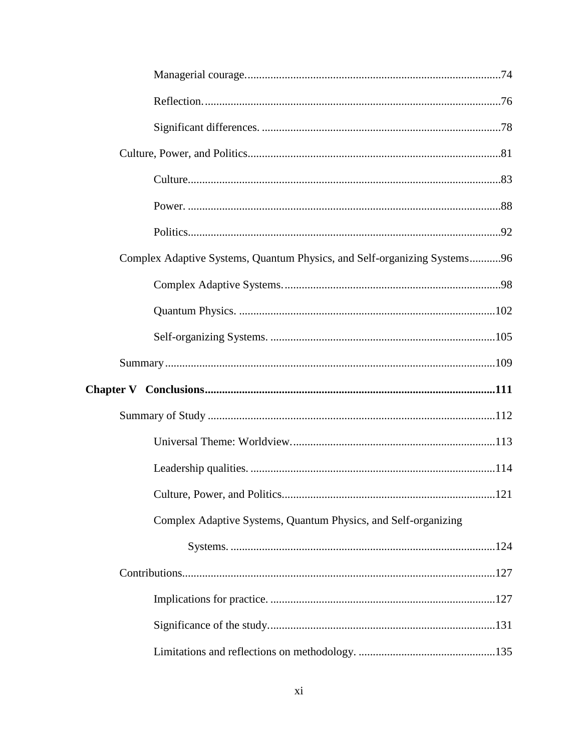Managerial courage. 74

Reflection. 76

Significant differences. 78

Culture, Power, and Politics 81

Culture 83

Power. 88

Politics 92

Complex Adaptive Systems, Quantum Physics, and Self-organizing Systems 96

Complex Adaptive Systems. 98

Quantum Physics. 102

Self-organizing Systems. 105

Summary 109

**Chapter V Conclusions 111**

Summary of Study 112

Universal Theme: Worldview. 113

Leadership qualities. 114

Culture, Power, and Politics 121

Complex Adaptive Systems, Quantum Physics, and Self-organizing Systems. 124

Contributions 127

Implications for practice. 127

Significance of the study. 131

Limitations and reflections on methodology. 135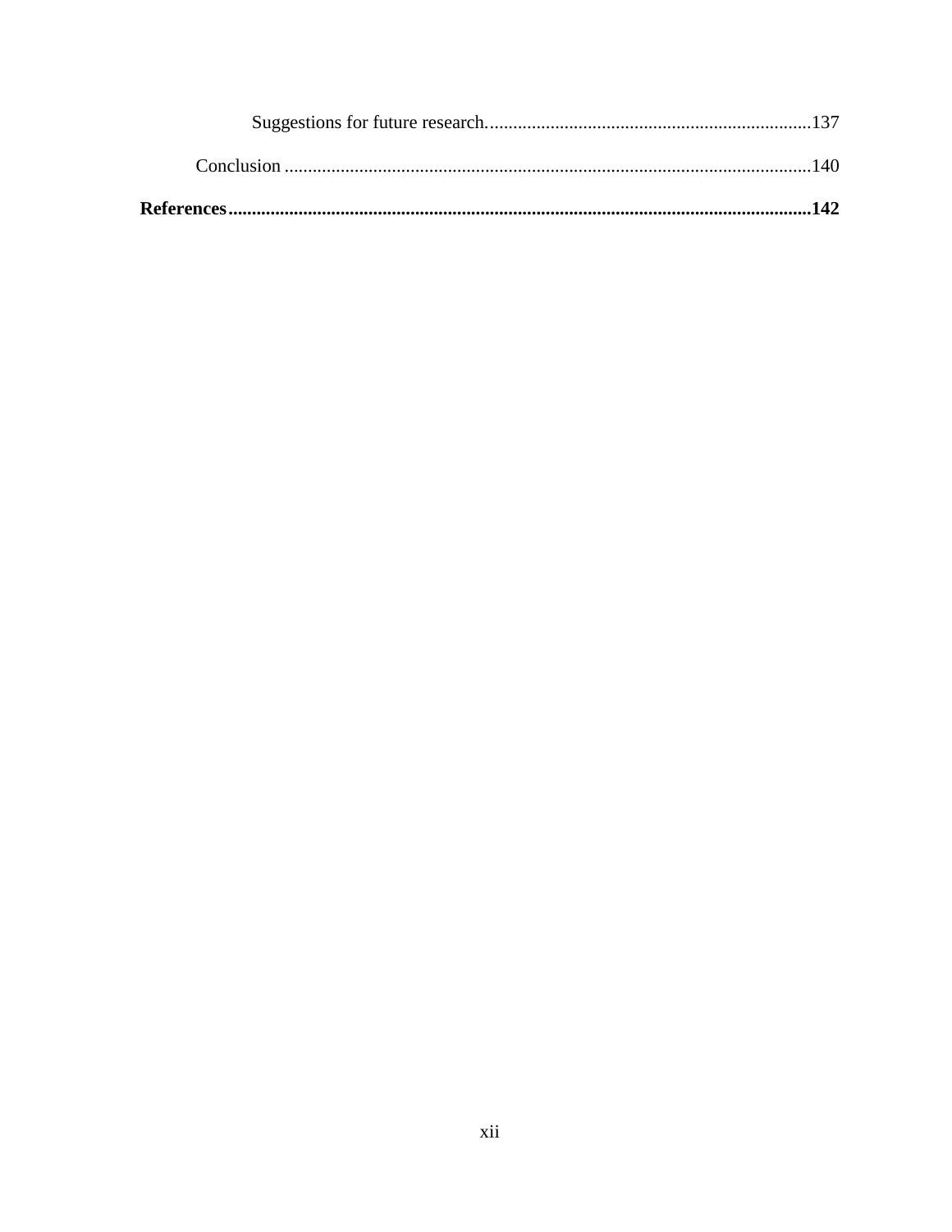Suggestions for future research......................................................................137

Conclusion ................................................................................................................140

**References............................................................................................................................142**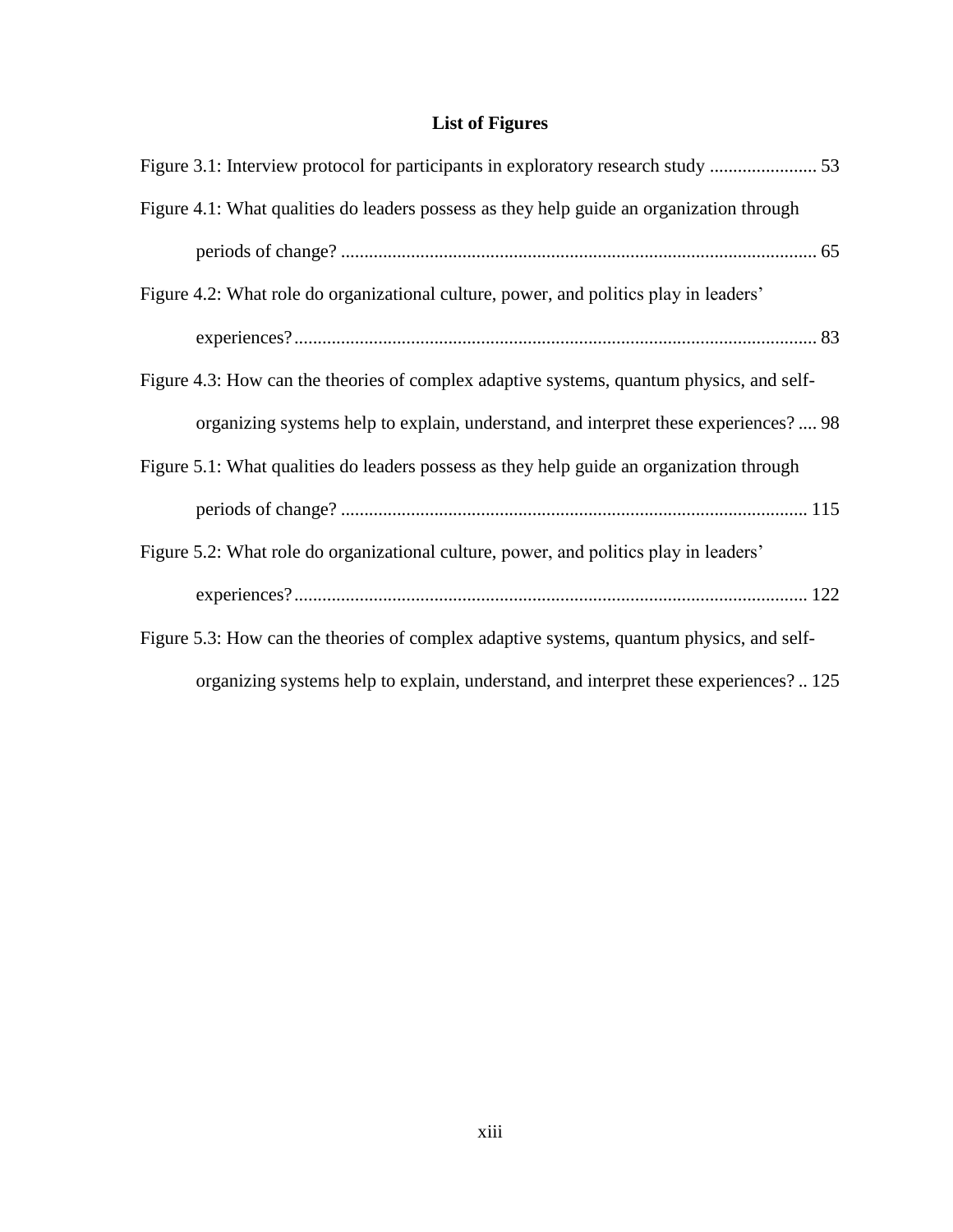# List of Figures

Figure 3.1: Interview protocol for participants in exploratory research study ....................... 53

Figure 4.1: What qualities do leaders possess as they help guide an organization through periods of change? ....................................................................................................... 65

Figure 4.2: What role do organizational culture, power, and politics play in leaders' experiences?................................................................................................................. 83

Figure 4.3: How can the theories of complex adaptive systems, quantum physics, and self-organizing systems help to explain, understand, and interpret these experiences? .... 98

Figure 5.1: What qualities do leaders possess as they help guide an organization through periods of change? ..................................................................................................... 115

Figure 5.2: What role do organizational culture, power, and politics play in leaders' experiences?.............................................................................................................. 122

Figure 5.3: How can the theories of complex adaptive systems, quantum physics, and self-organizing systems help to explain, understand, and interpret these experiences? .. 125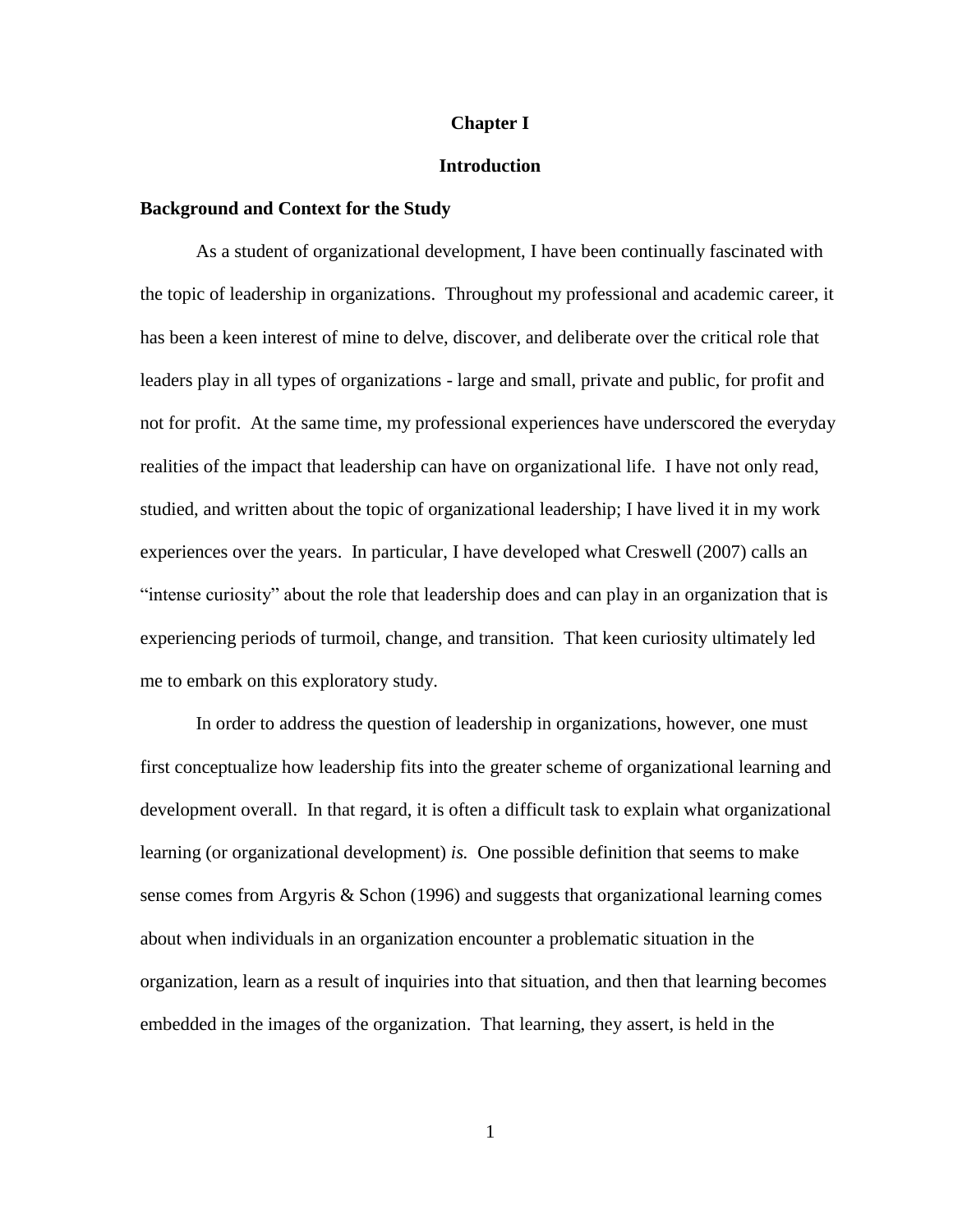# Chapter I

# Introduction

## Background and Context for the Study

As a student of organizational development, I have been continually fascinated with the topic of leadership in organizations. Throughout my professional and academic career, it has been a keen interest of mine to delve, discover, and deliberate over the critical role that leaders play in all types of organizations - large and small, private and public, for profit and not for profit. At the same time, my professional experiences have underscored the everyday realities of the impact that leadership can have on organizational life. I have not only read, studied, and written about the topic of organizational leadership; I have lived it in my work experiences over the years. In particular, I have developed what Creswell (2007) calls an "intense curiosity" about the role that leadership does and can play in an organization that is experiencing periods of turmoil, change, and transition. That keen curiosity ultimately led me to embark on this exploratory study.

In order to address the question of leadership in organizations, however, one must first conceptualize how leadership fits into the greater scheme of organizational learning and development overall. In that regard, it is often a difficult task to explain what organizational learning (or organizational development) *is.* One possible definition that seems to make sense comes from Argyris & Schon (1996) and suggests that organizational learning comes about when individuals in an organization encounter a problematic situation in the organization, learn as a result of inquiries into that situation, and then that learning becomes embedded in the images of the organization. That learning, they assert, is held in the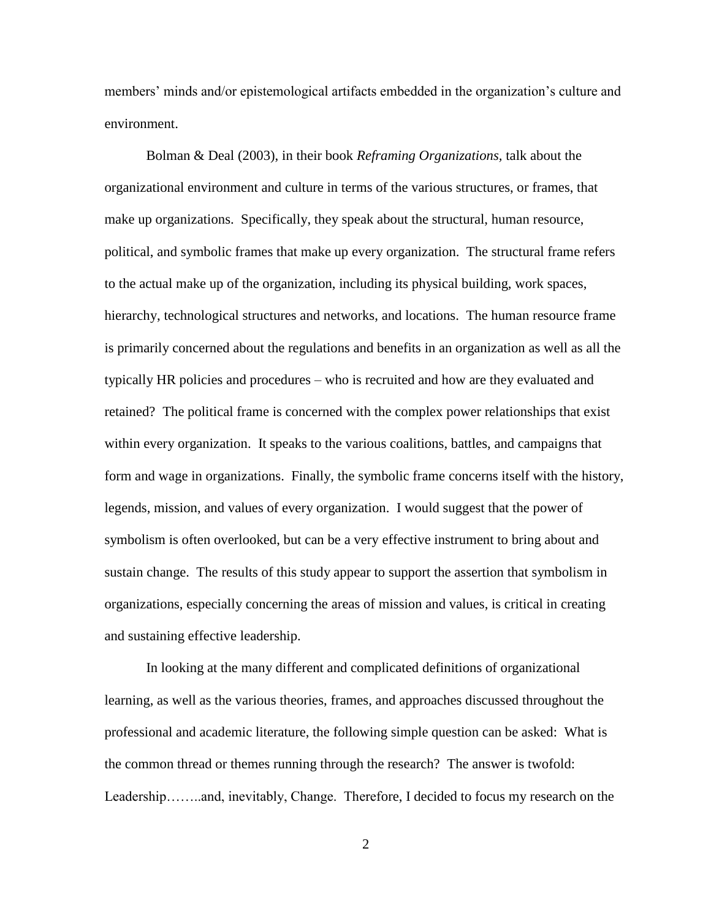members' minds and/or epistemological artifacts embedded in the organization's culture and environment.

Bolman & Deal (2003), in their book *Reframing Organizations,* talk about the organizational environment and culture in terms of the various structures, or frames, that make up organizations. Specifically, they speak about the structural, human resource, political, and symbolic frames that make up every organization. The structural frame refers to the actual make up of the organization, including its physical building, work spaces, hierarchy, technological structures and networks, and locations. The human resource frame is primarily concerned about the regulations and benefits in an organization as well as all the typically HR policies and procedures – who is recruited and how are they evaluated and retained? The political frame is concerned with the complex power relationships that exist within every organization. It speaks to the various coalitions, battles, and campaigns that form and wage in organizations. Finally, the symbolic frame concerns itself with the history, legends, mission, and values of every organization. I would suggest that the power of symbolism is often overlooked, but can be a very effective instrument to bring about and sustain change. The results of this study appear to support the assertion that symbolism in organizations, especially concerning the areas of mission and values, is critical in creating and sustaining effective leadership.

In looking at the many different and complicated definitions of organizational learning, as well as the various theories, frames, and approaches discussed throughout the professional and academic literature, the following simple question can be asked: What is the common thread or themes running through the research? The answer is twofold: Leadership……..and, inevitably, Change. Therefore, I decided to focus my research on the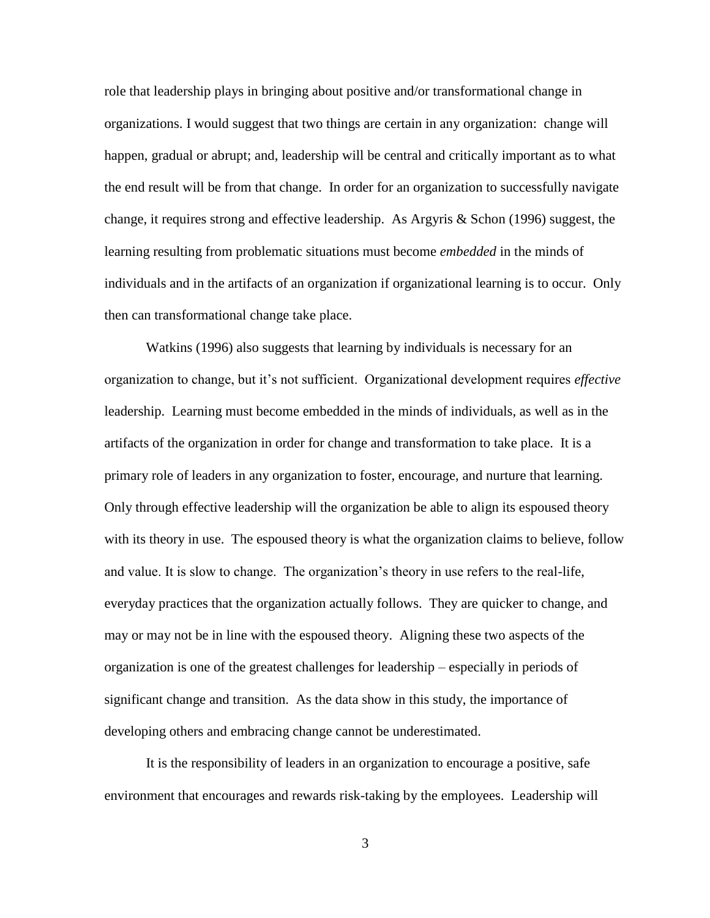role that leadership plays in bringing about positive and/or transformational change in organizations. I would suggest that two things are certain in any organization: change will happen, gradual or abrupt; and, leadership will be central and critically important as to what the end result will be from that change. In order for an organization to successfully navigate change, it requires strong and effective leadership. As Argyris & Schon (1996) suggest, the learning resulting from problematic situations must become *embedded* in the minds of individuals and in the artifacts of an organization if organizational learning is to occur. Only then can transformational change take place.

Watkins (1996) also suggests that learning by individuals is necessary for an organization to change, but it's not sufficient. Organizational development requires *effective* leadership. Learning must become embedded in the minds of individuals, as well as in the artifacts of the organization in order for change and transformation to take place. It is a primary role of leaders in any organization to foster, encourage, and nurture that learning. Only through effective leadership will the organization be able to align its espoused theory with its theory in use. The espoused theory is what the organization claims to believe, follow and value. It is slow to change. The organization's theory in use refers to the real-life, everyday practices that the organization actually follows. They are quicker to change, and may or may not be in line with the espoused theory. Aligning these two aspects of the organization is one of the greatest challenges for leadership – especially in periods of significant change and transition. As the data show in this study, the importance of developing others and embracing change cannot be underestimated.

It is the responsibility of leaders in an organization to encourage a positive, safe environment that encourages and rewards risk-taking by the employees. Leadership will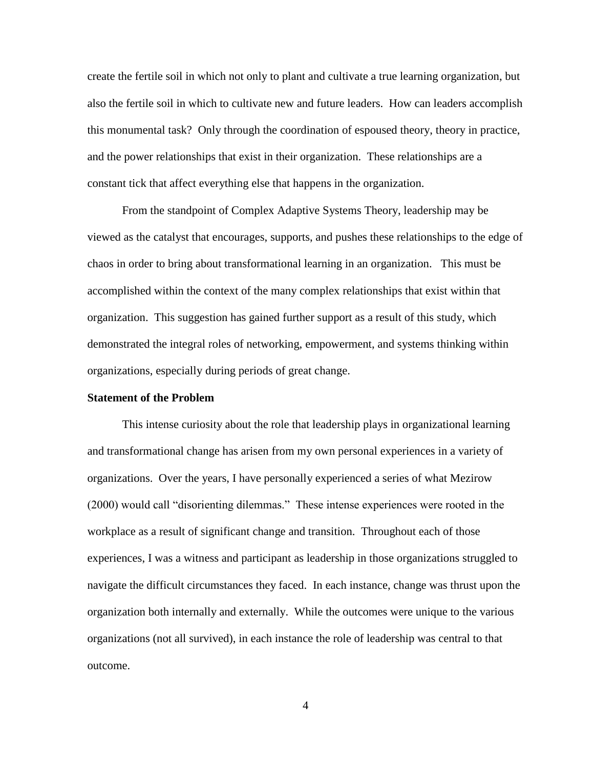create the fertile soil in which not only to plant and cultivate a true learning organization, but also the fertile soil in which to cultivate new and future leaders. How can leaders accomplish this monumental task? Only through the coordination of espoused theory, theory in practice, and the power relationships that exist in their organization. These relationships are a constant tick that affect everything else that happens in the organization.

From the standpoint of Complex Adaptive Systems Theory, leadership may be viewed as the catalyst that encourages, supports, and pushes these relationships to the edge of chaos in order to bring about transformational learning in an organization. This must be accomplished within the context of the many complex relationships that exist within that organization. This suggestion has gained further support as a result of this study, which demonstrated the integral roles of networking, empowerment, and systems thinking within organizations, especially during periods of great change.

**Statement of the Problem**

This intense curiosity about the role that leadership plays in organizational learning and transformational change has arisen from my own personal experiences in a variety of organizations. Over the years, I have personally experienced a series of what Mezirow (2000) would call "disorienting dilemmas." These intense experiences were rooted in the workplace as a result of significant change and transition. Throughout each of those experiences, I was a witness and participant as leadership in those organizations struggled to navigate the difficult circumstances they faced. In each instance, change was thrust upon the organization both internally and externally. While the outcomes were unique to the various organizations (not all survived), in each instance the role of leadership was central to that outcome.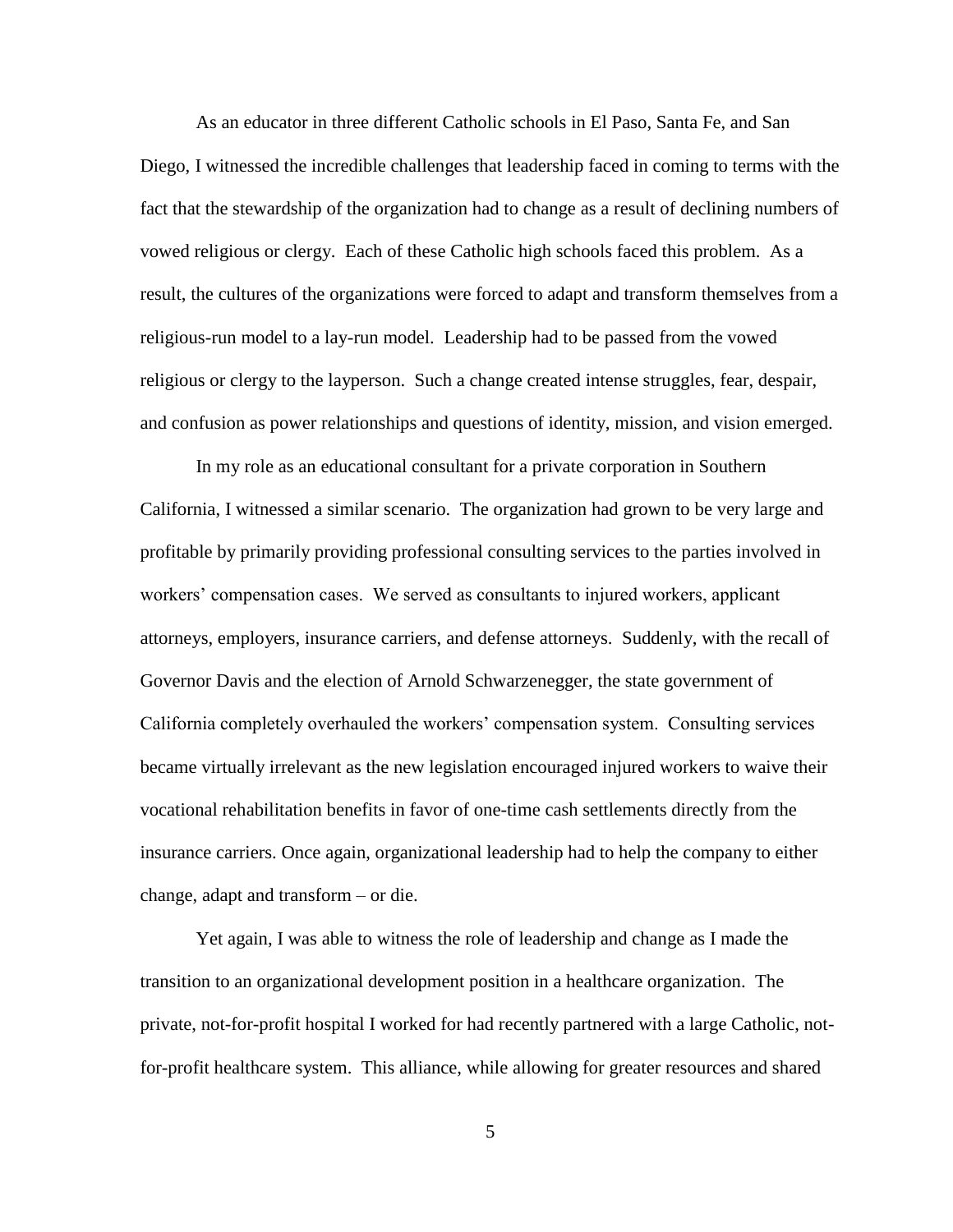As an educator in three different Catholic schools in El Paso, Santa Fe, and San Diego, I witnessed the incredible challenges that leadership faced in coming to terms with the fact that the stewardship of the organization had to change as a result of declining numbers of vowed religious or clergy. Each of these Catholic high schools faced this problem. As a result, the cultures of the organizations were forced to adapt and transform themselves from a religious-run model to a lay-run model. Leadership had to be passed from the vowed religious or clergy to the layperson. Such a change created intense struggles, fear, despair, and confusion as power relationships and questions of identity, mission, and vision emerged.

In my role as an educational consultant for a private corporation in Southern California, I witnessed a similar scenario. The organization had grown to be very large and profitable by primarily providing professional consulting services to the parties involved in workers' compensation cases. We served as consultants to injured workers, applicant attorneys, employers, insurance carriers, and defense attorneys. Suddenly, with the recall of Governor Davis and the election of Arnold Schwarzenegger, the state government of California completely overhauled the workers' compensation system. Consulting services became virtually irrelevant as the new legislation encouraged injured workers to waive their vocational rehabilitation benefits in favor of one-time cash settlements directly from the insurance carriers. Once again, organizational leadership had to help the company to either change, adapt and transform – or die.

Yet again, I was able to witness the role of leadership and change as I made the transition to an organizational development position in a healthcare organization. The private, not-for-profit hospital I worked for had recently partnered with a large Catholic, not-for-profit healthcare system. This alliance, while allowing for greater resources and shared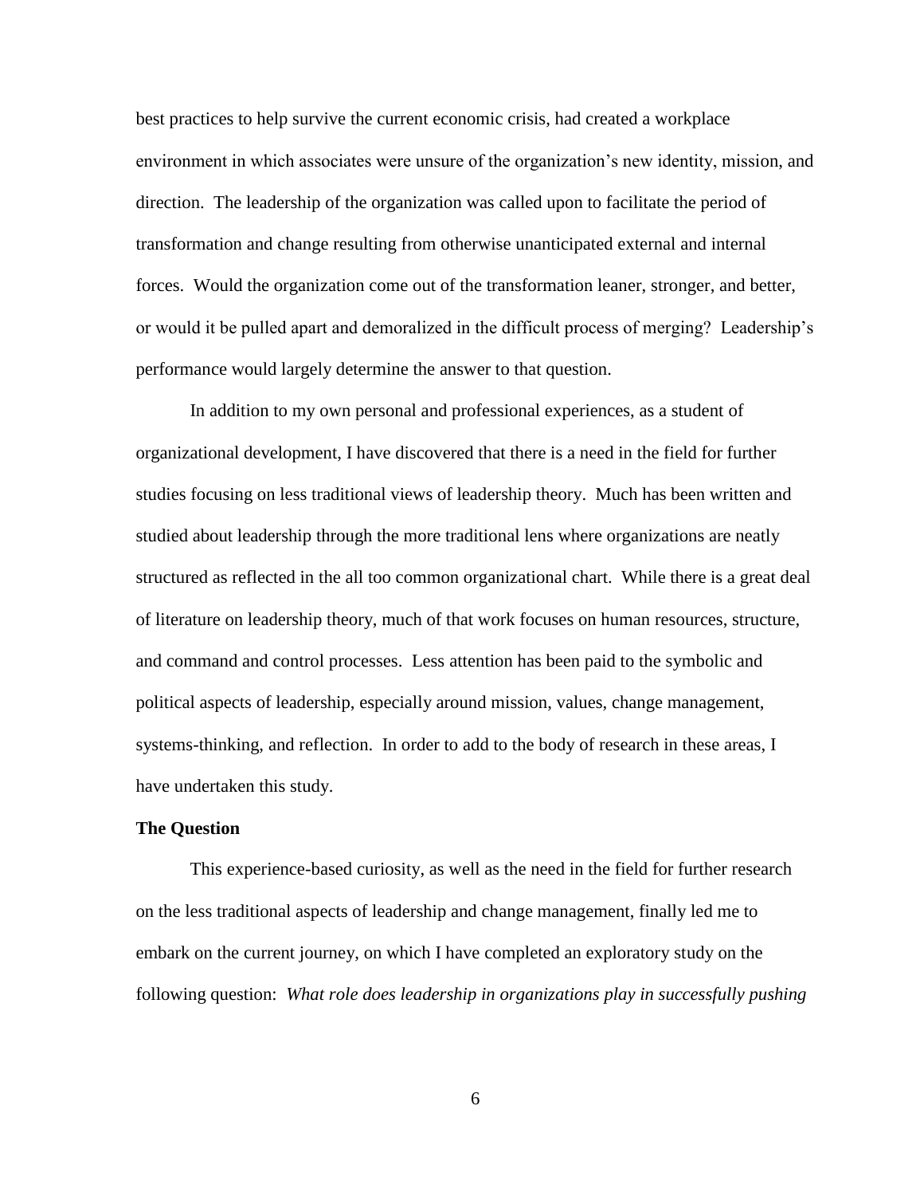best practices to help survive the current economic crisis, had created a workplace environment in which associates were unsure of the organization's new identity, mission, and direction. The leadership of the organization was called upon to facilitate the period of transformation and change resulting from otherwise unanticipated external and internal forces. Would the organization come out of the transformation leaner, stronger, and better, or would it be pulled apart and demoralized in the difficult process of merging? Leadership's performance would largely determine the answer to that question.

In addition to my own personal and professional experiences, as a student of organizational development, I have discovered that there is a need in the field for further studies focusing on less traditional views of leadership theory. Much has been written and studied about leadership through the more traditional lens where organizations are neatly structured as reflected in the all too common organizational chart. While there is a great deal of literature on leadership theory, much of that work focuses on human resources, structure, and command and control processes. Less attention has been paid to the symbolic and political aspects of leadership, especially around mission, values, change management, systems-thinking, and reflection. In order to add to the body of research in these areas, I have undertaken this study.

**The Question**

This experience-based curiosity, as well as the need in the field for further research on the less traditional aspects of leadership and change management, finally led me to embark on the current journey, on which I have completed an exploratory study on the following question: *What role does leadership in organizations play in successfully pushing*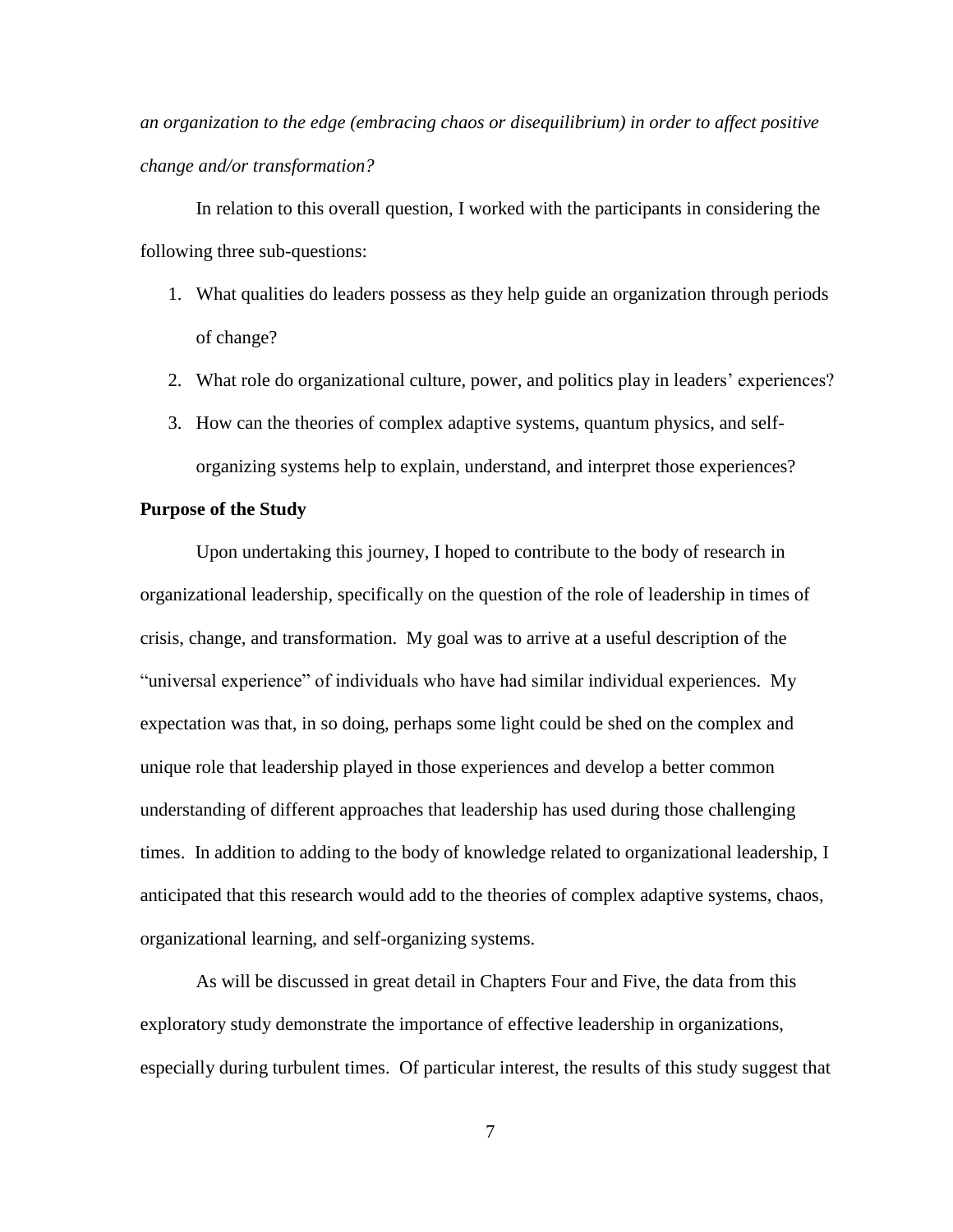*an organization to the edge (embracing chaos or disequilibrium) in order to affect positive change and/or transformation?*

In relation to this overall question, I worked with the participants in considering the following three sub-questions:

1. What qualities do leaders possess as they help guide an organization through periods of change?
2. What role do organizational culture, power, and politics play in leaders' experiences?
3. How can the theories of complex adaptive systems, quantum physics, and self-organizing systems help to explain, understand, and interpret those experiences?

**Purpose of the Study**

Upon undertaking this journey, I hoped to contribute to the body of research in organizational leadership, specifically on the question of the role of leadership in times of crisis, change, and transformation. My goal was to arrive at a useful description of the "universal experience" of individuals who have had similar individual experiences. My expectation was that, in so doing, perhaps some light could be shed on the complex and unique role that leadership played in those experiences and develop a better common understanding of different approaches that leadership has used during those challenging times. In addition to adding to the body of knowledge related to organizational leadership, I anticipated that this research would add to the theories of complex adaptive systems, chaos, organizational learning, and self-organizing systems.

As will be discussed in great detail in Chapters Four and Five, the data from this exploratory study demonstrate the importance of effective leadership in organizations, especially during turbulent times. Of particular interest, the results of this study suggest that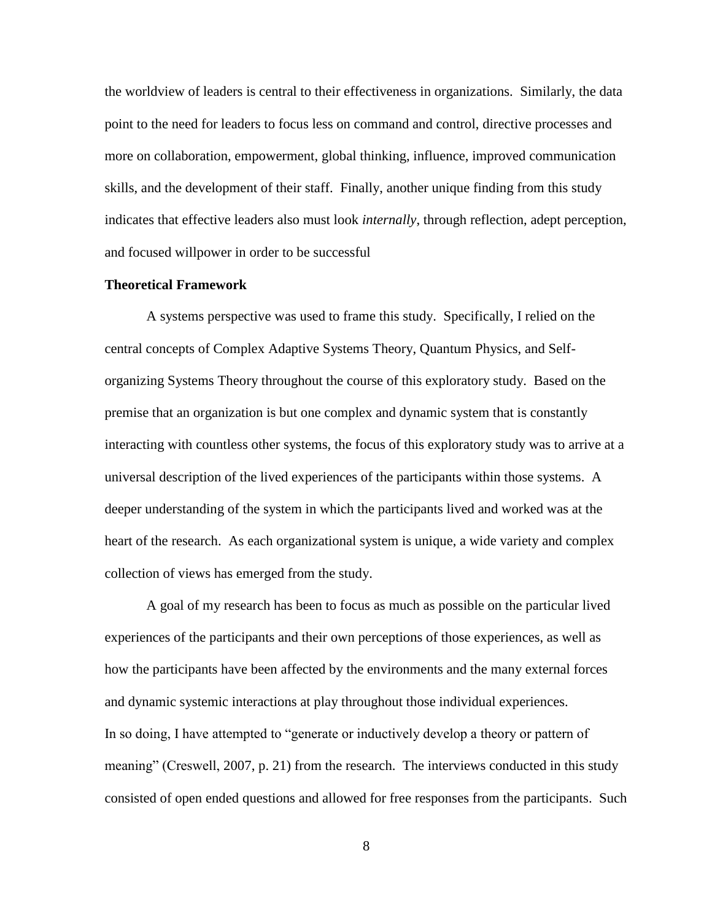the worldview of leaders is central to their effectiveness in organizations. Similarly, the data point to the need for leaders to focus less on command and control, directive processes and more on collaboration, empowerment, global thinking, influence, improved communication skills, and the development of their staff. Finally, another unique finding from this study indicates that effective leaders also must look *internally*, through reflection, adept perception, and focused willpower in order to be successful

**Theoretical Framework**

A systems perspective was used to frame this study. Specifically, I relied on the central concepts of Complex Adaptive Systems Theory, Quantum Physics, and Self-organizing Systems Theory throughout the course of this exploratory study. Based on the premise that an organization is but one complex and dynamic system that is constantly interacting with countless other systems, the focus of this exploratory study was to arrive at a universal description of the lived experiences of the participants within those systems. A deeper understanding of the system in which the participants lived and worked was at the heart of the research. As each organizational system is unique, a wide variety and complex collection of views has emerged from the study.

A goal of my research has been to focus as much as possible on the particular lived experiences of the participants and their own perceptions of those experiences, as well as how the participants have been affected by the environments and the many external forces and dynamic systemic interactions at play throughout those individual experiences.
In so doing, I have attempted to "generate or inductively develop a theory or pattern of meaning" (Creswell, 2007, p. 21) from the research. The interviews conducted in this study consisted of open ended questions and allowed for free responses from the participants. Such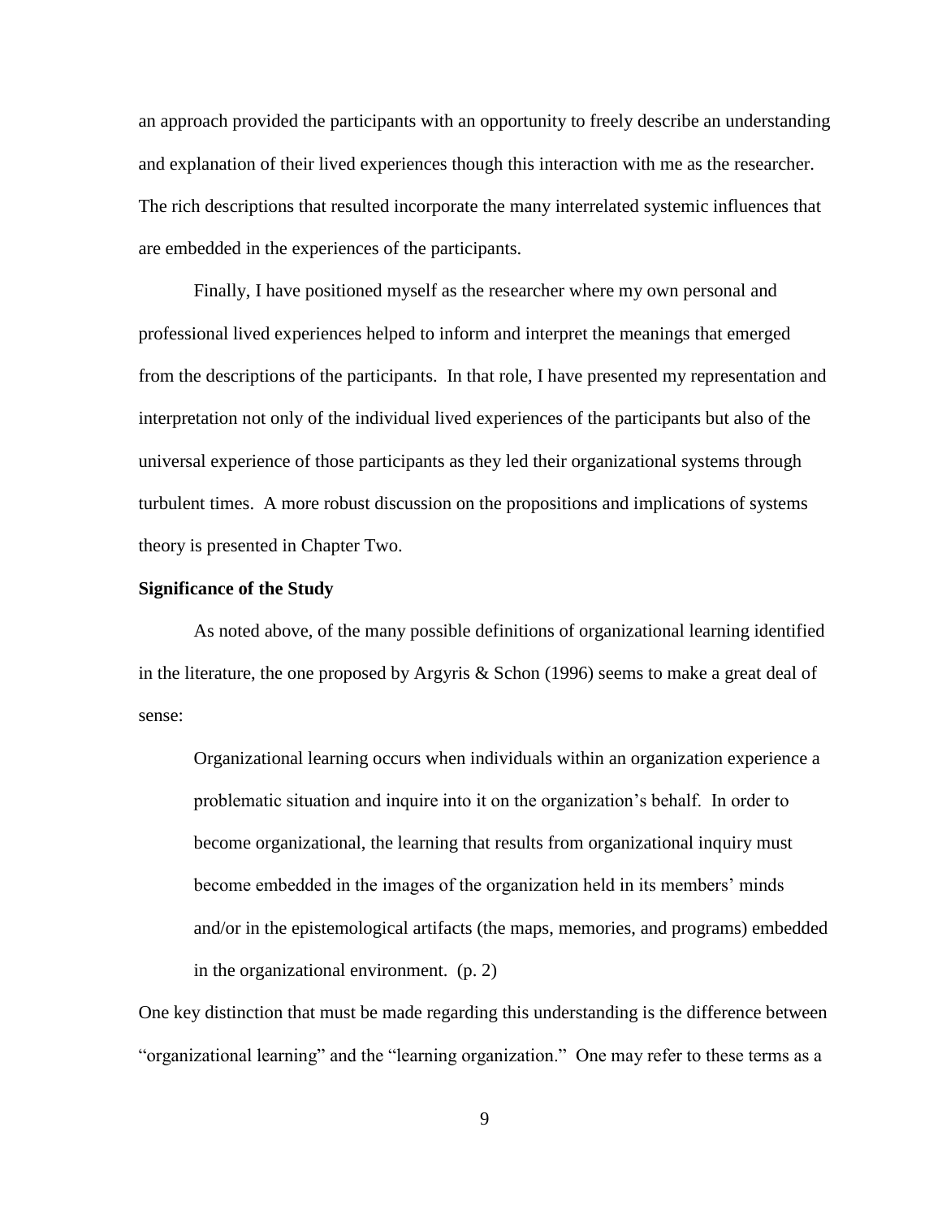an approach provided the participants with an opportunity to freely describe an understanding and explanation of their lived experiences though this interaction with me as the researcher. The rich descriptions that resulted incorporate the many interrelated systemic influences that are embedded in the experiences of the participants.

Finally, I have positioned myself as the researcher where my own personal and professional lived experiences helped to inform and interpret the meanings that emerged from the descriptions of the participants. In that role, I have presented my representation and interpretation not only of the individual lived experiences of the participants but also of the universal experience of those participants as they led their organizational systems through turbulent times. A more robust discussion on the propositions and implications of systems theory is presented in Chapter Two.

### Significance of the Study

As noted above, of the many possible definitions of organizational learning identified in the literature, the one proposed by Argyris & Schon (1996) seems to make a great deal of sense:

> Organizational learning occurs when individuals within an organization experience a problematic situation and inquire into it on the organization's behalf. In order to become organizational, the learning that results from organizational inquiry must become embedded in the images of the organization held in its members' minds and/or in the epistemological artifacts (the maps, memories, and programs) embedded in the organizational environment. (p. 2)

One key distinction that must be made regarding this understanding is the difference between "organizational learning" and the "learning organization." One may refer to these terms as a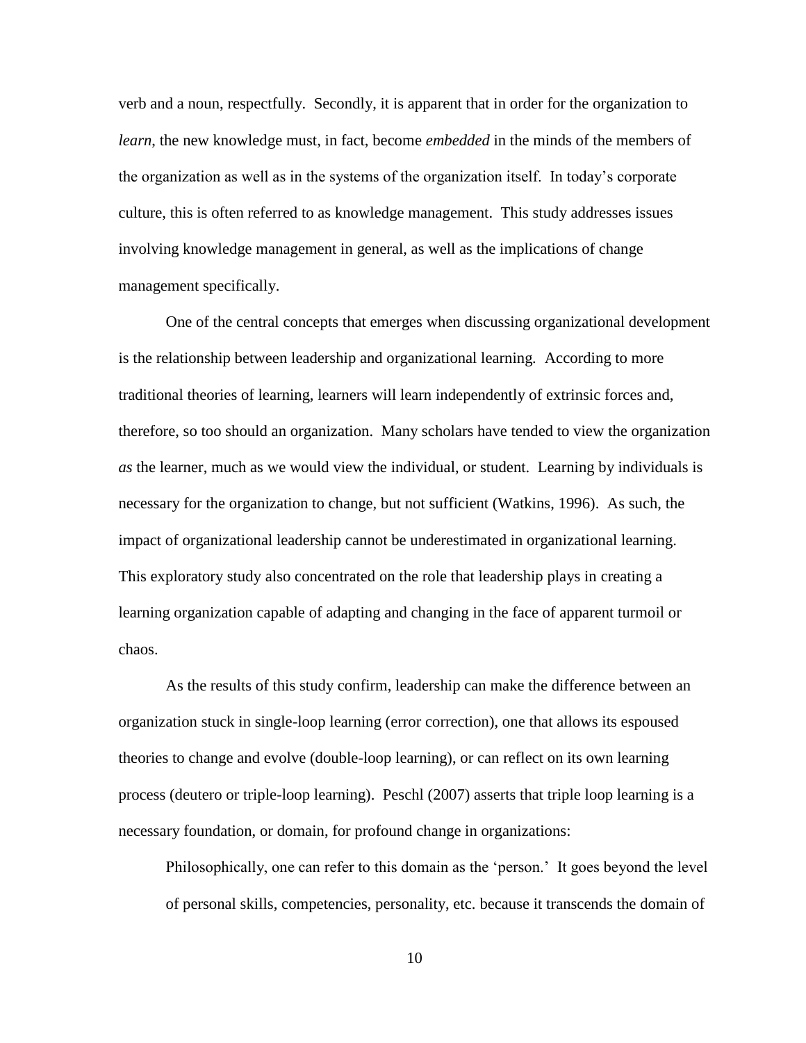verb and a noun, respectfully. Secondly, it is apparent that in order for the organization to *learn*, the new knowledge must, in fact, become *embedded* in the minds of the members of the organization as well as in the systems of the organization itself. In today's corporate culture, this is often referred to as knowledge management. This study addresses issues involving knowledge management in general, as well as the implications of change management specifically.

One of the central concepts that emerges when discussing organizational development is the relationship between leadership and organizational learning. According to more traditional theories of learning, learners will learn independently of extrinsic forces and, therefore, so too should an organization. Many scholars have tended to view the organization *as* the learner, much as we would view the individual, or student. Learning by individuals is necessary for the organization to change, but not sufficient (Watkins, 1996). As such, the impact of organizational leadership cannot be underestimated in organizational learning. This exploratory study also concentrated on the role that leadership plays in creating a learning organization capable of adapting and changing in the face of apparent turmoil or chaos.

As the results of this study confirm, leadership can make the difference between an organization stuck in single-loop learning (error correction), one that allows its espoused theories to change and evolve (double-loop learning), or can reflect on its own learning process (deutero or triple-loop learning). Peschl (2007) asserts that triple loop learning is a necessary foundation, or domain, for profound change in organizations:

> Philosophically, one can refer to this domain as the 'person.' It goes beyond the level of personal skills, competencies, personality, etc. because it transcends the domain of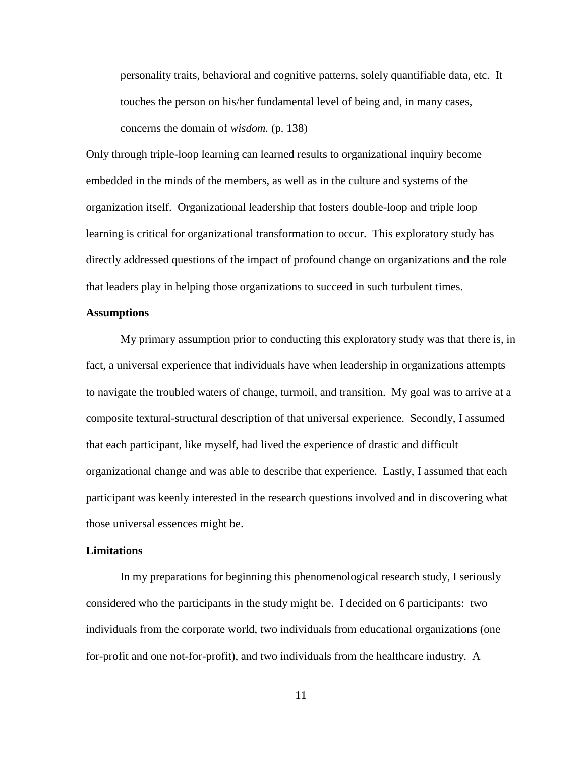> personality traits, behavioral and cognitive patterns, solely quantifiable data, etc. It touches the person on his/her fundamental level of being and, in many cases, concerns the domain of *wisdom.* (p. 138)

Only through triple-loop learning can learned results to organizational inquiry become embedded in the minds of the members, as well as in the culture and systems of the organization itself. Organizational leadership that fosters double-loop and triple loop learning is critical for organizational transformation to occur. This exploratory study has directly addressed questions of the impact of profound change on organizations and the role that leaders play in helping those organizations to succeed in such turbulent times.

**Assumptions**

My primary assumption prior to conducting this exploratory study was that there is, in fact, a universal experience that individuals have when leadership in organizations attempts to navigate the troubled waters of change, turmoil, and transition. My goal was to arrive at a composite textural-structural description of that universal experience. Secondly, I assumed that each participant, like myself, had lived the experience of drastic and difficult organizational change and was able to describe that experience. Lastly, I assumed that each participant was keenly interested in the research questions involved and in discovering what those universal essences might be.

**Limitations**

In my preparations for beginning this phenomenological research study, I seriously considered who the participants in the study might be. I decided on 6 participants: two individuals from the corporate world, two individuals from educational organizations (one for-profit and one not-for-profit), and two individuals from the healthcare industry. A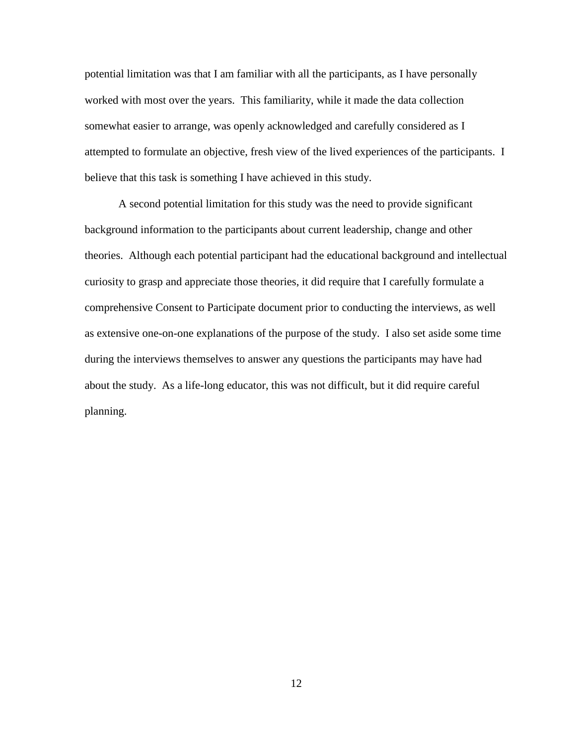potential limitation was that I am familiar with all the participants, as I have personally worked with most over the years. This familiarity, while it made the data collection somewhat easier to arrange, was openly acknowledged and carefully considered as I attempted to formulate an objective, fresh view of the lived experiences of the participants. I believe that this task is something I have achieved in this study.

A second potential limitation for this study was the need to provide significant background information to the participants about current leadership, change and other theories. Although each potential participant had the educational background and intellectual curiosity to grasp and appreciate those theories, it did require that I carefully formulate a comprehensive Consent to Participate document prior to conducting the interviews, as well as extensive one-on-one explanations of the purpose of the study. I also set aside some time during the interviews themselves to answer any questions the participants may have had about the study. As a life-long educator, this was not difficult, but it did require careful planning.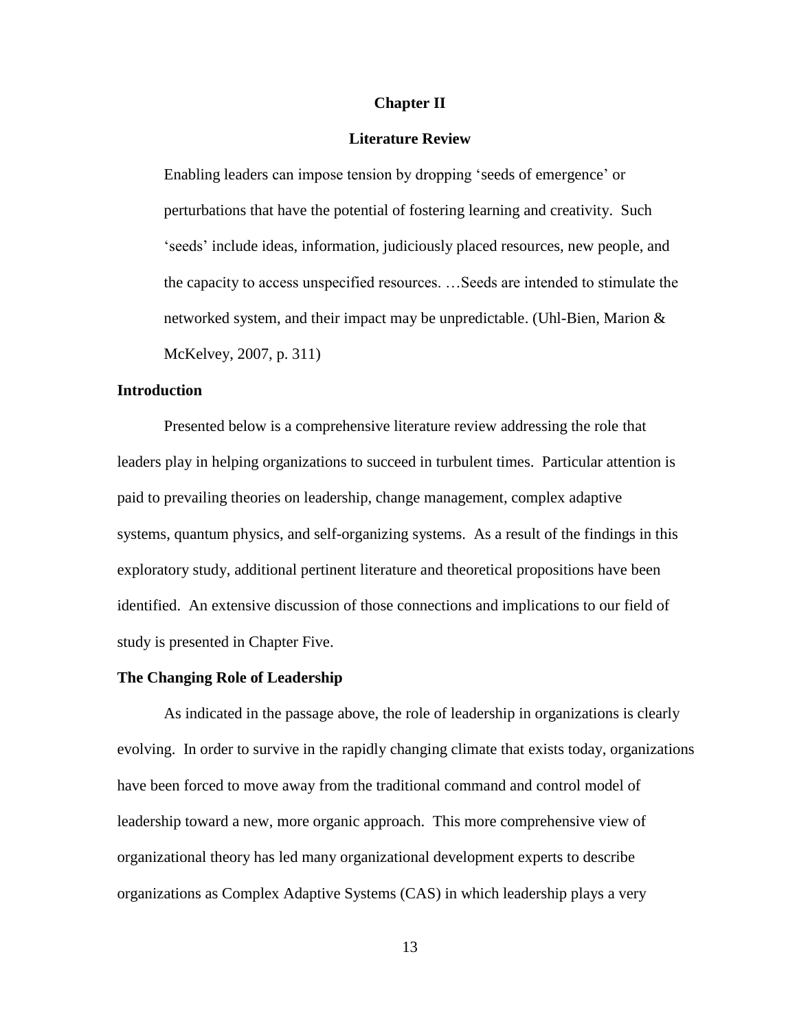# Chapter II

## Literature Review

> Enabling leaders can impose tension by dropping 'seeds of emergence' or perturbations that have the potential of fostering learning and creativity. Such 'seeds' include ideas, information, judiciously placed resources, new people, and the capacity to access unspecified resources. …Seeds are intended to stimulate the networked system, and their impact may be unpredictable. (Uhl-Bien, Marion & McKelvey, 2007, p. 311)

### Introduction

Presented below is a comprehensive literature review addressing the role that leaders play in helping organizations to succeed in turbulent times. Particular attention is paid to prevailing theories on leadership, change management, complex adaptive systems, quantum physics, and self-organizing systems. As a result of the findings in this exploratory study, additional pertinent literature and theoretical propositions have been identified. An extensive discussion of those connections and implications to our field of study is presented in Chapter Five.

### The Changing Role of Leadership

As indicated in the passage above, the role of leadership in organizations is clearly evolving. In order to survive in the rapidly changing climate that exists today, organizations have been forced to move away from the traditional command and control model of leadership toward a new, more organic approach. This more comprehensive view of organizational theory has led many organizational development experts to describe organizations as Complex Adaptive Systems (CAS) in which leadership plays a very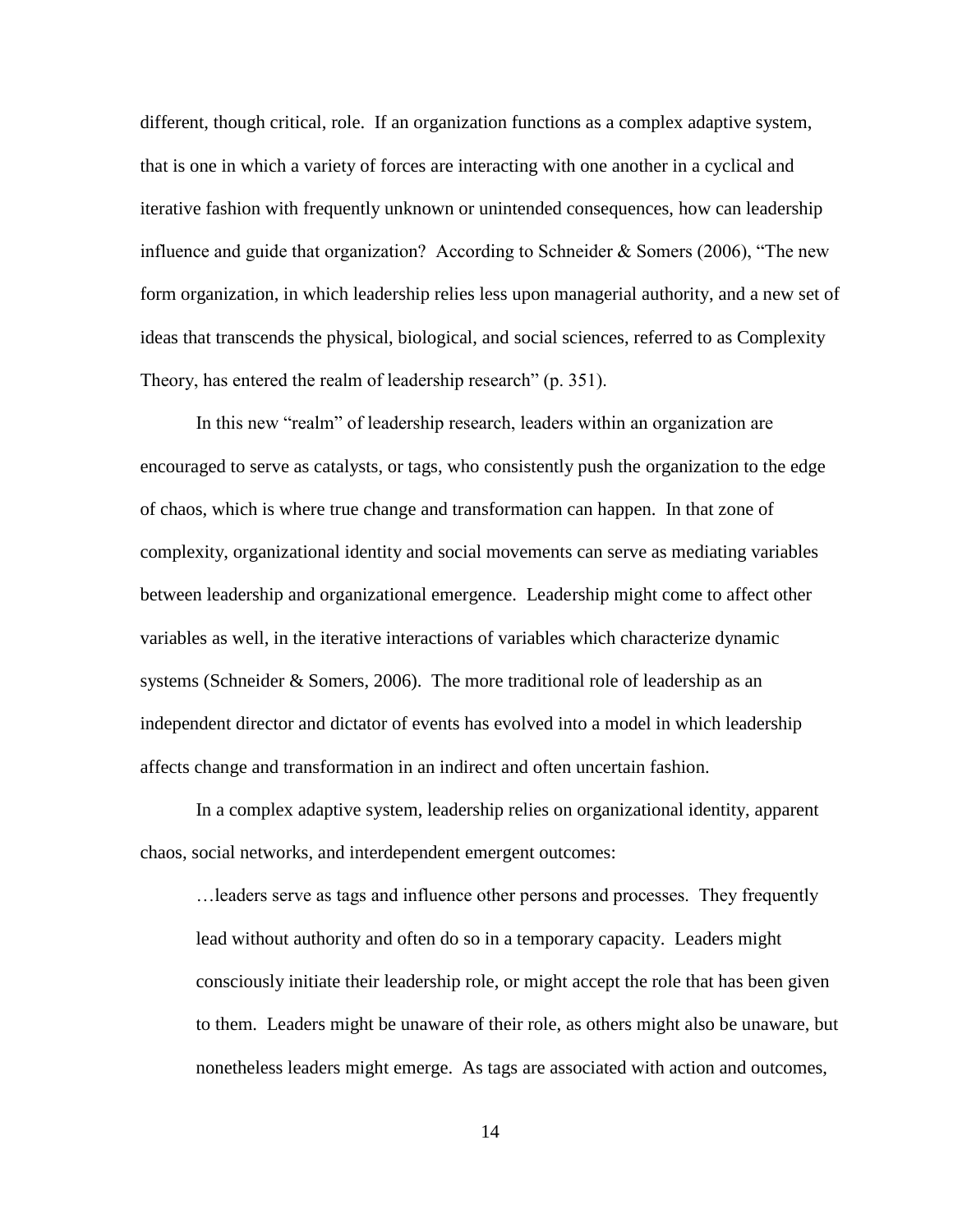different, though critical, role. If an organization functions as a complex adaptive system, that is one in which a variety of forces are interacting with one another in a cyclical and iterative fashion with frequently unknown or unintended consequences, how can leadership influence and guide that organization? According to Schneider & Somers (2006), "The new form organization, in which leadership relies less upon managerial authority, and a new set of ideas that transcends the physical, biological, and social sciences, referred to as Complexity Theory, has entered the realm of leadership research" (p. 351).

In this new "realm" of leadership research, leaders within an organization are encouraged to serve as catalysts, or tags, who consistently push the organization to the edge of chaos, which is where true change and transformation can happen. In that zone of complexity, organizational identity and social movements can serve as mediating variables between leadership and organizational emergence. Leadership might come to affect other variables as well, in the iterative interactions of variables which characterize dynamic systems (Schneider & Somers, 2006). The more traditional role of leadership as an independent director and dictator of events has evolved into a model in which leadership affects change and transformation in an indirect and often uncertain fashion.

In a complex adaptive system, leadership relies on organizational identity, apparent chaos, social networks, and interdependent emergent outcomes:

> …leaders serve as tags and influence other persons and processes. They frequently lead without authority and often do so in a temporary capacity. Leaders might consciously initiate their leadership role, or might accept the role that has been given to them. Leaders might be unaware of their role, as others might also be unaware, but nonetheless leaders might emerge. As tags are associated with action and outcomes,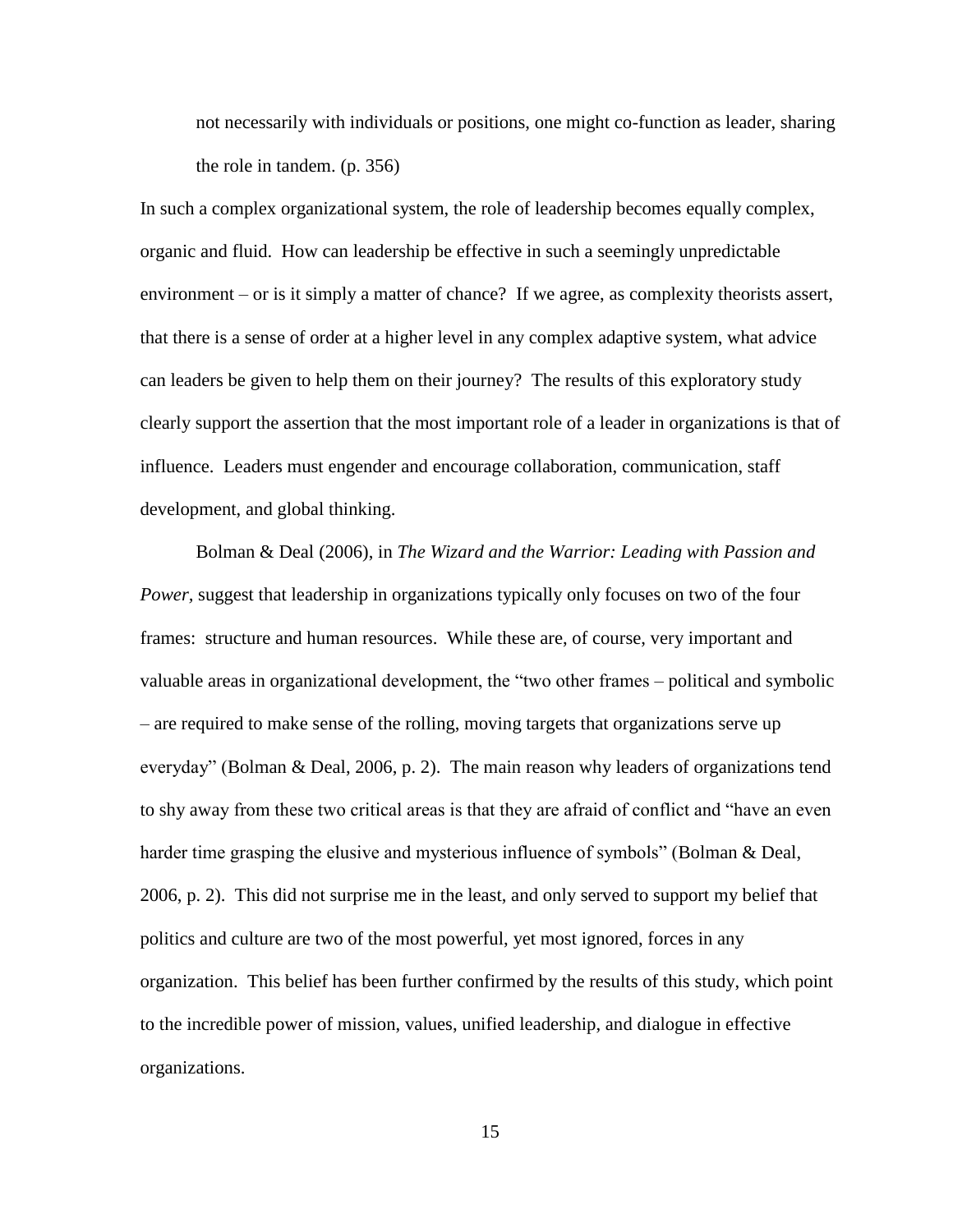> not necessarily with individuals or positions, one might co-function as leader, sharing the role in tandem. (p. 356)

In such a complex organizational system, the role of leadership becomes equally complex, organic and fluid. How can leadership be effective in such a seemingly unpredictable environment – or is it simply a matter of chance? If we agree, as complexity theorists assert, that there is a sense of order at a higher level in any complex adaptive system, what advice can leaders be given to help them on their journey? The results of this exploratory study clearly support the assertion that the most important role of a leader in organizations is that of influence. Leaders must engender and encourage collaboration, communication, staff development, and global thinking.

Bolman & Deal (2006), in *The Wizard and the Warrior: Leading with Passion and Power,* suggest that leadership in organizations typically only focuses on two of the four frames: structure and human resources. While these are, of course, very important and valuable areas in organizational development, the "two other frames – political and symbolic – are required to make sense of the rolling, moving targets that organizations serve up everyday" (Bolman & Deal, 2006, p. 2). The main reason why leaders of organizations tend to shy away from these two critical areas is that they are afraid of conflict and "have an even harder time grasping the elusive and mysterious influence of symbols" (Bolman & Deal, 2006, p. 2). This did not surprise me in the least, and only served to support my belief that politics and culture are two of the most powerful, yet most ignored, forces in any organization. This belief has been further confirmed by the results of this study, which point to the incredible power of mission, values, unified leadership, and dialogue in effective organizations.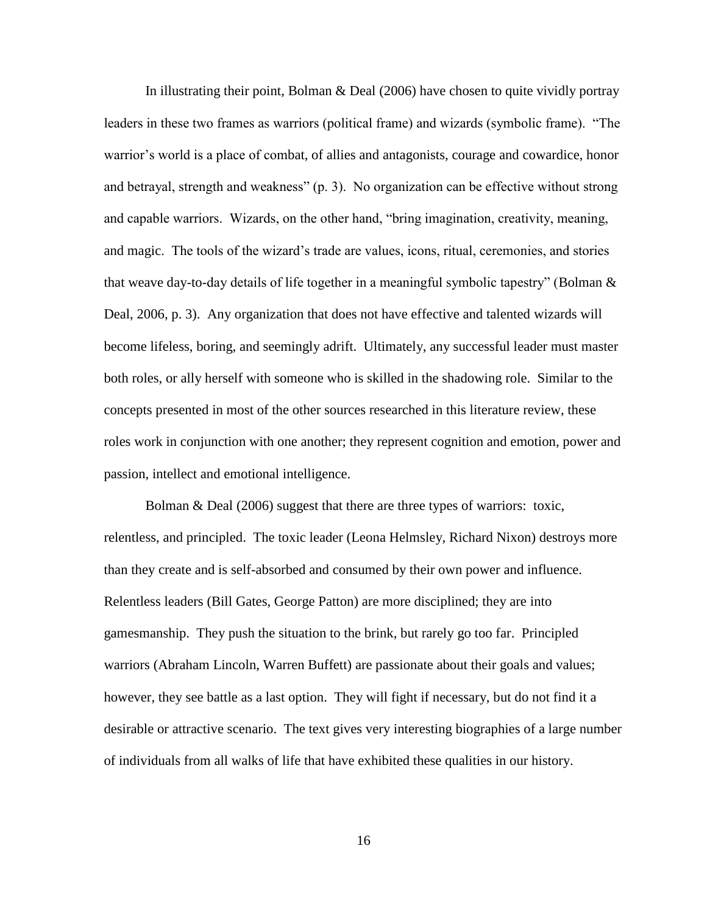In illustrating their point, Bolman & Deal (2006) have chosen to quite vividly portray leaders in these two frames as warriors (political frame) and wizards (symbolic frame). "The warrior's world is a place of combat, of allies and antagonists, courage and cowardice, honor and betrayal, strength and weakness" (p. 3). No organization can be effective without strong and capable warriors. Wizards, on the other hand, "bring imagination, creativity, meaning, and magic. The tools of the wizard's trade are values, icons, ritual, ceremonies, and stories that weave day-to-day details of life together in a meaningful symbolic tapestry" (Bolman & Deal, 2006, p. 3). Any organization that does not have effective and talented wizards will become lifeless, boring, and seemingly adrift. Ultimately, any successful leader must master both roles, or ally herself with someone who is skilled in the shadowing role. Similar to the concepts presented in most of the other sources researched in this literature review, these roles work in conjunction with one another; they represent cognition and emotion, power and passion, intellect and emotional intelligence.

Bolman & Deal (2006) suggest that there are three types of warriors: toxic, relentless, and principled. The toxic leader (Leona Helmsley, Richard Nixon) destroys more than they create and is self-absorbed and consumed by their own power and influence. Relentless leaders (Bill Gates, George Patton) are more disciplined; they are into gamesmanship. They push the situation to the brink, but rarely go too far. Principled warriors (Abraham Lincoln, Warren Buffett) are passionate about their goals and values; however, they see battle as a last option. They will fight if necessary, but do not find it a desirable or attractive scenario. The text gives very interesting biographies of a large number of individuals from all walks of life that have exhibited these qualities in our history.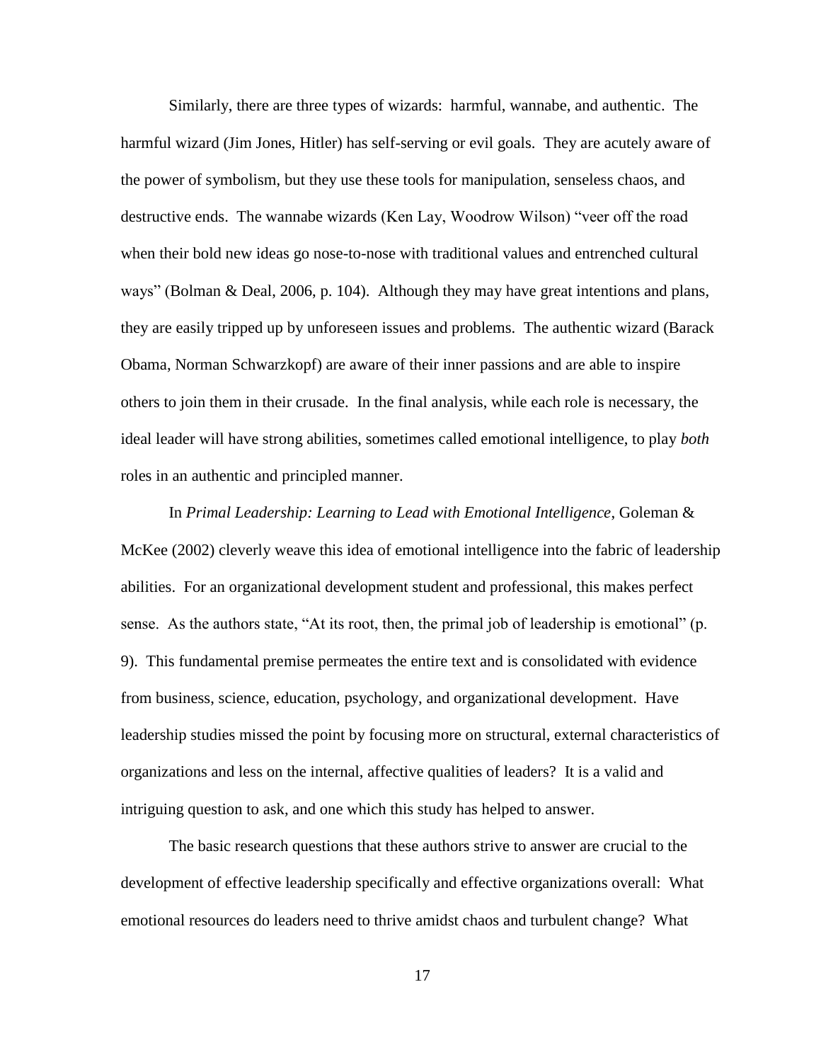Similarly, there are three types of wizards: harmful, wannabe, and authentic. The harmful wizard (Jim Jones, Hitler) has self-serving or evil goals. They are acutely aware of the power of symbolism, but they use these tools for manipulation, senseless chaos, and destructive ends. The wannabe wizards (Ken Lay, Woodrow Wilson) "veer off the road when their bold new ideas go nose-to-nose with traditional values and entrenched cultural ways" (Bolman & Deal, 2006, p. 104). Although they may have great intentions and plans, they are easily tripped up by unforeseen issues and problems. The authentic wizard (Barack Obama, Norman Schwarzkopf) are aware of their inner passions and are able to inspire others to join them in their crusade. In the final analysis, while each role is necessary, the ideal leader will have strong abilities, sometimes called emotional intelligence, to play *both* roles in an authentic and principled manner.

In *Primal Leadership: Learning to Lead with Emotional Intelligence*, Goleman & McKee (2002) cleverly weave this idea of emotional intelligence into the fabric of leadership abilities. For an organizational development student and professional, this makes perfect sense. As the authors state, "At its root, then, the primal job of leadership is emotional" (p. 9). This fundamental premise permeates the entire text and is consolidated with evidence from business, science, education, psychology, and organizational development. Have leadership studies missed the point by focusing more on structural, external characteristics of organizations and less on the internal, affective qualities of leaders? It is a valid and intriguing question to ask, and one which this study has helped to answer.

The basic research questions that these authors strive to answer are crucial to the development of effective leadership specifically and effective organizations overall: What emotional resources do leaders need to thrive amidst chaos and turbulent change? What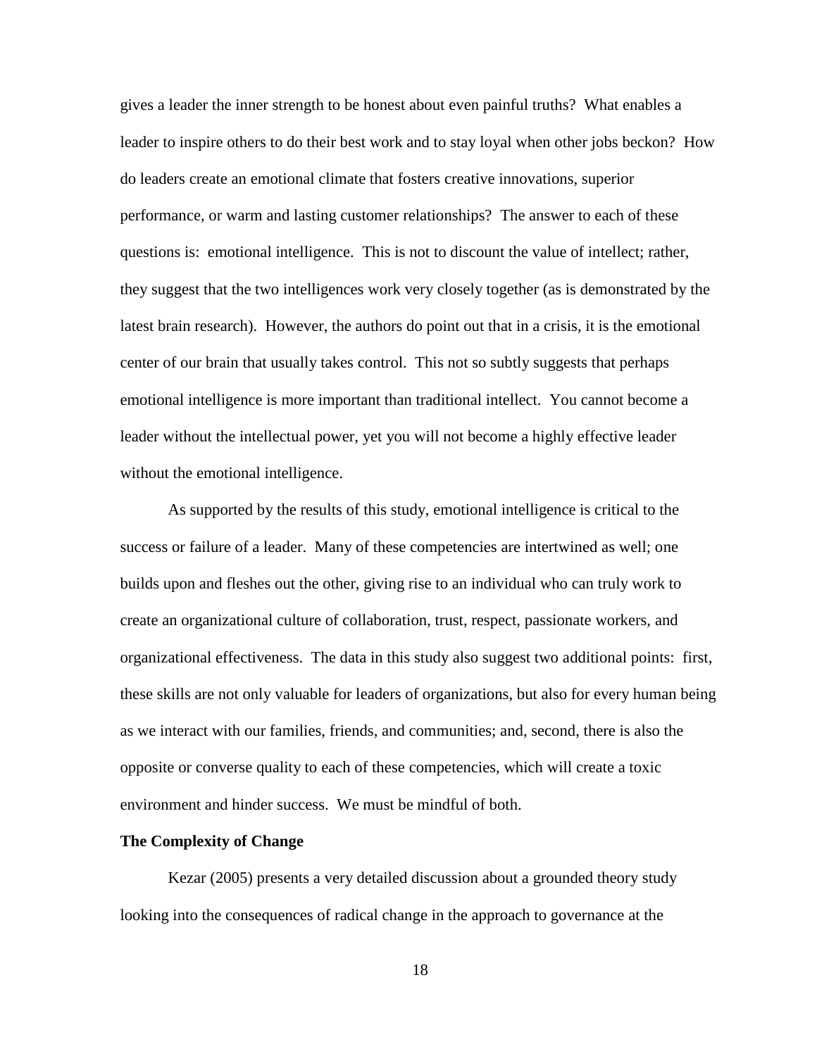gives a leader the inner strength to be honest about even painful truths? What enables a leader to inspire others to do their best work and to stay loyal when other jobs beckon? How do leaders create an emotional climate that fosters creative innovations, superior performance, or warm and lasting customer relationships? The answer to each of these questions is: emotional intelligence. This is not to discount the value of intellect; rather, they suggest that the two intelligences work very closely together (as is demonstrated by the latest brain research). However, the authors do point out that in a crisis, it is the emotional center of our brain that usually takes control. This not so subtly suggests that perhaps emotional intelligence is more important than traditional intellect. You cannot become a leader without the intellectual power, yet you will not become a highly effective leader without the emotional intelligence.

As supported by the results of this study, emotional intelligence is critical to the success or failure of a leader. Many of these competencies are intertwined as well; one builds upon and fleshes out the other, giving rise to an individual who can truly work to create an organizational culture of collaboration, trust, respect, passionate workers, and organizational effectiveness. The data in this study also suggest two additional points: first, these skills are not only valuable for leaders of organizations, but also for every human being as we interact with our families, friends, and communities; and, second, there is also the opposite or converse quality to each of these competencies, which will create a toxic environment and hinder success. We must be mindful of both.

**The Complexity of Change**

Kezar (2005) presents a very detailed discussion about a grounded theory study looking into the consequences of radical change in the approach to governance at the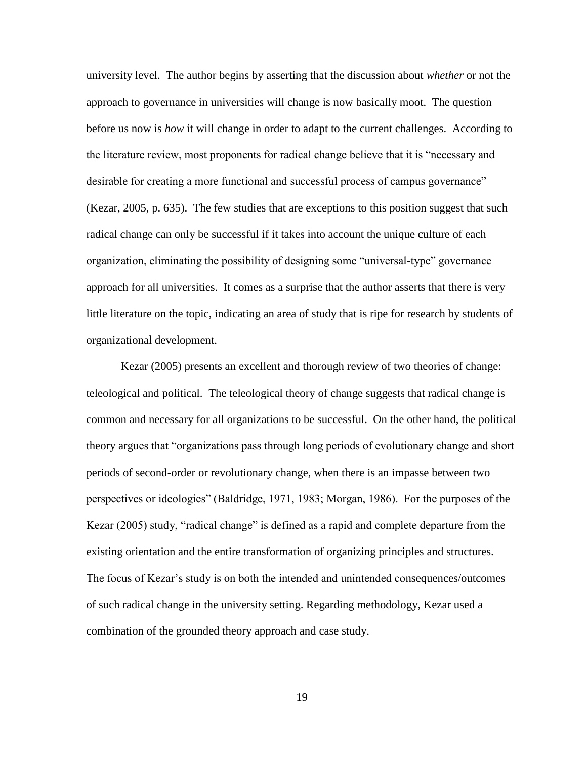university level. The author begins by asserting that the discussion about *whether* or not the approach to governance in universities will change is now basically moot. The question before us now is *how* it will change in order to adapt to the current challenges. According to the literature review, most proponents for radical change believe that it is "necessary and desirable for creating a more functional and successful process of campus governance" (Kezar, 2005, p. 635). The few studies that are exceptions to this position suggest that such radical change can only be successful if it takes into account the unique culture of each organization, eliminating the possibility of designing some "universal-type" governance approach for all universities. It comes as a surprise that the author asserts that there is very little literature on the topic, indicating an area of study that is ripe for research by students of organizational development.

Kezar (2005) presents an excellent and thorough review of two theories of change: teleological and political. The teleological theory of change suggests that radical change is common and necessary for all organizations to be successful. On the other hand, the political theory argues that "organizations pass through long periods of evolutionary change and short periods of second-order or revolutionary change, when there is an impasse between two perspectives or ideologies" (Baldridge, 1971, 1983; Morgan, 1986). For the purposes of the Kezar (2005) study, "radical change" is defined as a rapid and complete departure from the existing orientation and the entire transformation of organizing principles and structures. The focus of Kezar's study is on both the intended and unintended consequences/outcomes of such radical change in the university setting. Regarding methodology, Kezar used a combination of the grounded theory approach and case study.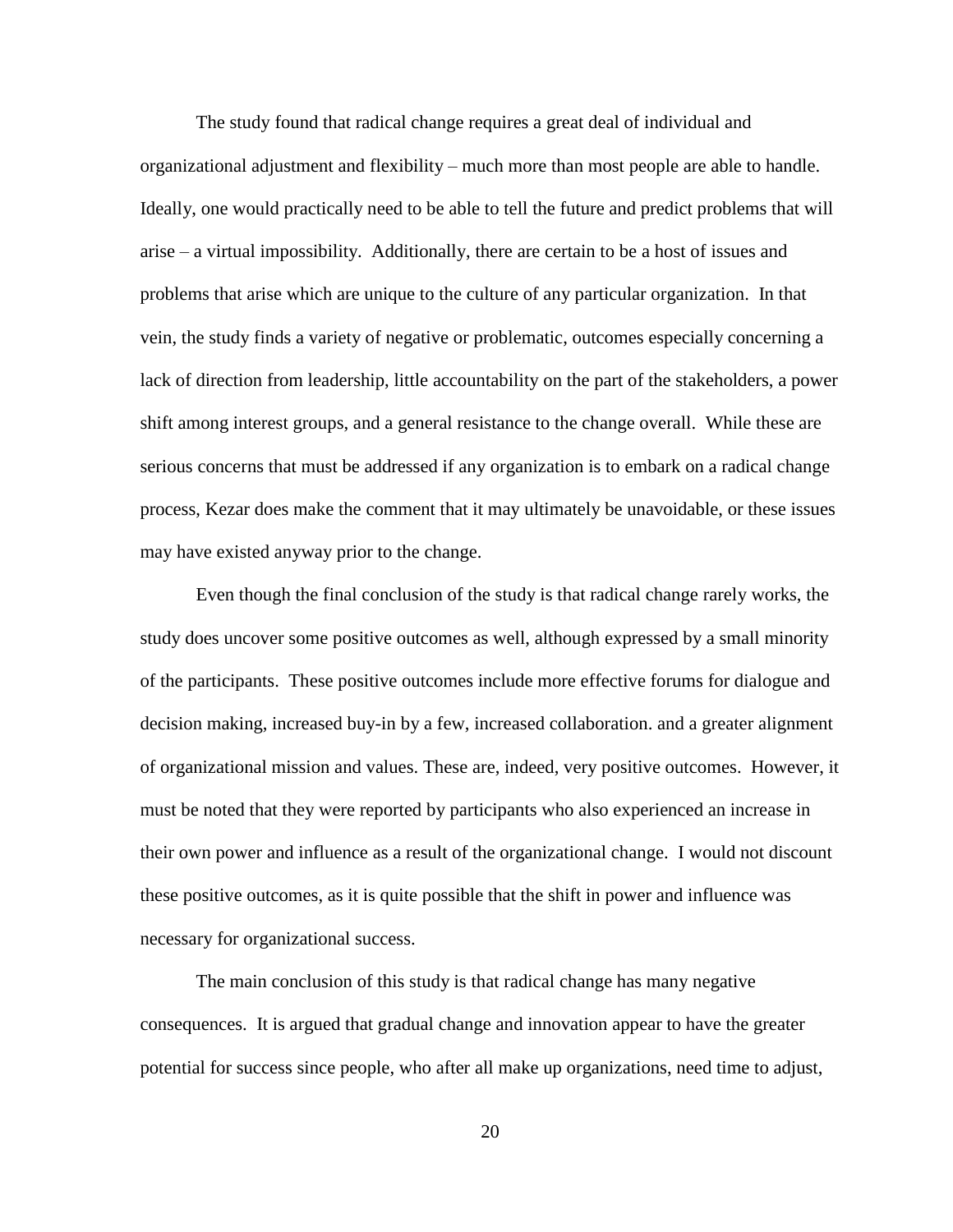The study found that radical change requires a great deal of individual and organizational adjustment and flexibility – much more than most people are able to handle. Ideally, one would practically need to be able to tell the future and predict problems that will arise – a virtual impossibility. Additionally, there are certain to be a host of issues and problems that arise which are unique to the culture of any particular organization. In that vein, the study finds a variety of negative or problematic, outcomes especially concerning a lack of direction from leadership, little accountability on the part of the stakeholders, a power shift among interest groups, and a general resistance to the change overall. While these are serious concerns that must be addressed if any organization is to embark on a radical change process, Kezar does make the comment that it may ultimately be unavoidable, or these issues may have existed anyway prior to the change.

Even though the final conclusion of the study is that radical change rarely works, the study does uncover some positive outcomes as well, although expressed by a small minority of the participants. These positive outcomes include more effective forums for dialogue and decision making, increased buy-in by a few, increased collaboration. and a greater alignment of organizational mission and values. These are, indeed, very positive outcomes. However, it must be noted that they were reported by participants who also experienced an increase in their own power and influence as a result of the organizational change. I would not discount these positive outcomes, as it is quite possible that the shift in power and influence was necessary for organizational success.

The main conclusion of this study is that radical change has many negative consequences. It is argued that gradual change and innovation appear to have the greater potential for success since people, who after all make up organizations, need time to adjust,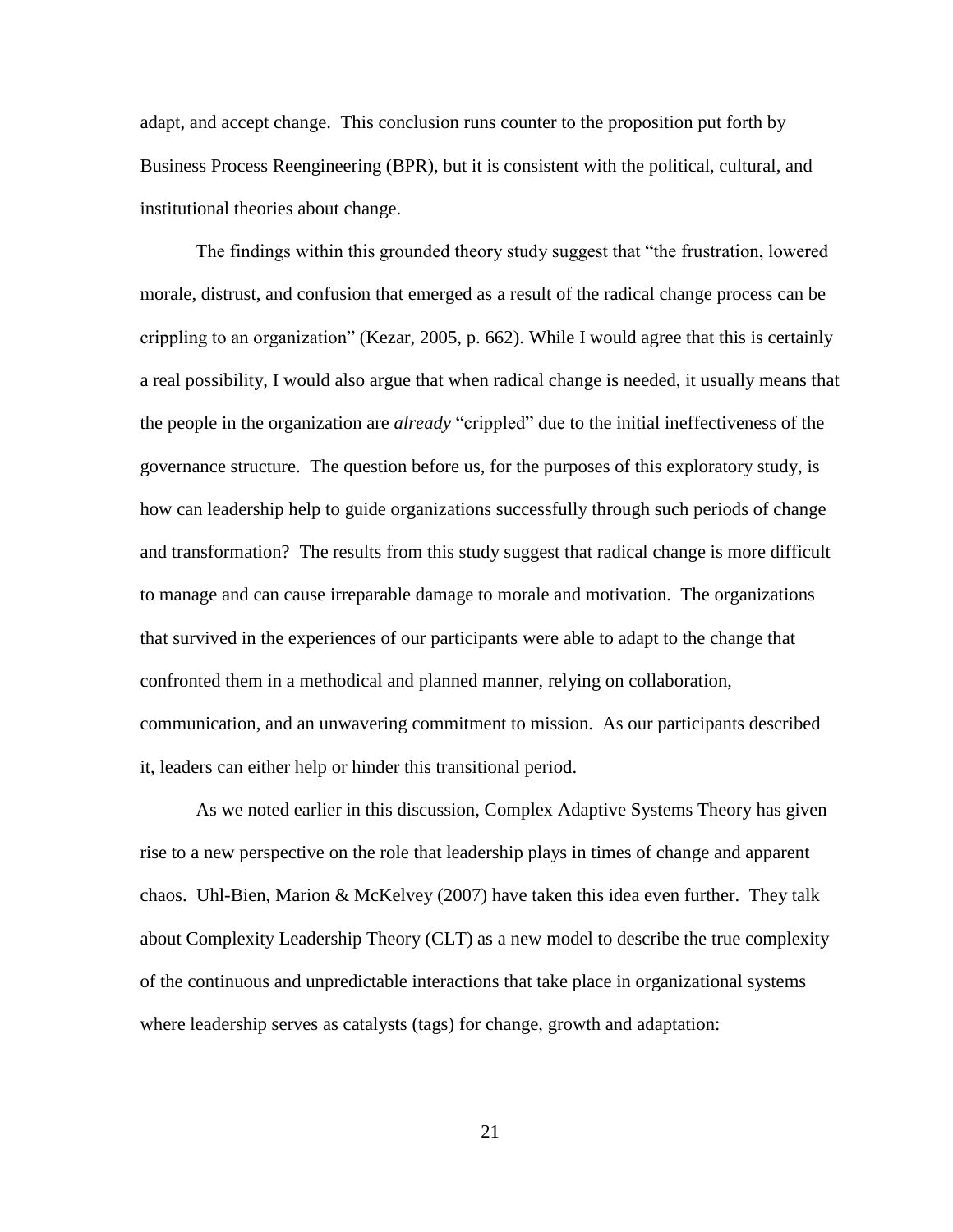adapt, and accept change. This conclusion runs counter to the proposition put forth by Business Process Reengineering (BPR), but it is consistent with the political, cultural, and institutional theories about change.

The findings within this grounded theory study suggest that "the frustration, lowered morale, distrust, and confusion that emerged as a result of the radical change process can be crippling to an organization" (Kezar, 2005, p. 662). While I would agree that this is certainly a real possibility, I would also argue that when radical change is needed, it usually means that the people in the organization are *already* "crippled" due to the initial ineffectiveness of the governance structure. The question before us, for the purposes of this exploratory study, is how can leadership help to guide organizations successfully through such periods of change and transformation? The results from this study suggest that radical change is more difficult to manage and can cause irreparable damage to morale and motivation. The organizations that survived in the experiences of our participants were able to adapt to the change that confronted them in a methodical and planned manner, relying on collaboration, communication, and an unwavering commitment to mission. As our participants described it, leaders can either help or hinder this transitional period.

As we noted earlier in this discussion, Complex Adaptive Systems Theory has given rise to a new perspective on the role that leadership plays in times of change and apparent chaos. Uhl-Bien, Marion & McKelvey (2007) have taken this idea even further. They talk about Complexity Leadership Theory (CLT) as a new model to describe the true complexity of the continuous and unpredictable interactions that take place in organizational systems where leadership serves as catalysts (tags) for change, growth and adaptation: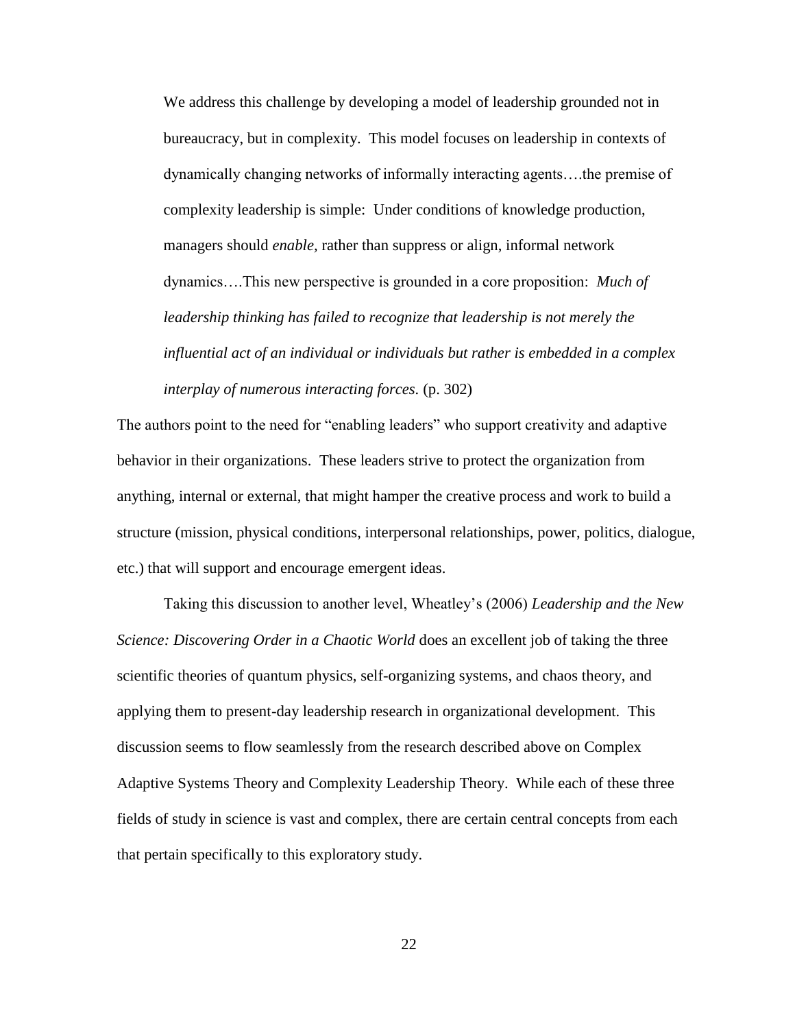> We address this challenge by developing a model of leadership grounded not in bureaucracy, but in complexity. This model focuses on leadership in contexts of dynamically changing networks of informally interacting agents….the premise of complexity leadership is simple: Under conditions of knowledge production, managers should *enable,* rather than suppress or align, informal network dynamics….This new perspective is grounded in a core proposition: *Much of leadership thinking has failed to recognize that leadership is not merely the influential act of an individual or individuals but rather is embedded in a complex interplay of numerous interacting forces.* (p. 302)

The authors point to the need for "enabling leaders" who support creativity and adaptive behavior in their organizations. These leaders strive to protect the organization from anything, internal or external, that might hamper the creative process and work to build a structure (mission, physical conditions, interpersonal relationships, power, politics, dialogue, etc.) that will support and encourage emergent ideas.

Taking this discussion to another level, Wheatley's (2006) *Leadership and the New Science: Discovering Order in a Chaotic World* does an excellent job of taking the three scientific theories of quantum physics, self-organizing systems, and chaos theory, and applying them to present-day leadership research in organizational development. This discussion seems to flow seamlessly from the research described above on Complex Adaptive Systems Theory and Complexity Leadership Theory. While each of these three fields of study in science is vast and complex, there are certain central concepts from each that pertain specifically to this exploratory study.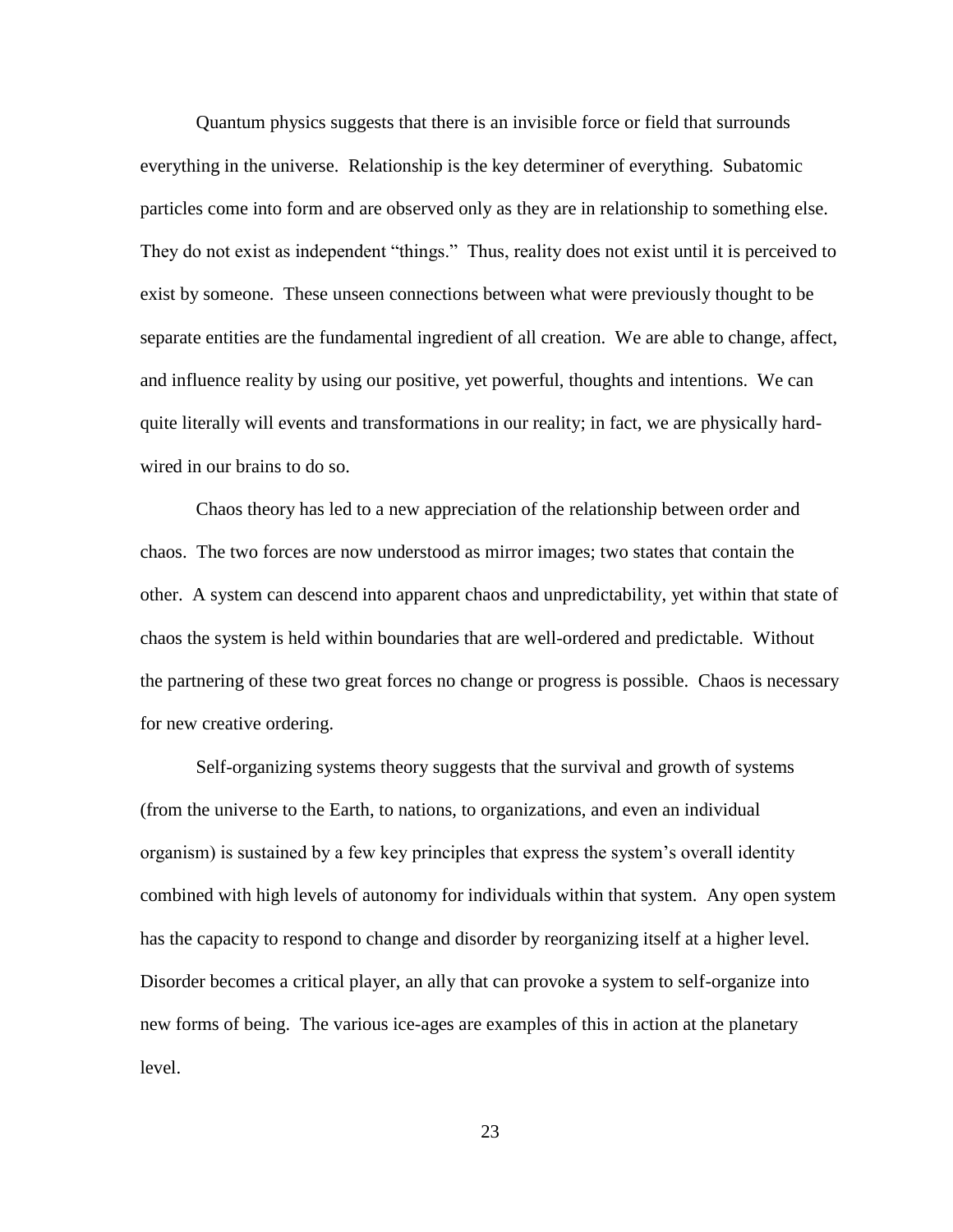Quantum physics suggests that there is an invisible force or field that surrounds everything in the universe. Relationship is the key determiner of everything. Subatomic particles come into form and are observed only as they are in relationship to something else. They do not exist as independent "things." Thus, reality does not exist until it is perceived to exist by someone. These unseen connections between what were previously thought to be separate entities are the fundamental ingredient of all creation. We are able to change, affect, and influence reality by using our positive, yet powerful, thoughts and intentions. We can quite literally will events and transformations in our reality; in fact, we are physically hard-wired in our brains to do so.

Chaos theory has led to a new appreciation of the relationship between order and chaos. The two forces are now understood as mirror images; two states that contain the other. A system can descend into apparent chaos and unpredictability, yet within that state of chaos the system is held within boundaries that are well-ordered and predictable. Without the partnering of these two great forces no change or progress is possible. Chaos is necessary for new creative ordering.

Self-organizing systems theory suggests that the survival and growth of systems (from the universe to the Earth, to nations, to organizations, and even an individual organism) is sustained by a few key principles that express the system's overall identity combined with high levels of autonomy for individuals within that system. Any open system has the capacity to respond to change and disorder by reorganizing itself at a higher level. Disorder becomes a critical player, an ally that can provoke a system to self-organize into new forms of being. The various ice-ages are examples of this in action at the planetary level.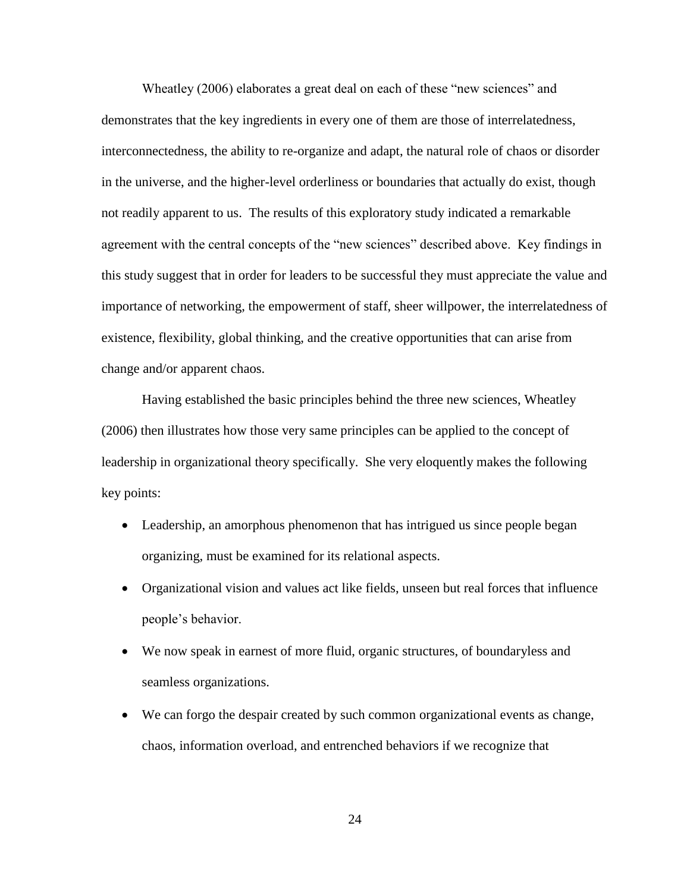Wheatley (2006) elaborates a great deal on each of these "new sciences" and demonstrates that the key ingredients in every one of them are those of interrelatedness, interconnectedness, the ability to re-organize and adapt, the natural role of chaos or disorder in the universe, and the higher-level orderliness or boundaries that actually do exist, though not readily apparent to us. The results of this exploratory study indicated a remarkable agreement with the central concepts of the "new sciences" described above. Key findings in this study suggest that in order for leaders to be successful they must appreciate the value and importance of networking, the empowerment of staff, sheer willpower, the interrelatedness of existence, flexibility, global thinking, and the creative opportunities that can arise from change and/or apparent chaos.

Having established the basic principles behind the three new sciences, Wheatley (2006) then illustrates how those very same principles can be applied to the concept of leadership in organizational theory specifically. She very eloquently makes the following key points:

- Leadership, an amorphous phenomenon that has intrigued us since people began organizing, must be examined for its relational aspects.
- Organizational vision and values act like fields, unseen but real forces that influence people's behavior.
- We now speak in earnest of more fluid, organic structures, of boundaryless and seamless organizations.
- We can forgo the despair created by such common organizational events as change, chaos, information overload, and entrenched behaviors if we recognize that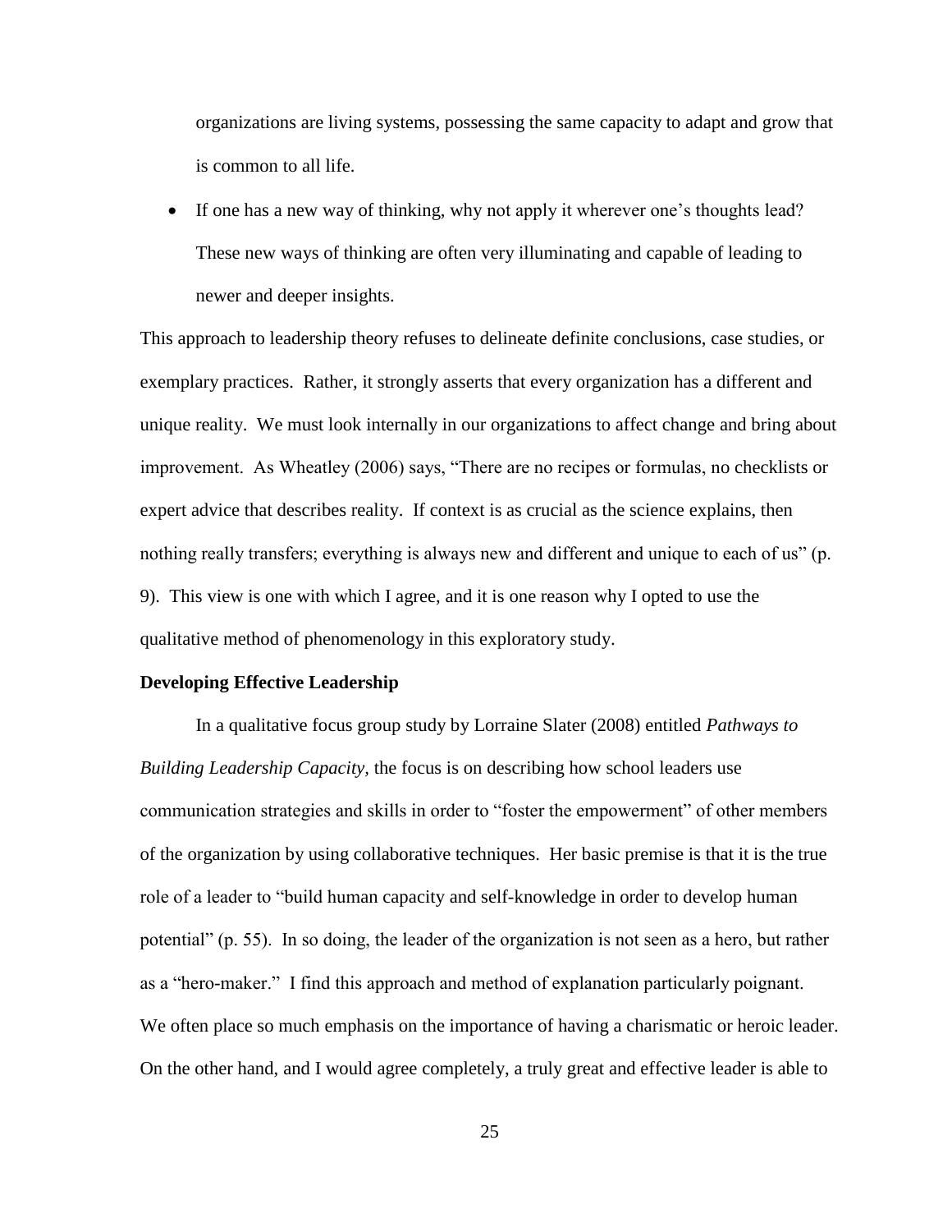organizations are living systems, possessing the same capacity to adapt and grow that is common to all life.

- If one has a new way of thinking, why not apply it wherever one's thoughts lead? These new ways of thinking are often very illuminating and capable of leading to newer and deeper insights.

This approach to leadership theory refuses to delineate definite conclusions, case studies, or exemplary practices. Rather, it strongly asserts that every organization has a different and unique reality. We must look internally in our organizations to affect change and bring about improvement. As Wheatley (2006) says, "There are no recipes or formulas, no checklists or expert advice that describes reality. If context is as crucial as the science explains, then nothing really transfers; everything is always new and different and unique to each of us" (p. 9). This view is one with which I agree, and it is one reason why I opted to use the qualitative method of phenomenology in this exploratory study.

**Developing Effective Leadership**

In a qualitative focus group study by Lorraine Slater (2008) entitled *Pathways to Building Leadership Capacity*, the focus is on describing how school leaders use communication strategies and skills in order to "foster the empowerment" of other members of the organization by using collaborative techniques. Her basic premise is that it is the true role of a leader to "build human capacity and self-knowledge in order to develop human potential" (p. 55). In so doing, the leader of the organization is not seen as a hero, but rather as a "hero-maker." I find this approach and method of explanation particularly poignant. We often place so much emphasis on the importance of having a charismatic or heroic leader. On the other hand, and I would agree completely, a truly great and effective leader is able to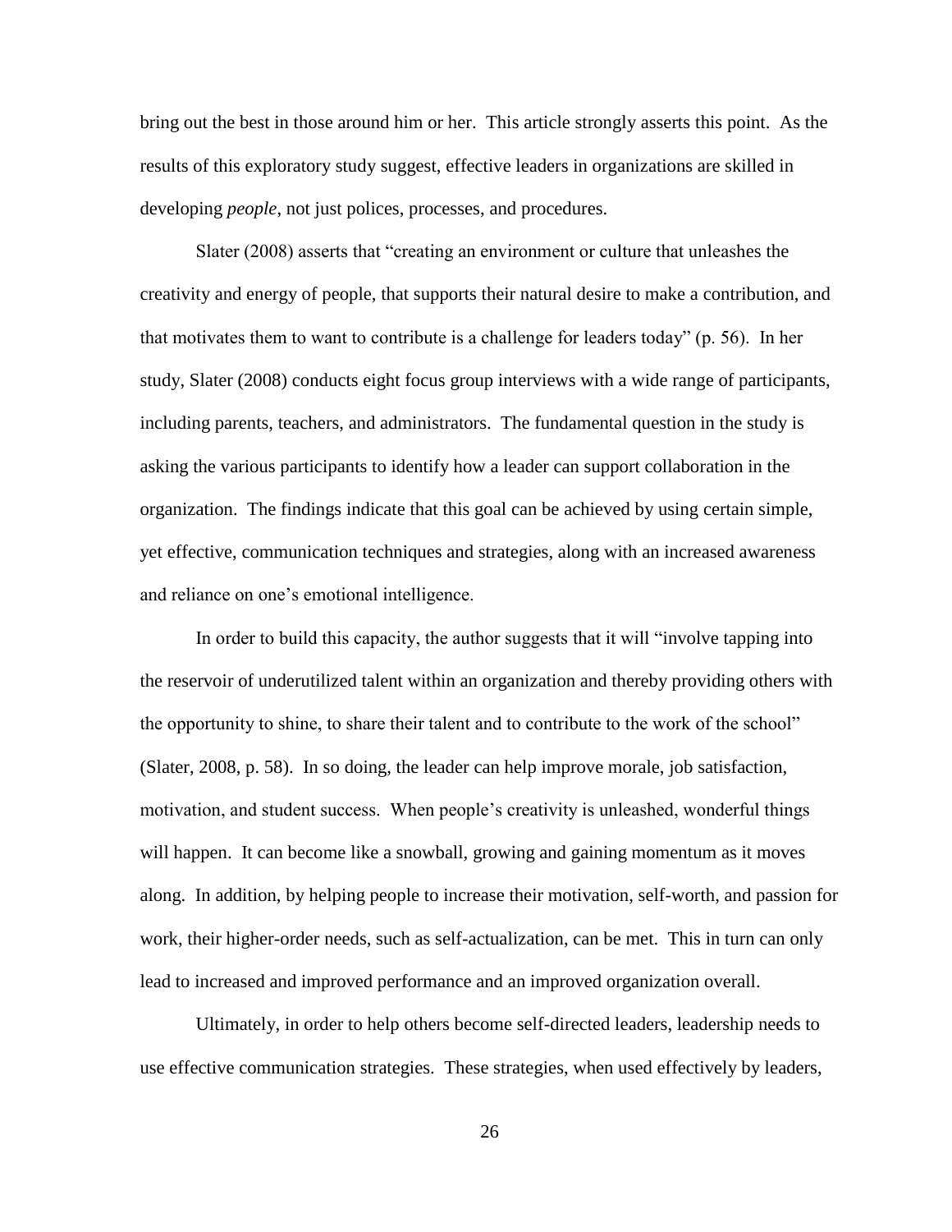bring out the best in those around him or her. This article strongly asserts this point. As the results of this exploratory study suggest, effective leaders in organizations are skilled in developing *people*, not just polices, processes, and procedures.

Slater (2008) asserts that "creating an environment or culture that unleashes the creativity and energy of people, that supports their natural desire to make a contribution, and that motivates them to want to contribute is a challenge for leaders today" (p. 56). In her study, Slater (2008) conducts eight focus group interviews with a wide range of participants, including parents, teachers, and administrators. The fundamental question in the study is asking the various participants to identify how a leader can support collaboration in the organization. The findings indicate that this goal can be achieved by using certain simple, yet effective, communication techniques and strategies, along with an increased awareness and reliance on one's emotional intelligence.

In order to build this capacity, the author suggests that it will "involve tapping into the reservoir of underutilized talent within an organization and thereby providing others with the opportunity to shine, to share their talent and to contribute to the work of the school" (Slater, 2008, p. 58). In so doing, the leader can help improve morale, job satisfaction, motivation, and student success. When people's creativity is unleashed, wonderful things will happen. It can become like a snowball, growing and gaining momentum as it moves along. In addition, by helping people to increase their motivation, self-worth, and passion for work, their higher-order needs, such as self-actualization, can be met. This in turn can only lead to increased and improved performance and an improved organization overall.

Ultimately, in order to help others become self-directed leaders, leadership needs to use effective communication strategies. These strategies, when used effectively by leaders,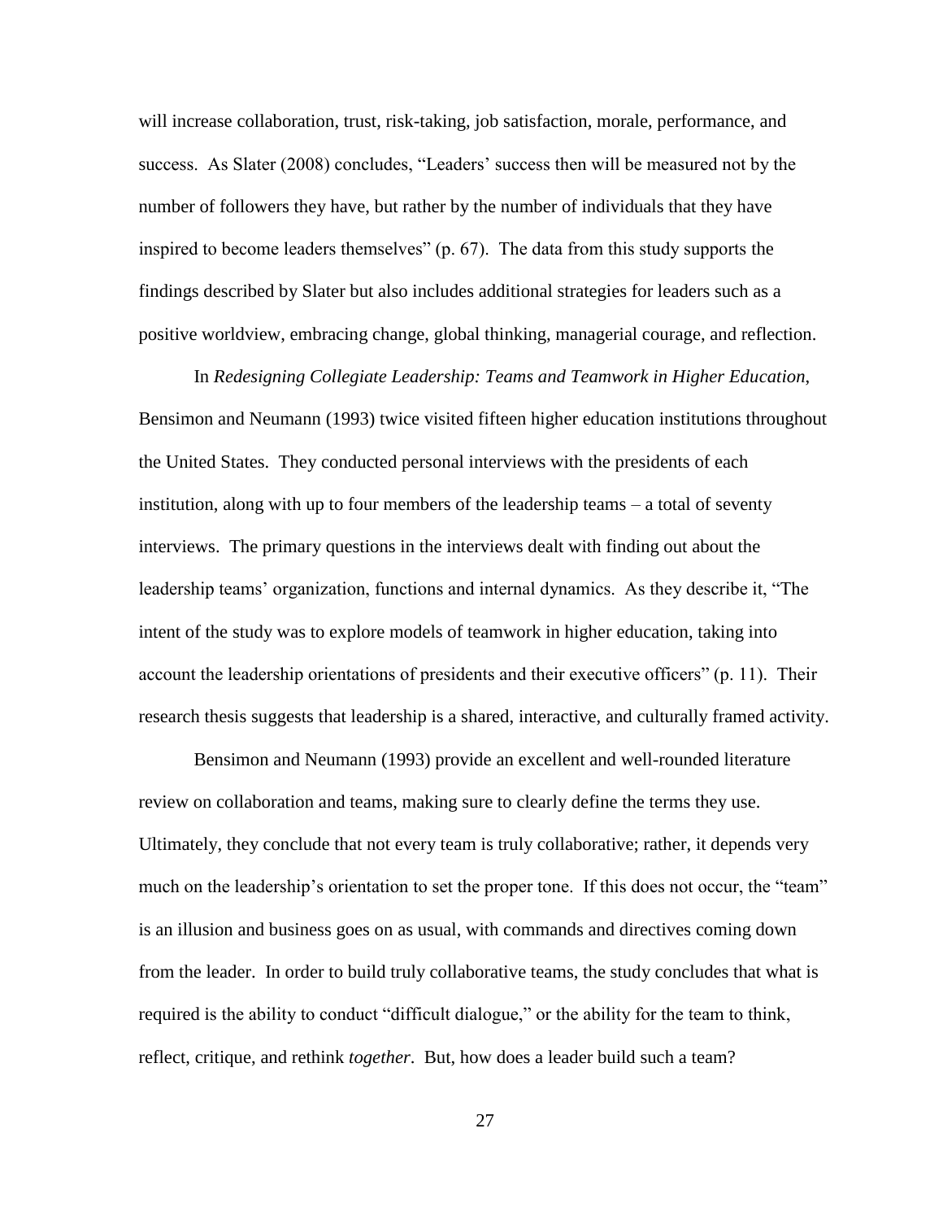will increase collaboration, trust, risk-taking, job satisfaction, morale, performance, and success. As Slater (2008) concludes, "Leaders' success then will be measured not by the number of followers they have, but rather by the number of individuals that they have inspired to become leaders themselves" (p. 67). The data from this study supports the findings described by Slater but also includes additional strategies for leaders such as a positive worldview, embracing change, global thinking, managerial courage, and reflection.

In *Redesigning Collegiate Leadership: Teams and Teamwork in Higher Education*, Bensimon and Neumann (1993) twice visited fifteen higher education institutions throughout the United States. They conducted personal interviews with the presidents of each institution, along with up to four members of the leadership teams – a total of seventy interviews. The primary questions in the interviews dealt with finding out about the leadership teams' organization, functions and internal dynamics. As they describe it, "The intent of the study was to explore models of teamwork in higher education, taking into account the leadership orientations of presidents and their executive officers" (p. 11). Their research thesis suggests that leadership is a shared, interactive, and culturally framed activity.

Bensimon and Neumann (1993) provide an excellent and well-rounded literature review on collaboration and teams, making sure to clearly define the terms they use. Ultimately, they conclude that not every team is truly collaborative; rather, it depends very much on the leadership's orientation to set the proper tone. If this does not occur, the "team" is an illusion and business goes on as usual, with commands and directives coming down from the leader. In order to build truly collaborative teams, the study concludes that what is required is the ability to conduct "difficult dialogue," or the ability for the team to think, reflect, critique, and rethink *together*. But, how does a leader build such a team?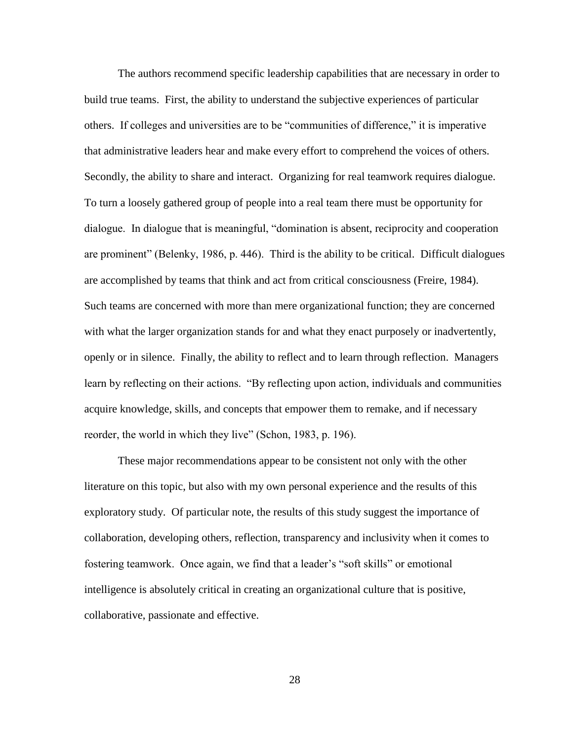The authors recommend specific leadership capabilities that are necessary in order to build true teams. First, the ability to understand the subjective experiences of particular others. If colleges and universities are to be "communities of difference," it is imperative that administrative leaders hear and make every effort to comprehend the voices of others. Secondly, the ability to share and interact. Organizing for real teamwork requires dialogue. To turn a loosely gathered group of people into a real team there must be opportunity for dialogue. In dialogue that is meaningful, "domination is absent, reciprocity and cooperation are prominent" (Belenky, 1986, p. 446). Third is the ability to be critical. Difficult dialogues are accomplished by teams that think and act from critical consciousness (Freire, 1984). Such teams are concerned with more than mere organizational function; they are concerned with what the larger organization stands for and what they enact purposely or inadvertently, openly or in silence. Finally, the ability to reflect and to learn through reflection. Managers learn by reflecting on their actions. "By reflecting upon action, individuals and communities acquire knowledge, skills, and concepts that empower them to remake, and if necessary reorder, the world in which they live" (Schon, 1983, p. 196).

These major recommendations appear to be consistent not only with the other literature on this topic, but also with my own personal experience and the results of this exploratory study. Of particular note, the results of this study suggest the importance of collaboration, developing others, reflection, transparency and inclusivity when it comes to fostering teamwork. Once again, we find that a leader's "soft skills" or emotional intelligence is absolutely critical in creating an organizational culture that is positive, collaborative, passionate and effective.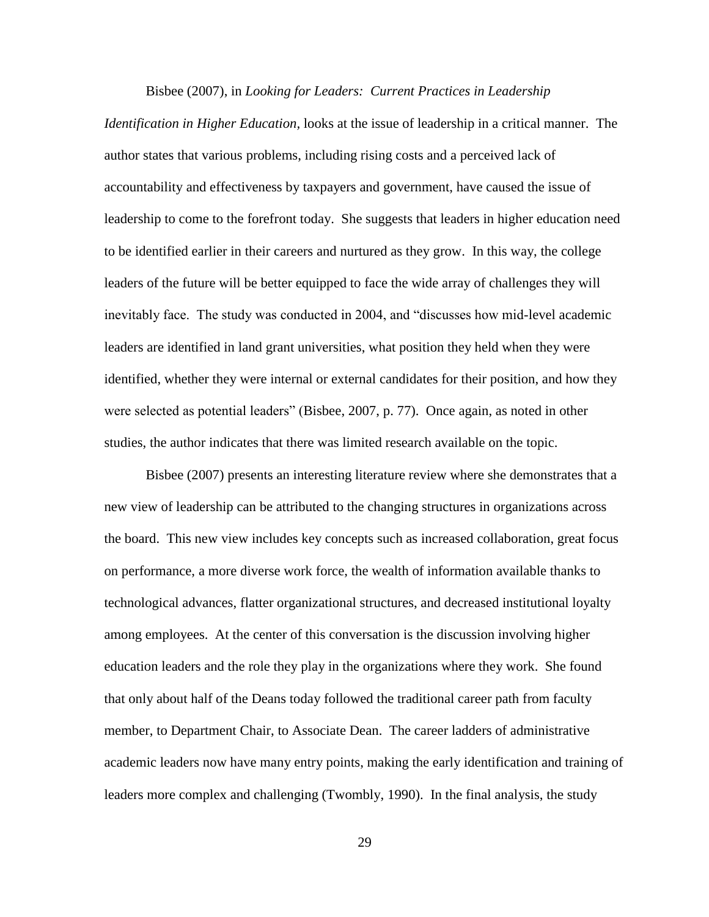Bisbee (2007), in *Looking for Leaders: Current Practices in Leadership Identification in Higher Education*, looks at the issue of leadership in a critical manner. The author states that various problems, including rising costs and a perceived lack of accountability and effectiveness by taxpayers and government, have caused the issue of leadership to come to the forefront today. She suggests that leaders in higher education need to be identified earlier in their careers and nurtured as they grow. In this way, the college leaders of the future will be better equipped to face the wide array of challenges they will inevitably face. The study was conducted in 2004, and "discusses how mid-level academic leaders are identified in land grant universities, what position they held when they were identified, whether they were internal or external candidates for their position, and how they were selected as potential leaders" (Bisbee, 2007, p. 77). Once again, as noted in other studies, the author indicates that there was limited research available on the topic.

Bisbee (2007) presents an interesting literature review where she demonstrates that a new view of leadership can be attributed to the changing structures in organizations across the board. This new view includes key concepts such as increased collaboration, great focus on performance, a more diverse work force, the wealth of information available thanks to technological advances, flatter organizational structures, and decreased institutional loyalty among employees. At the center of this conversation is the discussion involving higher education leaders and the role they play in the organizations where they work. She found that only about half of the Deans today followed the traditional career path from faculty member, to Department Chair, to Associate Dean. The career ladders of administrative academic leaders now have many entry points, making the early identification and training of leaders more complex and challenging (Twombly, 1990). In the final analysis, the study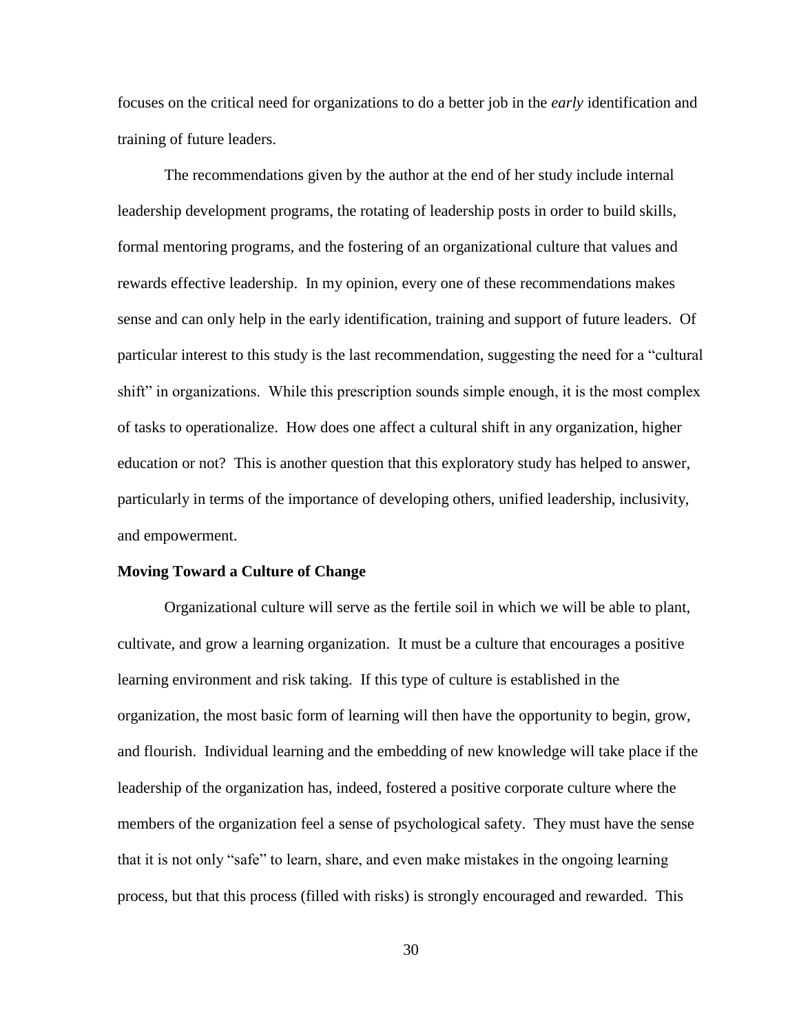focuses on the critical need for organizations to do a better job in the *early* identification and training of future leaders.

The recommendations given by the author at the end of her study include internal leadership development programs, the rotating of leadership posts in order to build skills, formal mentoring programs, and the fostering of an organizational culture that values and rewards effective leadership. In my opinion, every one of these recommendations makes sense and can only help in the early identification, training and support of future leaders. Of particular interest to this study is the last recommendation, suggesting the need for a "cultural shift" in organizations. While this prescription sounds simple enough, it is the most complex of tasks to operationalize. How does one affect a cultural shift in any organization, higher education or not? This is another question that this exploratory study has helped to answer, particularly in terms of the importance of developing others, unified leadership, inclusivity, and empowerment.

**Moving Toward a Culture of Change**

Organizational culture will serve as the fertile soil in which we will be able to plant, cultivate, and grow a learning organization. It must be a culture that encourages a positive learning environment and risk taking. If this type of culture is established in the organization, the most basic form of learning will then have the opportunity to begin, grow, and flourish. Individual learning and the embedding of new knowledge will take place if the leadership of the organization has, indeed, fostered a positive corporate culture where the members of the organization feel a sense of psychological safety. They must have the sense that it is not only "safe" to learn, share, and even make mistakes in the ongoing learning process, but that this process (filled with risks) is strongly encouraged and rewarded. This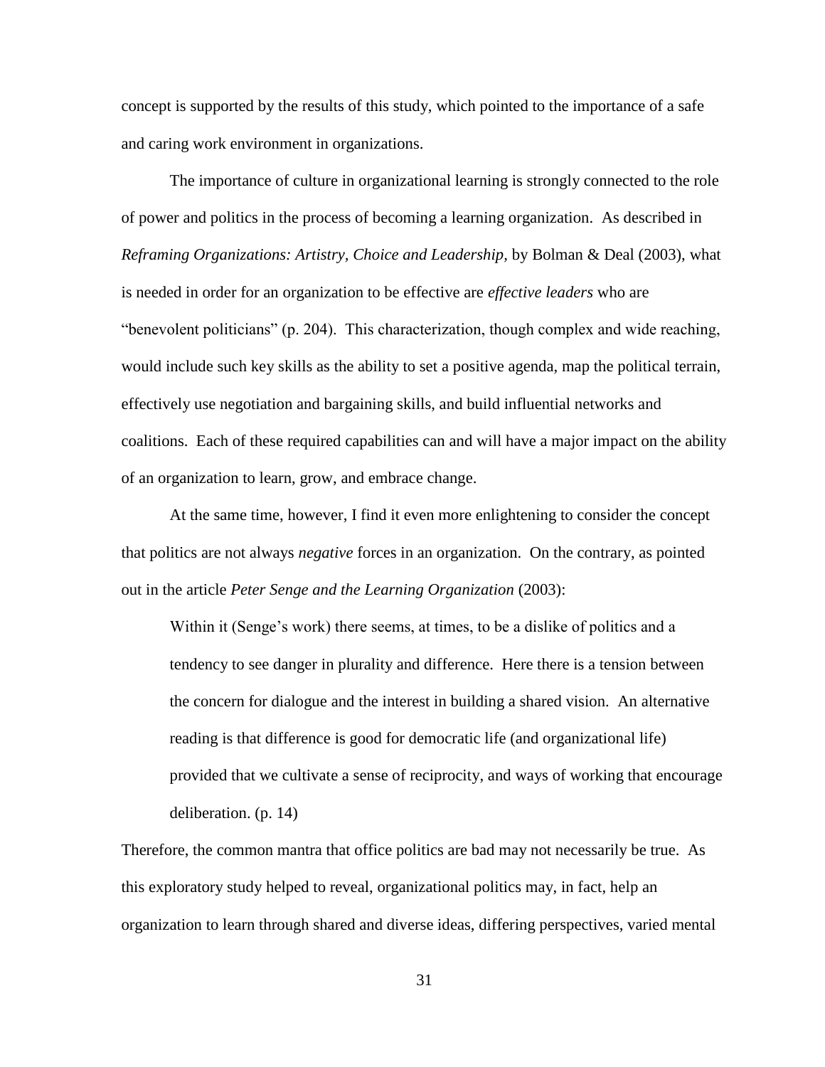concept is supported by the results of this study, which pointed to the importance of a safe and caring work environment in organizations.

The importance of culture in organizational learning is strongly connected to the role of power and politics in the process of becoming a learning organization. As described in *Reframing Organizations: Artistry, Choice and Leadership*, by Bolman & Deal (2003), what is needed in order for an organization to be effective are *effective leaders* who are "benevolent politicians" (p. 204). This characterization, though complex and wide reaching, would include such key skills as the ability to set a positive agenda, map the political terrain, effectively use negotiation and bargaining skills, and build influential networks and coalitions. Each of these required capabilities can and will have a major impact on the ability of an organization to learn, grow, and embrace change.

At the same time, however, I find it even more enlightening to consider the concept that politics are not always *negative* forces in an organization. On the contrary, as pointed out in the article *Peter Senge and the Learning Organization* (2003):

> Within it (Senge's work) there seems, at times, to be a dislike of politics and a tendency to see danger in plurality and difference. Here there is a tension between the concern for dialogue and the interest in building a shared vision. An alternative reading is that difference is good for democratic life (and organizational life) provided that we cultivate a sense of reciprocity, and ways of working that encourage deliberation. (p. 14)

Therefore, the common mantra that office politics are bad may not necessarily be true. As this exploratory study helped to reveal, organizational politics may, in fact, help an organization to learn through shared and diverse ideas, differing perspectives, varied mental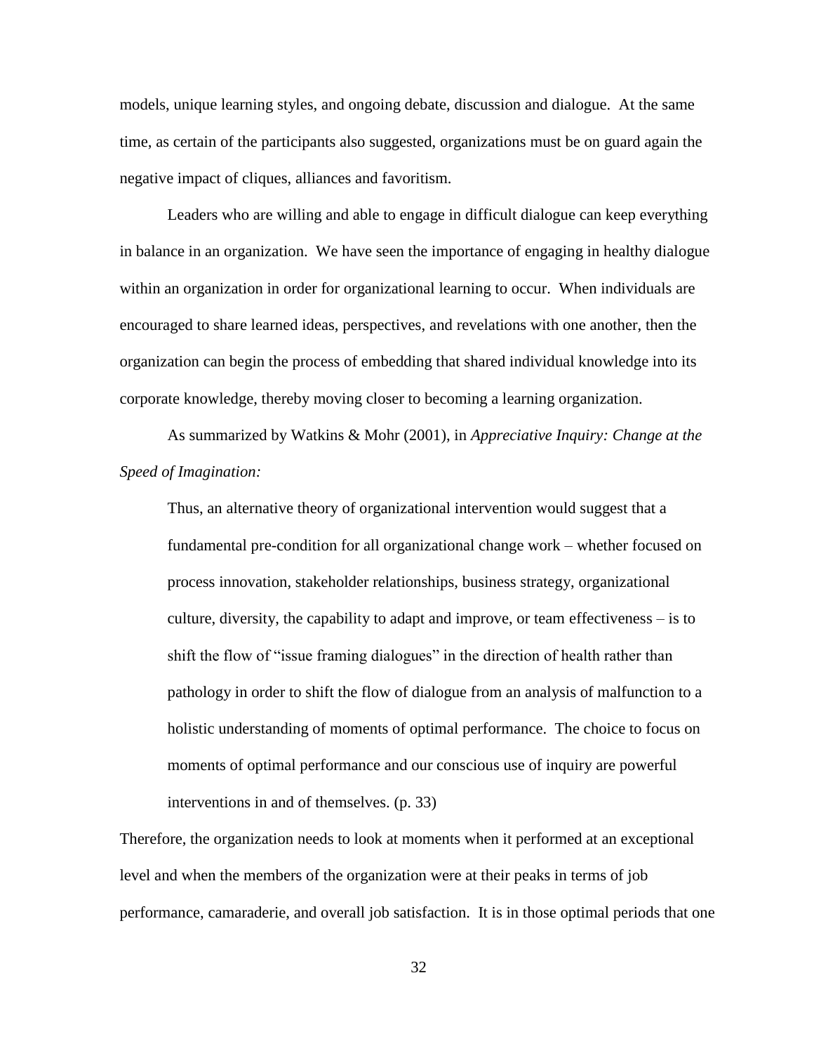models, unique learning styles, and ongoing debate, discussion and dialogue. At the same time, as certain of the participants also suggested, organizations must be on guard again the negative impact of cliques, alliances and favoritism.

Leaders who are willing and able to engage in difficult dialogue can keep everything in balance in an organization. We have seen the importance of engaging in healthy dialogue within an organization in order for organizational learning to occur. When individuals are encouraged to share learned ideas, perspectives, and revelations with one another, then the organization can begin the process of embedding that shared individual knowledge into its corporate knowledge, thereby moving closer to becoming a learning organization.

As summarized by Watkins & Mohr (2001), in *Appreciative Inquiry: Change at the Speed of Imagination:*

> Thus, an alternative theory of organizational intervention would suggest that a fundamental pre-condition for all organizational change work – whether focused on process innovation, stakeholder relationships, business strategy, organizational culture, diversity, the capability to adapt and improve, or team effectiveness – is to shift the flow of "issue framing dialogues" in the direction of health rather than pathology in order to shift the flow of dialogue from an analysis of malfunction to a holistic understanding of moments of optimal performance. The choice to focus on moments of optimal performance and our conscious use of inquiry are powerful interventions in and of themselves. (p. 33)

Therefore, the organization needs to look at moments when it performed at an exceptional level and when the members of the organization were at their peaks in terms of job performance, camaraderie, and overall job satisfaction. It is in those optimal periods that one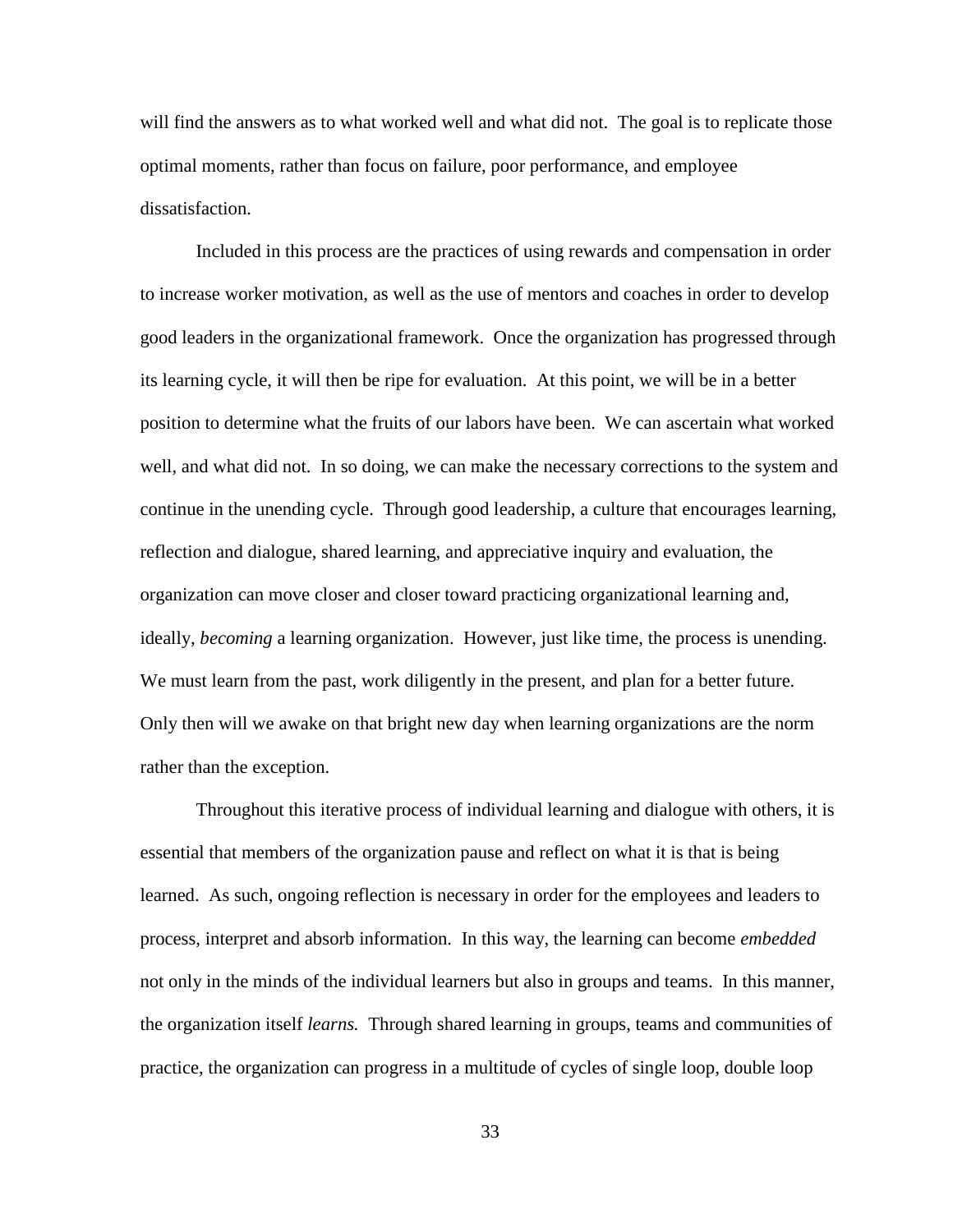will find the answers as to what worked well and what did not. The goal is to replicate those optimal moments, rather than focus on failure, poor performance, and employee dissatisfaction.

Included in this process are the practices of using rewards and compensation in order to increase worker motivation, as well as the use of mentors and coaches in order to develop good leaders in the organizational framework. Once the organization has progressed through its learning cycle, it will then be ripe for evaluation. At this point, we will be in a better position to determine what the fruits of our labors have been. We can ascertain what worked well, and what did not. In so doing, we can make the necessary corrections to the system and continue in the unending cycle. Through good leadership, a culture that encourages learning, reflection and dialogue, shared learning, and appreciative inquiry and evaluation, the organization can move closer and closer toward practicing organizational learning and, ideally, *becoming* a learning organization. However, just like time, the process is unending. We must learn from the past, work diligently in the present, and plan for a better future. Only then will we awake on that bright new day when learning organizations are the norm rather than the exception.

Throughout this iterative process of individual learning and dialogue with others, it is essential that members of the organization pause and reflect on what it is that is being learned. As such, ongoing reflection is necessary in order for the employees and leaders to process, interpret and absorb information. In this way, the learning can become *embedded* not only in the minds of the individual learners but also in groups and teams. In this manner, the organization itself *learns.* Through shared learning in groups, teams and communities of practice, the organization can progress in a multitude of cycles of single loop, double loop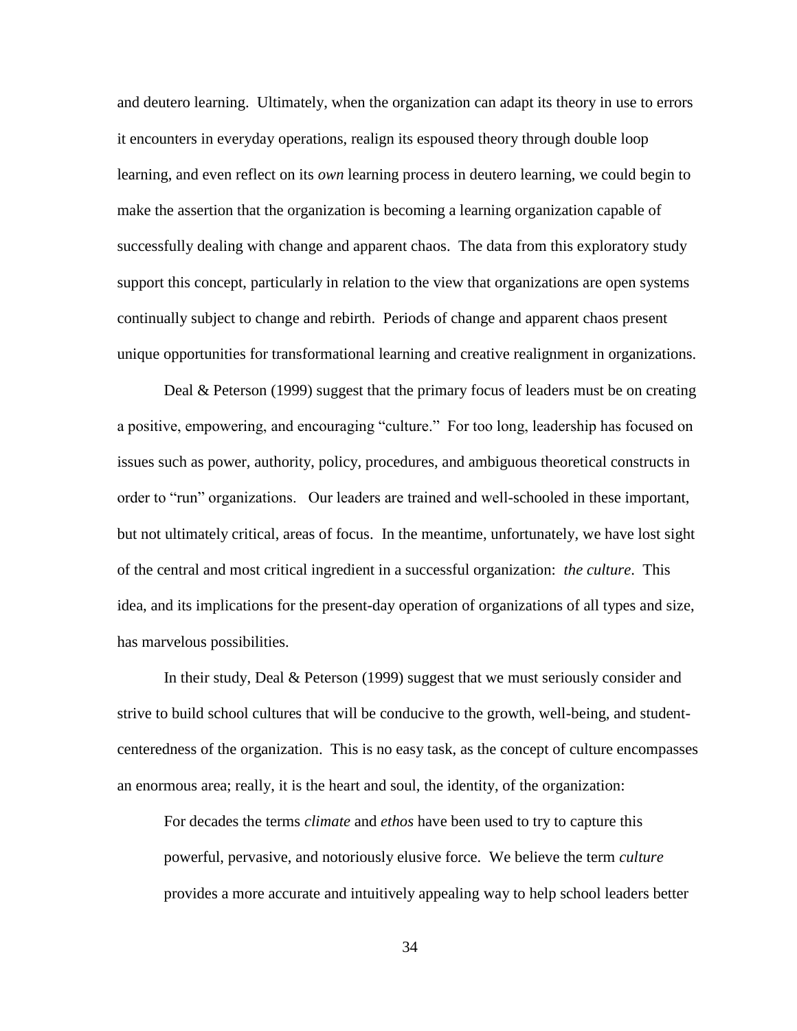and deutero learning. Ultimately, when the organization can adapt its theory in use to errors it encounters in everyday operations, realign its espoused theory through double loop learning, and even reflect on its *own* learning process in deutero learning, we could begin to make the assertion that the organization is becoming a learning organization capable of successfully dealing with change and apparent chaos. The data from this exploratory study support this concept, particularly in relation to the view that organizations are open systems continually subject to change and rebirth. Periods of change and apparent chaos present unique opportunities for transformational learning and creative realignment in organizations.

Deal & Peterson (1999) suggest that the primary focus of leaders must be on creating a positive, empowering, and encouraging "culture." For too long, leadership has focused on issues such as power, authority, policy, procedures, and ambiguous theoretical constructs in order to "run" organizations. Our leaders are trained and well-schooled in these important, but not ultimately critical, areas of focus. In the meantime, unfortunately, we have lost sight of the central and most critical ingredient in a successful organization: *the culture*. This idea, and its implications for the present-day operation of organizations of all types and size, has marvelous possibilities.

In their study, Deal & Peterson (1999) suggest that we must seriously consider and strive to build school cultures that will be conducive to the growth, well-being, and student-centeredness of the organization. This is no easy task, as the concept of culture encompasses an enormous area; really, it is the heart and soul, the identity, of the organization:

> For decades the terms *climate* and *ethos* have been used to try to capture this powerful, pervasive, and notoriously elusive force. We believe the term *culture* provides a more accurate and intuitively appealing way to help school leaders better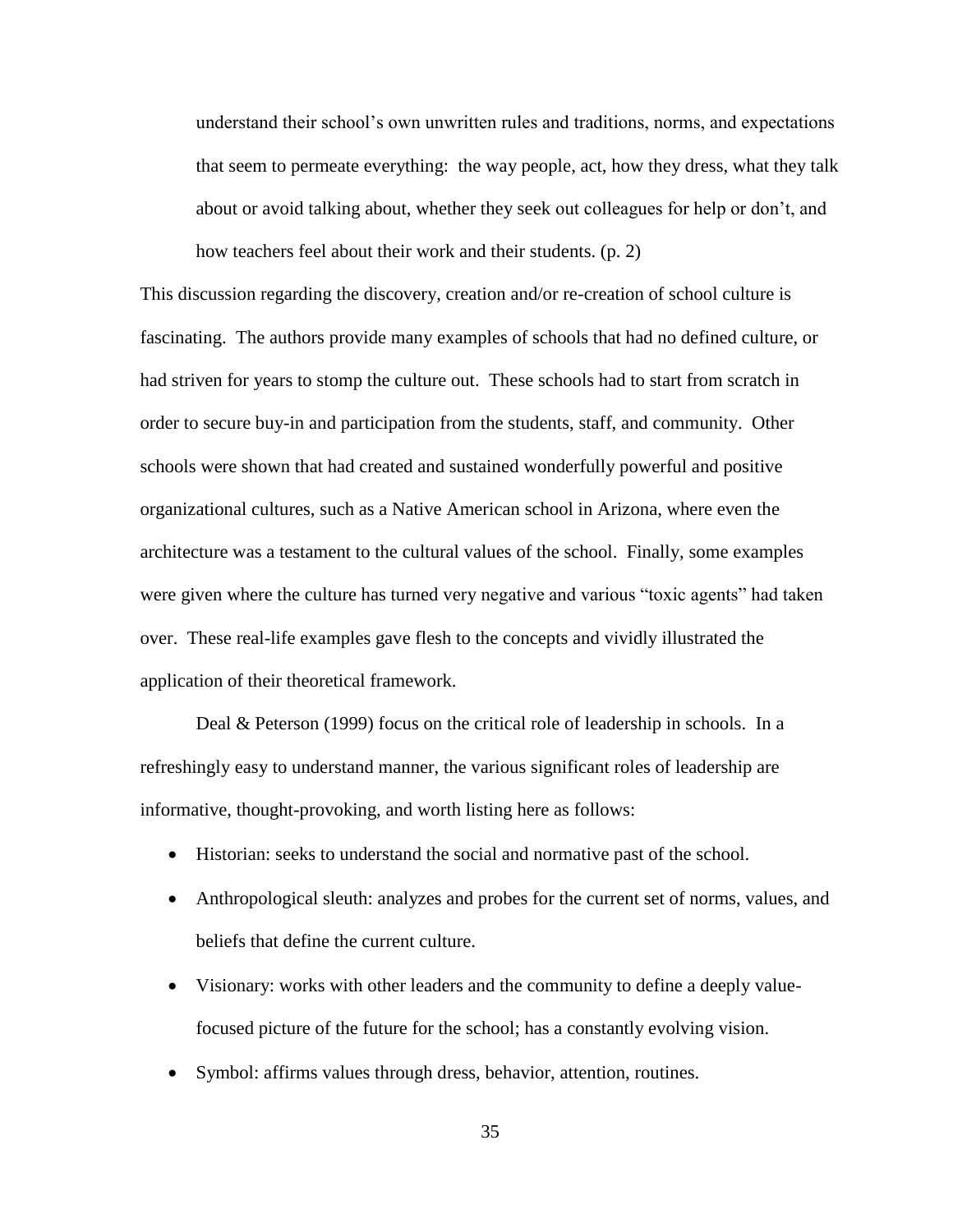> understand their school's own unwritten rules and traditions, norms, and expectations that seem to permeate everything: the way people, act, how they dress, what they talk about or avoid talking about, whether they seek out colleagues for help or don't, and how teachers feel about their work and their students. (p. 2)

This discussion regarding the discovery, creation and/or re-creation of school culture is fascinating. The authors provide many examples of schools that had no defined culture, or had striven for years to stomp the culture out. These schools had to start from scratch in order to secure buy-in and participation from the students, staff, and community. Other schools were shown that had created and sustained wonderfully powerful and positive organizational cultures, such as a Native American school in Arizona, where even the architecture was a testament to the cultural values of the school. Finally, some examples were given where the culture has turned very negative and various "toxic agents" had taken over. These real-life examples gave flesh to the concepts and vividly illustrated the application of their theoretical framework.

Deal & Peterson (1999) focus on the critical role of leadership in schools. In a refreshingly easy to understand manner, the various significant roles of leadership are informative, thought-provoking, and worth listing here as follows:

- Historian: seeks to understand the social and normative past of the school.
- Anthropological sleuth: analyzes and probes for the current set of norms, values, and beliefs that define the current culture.
- Visionary: works with other leaders and the community to define a deeply value-focused picture of the future for the school; has a constantly evolving vision.
- Symbol: affirms values through dress, behavior, attention, routines.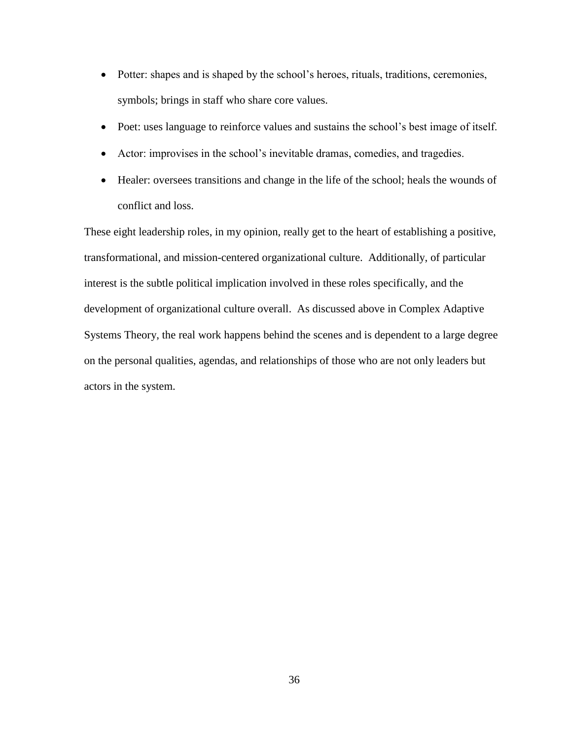- Potter: shapes and is shaped by the school's heroes, rituals, traditions, ceremonies, symbols; brings in staff who share core values.
- Poet: uses language to reinforce values and sustains the school's best image of itself.
- Actor: improvises in the school's inevitable dramas, comedies, and tragedies.
- Healer: oversees transitions and change in the life of the school; heals the wounds of conflict and loss.

These eight leadership roles, in my opinion, really get to the heart of establishing a positive, transformational, and mission-centered organizational culture. Additionally, of particular interest is the subtle political implication involved in these roles specifically, and the development of organizational culture overall. As discussed above in Complex Adaptive Systems Theory, the real work happens behind the scenes and is dependent to a large degree on the personal qualities, agendas, and relationships of those who are not only leaders but actors in the system.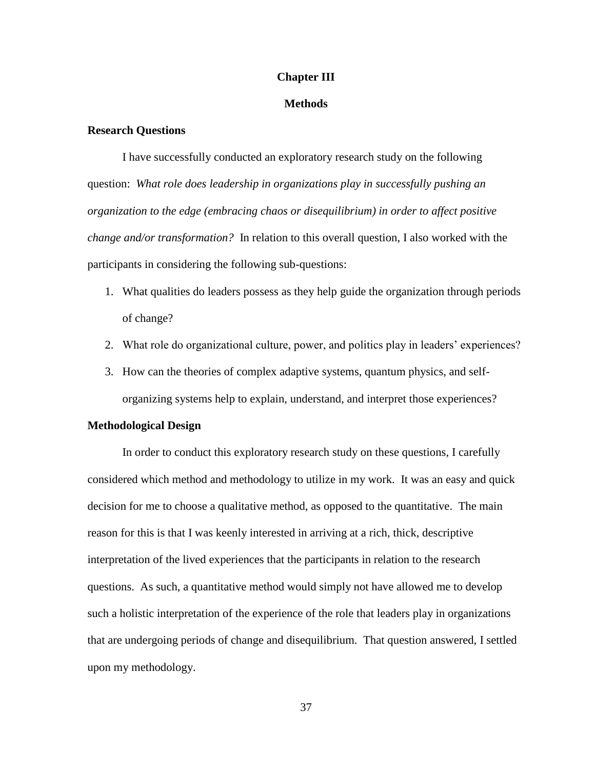# Chapter III

# Methods

## Research Questions

I have successfully conducted an exploratory research study on the following question: *What role does leadership in organizations play in successfully pushing an organization to the edge (embracing chaos or disequilibrium) in order to affect positive change and/or transformation?* In relation to this overall question, I also worked with the participants in considering the following sub-questions:

1. What qualities do leaders possess as they help guide the organization through periods of change?
2. What role do organizational culture, power, and politics play in leaders' experiences?
3. How can the theories of complex adaptive systems, quantum physics, and self-organizing systems help to explain, understand, and interpret those experiences?

## Methodological Design

In order to conduct this exploratory research study on these questions, I carefully considered which method and methodology to utilize in my work. It was an easy and quick decision for me to choose a qualitative method, as opposed to the quantitative. The main reason for this is that I was keenly interested in arriving at a rich, thick, descriptive interpretation of the lived experiences that the participants in relation to the research questions. As such, a quantitative method would simply not have allowed me to develop such a holistic interpretation of the experience of the role that leaders play in organizations that are undergoing periods of change and disequilibrium. That question answered, I settled upon my methodology.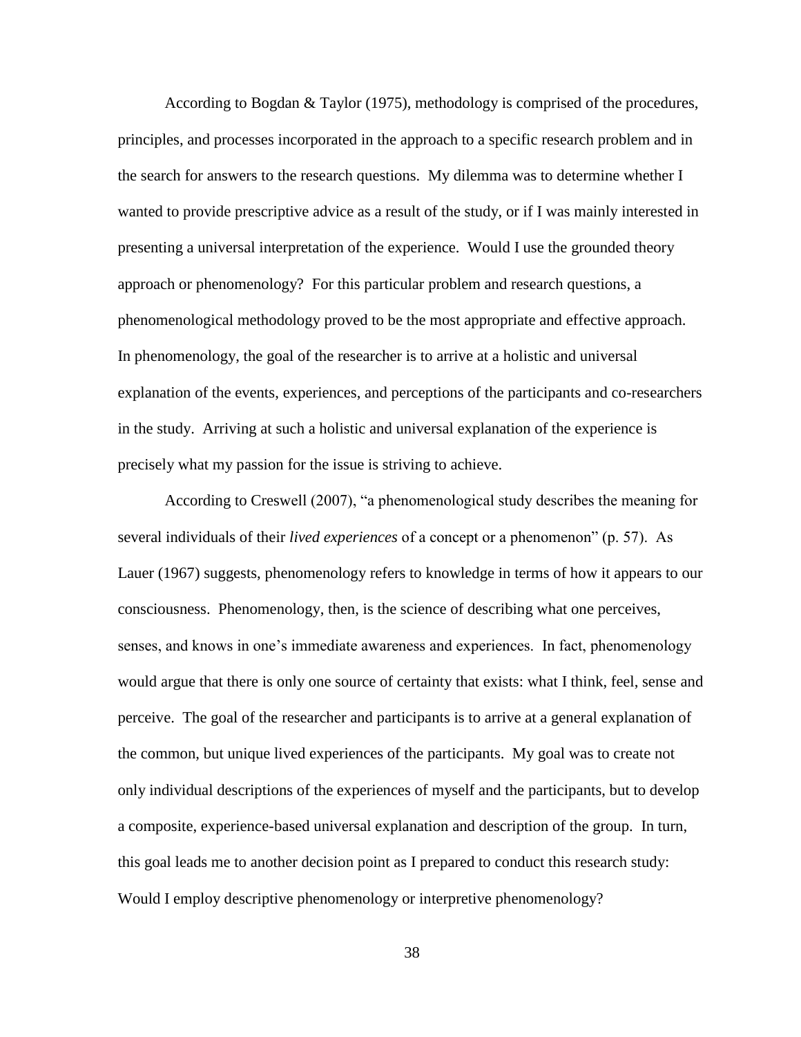According to Bogdan & Taylor (1975), methodology is comprised of the procedures, principles, and processes incorporated in the approach to a specific research problem and in the search for answers to the research questions. My dilemma was to determine whether I wanted to provide prescriptive advice as a result of the study, or if I was mainly interested in presenting a universal interpretation of the experience. Would I use the grounded theory approach or phenomenology? For this particular problem and research questions, a phenomenological methodology proved to be the most appropriate and effective approach. In phenomenology, the goal of the researcher is to arrive at a holistic and universal explanation of the events, experiences, and perceptions of the participants and co-researchers in the study. Arriving at such a holistic and universal explanation of the experience is precisely what my passion for the issue is striving to achieve.

According to Creswell (2007), "a phenomenological study describes the meaning for several individuals of their *lived experiences* of a concept or a phenomenon" (p. 57). As Lauer (1967) suggests, phenomenology refers to knowledge in terms of how it appears to our consciousness. Phenomenology, then, is the science of describing what one perceives, senses, and knows in one's immediate awareness and experiences. In fact, phenomenology would argue that there is only one source of certainty that exists: what I think, feel, sense and perceive. The goal of the researcher and participants is to arrive at a general explanation of the common, but unique lived experiences of the participants. My goal was to create not only individual descriptions of the experiences of myself and the participants, but to develop a composite, experience-based universal explanation and description of the group. In turn, this goal leads me to another decision point as I prepared to conduct this research study: Would I employ descriptive phenomenology or interpretive phenomenology?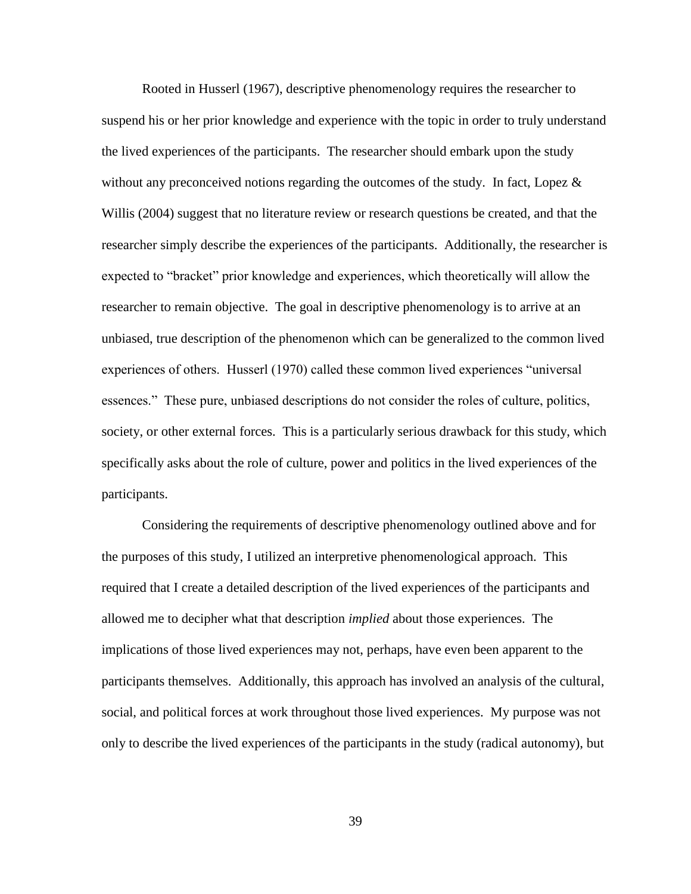Rooted in Husserl (1967), descriptive phenomenology requires the researcher to suspend his or her prior knowledge and experience with the topic in order to truly understand the lived experiences of the participants. The researcher should embark upon the study without any preconceived notions regarding the outcomes of the study. In fact, Lopez & Willis (2004) suggest that no literature review or research questions be created, and that the researcher simply describe the experiences of the participants. Additionally, the researcher is expected to "bracket" prior knowledge and experiences, which theoretically will allow the researcher to remain objective. The goal in descriptive phenomenology is to arrive at an unbiased, true description of the phenomenon which can be generalized to the common lived experiences of others. Husserl (1970) called these common lived experiences "universal essences." These pure, unbiased descriptions do not consider the roles of culture, politics, society, or other external forces. This is a particularly serious drawback for this study, which specifically asks about the role of culture, power and politics in the lived experiences of the participants.

Considering the requirements of descriptive phenomenology outlined above and for the purposes of this study, I utilized an interpretive phenomenological approach. This required that I create a detailed description of the lived experiences of the participants and allowed me to decipher what that description *implied* about those experiences. The implications of those lived experiences may not, perhaps, have even been apparent to the participants themselves. Additionally, this approach has involved an analysis of the cultural, social, and political forces at work throughout those lived experiences. My purpose was not only to describe the lived experiences of the participants in the study (radical autonomy), but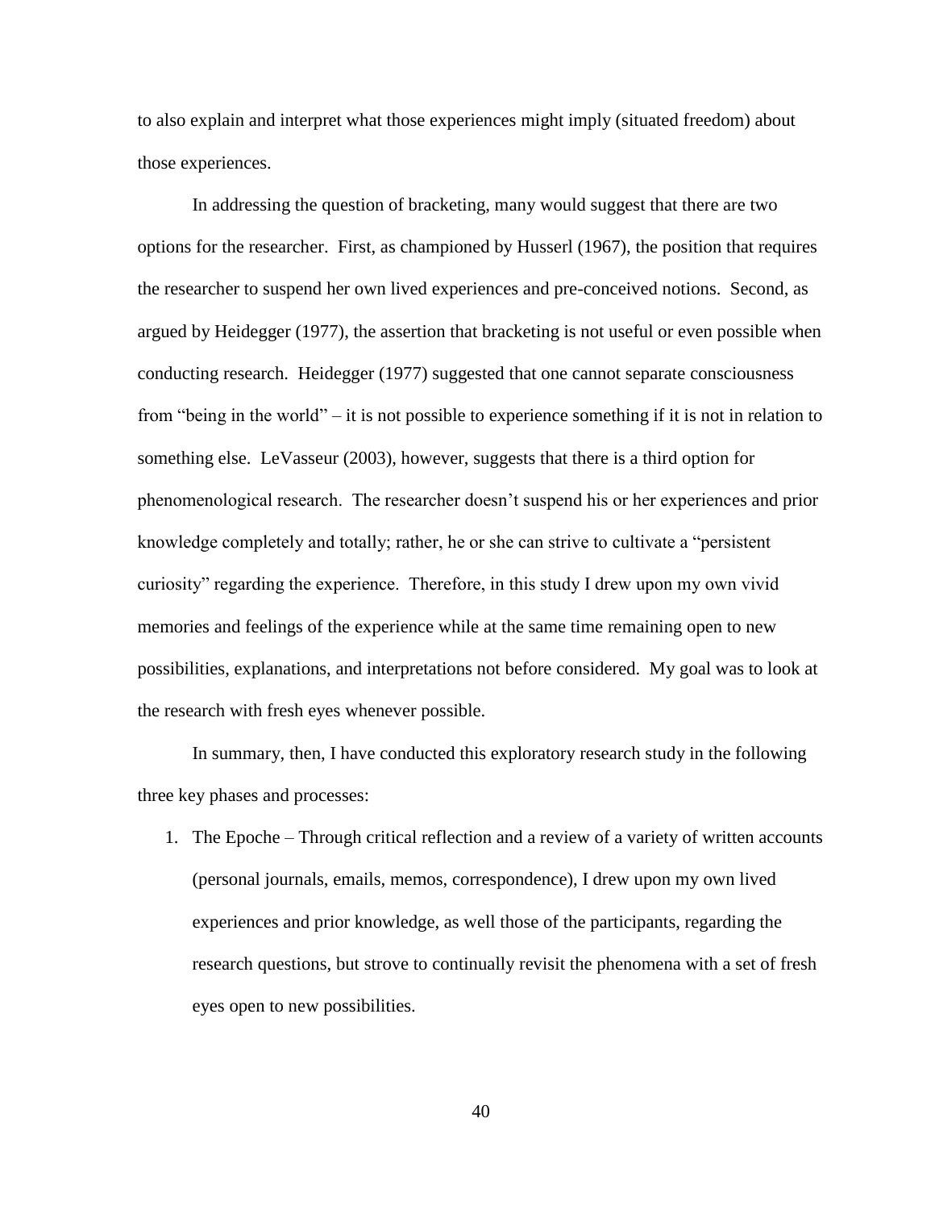to also explain and interpret what those experiences might imply (situated freedom) about those experiences.

In addressing the question of bracketing, many would suggest that there are two options for the researcher. First, as championed by Husserl (1967), the position that requires the researcher to suspend her own lived experiences and pre-conceived notions. Second, as argued by Heidegger (1977), the assertion that bracketing is not useful or even possible when conducting research. Heidegger (1977) suggested that one cannot separate consciousness from "being in the world" – it is not possible to experience something if it is not in relation to something else. LeVasseur (2003), however, suggests that there is a third option for phenomenological research. The researcher doesn't suspend his or her experiences and prior knowledge completely and totally; rather, he or she can strive to cultivate a "persistent curiosity" regarding the experience. Therefore, in this study I drew upon my own vivid memories and feelings of the experience while at the same time remaining open to new possibilities, explanations, and interpretations not before considered. My goal was to look at the research with fresh eyes whenever possible.

In summary, then, I have conducted this exploratory research study in the following three key phases and processes:

1. The Epoche – Through critical reflection and a review of a variety of written accounts (personal journals, emails, memos, correspondence), I drew upon my own lived experiences and prior knowledge, as well those of the participants, regarding the research questions, but strove to continually revisit the phenomena with a set of fresh eyes open to new possibilities.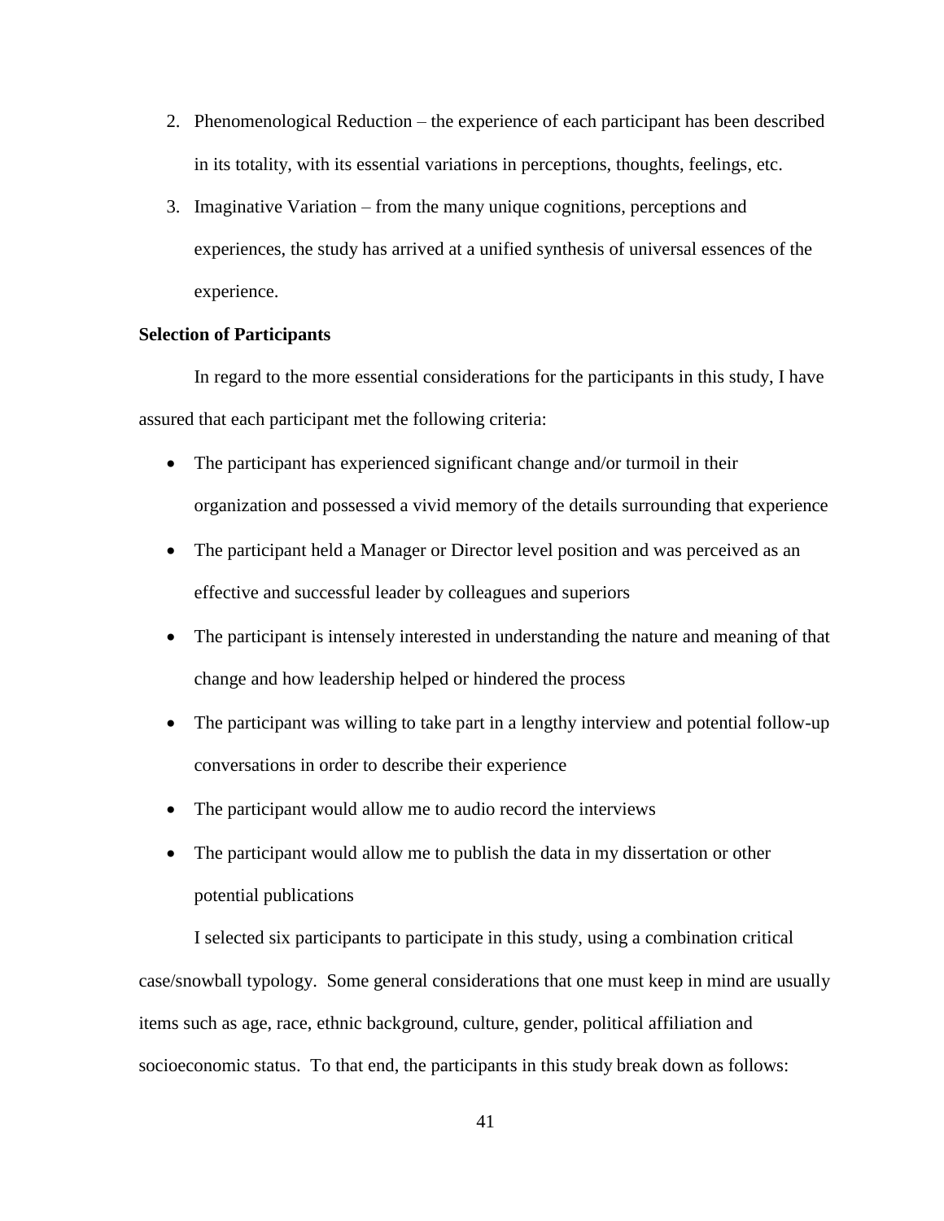2. Phenomenological Reduction – the experience of each participant has been described in its totality, with its essential variations in perceptions, thoughts, feelings, etc.
3. Imaginative Variation – from the many unique cognitions, perceptions and experiences, the study has arrived at a unified synthesis of universal essences of the experience.

**Selection of Participants**

In regard to the more essential considerations for the participants in this study, I have assured that each participant met the following criteria:

- The participant has experienced significant change and/or turmoil in their organization and possessed a vivid memory of the details surrounding that experience
- The participant held a Manager or Director level position and was perceived as an effective and successful leader by colleagues and superiors
- The participant is intensely interested in understanding the nature and meaning of that change and how leadership helped or hindered the process
- The participant was willing to take part in a lengthy interview and potential follow-up conversations in order to describe their experience
- The participant would allow me to audio record the interviews
- The participant would allow me to publish the data in my dissertation or other potential publications

I selected six participants to participate in this study, using a combination critical case/snowball typology. Some general considerations that one must keep in mind are usually items such as age, race, ethnic background, culture, gender, political affiliation and socioeconomic status. To that end, the participants in this study break down as follows: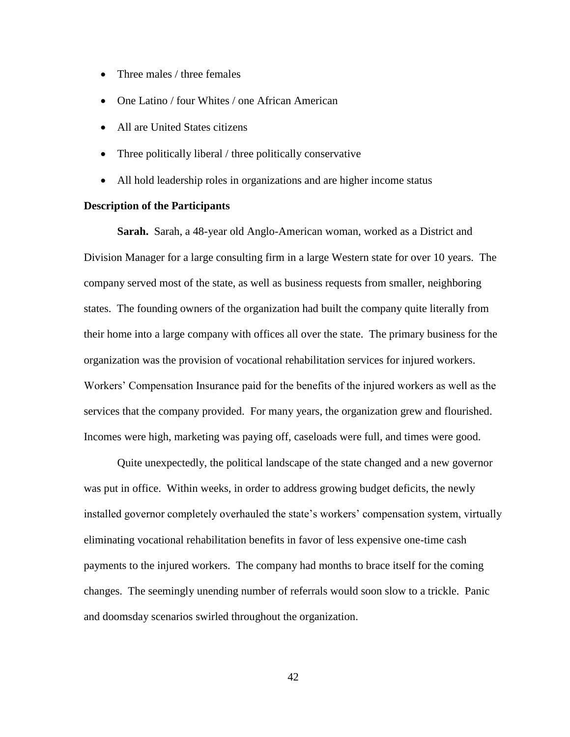- Three males / three females
- One Latino / four Whites / one African American
- All are United States citizens
- Three politically liberal / three politically conservative
- All hold leadership roles in organizations and are higher income status

**Description of the Participants**

**Sarah.** Sarah, a 48-year old Anglo-American woman, worked as a District and Division Manager for a large consulting firm in a large Western state for over 10 years. The company served most of the state, as well as business requests from smaller, neighboring states. The founding owners of the organization had built the company quite literally from their home into a large company with offices all over the state. The primary business for the organization was the provision of vocational rehabilitation services for injured workers. Workers' Compensation Insurance paid for the benefits of the injured workers as well as the services that the company provided. For many years, the organization grew and flourished. Incomes were high, marketing was paying off, caseloads were full, and times were good.

Quite unexpectedly, the political landscape of the state changed and a new governor was put in office. Within weeks, in order to address growing budget deficits, the newly installed governor completely overhauled the state's workers' compensation system, virtually eliminating vocational rehabilitation benefits in favor of less expensive one-time cash payments to the injured workers. The company had months to brace itself for the coming changes. The seemingly unending number of referrals would soon slow to a trickle. Panic and doomsday scenarios swirled throughout the organization.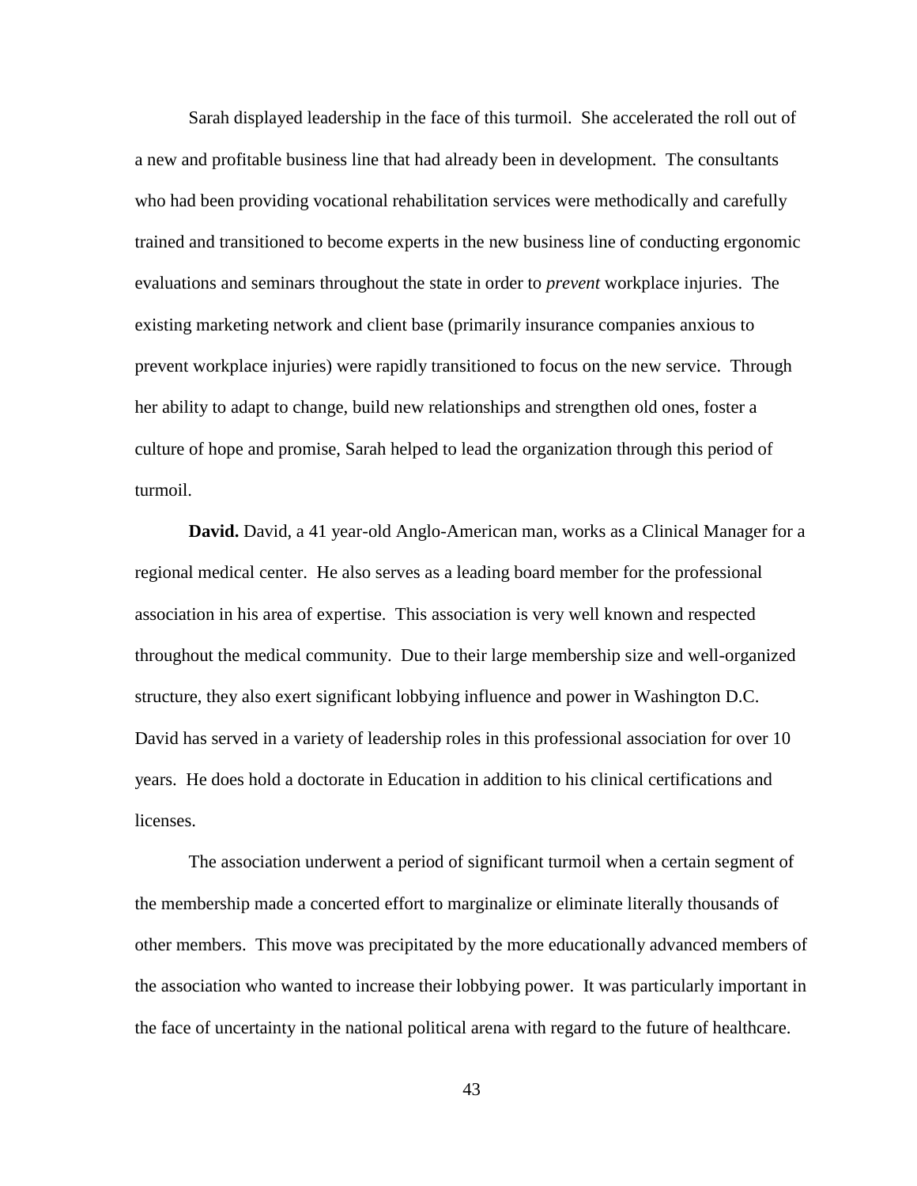Sarah displayed leadership in the face of this turmoil. She accelerated the roll out of a new and profitable business line that had already been in development. The consultants who had been providing vocational rehabilitation services were methodically and carefully trained and transitioned to become experts in the new business line of conducting ergonomic evaluations and seminars throughout the state in order to *prevent* workplace injuries. The existing marketing network and client base (primarily insurance companies anxious to prevent workplace injuries) were rapidly transitioned to focus on the new service. Through her ability to adapt to change, build new relationships and strengthen old ones, foster a culture of hope and promise, Sarah helped to lead the organization through this period of turmoil.

**David.** David, a 41 year-old Anglo-American man, works as a Clinical Manager for a regional medical center. He also serves as a leading board member for the professional association in his area of expertise. This association is very well known and respected throughout the medical community. Due to their large membership size and well-organized structure, they also exert significant lobbying influence and power in Washington D.C. David has served in a variety of leadership roles in this professional association for over 10 years. He does hold a doctorate in Education in addition to his clinical certifications and licenses.

The association underwent a period of significant turmoil when a certain segment of the membership made a concerted effort to marginalize or eliminate literally thousands of other members. This move was precipitated by the more educationally advanced members of the association who wanted to increase their lobbying power. It was particularly important in the face of uncertainty in the national political arena with regard to the future of healthcare.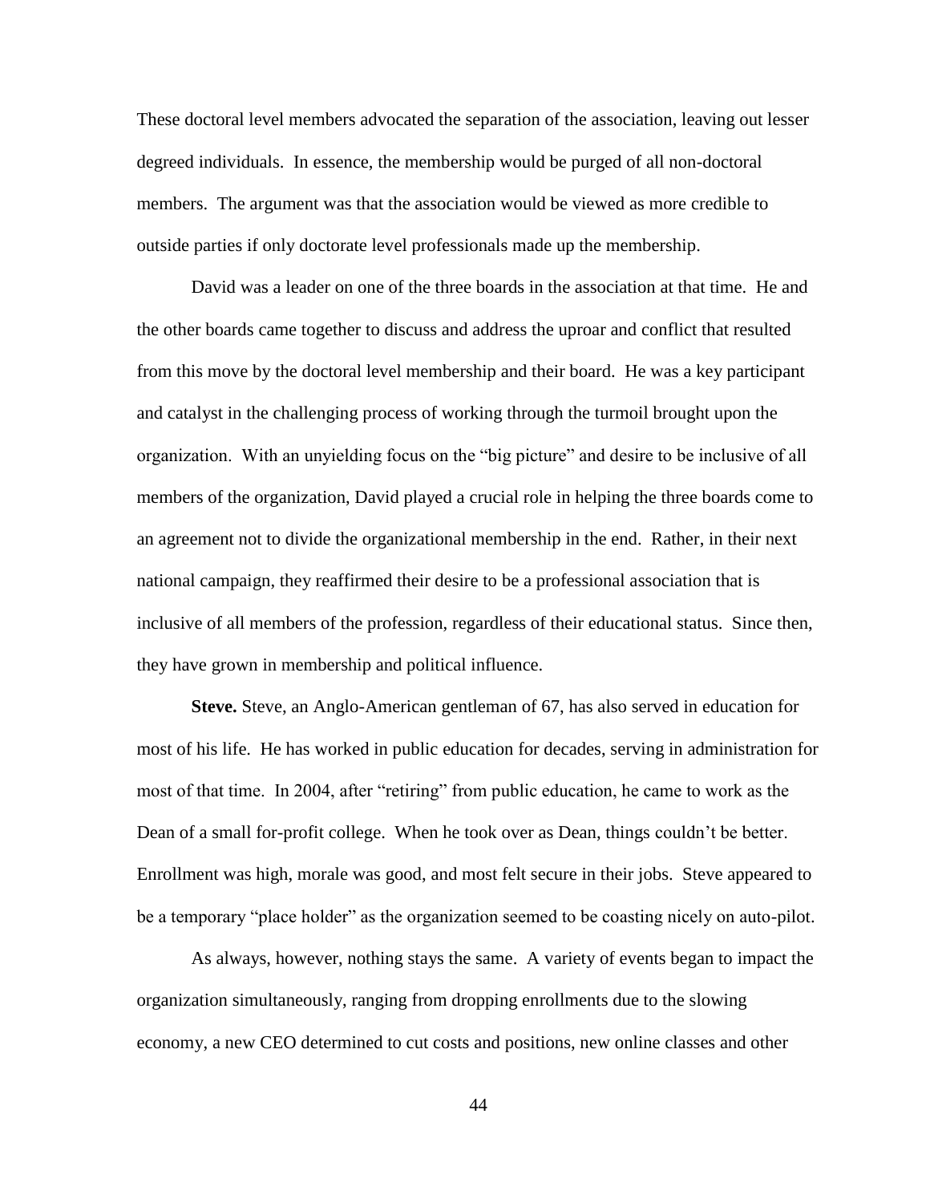These doctoral level members advocated the separation of the association, leaving out lesser degreed individuals. In essence, the membership would be purged of all non-doctoral members. The argument was that the association would be viewed as more credible to outside parties if only doctorate level professionals made up the membership.

David was a leader on one of the three boards in the association at that time. He and the other boards came together to discuss and address the uproar and conflict that resulted from this move by the doctoral level membership and their board. He was a key participant and catalyst in the challenging process of working through the turmoil brought upon the organization. With an unyielding focus on the "big picture" and desire to be inclusive of all members of the organization, David played a crucial role in helping the three boards come to an agreement not to divide the organizational membership in the end. Rather, in their next national campaign, they reaffirmed their desire to be a professional association that is inclusive of all members of the profession, regardless of their educational status. Since then, they have grown in membership and political influence.

**Steve.** Steve, an Anglo-American gentleman of 67, has also served in education for most of his life. He has worked in public education for decades, serving in administration for most of that time. In 2004, after "retiring" from public education, he came to work as the Dean of a small for-profit college. When he took over as Dean, things couldn't be better. Enrollment was high, morale was good, and most felt secure in their jobs. Steve appeared to be a temporary "place holder" as the organization seemed to be coasting nicely on auto-pilot.

As always, however, nothing stays the same. A variety of events began to impact the organization simultaneously, ranging from dropping enrollments due to the slowing economy, a new CEO determined to cut costs and positions, new online classes and other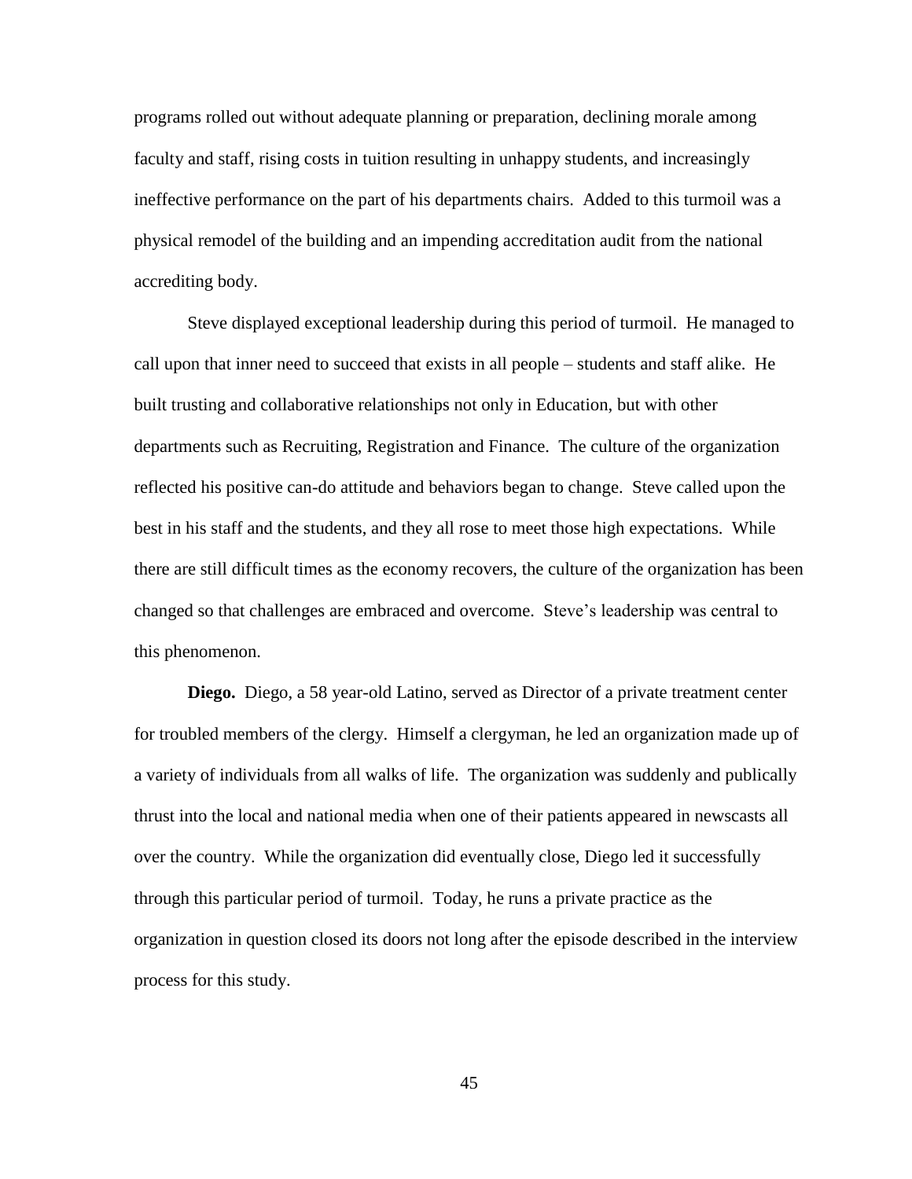programs rolled out without adequate planning or preparation, declining morale among faculty and staff, rising costs in tuition resulting in unhappy students, and increasingly ineffective performance on the part of his departments chairs. Added to this turmoil was a physical remodel of the building and an impending accreditation audit from the national accrediting body.

Steve displayed exceptional leadership during this period of turmoil. He managed to call upon that inner need to succeed that exists in all people – students and staff alike. He built trusting and collaborative relationships not only in Education, but with other departments such as Recruiting, Registration and Finance. The culture of the organization reflected his positive can-do attitude and behaviors began to change. Steve called upon the best in his staff and the students, and they all rose to meet those high expectations. While there are still difficult times as the economy recovers, the culture of the organization has been changed so that challenges are embraced and overcome. Steve's leadership was central to this phenomenon.

**Diego.** Diego, a 58 year-old Latino, served as Director of a private treatment center for troubled members of the clergy. Himself a clergyman, he led an organization made up of a variety of individuals from all walks of life. The organization was suddenly and publically thrust into the local and national media when one of their patients appeared in newscasts all over the country. While the organization did eventually close, Diego led it successfully through this particular period of turmoil. Today, he runs a private practice as the organization in question closed its doors not long after the episode described in the interview process for this study.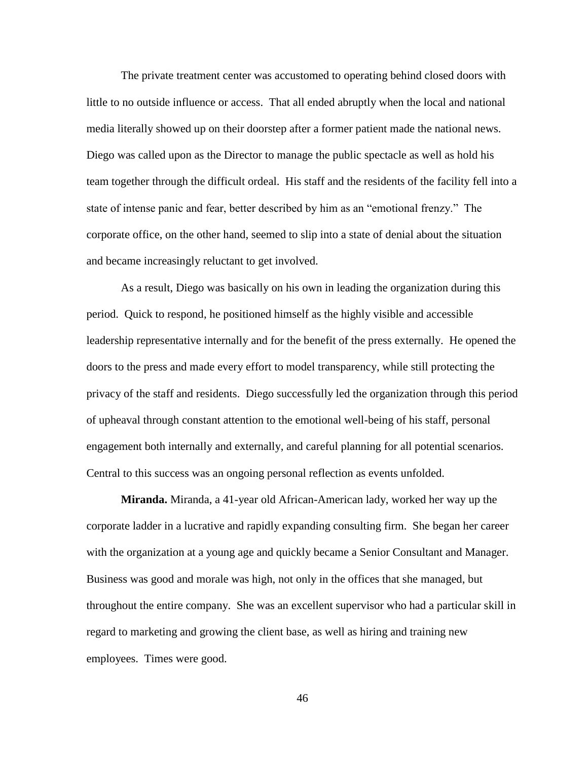The private treatment center was accustomed to operating behind closed doors with little to no outside influence or access. That all ended abruptly when the local and national media literally showed up on their doorstep after a former patient made the national news. Diego was called upon as the Director to manage the public spectacle as well as hold his team together through the difficult ordeal. His staff and the residents of the facility fell into a state of intense panic and fear, better described by him as an "emotional frenzy." The corporate office, on the other hand, seemed to slip into a state of denial about the situation and became increasingly reluctant to get involved.

As a result, Diego was basically on his own in leading the organization during this period. Quick to respond, he positioned himself as the highly visible and accessible leadership representative internally and for the benefit of the press externally. He opened the doors to the press and made every effort to model transparency, while still protecting the privacy of the staff and residents. Diego successfully led the organization through this period of upheaval through constant attention to the emotional well-being of his staff, personal engagement both internally and externally, and careful planning for all potential scenarios. Central to this success was an ongoing personal reflection as events unfolded.

**Miranda.** Miranda, a 41-year old African-American lady, worked her way up the corporate ladder in a lucrative and rapidly expanding consulting firm. She began her career with the organization at a young age and quickly became a Senior Consultant and Manager. Business was good and morale was high, not only in the offices that she managed, but throughout the entire company. She was an excellent supervisor who had a particular skill in regard to marketing and growing the client base, as well as hiring and training new employees. Times were good.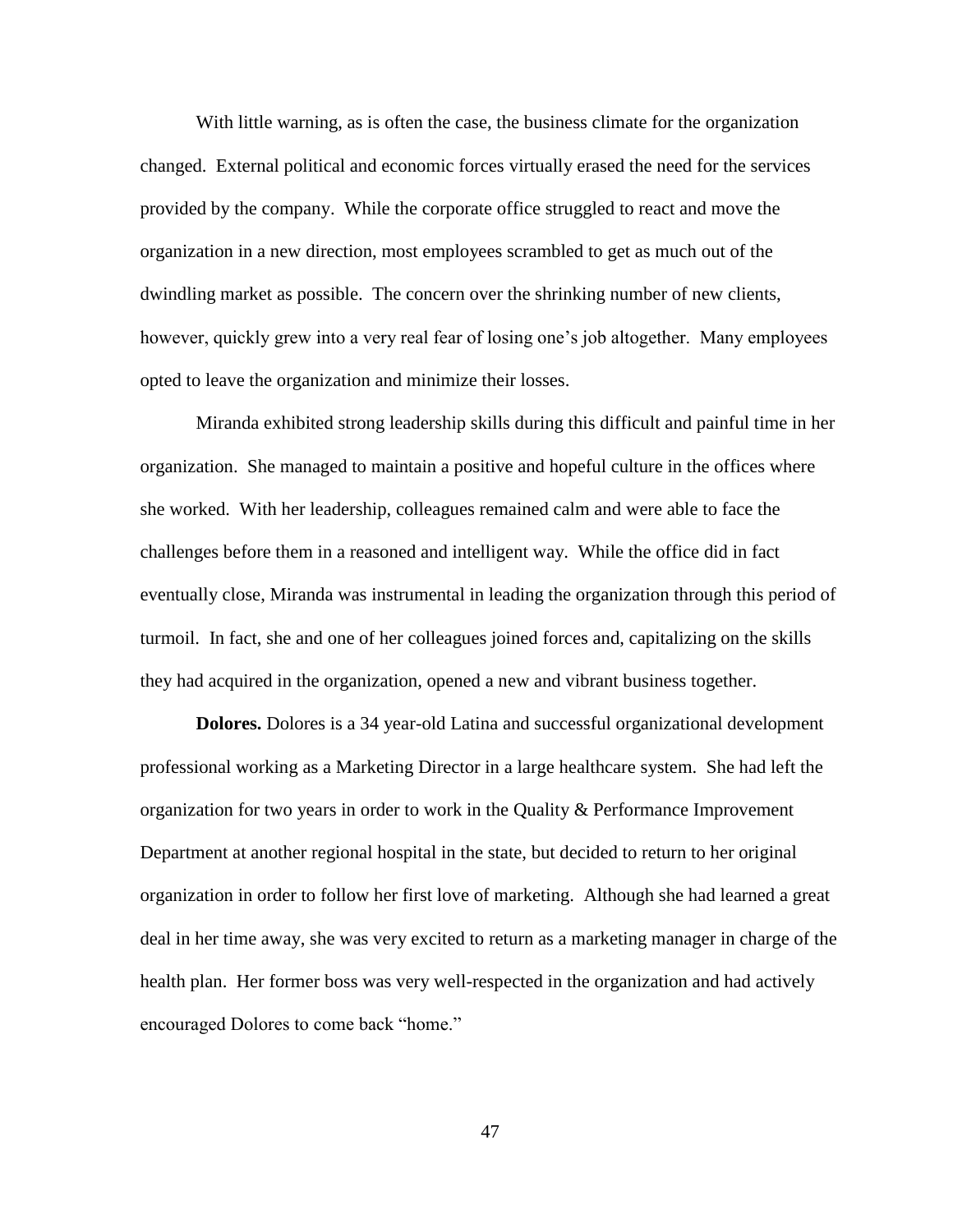With little warning, as is often the case, the business climate for the organization changed. External political and economic forces virtually erased the need for the services provided by the company. While the corporate office struggled to react and move the organization in a new direction, most employees scrambled to get as much out of the dwindling market as possible. The concern over the shrinking number of new clients, however, quickly grew into a very real fear of losing one's job altogether. Many employees opted to leave the organization and minimize their losses.

Miranda exhibited strong leadership skills during this difficult and painful time in her organization. She managed to maintain a positive and hopeful culture in the offices where she worked. With her leadership, colleagues remained calm and were able to face the challenges before them in a reasoned and intelligent way. While the office did in fact eventually close, Miranda was instrumental in leading the organization through this period of turmoil. In fact, she and one of her colleagues joined forces and, capitalizing on the skills they had acquired in the organization, opened a new and vibrant business together.

**Dolores.** Dolores is a 34 year-old Latina and successful organizational development professional working as a Marketing Director in a large healthcare system. She had left the organization for two years in order to work in the Quality & Performance Improvement Department at another regional hospital in the state, but decided to return to her original organization in order to follow her first love of marketing. Although she had learned a great deal in her time away, she was very excited to return as a marketing manager in charge of the health plan. Her former boss was very well-respected in the organization and had actively encouraged Dolores to come back "home."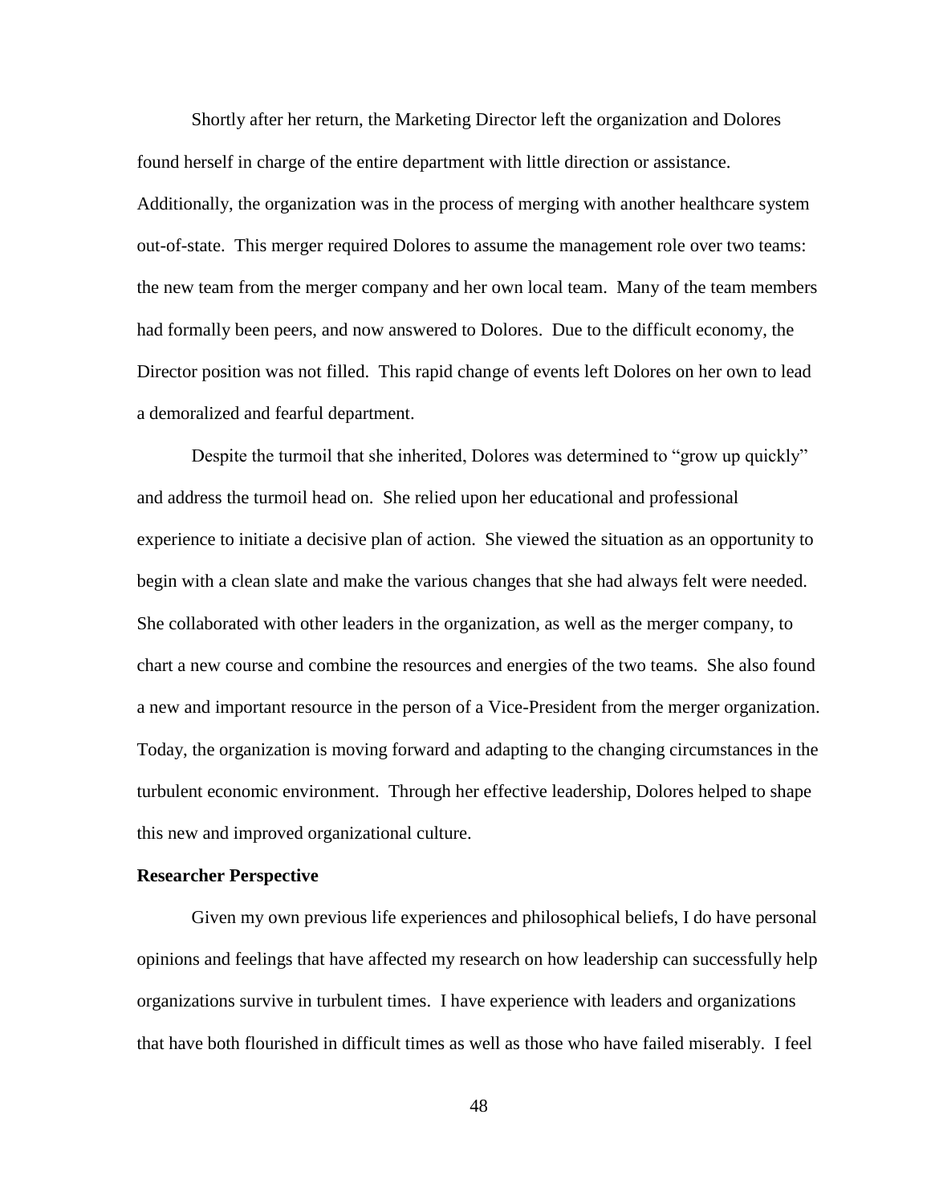Shortly after her return, the Marketing Director left the organization and Dolores found herself in charge of the entire department with little direction or assistance. Additionally, the organization was in the process of merging with another healthcare system out-of-state. This merger required Dolores to assume the management role over two teams: the new team from the merger company and her own local team. Many of the team members had formally been peers, and now answered to Dolores. Due to the difficult economy, the Director position was not filled. This rapid change of events left Dolores on her own to lead a demoralized and fearful department.

Despite the turmoil that she inherited, Dolores was determined to "grow up quickly" and address the turmoil head on. She relied upon her educational and professional experience to initiate a decisive plan of action. She viewed the situation as an opportunity to begin with a clean slate and make the various changes that she had always felt were needed. She collaborated with other leaders in the organization, as well as the merger company, to chart a new course and combine the resources and energies of the two teams. She also found a new and important resource in the person of a Vice-President from the merger organization. Today, the organization is moving forward and adapting to the changing circumstances in the turbulent economic environment. Through her effective leadership, Dolores helped to shape this new and improved organizational culture.

**Researcher Perspective**

Given my own previous life experiences and philosophical beliefs, I do have personal opinions and feelings that have affected my research on how leadership can successfully help organizations survive in turbulent times. I have experience with leaders and organizations that have both flourished in difficult times as well as those who have failed miserably. I feel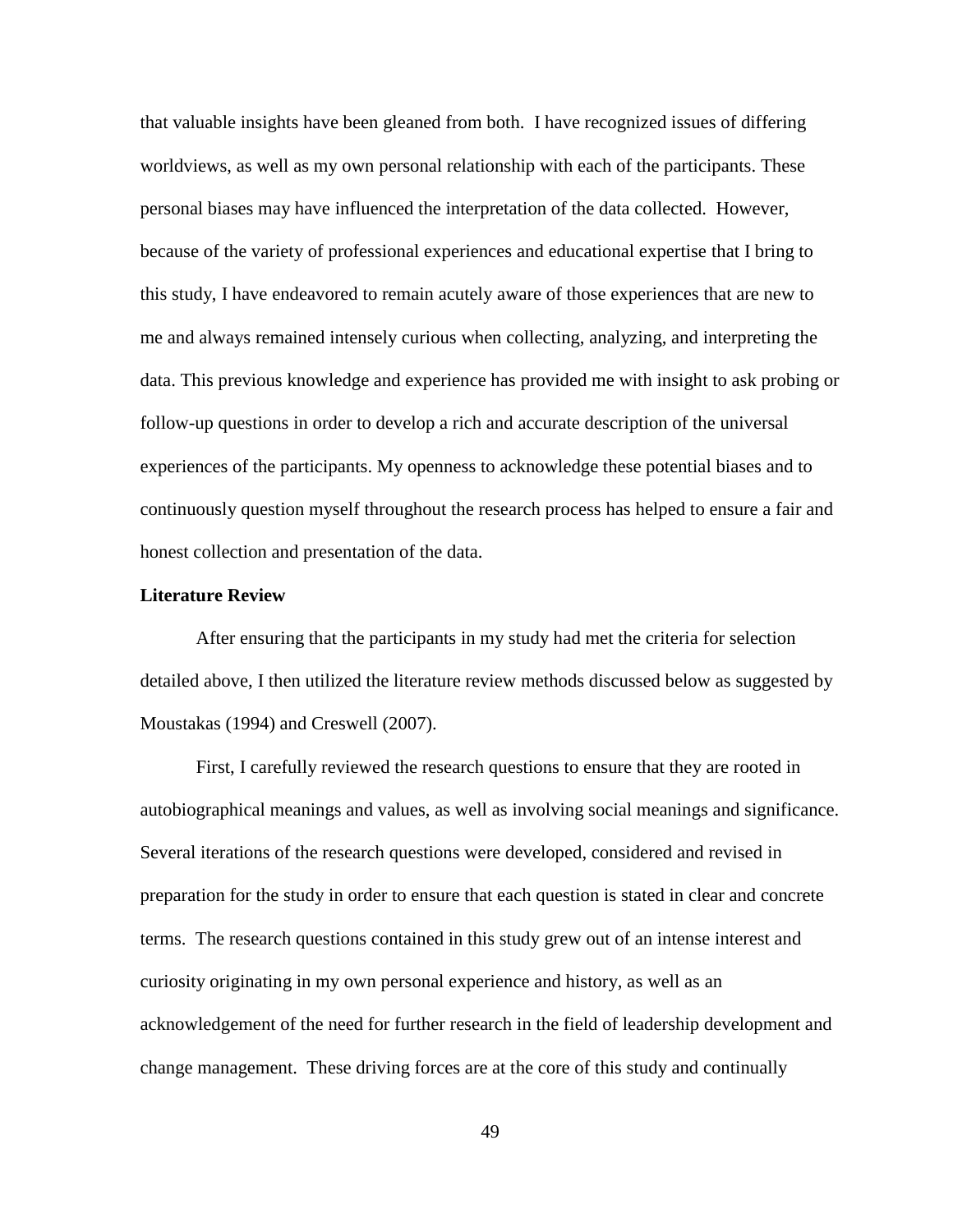that valuable insights have been gleaned from both. I have recognized issues of differing worldviews, as well as my own personal relationship with each of the participants. These personal biases may have influenced the interpretation of the data collected. However, because of the variety of professional experiences and educational expertise that I bring to this study, I have endeavored to remain acutely aware of those experiences that are new to me and always remained intensely curious when collecting, analyzing, and interpreting the data. This previous knowledge and experience has provided me with insight to ask probing or follow-up questions in order to develop a rich and accurate description of the universal experiences of the participants. My openness to acknowledge these potential biases and to continuously question myself throughout the research process has helped to ensure a fair and honest collection and presentation of the data.

**Literature Review**

After ensuring that the participants in my study had met the criteria for selection detailed above, I then utilized the literature review methods discussed below as suggested by Moustakas (1994) and Creswell (2007).

First, I carefully reviewed the research questions to ensure that they are rooted in autobiographical meanings and values, as well as involving social meanings and significance. Several iterations of the research questions were developed, considered and revised in preparation for the study in order to ensure that each question is stated in clear and concrete terms. The research questions contained in this study grew out of an intense interest and curiosity originating in my own personal experience and history, as well as an acknowledgement of the need for further research in the field of leadership development and change management. These driving forces are at the core of this study and continually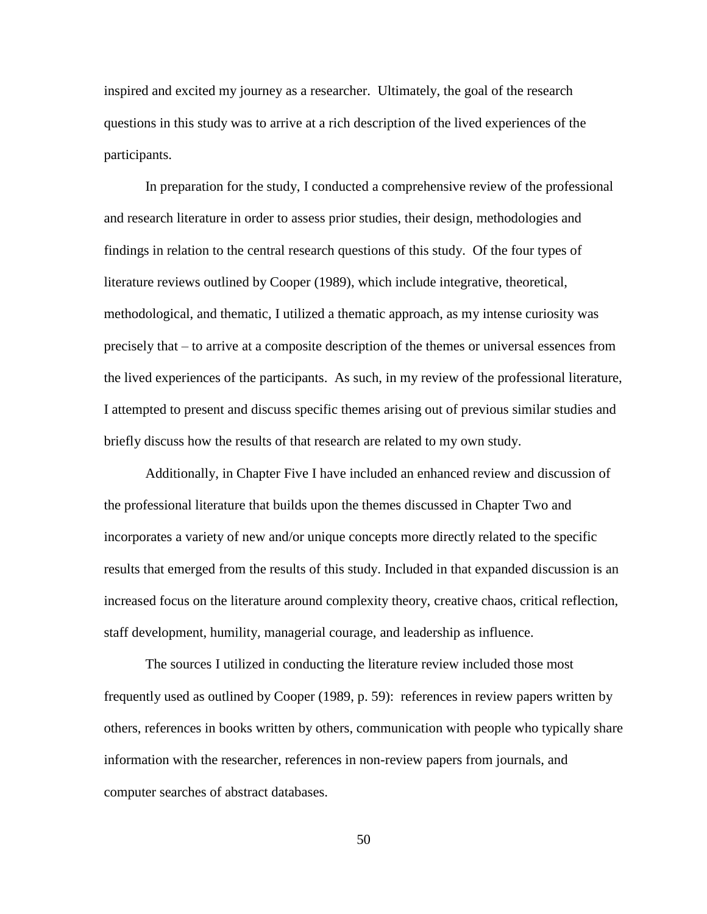inspired and excited my journey as a researcher. Ultimately, the goal of the research questions in this study was to arrive at a rich description of the lived experiences of the participants.

In preparation for the study, I conducted a comprehensive review of the professional and research literature in order to assess prior studies, their design, methodologies and findings in relation to the central research questions of this study. Of the four types of literature reviews outlined by Cooper (1989), which include integrative, theoretical, methodological, and thematic, I utilized a thematic approach, as my intense curiosity was precisely that – to arrive at a composite description of the themes or universal essences from the lived experiences of the participants. As such, in my review of the professional literature, I attempted to present and discuss specific themes arising out of previous similar studies and briefly discuss how the results of that research are related to my own study.

Additionally, in Chapter Five I have included an enhanced review and discussion of the professional literature that builds upon the themes discussed in Chapter Two and incorporates a variety of new and/or unique concepts more directly related to the specific results that emerged from the results of this study. Included in that expanded discussion is an increased focus on the literature around complexity theory, creative chaos, critical reflection, staff development, humility, managerial courage, and leadership as influence.

The sources I utilized in conducting the literature review included those most frequently used as outlined by Cooper (1989, p. 59): references in review papers written by others, references in books written by others, communication with people who typically share information with the researcher, references in non-review papers from journals, and computer searches of abstract databases.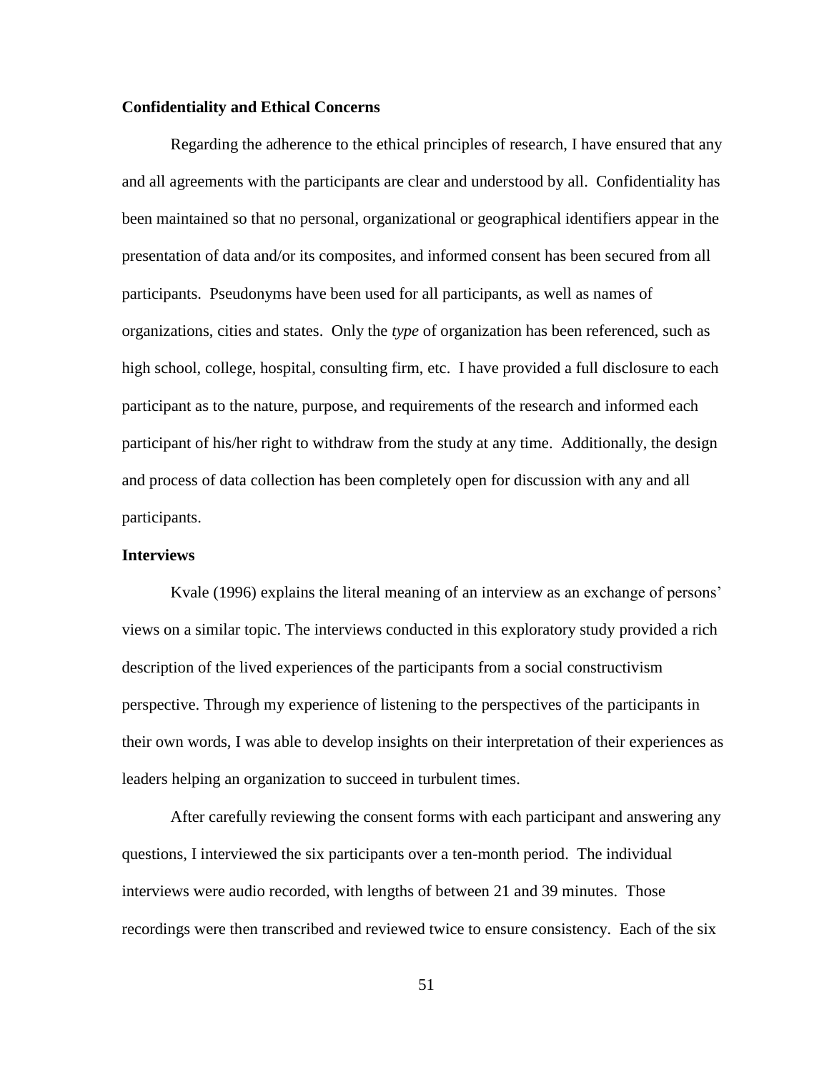**Confidentiality and Ethical Concerns**

Regarding the adherence to the ethical principles of research, I have ensured that any and all agreements with the participants are clear and understood by all. Confidentiality has been maintained so that no personal, organizational or geographical identifiers appear in the presentation of data and/or its composites, and informed consent has been secured from all participants. Pseudonyms have been used for all participants, as well as names of organizations, cities and states. Only the *type* of organization has been referenced, such as high school, college, hospital, consulting firm, etc. I have provided a full disclosure to each participant as to the nature, purpose, and requirements of the research and informed each participant of his/her right to withdraw from the study at any time. Additionally, the design and process of data collection has been completely open for discussion with any and all participants.

**Interviews**

Kvale (1996) explains the literal meaning of an interview as an exchange of persons' views on a similar topic. The interviews conducted in this exploratory study provided a rich description of the lived experiences of the participants from a social constructivism perspective. Through my experience of listening to the perspectives of the participants in their own words, I was able to develop insights on their interpretation of their experiences as leaders helping an organization to succeed in turbulent times.

After carefully reviewing the consent forms with each participant and answering any questions, I interviewed the six participants over a ten-month period. The individual interviews were audio recorded, with lengths of between 21 and 39 minutes. Those recordings were then transcribed and reviewed twice to ensure consistency. Each of the six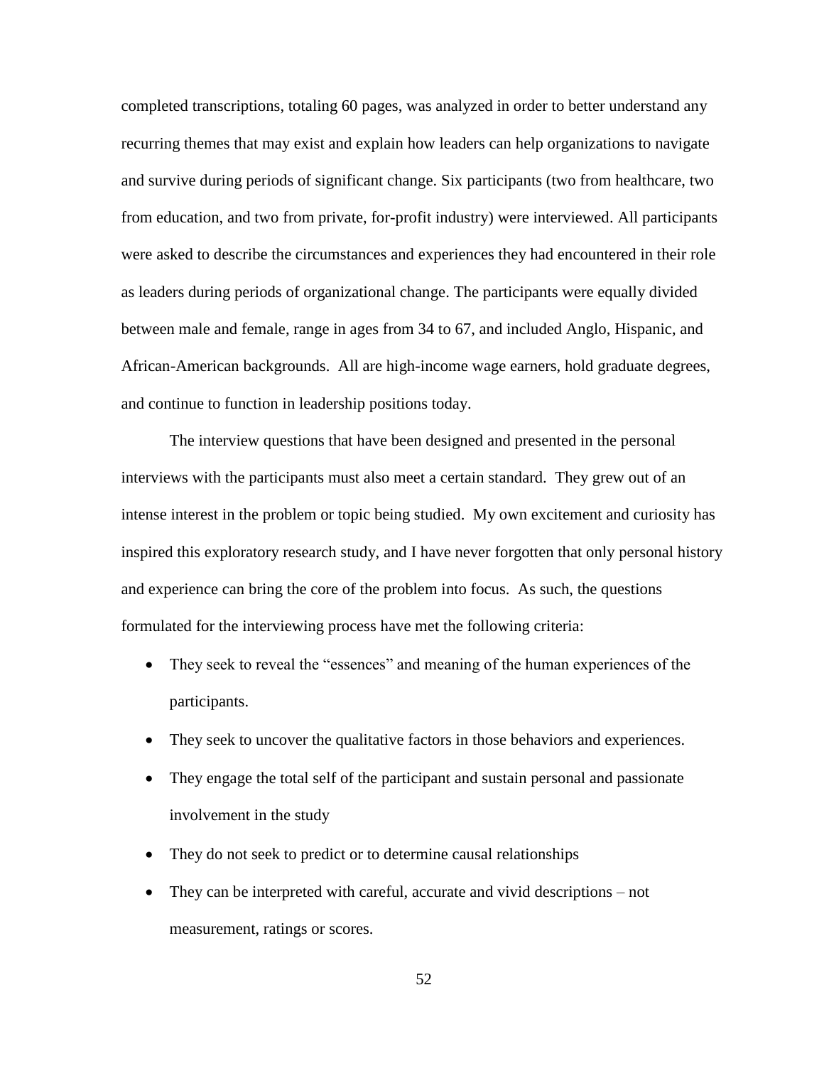completed transcriptions, totaling 60 pages, was analyzed in order to better understand any recurring themes that may exist and explain how leaders can help organizations to navigate and survive during periods of significant change. Six participants (two from healthcare, two from education, and two from private, for-profit industry) were interviewed. All participants were asked to describe the circumstances and experiences they had encountered in their role as leaders during periods of organizational change. The participants were equally divided between male and female, range in ages from 34 to 67, and included Anglo, Hispanic, and African-American backgrounds. All are high-income wage earners, hold graduate degrees, and continue to function in leadership positions today.

The interview questions that have been designed and presented in the personal interviews with the participants must also meet a certain standard. They grew out of an intense interest in the problem or topic being studied. My own excitement and curiosity has inspired this exploratory research study, and I have never forgotten that only personal history and experience can bring the core of the problem into focus. As such, the questions formulated for the interviewing process have met the following criteria:

- They seek to reveal the "essences" and meaning of the human experiences of the participants.
- They seek to uncover the qualitative factors in those behaviors and experiences.
- They engage the total self of the participant and sustain personal and passionate involvement in the study
- They do not seek to predict or to determine causal relationships
- They can be interpreted with careful, accurate and vivid descriptions – not measurement, ratings or scores.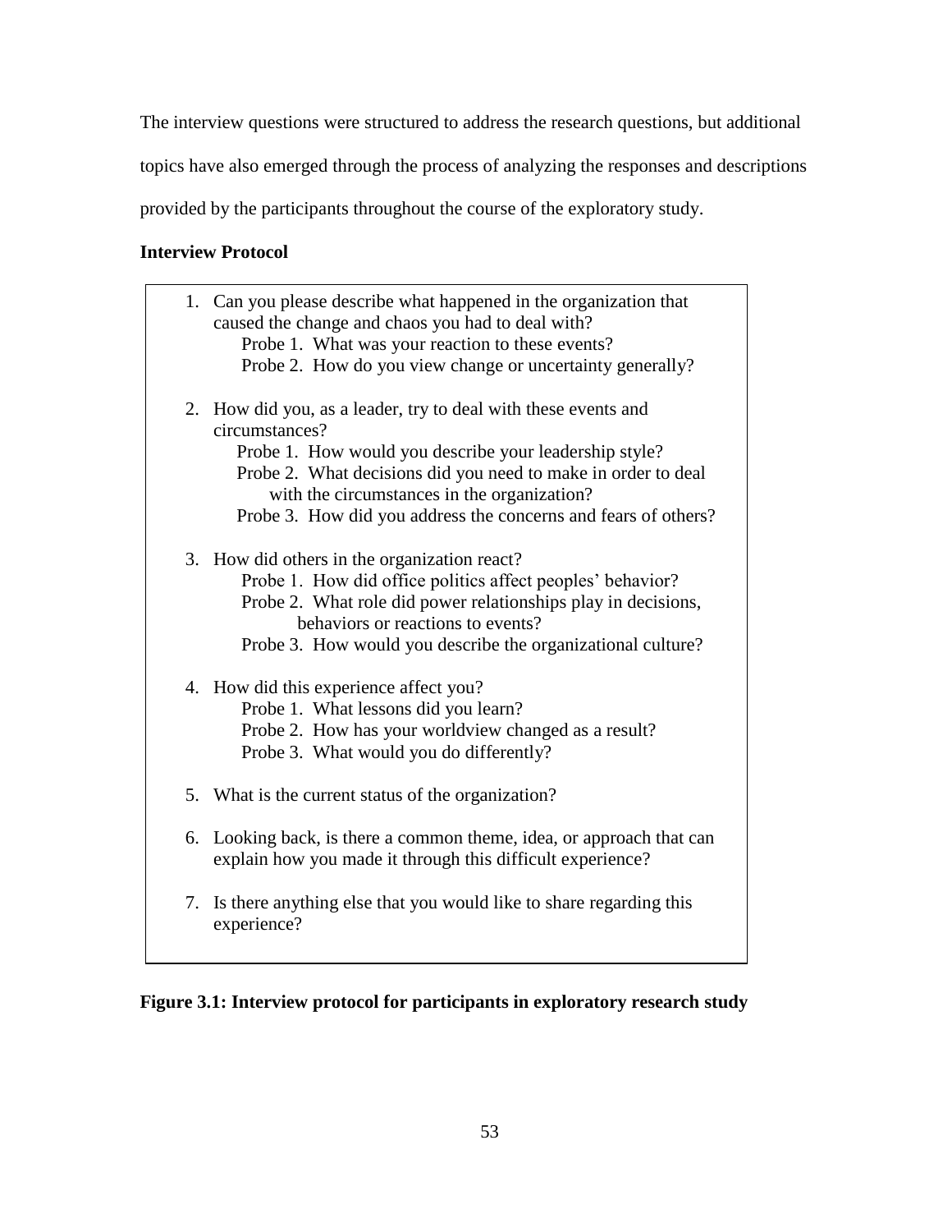The interview questions were structured to address the research questions, but additional topics have also emerged through the process of analyzing the responses and descriptions provided by the participants throughout the course of the exploratory study.

**Interview Protocol**

1. Can you please describe what happened in the organization that caused the change and chaos you had to deal with?
   - Probe 1. What was your reaction to these events?
   - Probe 2. How do you view change or uncertainty generally?

2. How did you, as a leader, try to deal with these events and circumstances?
   - Probe 1. How would you describe your leadership style?
   - Probe 2. What decisions did you need to make in order to deal with the circumstances in the organization?
   - Probe 3. How did you address the concerns and fears of others?

3. How did others in the organization react?
   - Probe 1. How did office politics affect peoples' behavior?
   - Probe 2. What role did power relationships play in decisions, behaviors or reactions to events?
   - Probe 3. How would you describe the organizational culture?

4. How did this experience affect you?
   - Probe 1. What lessons did you learn?
   - Probe 2. How has your worldview changed as a result?
   - Probe 3. What would you do differently?

5. What is the current status of the organization?

6. Looking back, is there a common theme, idea, or approach that can explain how you made it through this difficult experience?

7. Is there anything else that you would like to share regarding this experience?

**Figure 3.1: Interview protocol for participants in exploratory research study**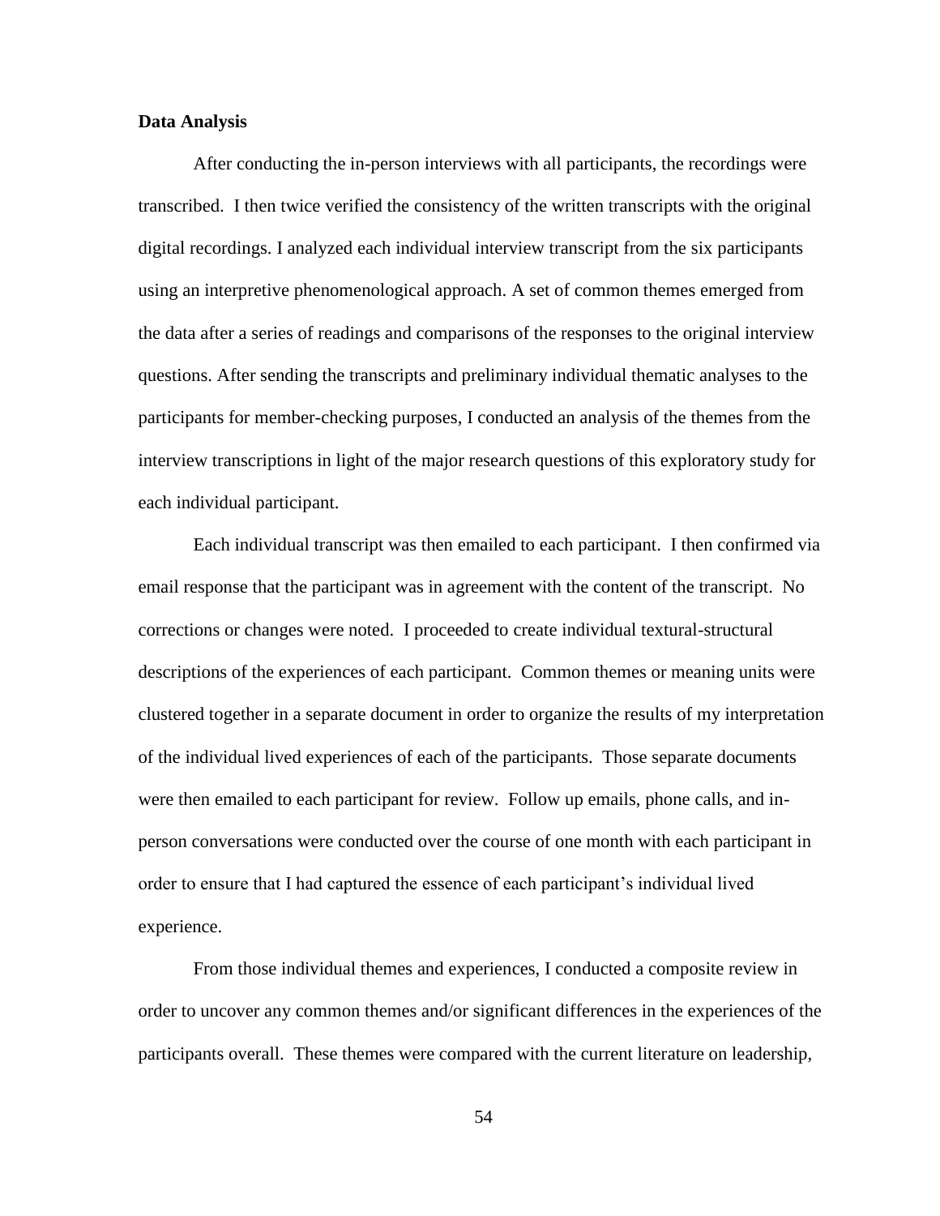**Data Analysis**

After conducting the in-person interviews with all participants, the recordings were transcribed. I then twice verified the consistency of the written transcripts with the original digital recordings. I analyzed each individual interview transcript from the six participants using an interpretive phenomenological approach. A set of common themes emerged from the data after a series of readings and comparisons of the responses to the original interview questions. After sending the transcripts and preliminary individual thematic analyses to the participants for member-checking purposes, I conducted an analysis of the themes from the interview transcriptions in light of the major research questions of this exploratory study for each individual participant.

Each individual transcript was then emailed to each participant. I then confirmed via email response that the participant was in agreement with the content of the transcript. No corrections or changes were noted. I proceeded to create individual textural-structural descriptions of the experiences of each participant. Common themes or meaning units were clustered together in a separate document in order to organize the results of my interpretation of the individual lived experiences of each of the participants. Those separate documents were then emailed to each participant for review. Follow up emails, phone calls, and in-person conversations were conducted over the course of one month with each participant in order to ensure that I had captured the essence of each participant's individual lived experience.

From those individual themes and experiences, I conducted a composite review in order to uncover any common themes and/or significant differences in the experiences of the participants overall. These themes were compared with the current literature on leadership,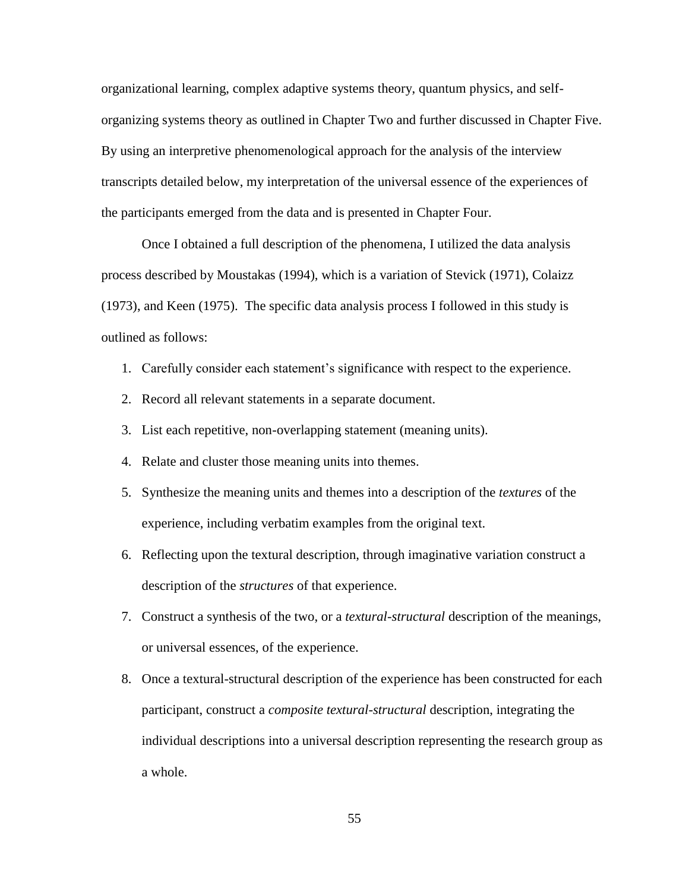organizational learning, complex adaptive systems theory, quantum physics, and self-organizing systems theory as outlined in Chapter Two and further discussed in Chapter Five. By using an interpretive phenomenological approach for the analysis of the interview transcripts detailed below, my interpretation of the universal essence of the experiences of the participants emerged from the data and is presented in Chapter Four.

Once I obtained a full description of the phenomena, I utilized the data analysis process described by Moustakas (1994), which is a variation of Stevick (1971), Colaizz (1973), and Keen (1975). The specific data analysis process I followed in this study is outlined as follows:

1. Carefully consider each statement's significance with respect to the experience.
2. Record all relevant statements in a separate document.
3. List each repetitive, non-overlapping statement (meaning units).
4. Relate and cluster those meaning units into themes.
5. Synthesize the meaning units and themes into a description of the *textures* of the experience, including verbatim examples from the original text.
6. Reflecting upon the textural description, through imaginative variation construct a description of the *structures* of that experience.
7. Construct a synthesis of the two, or a *textural-structural* description of the meanings, or universal essences, of the experience.
8. Once a textural-structural description of the experience has been constructed for each participant, construct a *composite textural-structural* description, integrating the individual descriptions into a universal description representing the research group as a whole.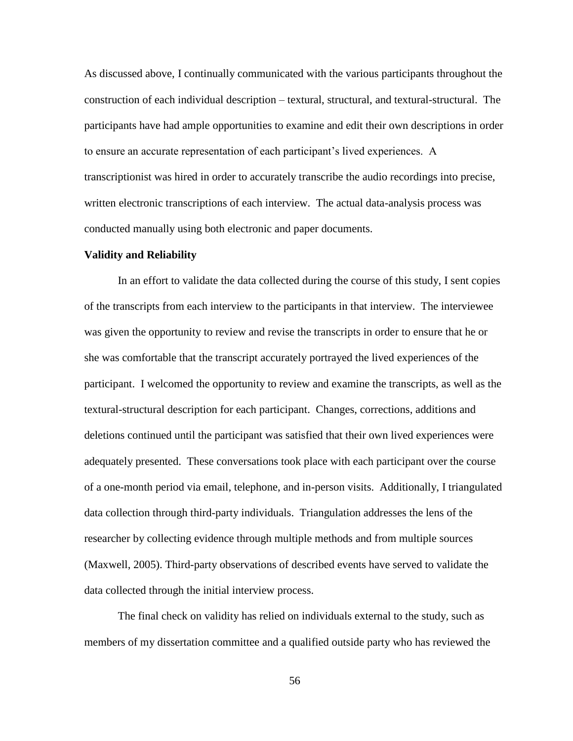As discussed above, I continually communicated with the various participants throughout the construction of each individual description – textural, structural, and textural-structural. The participants have had ample opportunities to examine and edit their own descriptions in order to ensure an accurate representation of each participant's lived experiences. A transcriptionist was hired in order to accurately transcribe the audio recordings into precise, written electronic transcriptions of each interview. The actual data-analysis process was conducted manually using both electronic and paper documents.

**Validity and Reliability**

In an effort to validate the data collected during the course of this study, I sent copies of the transcripts from each interview to the participants in that interview. The interviewee was given the opportunity to review and revise the transcripts in order to ensure that he or she was comfortable that the transcript accurately portrayed the lived experiences of the participant. I welcomed the opportunity to review and examine the transcripts, as well as the textural-structural description for each participant. Changes, corrections, additions and deletions continued until the participant was satisfied that their own lived experiences were adequately presented. These conversations took place with each participant over the course of a one-month period via email, telephone, and in-person visits. Additionally, I triangulated data collection through third-party individuals. Triangulation addresses the lens of the researcher by collecting evidence through multiple methods and from multiple sources (Maxwell, 2005). Third-party observations of described events have served to validate the data collected through the initial interview process.

The final check on validity has relied on individuals external to the study, such as members of my dissertation committee and a qualified outside party who has reviewed the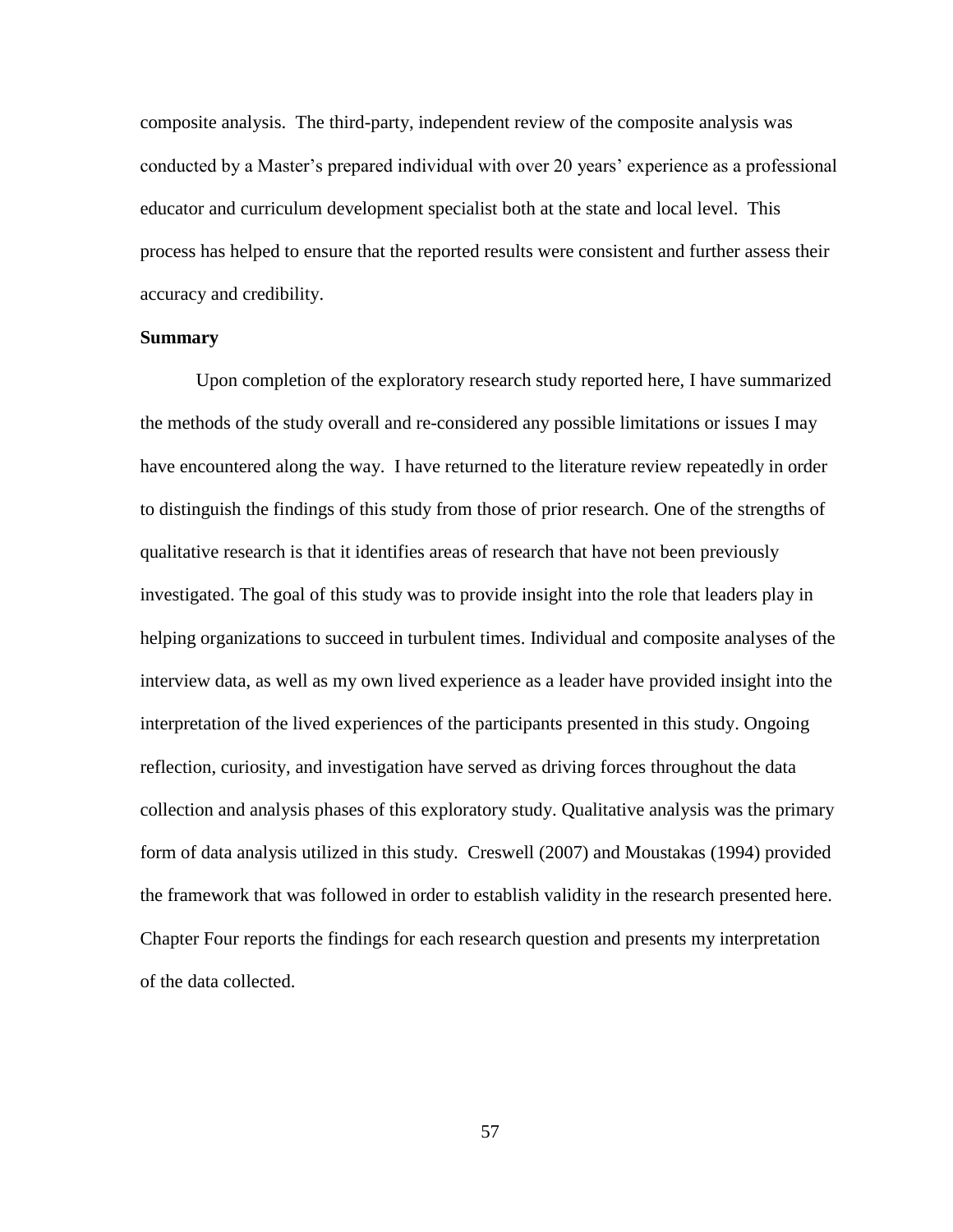composite analysis. The third-party, independent review of the composite analysis was conducted by a Master's prepared individual with over 20 years' experience as a professional educator and curriculum development specialist both at the state and local level. This process has helped to ensure that the reported results were consistent and further assess their accuracy and credibility.

**Summary**

Upon completion of the exploratory research study reported here, I have summarized the methods of the study overall and re-considered any possible limitations or issues I may have encountered along the way. I have returned to the literature review repeatedly in order to distinguish the findings of this study from those of prior research. One of the strengths of qualitative research is that it identifies areas of research that have not been previously investigated. The goal of this study was to provide insight into the role that leaders play in helping organizations to succeed in turbulent times. Individual and composite analyses of the interview data, as well as my own lived experience as a leader have provided insight into the interpretation of the lived experiences of the participants presented in this study. Ongoing reflection, curiosity, and investigation have served as driving forces throughout the data collection and analysis phases of this exploratory study. Qualitative analysis was the primary form of data analysis utilized in this study. Creswell (2007) and Moustakas (1994) provided the framework that was followed in order to establish validity in the research presented here. Chapter Four reports the findings for each research question and presents my interpretation of the data collected.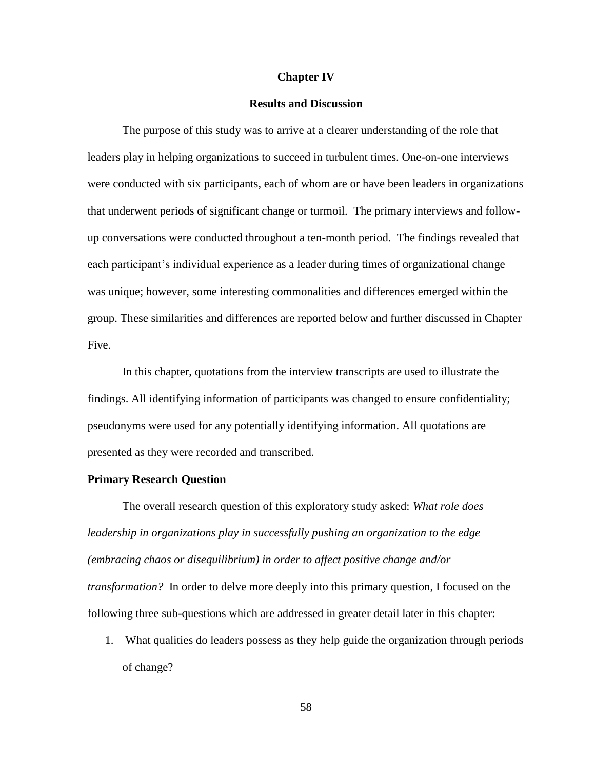# Chapter IV

## Results and Discussion

The purpose of this study was to arrive at a clearer understanding of the role that leaders play in helping organizations to succeed in turbulent times. One-on-one interviews were conducted with six participants, each of whom are or have been leaders in organizations that underwent periods of significant change or turmoil. The primary interviews and follow-up conversations were conducted throughout a ten-month period. The findings revealed that each participant's individual experience as a leader during times of organizational change was unique; however, some interesting commonalities and differences emerged within the group. These similarities and differences are reported below and further discussed in Chapter Five.

In this chapter, quotations from the interview transcripts are used to illustrate the findings. All identifying information of participants was changed to ensure confidentiality; pseudonyms were used for any potentially identifying information. All quotations are presented as they were recorded and transcribed.

### Primary Research Question

The overall research question of this exploratory study asked: *What role does leadership in organizations play in successfully pushing an organization to the edge (embracing chaos or disequilibrium) in order to affect positive change and/or transformation?* In order to delve more deeply into this primary question, I focused on the following three sub-questions which are addressed in greater detail later in this chapter:

1. What qualities do leaders possess as they help guide the organization through periods of change?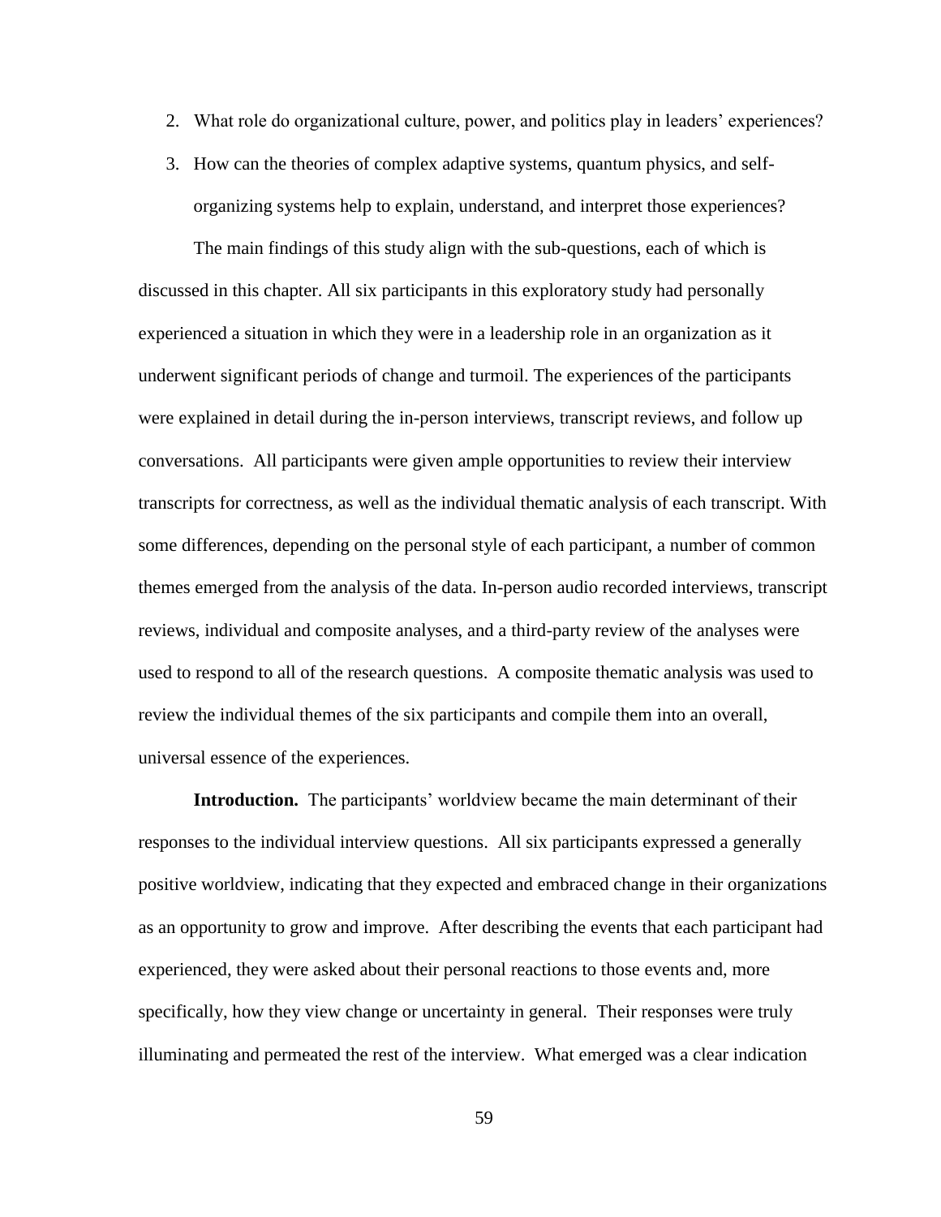2. What role do organizational culture, power, and politics play in leaders' experiences?
3. How can the theories of complex adaptive systems, quantum physics, and self-organizing systems help to explain, understand, and interpret those experiences?

The main findings of this study align with the sub-questions, each of which is discussed in this chapter. All six participants in this exploratory study had personally experienced a situation in which they were in a leadership role in an organization as it underwent significant periods of change and turmoil. The experiences of the participants were explained in detail during the in-person interviews, transcript reviews, and follow up conversations. All participants were given ample opportunities to review their interview transcripts for correctness, as well as the individual thematic analysis of each transcript. With some differences, depending on the personal style of each participant, a number of common themes emerged from the analysis of the data. In-person audio recorded interviews, transcript reviews, individual and composite analyses, and a third-party review of the analyses were used to respond to all of the research questions. A composite thematic analysis was used to review the individual themes of the six participants and compile them into an overall, universal essence of the experiences.

**Introduction.** The participants' worldview became the main determinant of their responses to the individual interview questions. All six participants expressed a generally positive worldview, indicating that they expected and embraced change in their organizations as an opportunity to grow and improve. After describing the events that each participant had experienced, they were asked about their personal reactions to those events and, more specifically, how they view change or uncertainty in general. Their responses were truly illuminating and permeated the rest of the interview. What emerged was a clear indication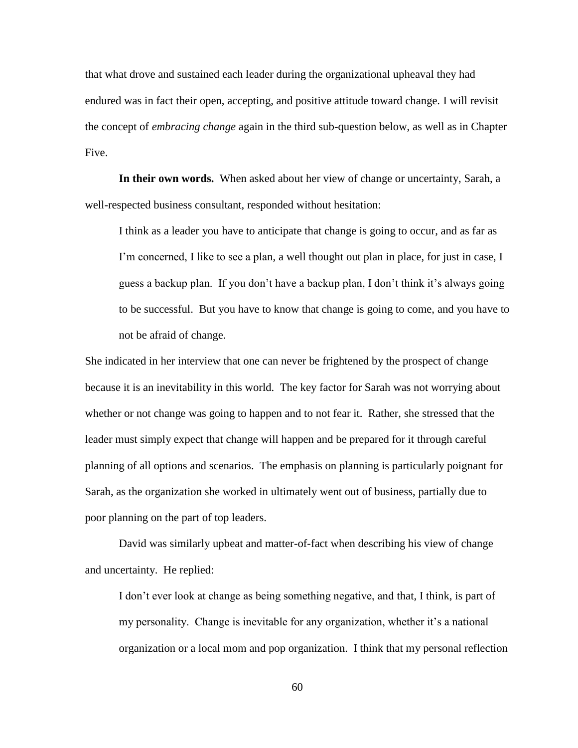that what drove and sustained each leader during the organizational upheaval they had endured was in fact their open, accepting, and positive attitude toward change. I will revisit the concept of *embracing change* again in the third sub-question below, as well as in Chapter Five.

**In their own words.** When asked about her view of change or uncertainty, Sarah, a well-respected business consultant, responded without hesitation:

> I think as a leader you have to anticipate that change is going to occur, and as far as I'm concerned, I like to see a plan, a well thought out plan in place, for just in case, I guess a backup plan. If you don't have a backup plan, I don't think it's always going to be successful. But you have to know that change is going to come, and you have to not be afraid of change.

She indicated in her interview that one can never be frightened by the prospect of change because it is an inevitability in this world. The key factor for Sarah was not worrying about whether or not change was going to happen and to not fear it. Rather, she stressed that the leader must simply expect that change will happen and be prepared for it through careful planning of all options and scenarios. The emphasis on planning is particularly poignant for Sarah, as the organization she worked in ultimately went out of business, partially due to poor planning on the part of top leaders.

David was similarly upbeat and matter-of-fact when describing his view of change and uncertainty. He replied:

> I don't ever look at change as being something negative, and that, I think, is part of my personality. Change is inevitable for any organization, whether it's a national organization or a local mom and pop organization. I think that my personal reflection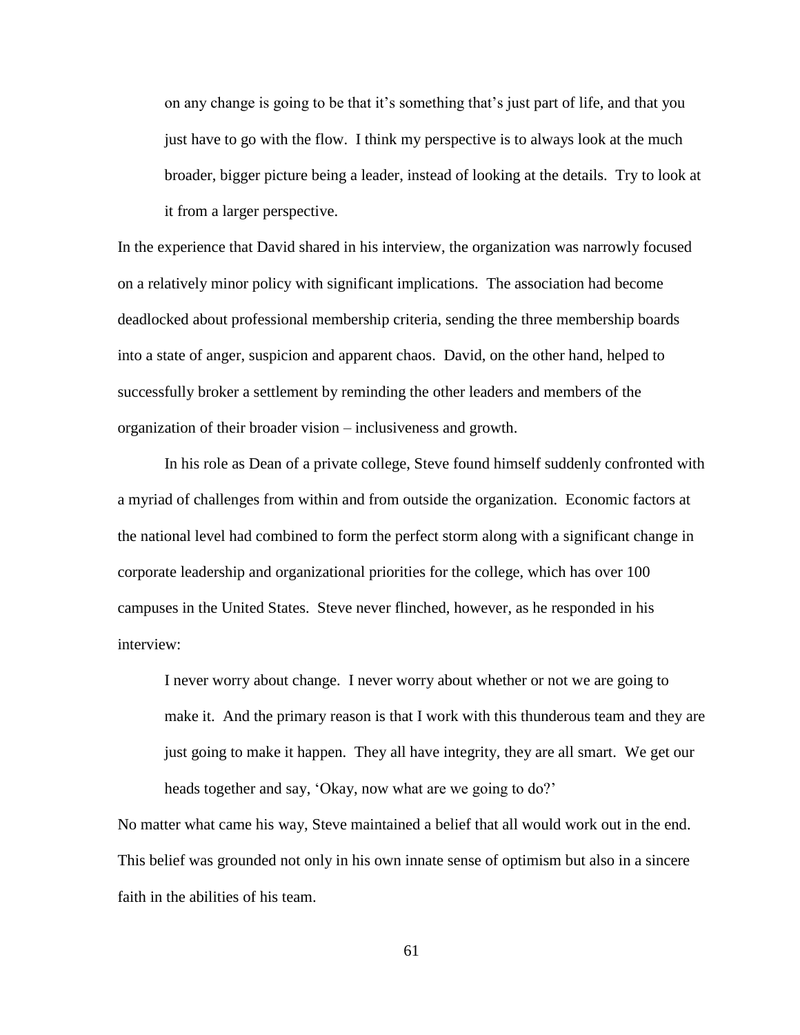> on any change is going to be that it's something that's just part of life, and that you just have to go with the flow. I think my perspective is to always look at the much broader, bigger picture being a leader, instead of looking at the details. Try to look at it from a larger perspective.

In the experience that David shared in his interview, the organization was narrowly focused on a relatively minor policy with significant implications. The association had become deadlocked about professional membership criteria, sending the three membership boards into a state of anger, suspicion and apparent chaos. David, on the other hand, helped to successfully broker a settlement by reminding the other leaders and members of the organization of their broader vision – inclusiveness and growth.

In his role as Dean of a private college, Steve found himself suddenly confronted with a myriad of challenges from within and from outside the organization. Economic factors at the national level had combined to form the perfect storm along with a significant change in corporate leadership and organizational priorities for the college, which has over 100 campuses in the United States. Steve never flinched, however, as he responded in his interview:

> I never worry about change. I never worry about whether or not we are going to make it. And the primary reason is that I work with this thunderous team and they are just going to make it happen. They all have integrity, they are all smart. We get our heads together and say, 'Okay, now what are we going to do?'

No matter what came his way, Steve maintained a belief that all would work out in the end. This belief was grounded not only in his own innate sense of optimism but also in a sincere faith in the abilities of his team.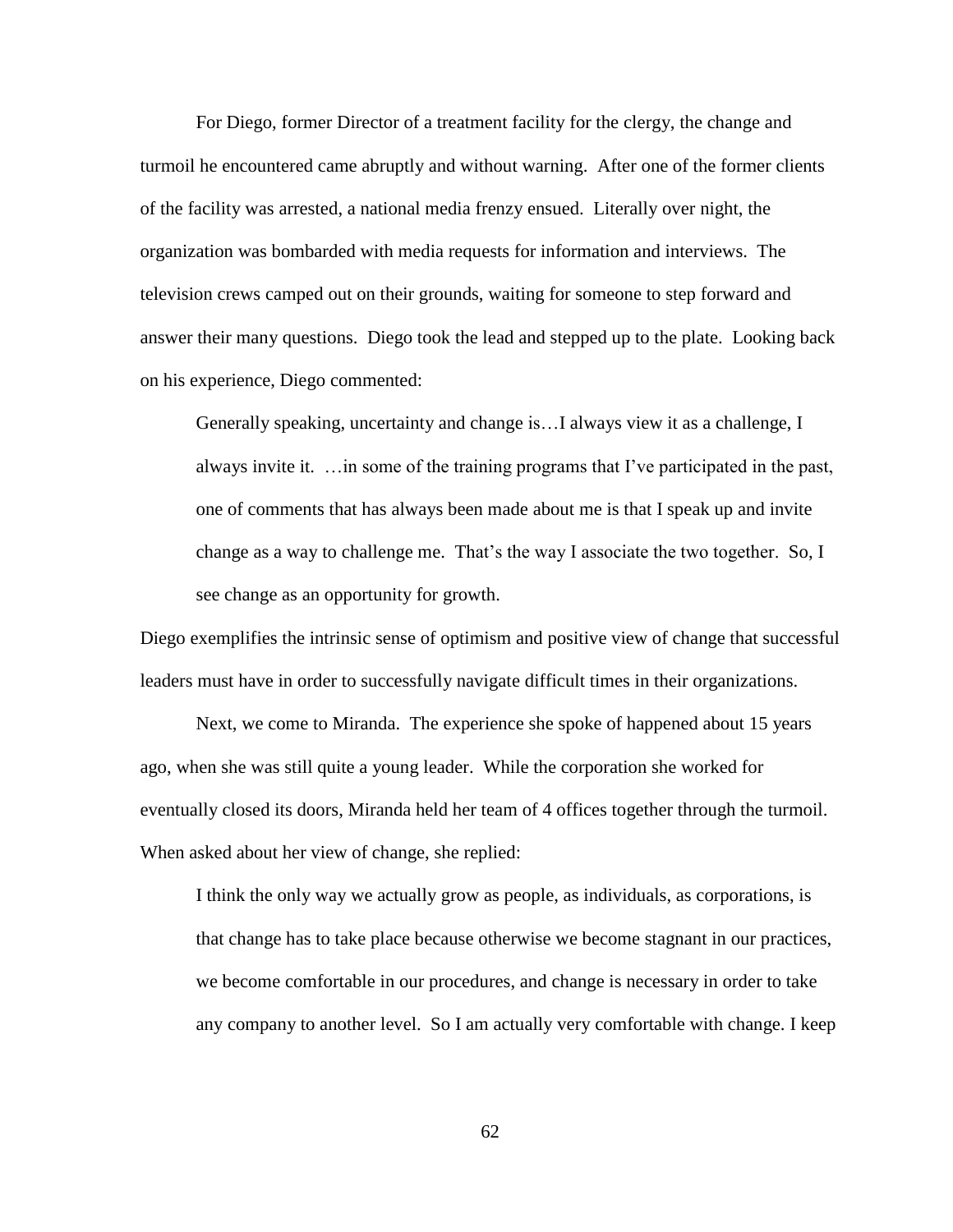For Diego, former Director of a treatment facility for the clergy, the change and turmoil he encountered came abruptly and without warning. After one of the former clients of the facility was arrested, a national media frenzy ensued. Literally over night, the organization was bombarded with media requests for information and interviews. The television crews camped out on their grounds, waiting for someone to step forward and answer their many questions. Diego took the lead and stepped up to the plate. Looking back on his experience, Diego commented:

> Generally speaking, uncertainty and change is…I always view it as a challenge, I always invite it. …in some of the training programs that I've participated in the past, one of comments that has always been made about me is that I speak up and invite change as a way to challenge me. That's the way I associate the two together. So, I see change as an opportunity for growth.

Diego exemplifies the intrinsic sense of optimism and positive view of change that successful leaders must have in order to successfully navigate difficult times in their organizations.

Next, we come to Miranda. The experience she spoke of happened about 15 years ago, when she was still quite a young leader. While the corporation she worked for eventually closed its doors, Miranda held her team of 4 offices together through the turmoil. When asked about her view of change, she replied:

> I think the only way we actually grow as people, as individuals, as corporations, is that change has to take place because otherwise we become stagnant in our practices, we become comfortable in our procedures, and change is necessary in order to take any company to another level. So I am actually very comfortable with change. I keep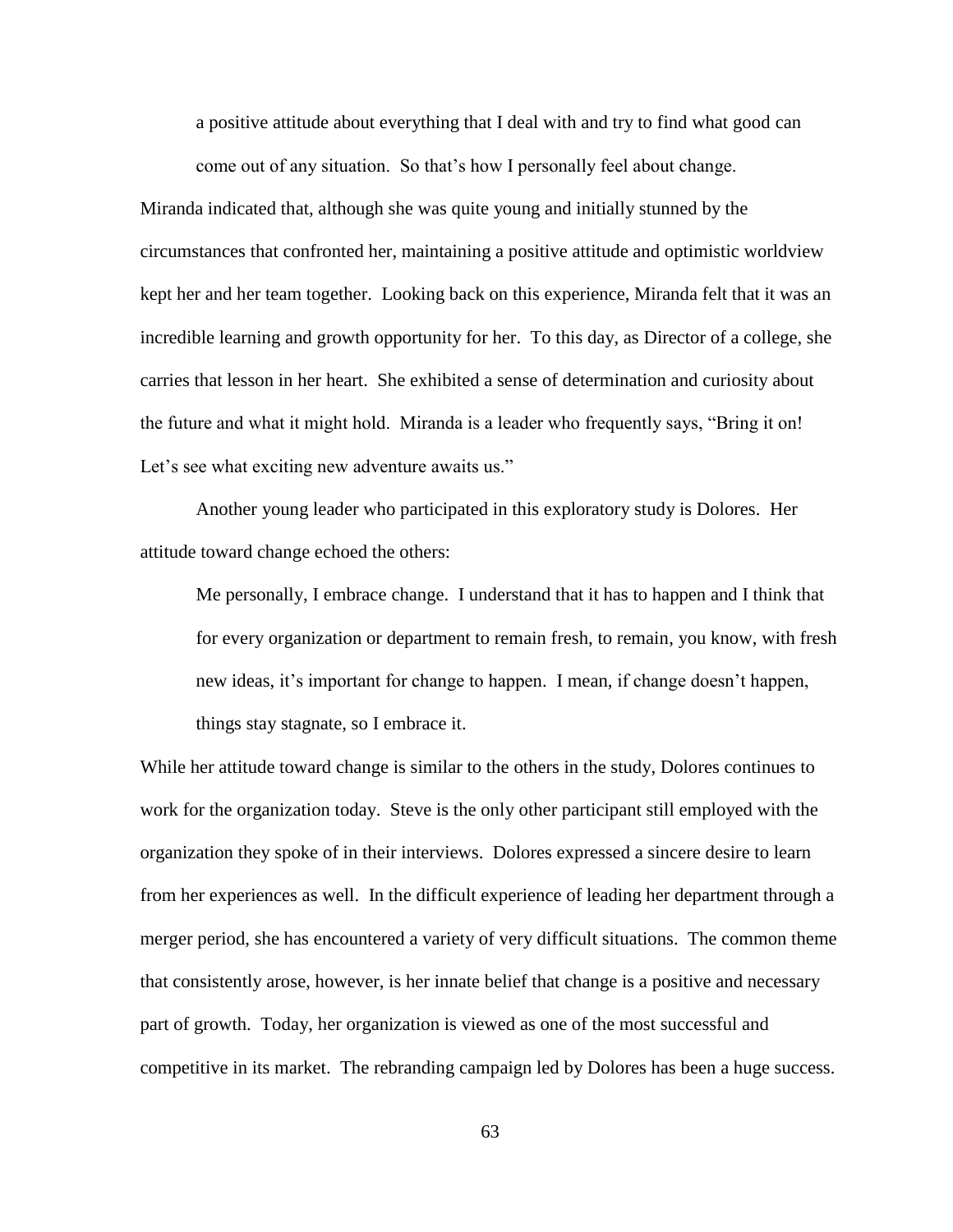> a positive attitude about everything that I deal with and try to find what good can come out of any situation. So that's how I personally feel about change.

Miranda indicated that, although she was quite young and initially stunned by the circumstances that confronted her, maintaining a positive attitude and optimistic worldview kept her and her team together. Looking back on this experience, Miranda felt that it was an incredible learning and growth opportunity for her. To this day, as Director of a college, she carries that lesson in her heart. She exhibited a sense of determination and curiosity about the future and what it might hold. Miranda is a leader who frequently says, "Bring it on! Let's see what exciting new adventure awaits us."

Another young leader who participated in this exploratory study is Dolores. Her attitude toward change echoed the others:

> Me personally, I embrace change. I understand that it has to happen and I think that for every organization or department to remain fresh, to remain, you know, with fresh new ideas, it's important for change to happen. I mean, if change doesn't happen, things stay stagnate, so I embrace it.

While her attitude toward change is similar to the others in the study, Dolores continues to work for the organization today. Steve is the only other participant still employed with the organization they spoke of in their interviews. Dolores expressed a sincere desire to learn from her experiences as well. In the difficult experience of leading her department through a merger period, she has encountered a variety of very difficult situations. The common theme that consistently arose, however, is her innate belief that change is a positive and necessary part of growth. Today, her organization is viewed as one of the most successful and competitive in its market. The rebranding campaign led by Dolores has been a huge success.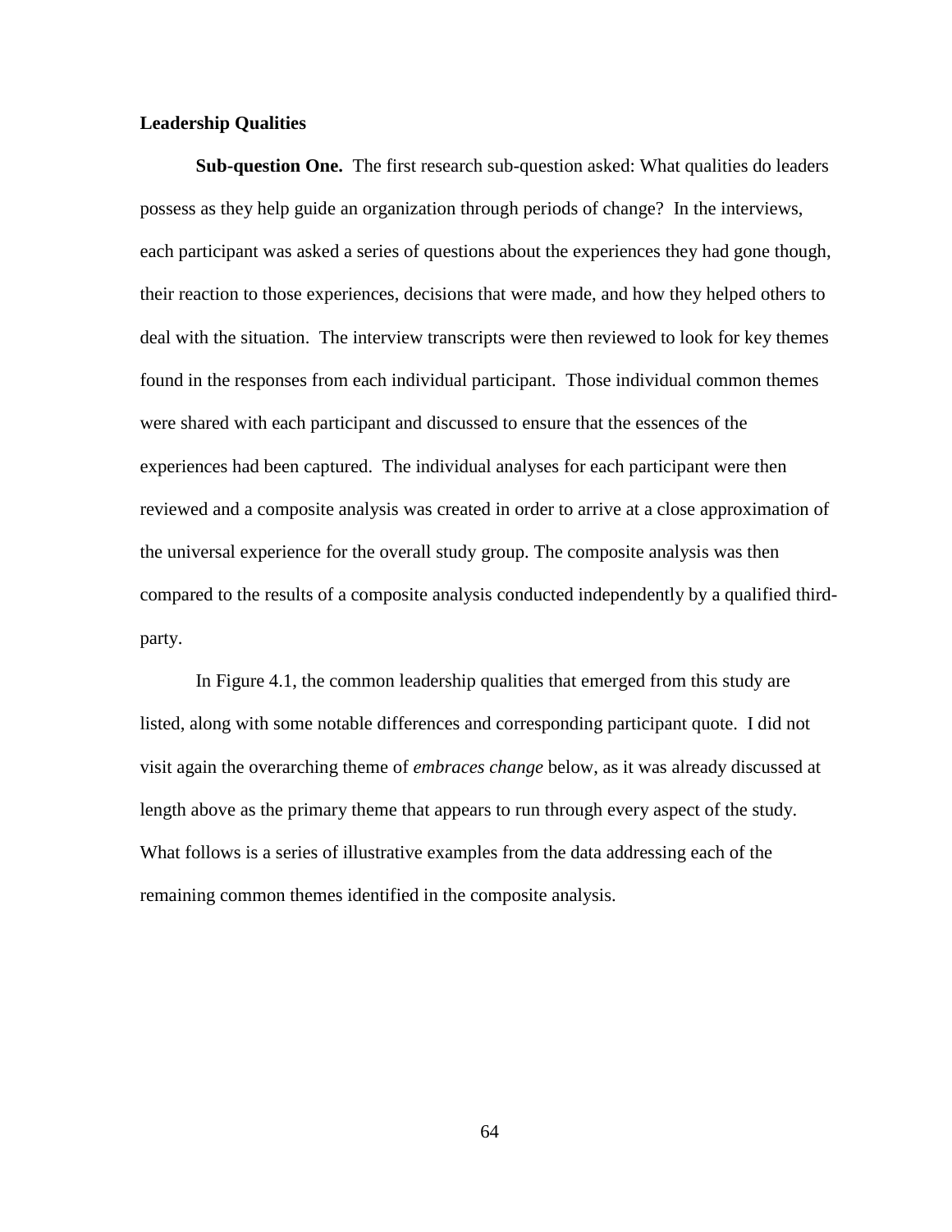**Leadership Qualities**

**Sub-question One.** The first research sub-question asked: What qualities do leaders possess as they help guide an organization through periods of change? In the interviews, each participant was asked a series of questions about the experiences they had gone though, their reaction to those experiences, decisions that were made, and how they helped others to deal with the situation. The interview transcripts were then reviewed to look for key themes found in the responses from each individual participant. Those individual common themes were shared with each participant and discussed to ensure that the essences of the experiences had been captured. The individual analyses for each participant were then reviewed and a composite analysis was created in order to arrive at a close approximation of the universal experience for the overall study group. The composite analysis was then compared to the results of a composite analysis conducted independently by a qualified third-party.

In Figure 4.1, the common leadership qualities that emerged from this study are listed, along with some notable differences and corresponding participant quote. I did not visit again the overarching theme of *embraces change* below, as it was already discussed at length above as the primary theme that appears to run through every aspect of the study. What follows is a series of illustrative examples from the data addressing each of the remaining common themes identified in the composite analysis.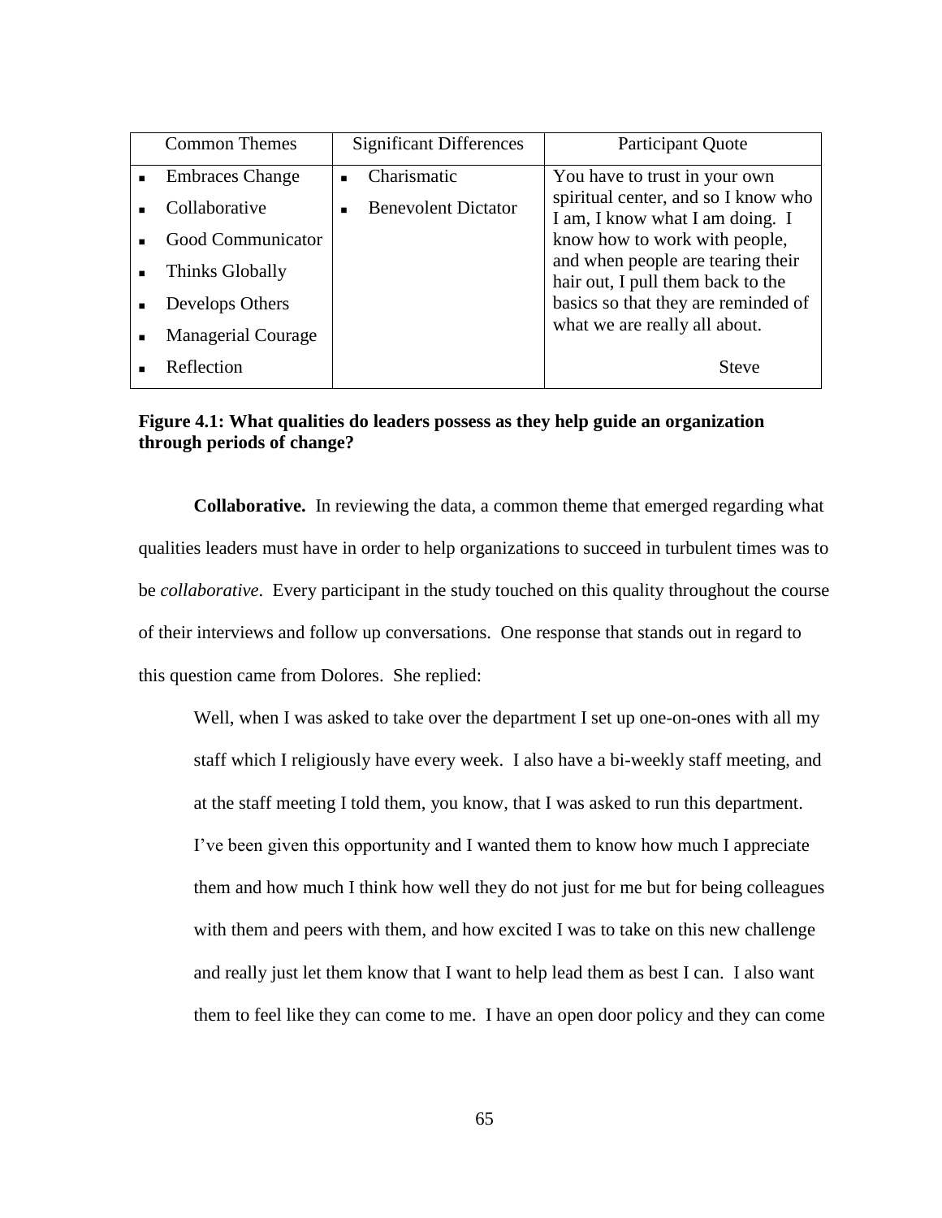| Common Themes | Significant Differences | Participant Quote |
|---|---|---|
| ▪ Embraces Change<br>▪ Collaborative<br>▪ Good Communicator<br>▪ Thinks Globally<br>▪ Develops Others<br>▪ Managerial Courage<br>▪ Reflection | ▪ Charismatic<br>▪ Benevolent Dictator | You have to trust in your own spiritual center, and so I know who I am, I know what I am doing. I know how to work with people, and when people are tearing their hair out, I pull them back to the basics so that they are reminded of what we are really all about.<br><br>Steve |

**Figure 4.1: What qualities do leaders possess as they help guide an organization through periods of change?**

**Collaborative.** In reviewing the data, a common theme that emerged regarding what qualities leaders must have in order to help organizations to succeed in turbulent times was to be *collaborative*. Every participant in the study touched on this quality throughout the course of their interviews and follow up conversations. One response that stands out in regard to this question came from Dolores. She replied:

> Well, when I was asked to take over the department I set up one-on-ones with all my staff which I religiously have every week. I also have a bi-weekly staff meeting, and at the staff meeting I told them, you know, that I was asked to run this department. I've been given this opportunity and I wanted them to know how much I appreciate them and how much I think how well they do not just for me but for being colleagues with them and peers with them, and how excited I was to take on this new challenge and really just let them know that I want to help lead them as best I can. I also want them to feel like they can come to me. I have an open door policy and they can come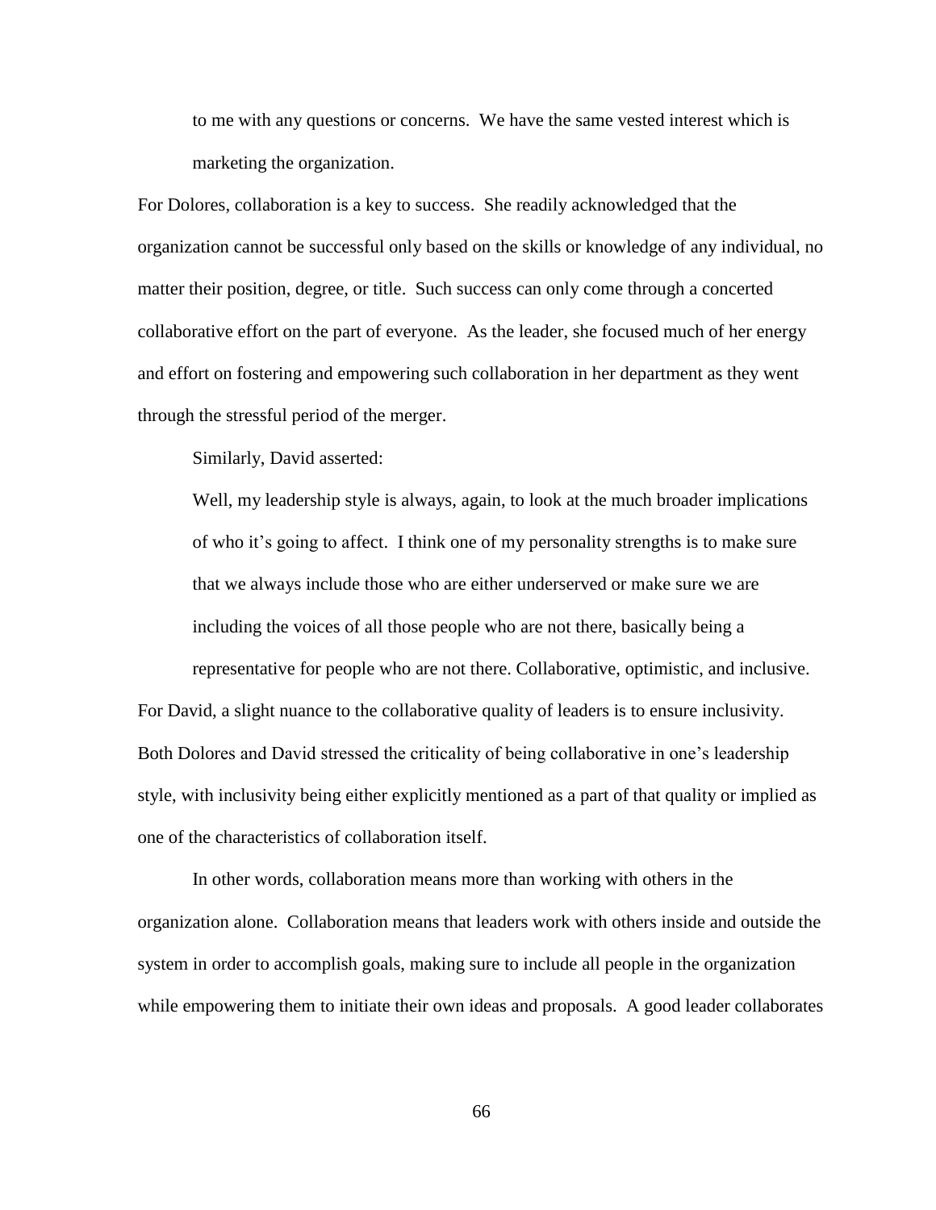> to me with any questions or concerns. We have the same vested interest which is marketing the organization.

For Dolores, collaboration is a key to success. She readily acknowledged that the organization cannot be successful only based on the skills or knowledge of any individual, no matter their position, degree, or title. Such success can only come through a concerted collaborative effort on the part of everyone. As the leader, she focused much of her energy and effort on fostering and empowering such collaboration in her department as they went through the stressful period of the merger.

Similarly, David asserted:

> Well, my leadership style is always, again, to look at the much broader implications of who it's going to affect. I think one of my personality strengths is to make sure that we always include those who are either underserved or make sure we are including the voices of all those people who are not there, basically being a representative for people who are not there. Collaborative, optimistic, and inclusive.

For David, a slight nuance to the collaborative quality of leaders is to ensure inclusivity. Both Dolores and David stressed the criticality of being collaborative in one's leadership style, with inclusivity being either explicitly mentioned as a part of that quality or implied as one of the characteristics of collaboration itself.

In other words, collaboration means more than working with others in the organization alone. Collaboration means that leaders work with others inside and outside the system in order to accomplish goals, making sure to include all people in the organization while empowering them to initiate their own ideas and proposals. A good leader collaborates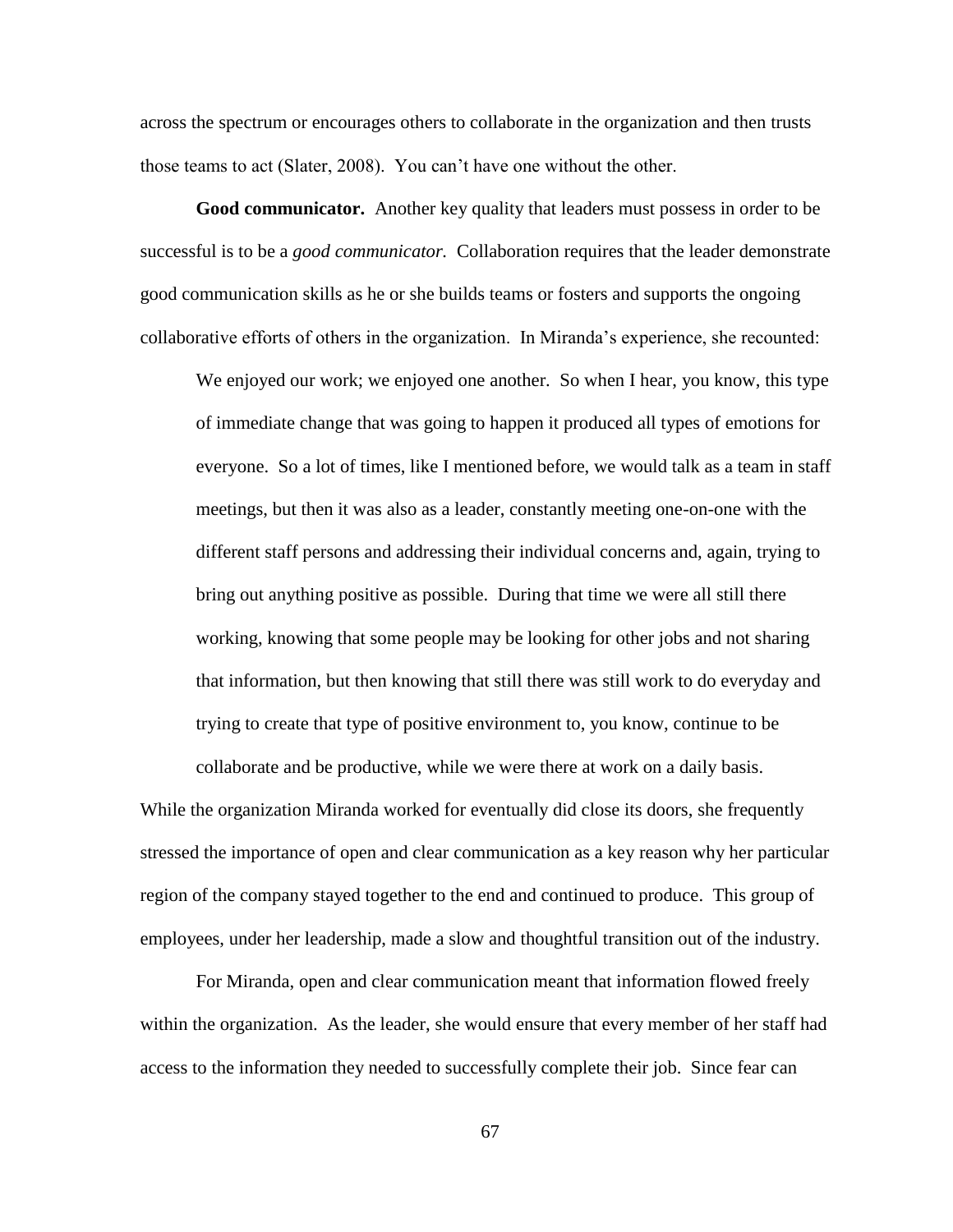across the spectrum or encourages others to collaborate in the organization and then trusts those teams to act (Slater, 2008). You can't have one without the other.

**Good communicator.** Another key quality that leaders must possess in order to be successful is to be a *good communicator.* Collaboration requires that the leader demonstrate good communication skills as he or she builds teams or fosters and supports the ongoing collaborative efforts of others in the organization. In Miranda's experience, she recounted:

> We enjoyed our work; we enjoyed one another. So when I hear, you know, this type of immediate change that was going to happen it produced all types of emotions for everyone. So a lot of times, like I mentioned before, we would talk as a team in staff meetings, but then it was also as a leader, constantly meeting one-on-one with the different staff persons and addressing their individual concerns and, again, trying to bring out anything positive as possible. During that time we were all still there working, knowing that some people may be looking for other jobs and not sharing that information, but then knowing that still there was still work to do everyday and trying to create that type of positive environment to, you know, continue to be collaborate and be productive, while we were there at work on a daily basis.

While the organization Miranda worked for eventually did close its doors, she frequently stressed the importance of open and clear communication as a key reason why her particular region of the company stayed together to the end and continued to produce. This group of employees, under her leadership, made a slow and thoughtful transition out of the industry.

For Miranda, open and clear communication meant that information flowed freely within the organization. As the leader, she would ensure that every member of her staff had access to the information they needed to successfully complete their job. Since fear can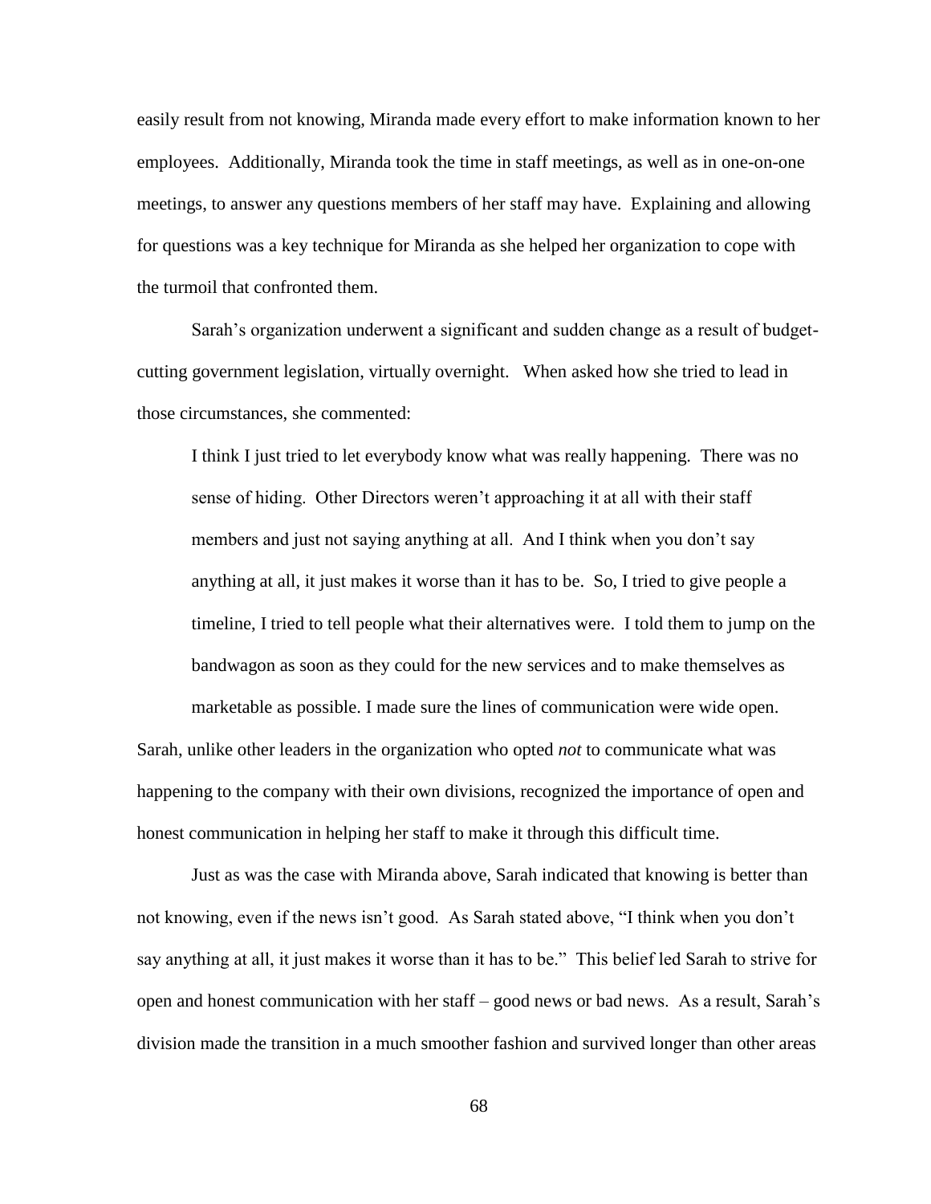easily result from not knowing, Miranda made every effort to make information known to her employees. Additionally, Miranda took the time in staff meetings, as well as in one-on-one meetings, to answer any questions members of her staff may have. Explaining and allowing for questions was a key technique for Miranda as she helped her organization to cope with the turmoil that confronted them.

Sarah's organization underwent a significant and sudden change as a result of budget-cutting government legislation, virtually overnight. When asked how she tried to lead in those circumstances, she commented:

> I think I just tried to let everybody know what was really happening. There was no sense of hiding. Other Directors weren't approaching it at all with their staff members and just not saying anything at all. And I think when you don't say anything at all, it just makes it worse than it has to be. So, I tried to give people a timeline, I tried to tell people what their alternatives were. I told them to jump on the bandwagon as soon as they could for the new services and to make themselves as marketable as possible. I made sure the lines of communication were wide open.

Sarah, unlike other leaders in the organization who opted *not* to communicate what was happening to the company with their own divisions, recognized the importance of open and honest communication in helping her staff to make it through this difficult time.

Just as was the case with Miranda above, Sarah indicated that knowing is better than not knowing, even if the news isn't good. As Sarah stated above, "I think when you don't say anything at all, it just makes it worse than it has to be." This belief led Sarah to strive for open and honest communication with her staff – good news or bad news. As a result, Sarah's division made the transition in a much smoother fashion and survived longer than other areas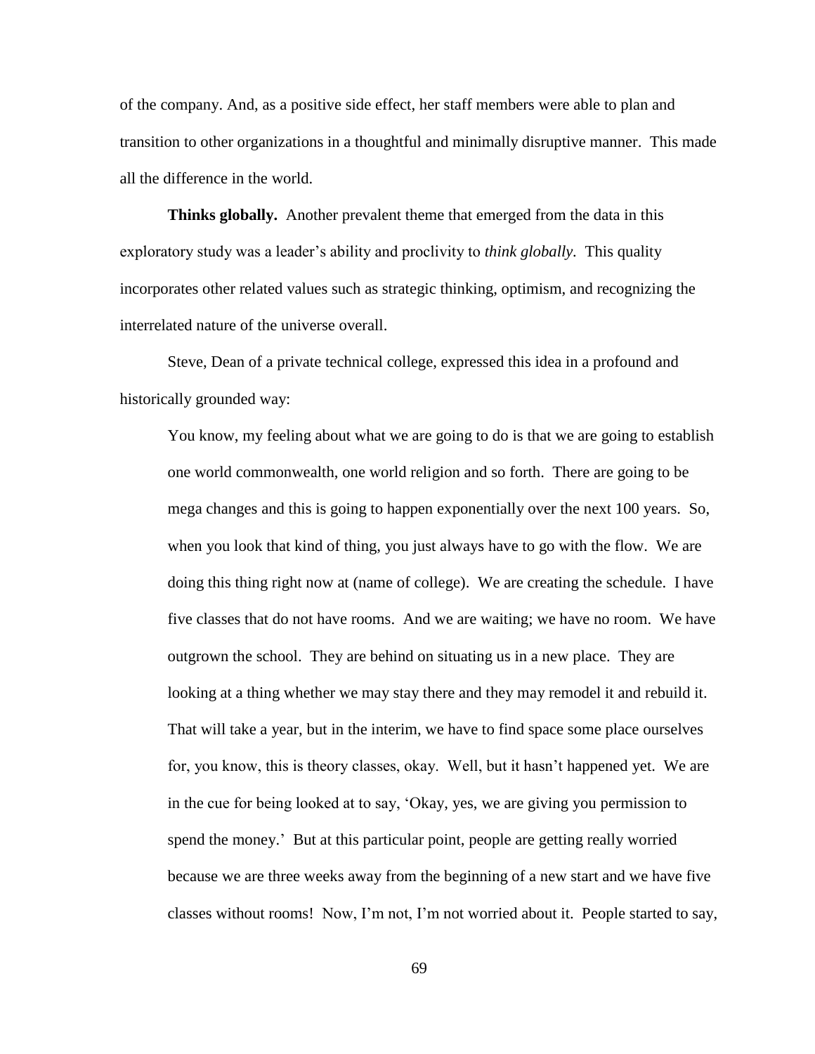of the company. And, as a positive side effect, her staff members were able to plan and transition to other organizations in a thoughtful and minimally disruptive manner. This made all the difference in the world.

**Thinks globally.** Another prevalent theme that emerged from the data in this exploratory study was a leader's ability and proclivity to *think globally.* This quality incorporates other related values such as strategic thinking, optimism, and recognizing the interrelated nature of the universe overall.

Steve, Dean of a private technical college, expressed this idea in a profound and historically grounded way:

> You know, my feeling about what we are going to do is that we are going to establish one world commonwealth, one world religion and so forth. There are going to be mega changes and this is going to happen exponentially over the next 100 years. So, when you look that kind of thing, you just always have to go with the flow. We are doing this thing right now at (name of college). We are creating the schedule. I have five classes that do not have rooms. And we are waiting; we have no room. We have outgrown the school. They are behind on situating us in a new place. They are looking at a thing whether we may stay there and they may remodel it and rebuild it. That will take a year, but in the interim, we have to find space some place ourselves for, you know, this is theory classes, okay. Well, but it hasn't happened yet. We are in the cue for being looked at to say, 'Okay, yes, we are giving you permission to spend the money.' But at this particular point, people are getting really worried because we are three weeks away from the beginning of a new start and we have five classes without rooms! Now, I'm not, I'm not worried about it. People started to say,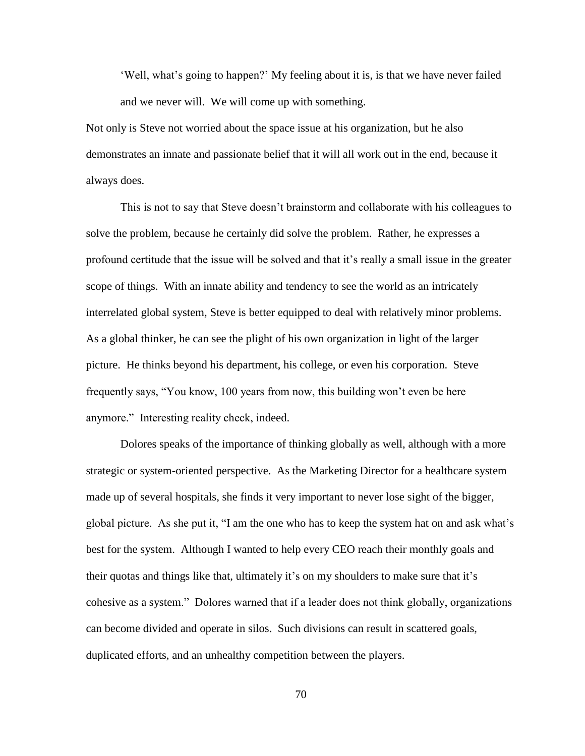> 'Well, what's going to happen?' My feeling about it is, is that we have never failed and we never will. We will come up with something.

Not only is Steve not worried about the space issue at his organization, but he also demonstrates an innate and passionate belief that it will all work out in the end, because it always does.

This is not to say that Steve doesn't brainstorm and collaborate with his colleagues to solve the problem, because he certainly did solve the problem. Rather, he expresses a profound certitude that the issue will be solved and that it's really a small issue in the greater scope of things. With an innate ability and tendency to see the world as an intricately interrelated global system, Steve is better equipped to deal with relatively minor problems. As a global thinker, he can see the plight of his own organization in light of the larger picture. He thinks beyond his department, his college, or even his corporation. Steve frequently says, "You know, 100 years from now, this building won't even be here anymore." Interesting reality check, indeed.

Dolores speaks of the importance of thinking globally as well, although with a more strategic or system-oriented perspective. As the Marketing Director for a healthcare system made up of several hospitals, she finds it very important to never lose sight of the bigger, global picture. As she put it, "I am the one who has to keep the system hat on and ask what's best for the system. Although I wanted to help every CEO reach their monthly goals and their quotas and things like that, ultimately it's on my shoulders to make sure that it's cohesive as a system." Dolores warned that if a leader does not think globally, organizations can become divided and operate in silos. Such divisions can result in scattered goals, duplicated efforts, and an unhealthy competition between the players.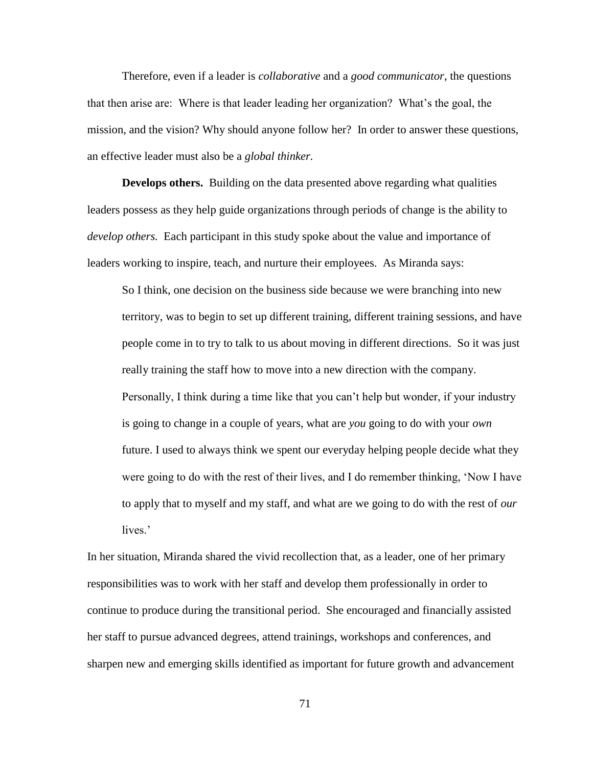Therefore, even if a leader is *collaborative* and a *good communicator*, the questions that then arise are: Where is that leader leading her organization? What's the goal, the mission, and the vision? Why should anyone follow her? In order to answer these questions, an effective leader must also be a *global thinker.*

**Develops others.** Building on the data presented above regarding what qualities leaders possess as they help guide organizations through periods of change is the ability to *develop others.* Each participant in this study spoke about the value and importance of leaders working to inspire, teach, and nurture their employees. As Miranda says:

> So I think, one decision on the business side because we were branching into new territory, was to begin to set up different training, different training sessions, and have people come in to try to talk to us about moving in different directions. So it was just really training the staff how to move into a new direction with the company. Personally, I think during a time like that you can't help but wonder, if your industry is going to change in a couple of years, what are *you* going to do with your *own* future. I used to always think we spent our everyday helping people decide what they were going to do with the rest of their lives, and I do remember thinking, 'Now I have to apply that to myself and my staff, and what are we going to do with the rest of *our* lives.'

In her situation, Miranda shared the vivid recollection that, as a leader, one of her primary responsibilities was to work with her staff and develop them professionally in order to continue to produce during the transitional period. She encouraged and financially assisted her staff to pursue advanced degrees, attend trainings, workshops and conferences, and sharpen new and emerging skills identified as important for future growth and advancement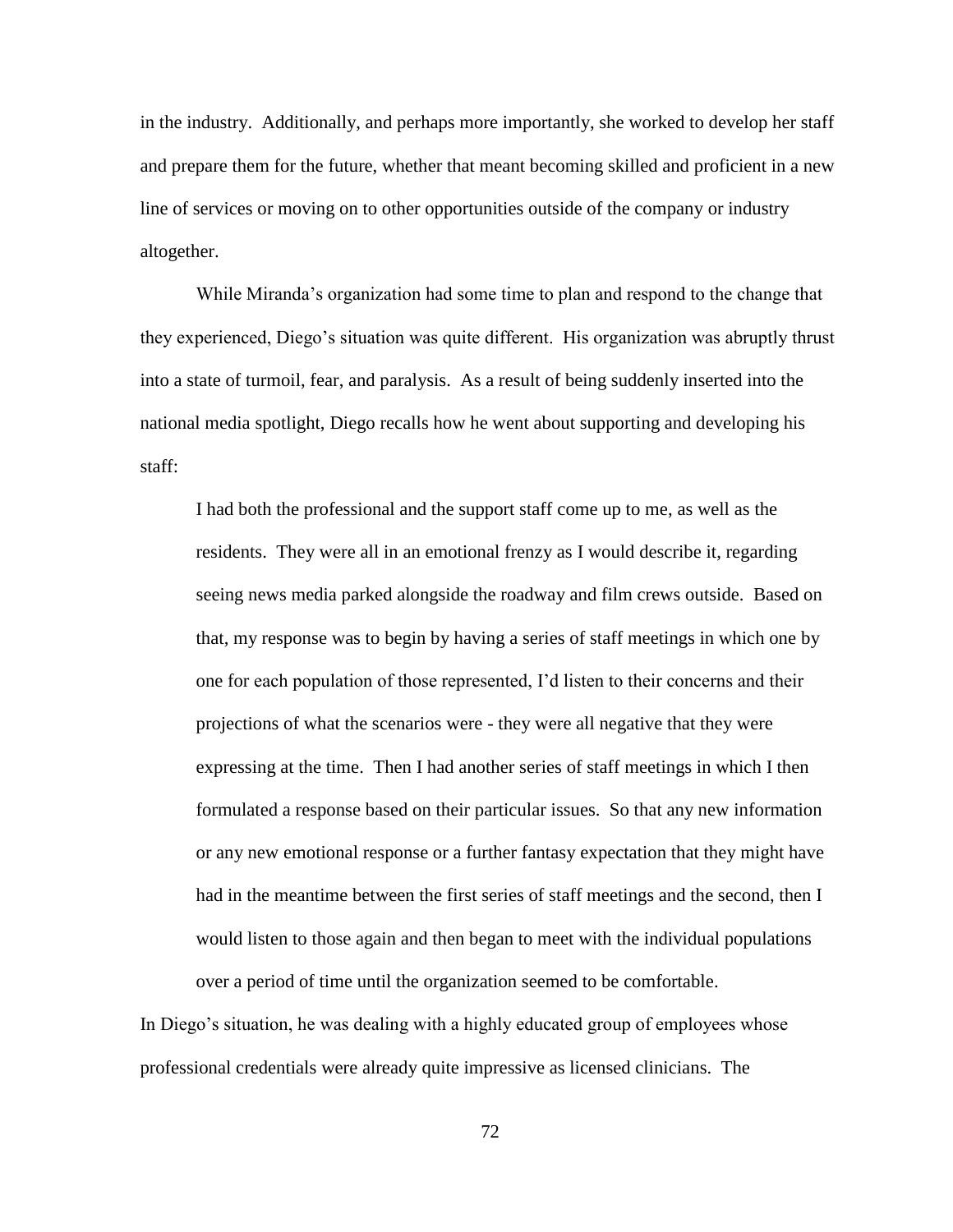in the industry. Additionally, and perhaps more importantly, she worked to develop her staff and prepare them for the future, whether that meant becoming skilled and proficient in a new line of services or moving on to other opportunities outside of the company or industry altogether.

While Miranda's organization had some time to plan and respond to the change that they experienced, Diego's situation was quite different. His organization was abruptly thrust into a state of turmoil, fear, and paralysis. As a result of being suddenly inserted into the national media spotlight, Diego recalls how he went about supporting and developing his staff:

> I had both the professional and the support staff come up to me, as well as the residents. They were all in an emotional frenzy as I would describe it, regarding seeing news media parked alongside the roadway and film crews outside. Based on that, my response was to begin by having a series of staff meetings in which one by one for each population of those represented, I'd listen to their concerns and their projections of what the scenarios were - they were all negative that they were expressing at the time. Then I had another series of staff meetings in which I then formulated a response based on their particular issues. So that any new information or any new emotional response or a further fantasy expectation that they might have had in the meantime between the first series of staff meetings and the second, then I would listen to those again and then began to meet with the individual populations over a period of time until the organization seemed to be comfortable.

In Diego's situation, he was dealing with a highly educated group of employees whose professional credentials were already quite impressive as licensed clinicians. The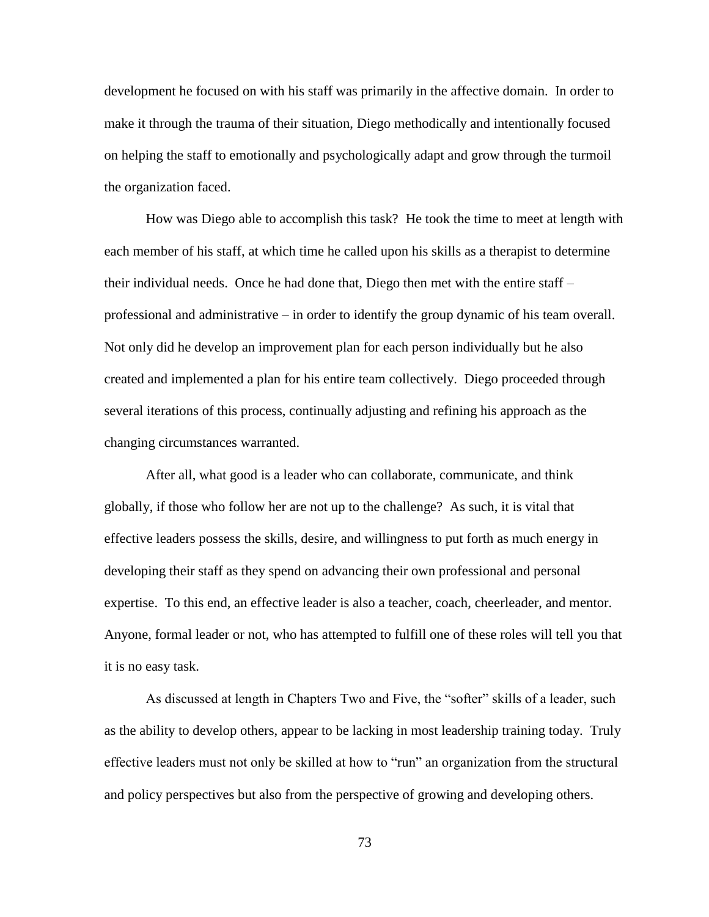development he focused on with his staff was primarily in the affective domain. In order to make it through the trauma of their situation, Diego methodically and intentionally focused on helping the staff to emotionally and psychologically adapt and grow through the turmoil the organization faced.

How was Diego able to accomplish this task? He took the time to meet at length with each member of his staff, at which time he called upon his skills as a therapist to determine their individual needs. Once he had done that, Diego then met with the entire staff – professional and administrative – in order to identify the group dynamic of his team overall. Not only did he develop an improvement plan for each person individually but he also created and implemented a plan for his entire team collectively. Diego proceeded through several iterations of this process, continually adjusting and refining his approach as the changing circumstances warranted.

After all, what good is a leader who can collaborate, communicate, and think globally, if those who follow her are not up to the challenge? As such, it is vital that effective leaders possess the skills, desire, and willingness to put forth as much energy in developing their staff as they spend on advancing their own professional and personal expertise. To this end, an effective leader is also a teacher, coach, cheerleader, and mentor. Anyone, formal leader or not, who has attempted to fulfill one of these roles will tell you that it is no easy task.

As discussed at length in Chapters Two and Five, the "softer" skills of a leader, such as the ability to develop others, appear to be lacking in most leadership training today. Truly effective leaders must not only be skilled at how to "run" an organization from the structural and policy perspectives but also from the perspective of growing and developing others.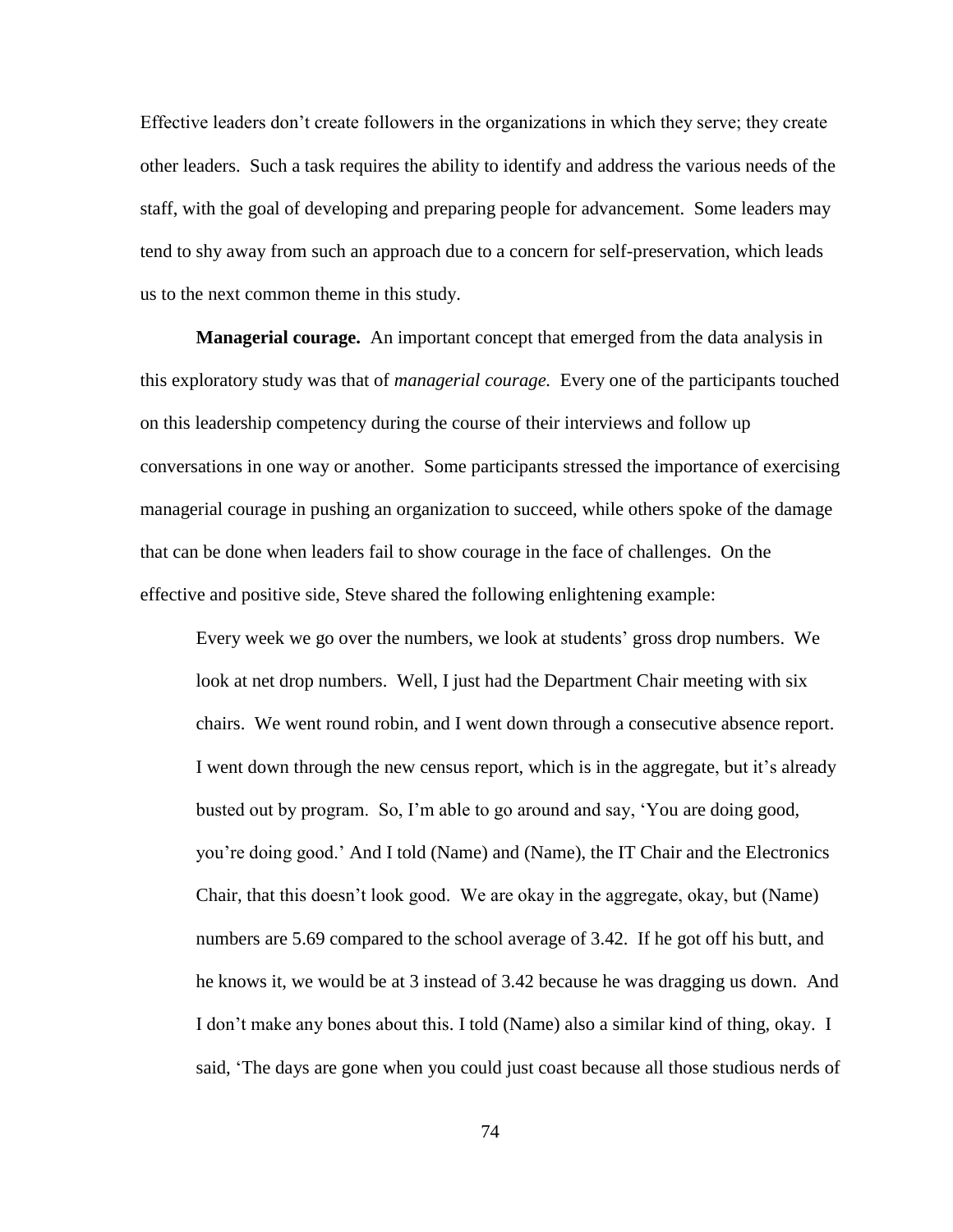Effective leaders don't create followers in the organizations in which they serve; they create other leaders. Such a task requires the ability to identify and address the various needs of the staff, with the goal of developing and preparing people for advancement. Some leaders may tend to shy away from such an approach due to a concern for self-preservation, which leads us to the next common theme in this study.

**Managerial courage.** An important concept that emerged from the data analysis in this exploratory study was that of *managerial courage.* Every one of the participants touched on this leadership competency during the course of their interviews and follow up conversations in one way or another. Some participants stressed the importance of exercising managerial courage in pushing an organization to succeed, while others spoke of the damage that can be done when leaders fail to show courage in the face of challenges. On the effective and positive side, Steve shared the following enlightening example:

> Every week we go over the numbers, we look at students' gross drop numbers. We look at net drop numbers. Well, I just had the Department Chair meeting with six chairs. We went round robin, and I went down through a consecutive absence report. I went down through the new census report, which is in the aggregate, but it's already busted out by program. So, I'm able to go around and say, 'You are doing good, you're doing good.' And I told (Name) and (Name), the IT Chair and the Electronics Chair, that this doesn't look good. We are okay in the aggregate, okay, but (Name) numbers are 5.69 compared to the school average of 3.42. If he got off his butt, and he knows it, we would be at 3 instead of 3.42 because he was dragging us down. And I don't make any bones about this. I told (Name) also a similar kind of thing, okay. I said, 'The days are gone when you could just coast because all those studious nerds of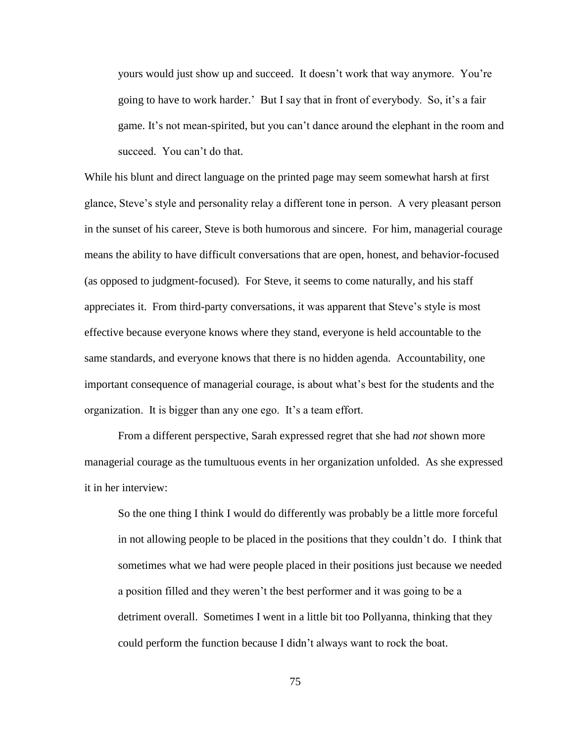> yours would just show up and succeed. It doesn't work that way anymore. You're going to have to work harder.' But I say that in front of everybody. So, it's a fair game. It's not mean-spirited, but you can't dance around the elephant in the room and succeed. You can't do that.

While his blunt and direct language on the printed page may seem somewhat harsh at first glance, Steve's style and personality relay a different tone in person. A very pleasant person in the sunset of his career, Steve is both humorous and sincere. For him, managerial courage means the ability to have difficult conversations that are open, honest, and behavior-focused (as opposed to judgment-focused). For Steve, it seems to come naturally, and his staff appreciates it. From third-party conversations, it was apparent that Steve's style is most effective because everyone knows where they stand, everyone is held accountable to the same standards, and everyone knows that there is no hidden agenda. Accountability, one important consequence of managerial courage, is about what's best for the students and the organization. It is bigger than any one ego. It's a team effort.

From a different perspective, Sarah expressed regret that she had *not* shown more managerial courage as the tumultuous events in her organization unfolded. As she expressed it in her interview:

> So the one thing I think I would do differently was probably be a little more forceful in not allowing people to be placed in the positions that they couldn't do. I think that sometimes what we had were people placed in their positions just because we needed a position filled and they weren't the best performer and it was going to be a detriment overall. Sometimes I went in a little bit too Pollyanna, thinking that they could perform the function because I didn't always want to rock the boat.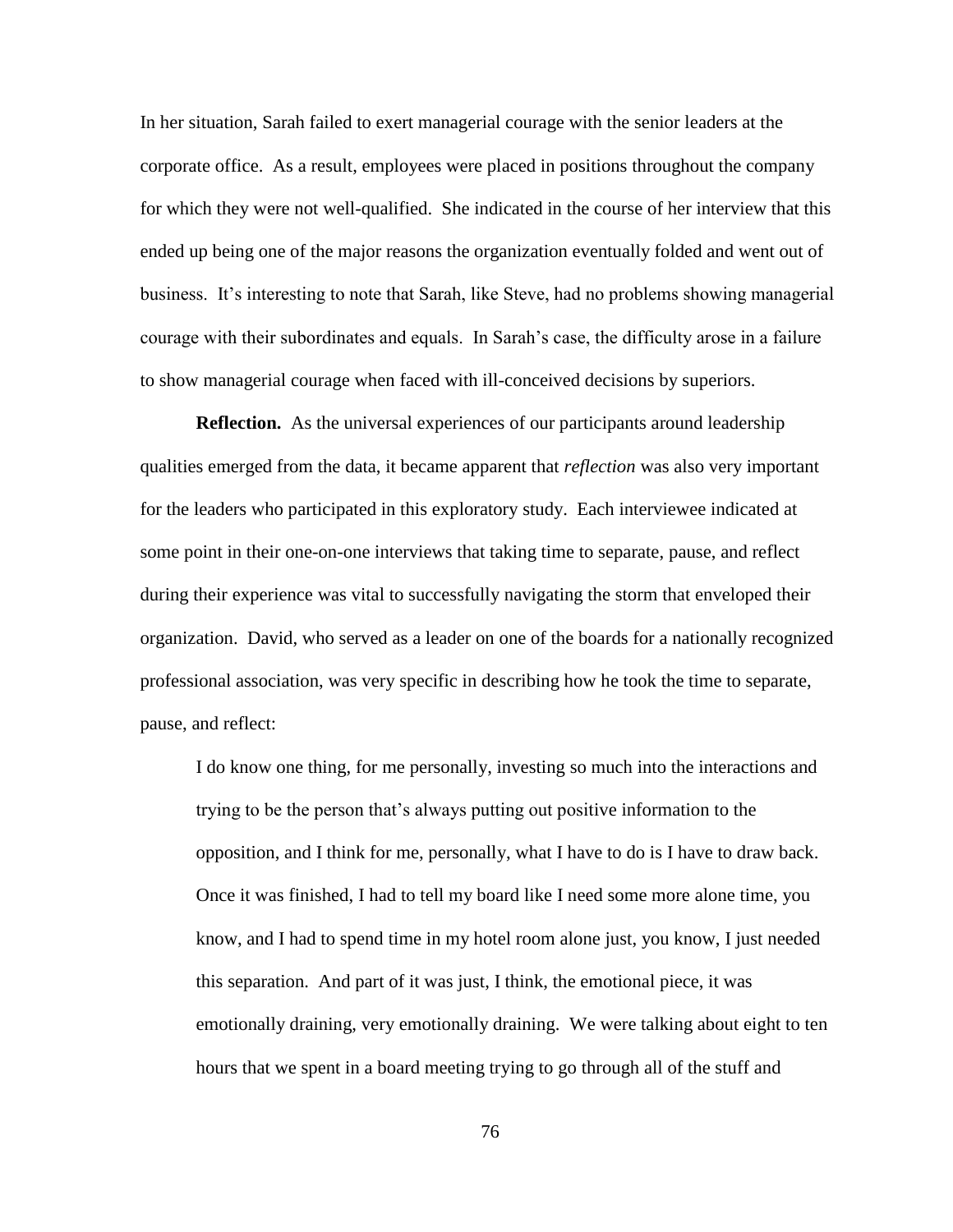In her situation, Sarah failed to exert managerial courage with the senior leaders at the corporate office. As a result, employees were placed in positions throughout the company for which they were not well-qualified. She indicated in the course of her interview that this ended up being one of the major reasons the organization eventually folded and went out of business. It's interesting to note that Sarah, like Steve, had no problems showing managerial courage with their subordinates and equals. In Sarah's case, the difficulty arose in a failure to show managerial courage when faced with ill-conceived decisions by superiors.

**Reflection.** As the universal experiences of our participants around leadership qualities emerged from the data, it became apparent that *reflection* was also very important for the leaders who participated in this exploratory study. Each interviewee indicated at some point in their one-on-one interviews that taking time to separate, pause, and reflect during their experience was vital to successfully navigating the storm that enveloped their organization. David, who served as a leader on one of the boards for a nationally recognized professional association, was very specific in describing how he took the time to separate, pause, and reflect:

> I do know one thing, for me personally, investing so much into the interactions and trying to be the person that's always putting out positive information to the opposition, and I think for me, personally, what I have to do is I have to draw back. Once it was finished, I had to tell my board like I need some more alone time, you know, and I had to spend time in my hotel room alone just, you know, I just needed this separation. And part of it was just, I think, the emotional piece, it was emotionally draining, very emotionally draining. We were talking about eight to ten hours that we spent in a board meeting trying to go through all of the stuff and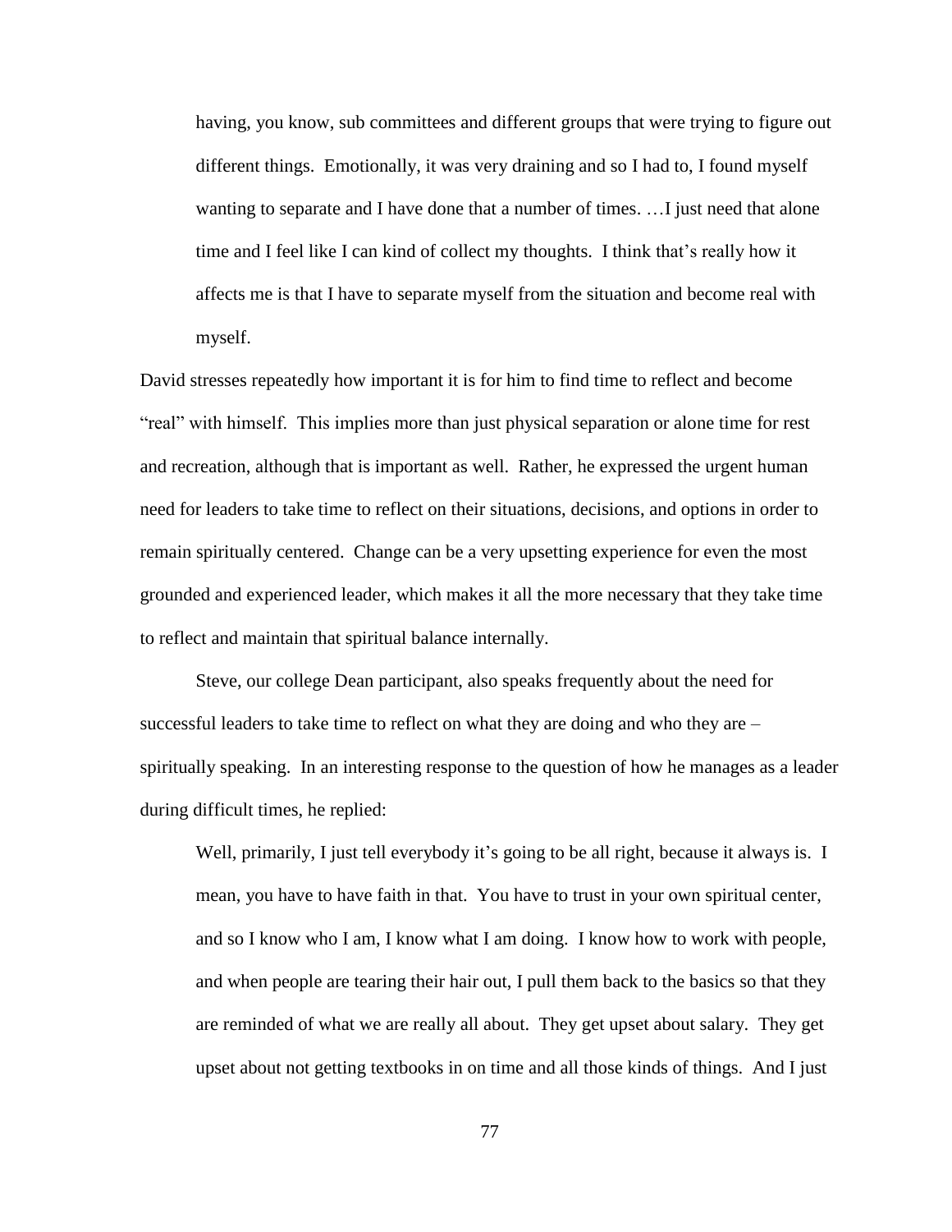> having, you know, sub committees and different groups that were trying to figure out different things. Emotionally, it was very draining and so I had to, I found myself wanting to separate and I have done that a number of times. …I just need that alone time and I feel like I can kind of collect my thoughts. I think that's really how it affects me is that I have to separate myself from the situation and become real with myself.

David stresses repeatedly how important it is for him to find time to reflect and become "real" with himself. This implies more than just physical separation or alone time for rest and recreation, although that is important as well. Rather, he expressed the urgent human need for leaders to take time to reflect on their situations, decisions, and options in order to remain spiritually centered. Change can be a very upsetting experience for even the most grounded and experienced leader, which makes it all the more necessary that they take time to reflect and maintain that spiritual balance internally.

Steve, our college Dean participant, also speaks frequently about the need for successful leaders to take time to reflect on what they are doing and who they are – spiritually speaking. In an interesting response to the question of how he manages as a leader during difficult times, he replied:

> Well, primarily, I just tell everybody it's going to be all right, because it always is. I mean, you have to have faith in that. You have to trust in your own spiritual center, and so I know who I am, I know what I am doing. I know how to work with people, and when people are tearing their hair out, I pull them back to the basics so that they are reminded of what we are really all about. They get upset about salary. They get upset about not getting textbooks in on time and all those kinds of things. And I just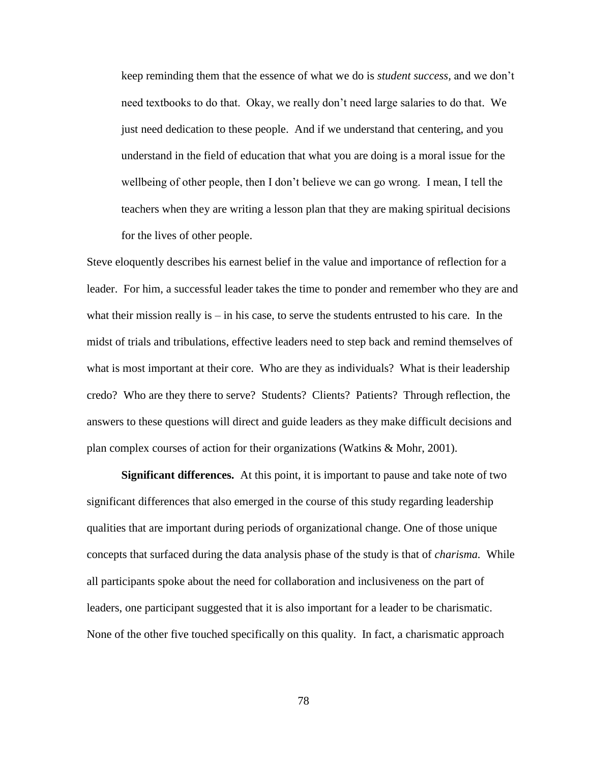> keep reminding them that the essence of what we do is *student success*, and we don't need textbooks to do that. Okay, we really don't need large salaries to do that. We just need dedication to these people. And if we understand that centering, and you understand in the field of education that what you are doing is a moral issue for the wellbeing of other people, then I don't believe we can go wrong. I mean, I tell the teachers when they are writing a lesson plan that they are making spiritual decisions for the lives of other people.

Steve eloquently describes his earnest belief in the value and importance of reflection for a leader. For him, a successful leader takes the time to ponder and remember who they are and what their mission really is – in his case, to serve the students entrusted to his care. In the midst of trials and tribulations, effective leaders need to step back and remind themselves of what is most important at their core. Who are they as individuals? What is their leadership credo? Who are they there to serve? Students? Clients? Patients? Through reflection, the answers to these questions will direct and guide leaders as they make difficult decisions and plan complex courses of action for their organizations (Watkins & Mohr, 2001).

**Significant differences.** At this point, it is important to pause and take note of two significant differences that also emerged in the course of this study regarding leadership qualities that are important during periods of organizational change. One of those unique concepts that surfaced during the data analysis phase of the study is that of *charisma.* While all participants spoke about the need for collaboration and inclusiveness on the part of leaders, one participant suggested that it is also important for a leader to be charismatic. None of the other five touched specifically on this quality. In fact, a charismatic approach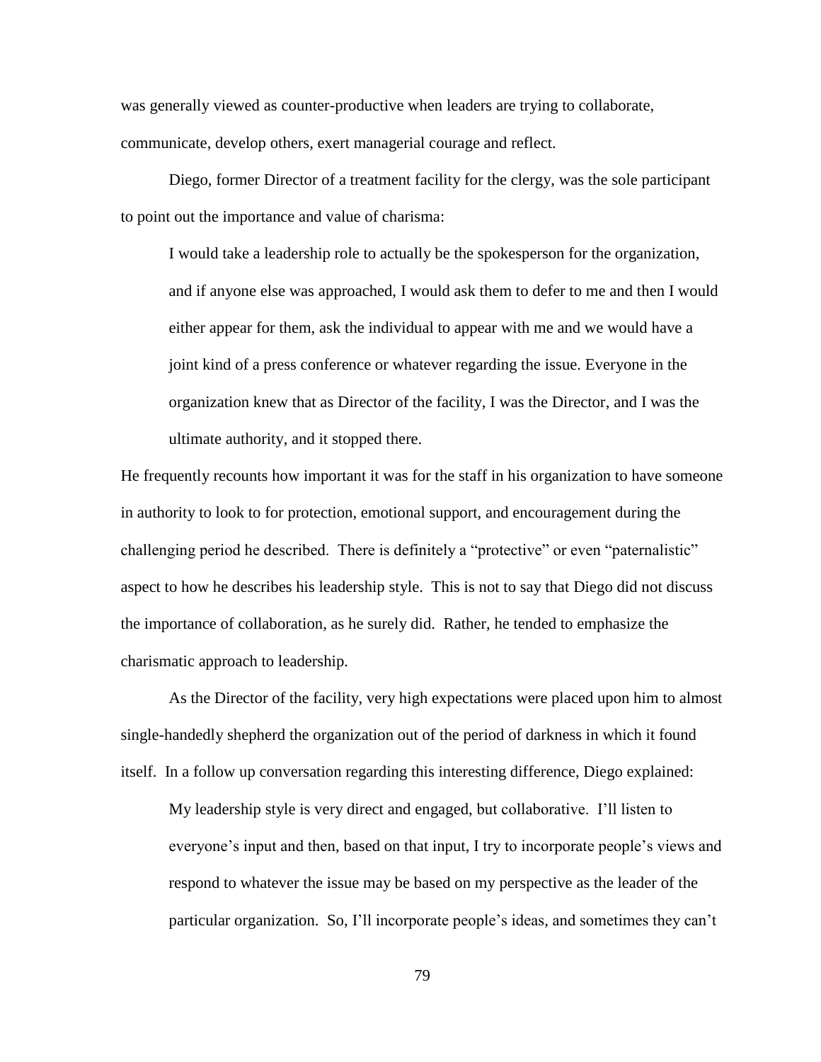was generally viewed as counter-productive when leaders are trying to collaborate, communicate, develop others, exert managerial courage and reflect.

Diego, former Director of a treatment facility for the clergy, was the sole participant to point out the importance and value of charisma:

> I would take a leadership role to actually be the spokesperson for the organization, and if anyone else was approached, I would ask them to defer to me and then I would either appear for them, ask the individual to appear with me and we would have a joint kind of a press conference or whatever regarding the issue. Everyone in the organization knew that as Director of the facility, I was the Director, and I was the ultimate authority, and it stopped there.

He frequently recounts how important it was for the staff in his organization to have someone in authority to look to for protection, emotional support, and encouragement during the challenging period he described. There is definitely a "protective" or even "paternalistic" aspect to how he describes his leadership style. This is not to say that Diego did not discuss the importance of collaboration, as he surely did. Rather, he tended to emphasize the charismatic approach to leadership.

As the Director of the facility, very high expectations were placed upon him to almost single-handedly shepherd the organization out of the period of darkness in which it found itself. In a follow up conversation regarding this interesting difference, Diego explained:

> My leadership style is very direct and engaged, but collaborative. I'll listen to everyone's input and then, based on that input, I try to incorporate people's views and respond to whatever the issue may be based on my perspective as the leader of the particular organization. So, I'll incorporate people's ideas, and sometimes they can't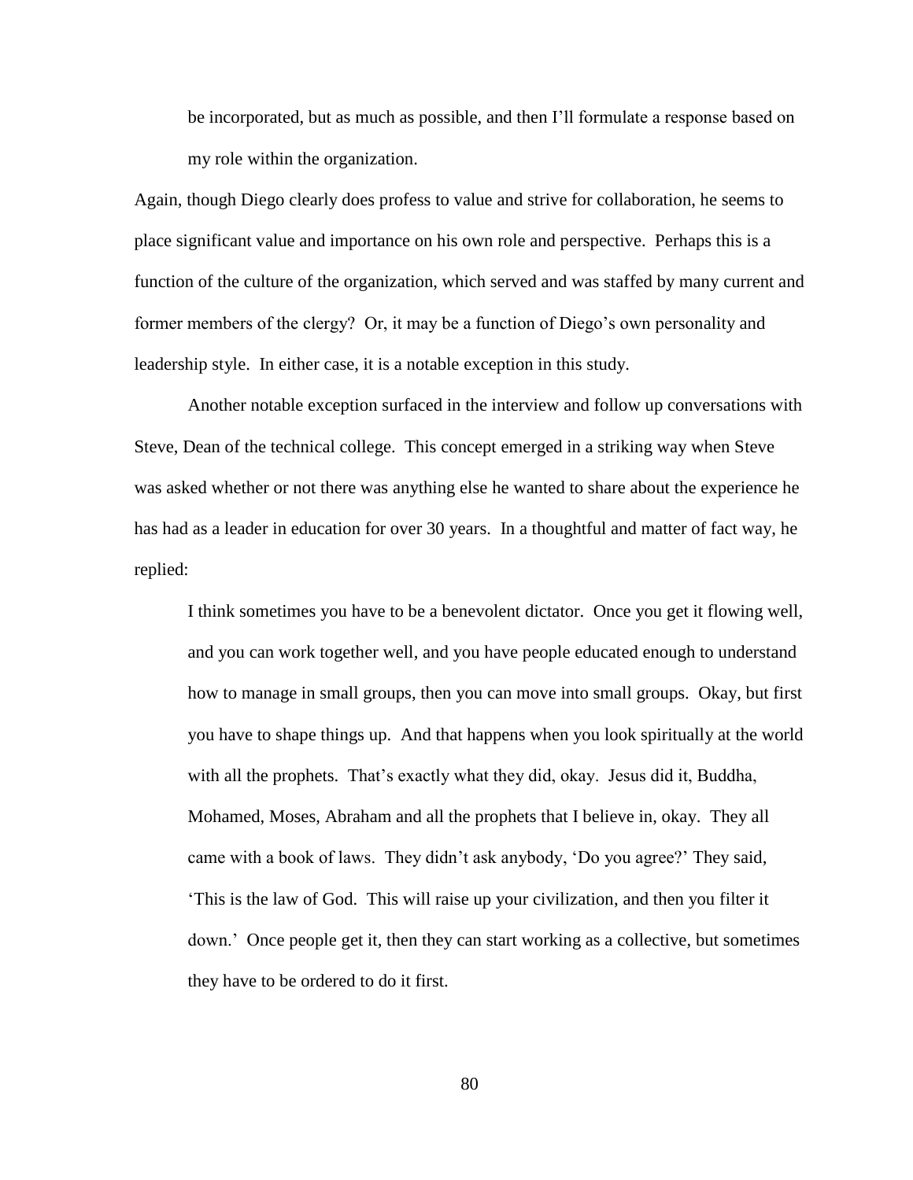> be incorporated, but as much as possible, and then I'll formulate a response based on my role within the organization.

Again, though Diego clearly does profess to value and strive for collaboration, he seems to place significant value and importance on his own role and perspective. Perhaps this is a function of the culture of the organization, which served and was staffed by many current and former members of the clergy? Or, it may be a function of Diego's own personality and leadership style. In either case, it is a notable exception in this study.

Another notable exception surfaced in the interview and follow up conversations with Steve, Dean of the technical college. This concept emerged in a striking way when Steve was asked whether or not there was anything else he wanted to share about the experience he has had as a leader in education for over 30 years. In a thoughtful and matter of fact way, he replied:

> I think sometimes you have to be a benevolent dictator. Once you get it flowing well, and you can work together well, and you have people educated enough to understand how to manage in small groups, then you can move into small groups. Okay, but first you have to shape things up. And that happens when you look spiritually at the world with all the prophets. That's exactly what they did, okay. Jesus did it, Buddha, Mohamed, Moses, Abraham and all the prophets that I believe in, okay. They all came with a book of laws. They didn't ask anybody, 'Do you agree?' They said, 'This is the law of God. This will raise up your civilization, and then you filter it down.' Once people get it, then they can start working as a collective, but sometimes they have to be ordered to do it first.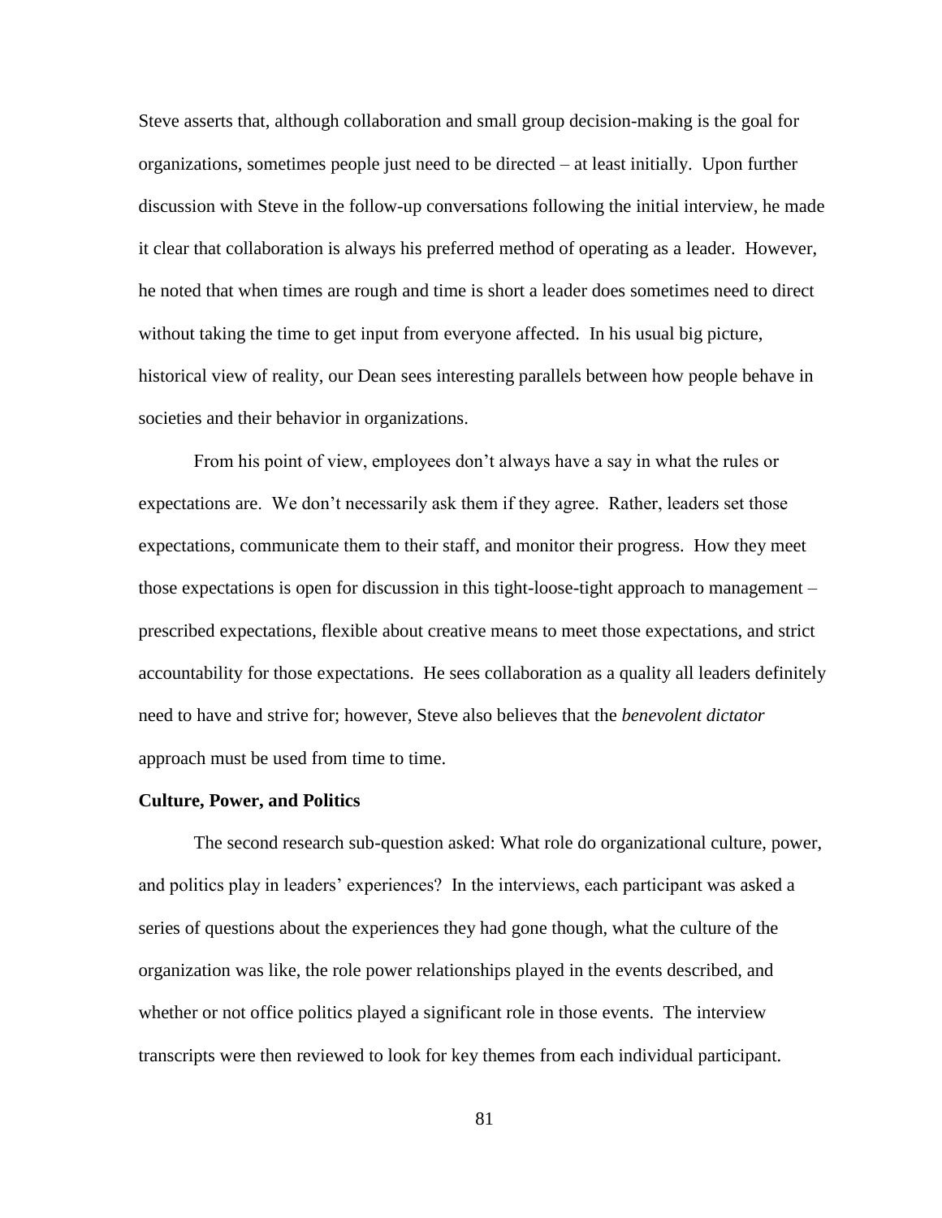Steve asserts that, although collaboration and small group decision-making is the goal for organizations, sometimes people just need to be directed – at least initially. Upon further discussion with Steve in the follow-up conversations following the initial interview, he made it clear that collaboration is always his preferred method of operating as a leader. However, he noted that when times are rough and time is short a leader does sometimes need to direct without taking the time to get input from everyone affected. In his usual big picture, historical view of reality, our Dean sees interesting parallels between how people behave in societies and their behavior in organizations.

From his point of view, employees don't always have a say in what the rules or expectations are. We don't necessarily ask them if they agree. Rather, leaders set those expectations, communicate them to their staff, and monitor their progress. How they meet those expectations is open for discussion in this tight-loose-tight approach to management – prescribed expectations, flexible about creative means to meet those expectations, and strict accountability for those expectations. He sees collaboration as a quality all leaders definitely need to have and strive for; however, Steve also believes that the *benevolent dictator* approach must be used from time to time.

**Culture, Power, and Politics**

The second research sub-question asked: What role do organizational culture, power, and politics play in leaders' experiences? In the interviews, each participant was asked a series of questions about the experiences they had gone though, what the culture of the organization was like, the role power relationships played in the events described, and whether or not office politics played a significant role in those events. The interview transcripts were then reviewed to look for key themes from each individual participant.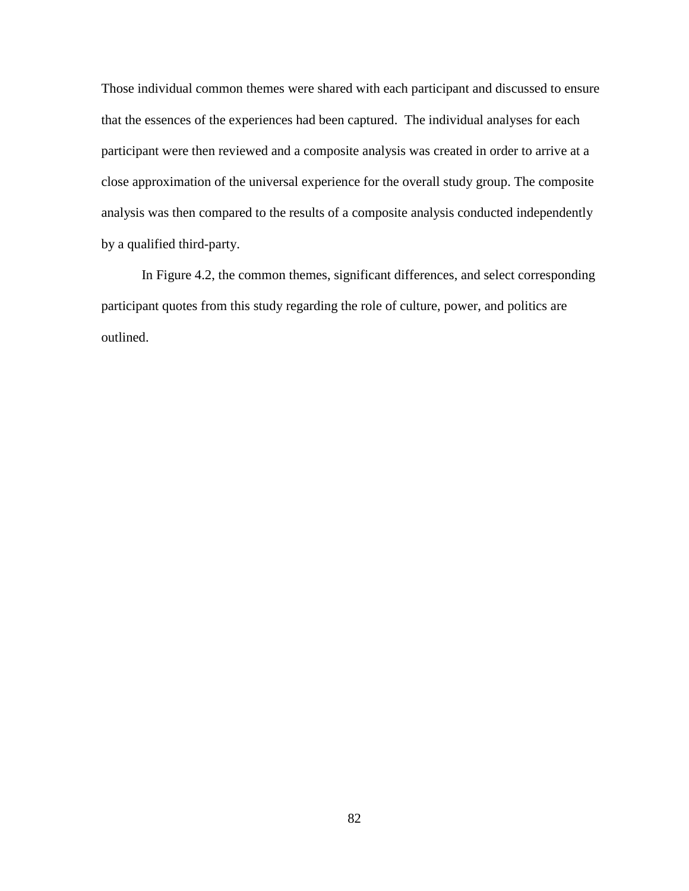Those individual common themes were shared with each participant and discussed to ensure that the essences of the experiences had been captured. The individual analyses for each participant were then reviewed and a composite analysis was created in order to arrive at a close approximation of the universal experience for the overall study group. The composite analysis was then compared to the results of a composite analysis conducted independently by a qualified third-party.

In Figure 4.2, the common themes, significant differences, and select corresponding participant quotes from this study regarding the role of culture, power, and politics are outlined.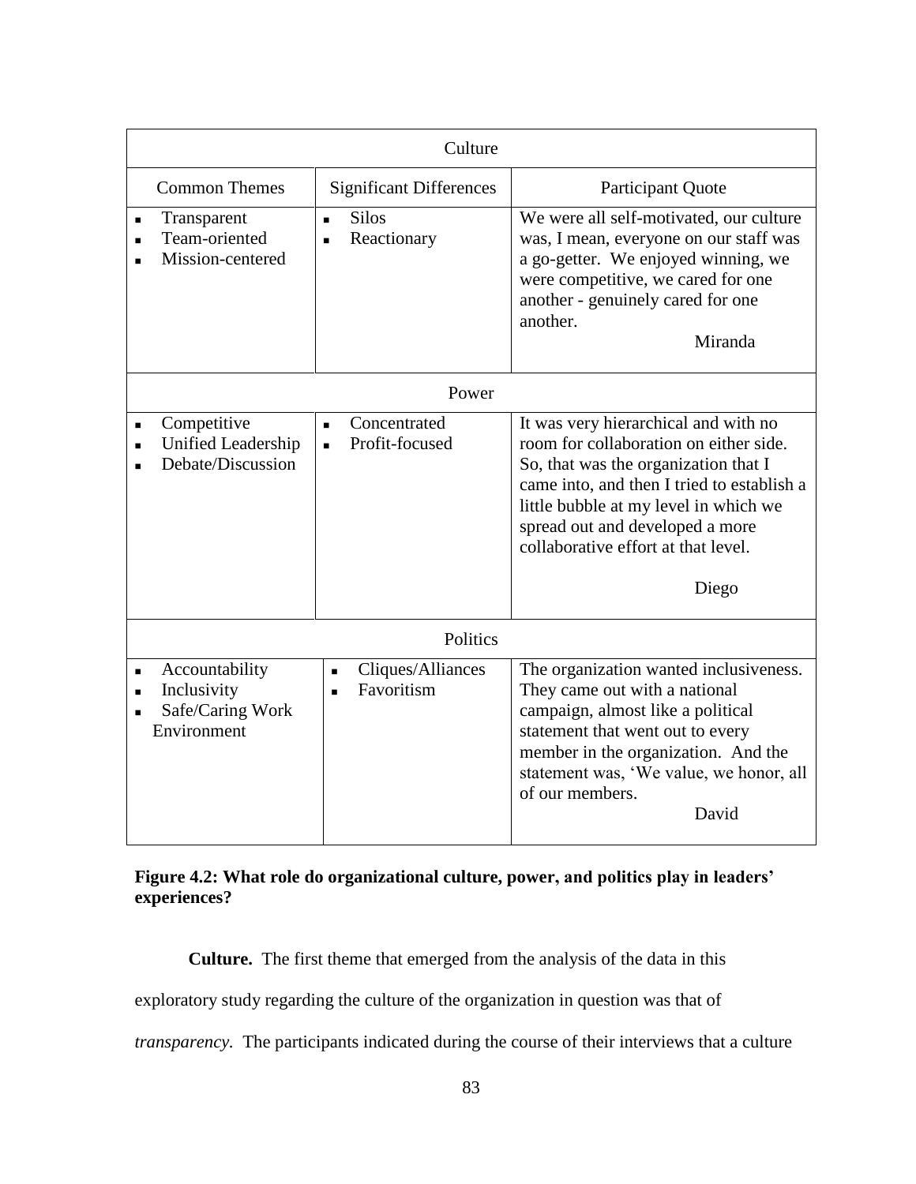| Culture | | |
|---|---|---|
| Common Themes | Significant Differences | Participant Quote |
| ▪ Transparent<br>▪ Team-oriented<br>▪ Mission-centered | ▪ Silos<br>▪ Reactionary | We were all self-motivated, our culture was, I mean, everyone on our staff was a go-getter. We enjoyed winning, we were competitive, we cared for one another - genuinely cared for one another.<br>Miranda |
| Power | | |
| ▪ Competitive<br>▪ Unified Leadership<br>▪ Debate/Discussion | ▪ Concentrated<br>▪ Profit-focused | It was very hierarchical and with no room for collaboration on either side. So, that was the organization that I came into, and then I tried to establish a little bubble at my level in which we spread out and developed a more collaborative effort at that level.<br>Diego |
| Politics | | |
| ▪ Accountability<br>▪ Inclusivity<br>▪ Safe/Caring Work Environment | ▪ Cliques/Alliances<br>▪ Favoritism | The organization wanted inclusiveness. They came out with a national campaign, almost like a political statement that went out to every member in the organization. And the statement was, 'We value, we honor, all of our members.<br>David |

**Figure 4.2: What role do organizational culture, power, and politics play in leaders' experiences?**

**Culture.** The first theme that emerged from the analysis of the data in this exploratory study regarding the culture of the organization in question was that of *transparency.* The participants indicated during the course of their interviews that a culture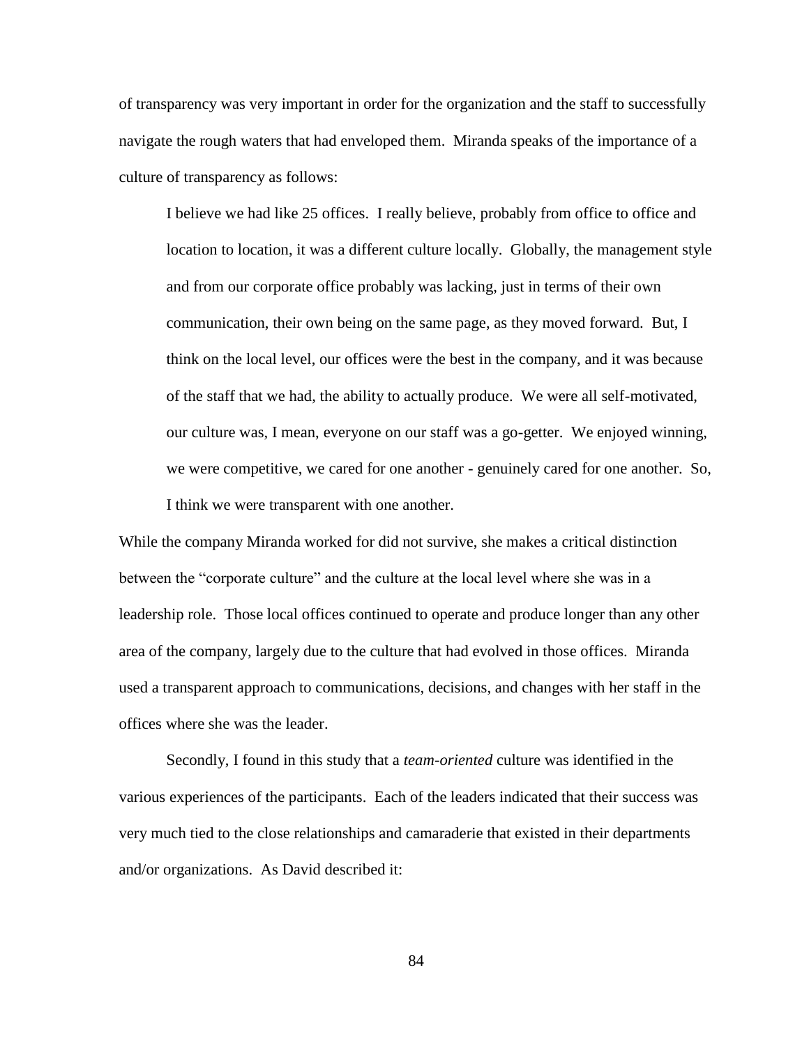of transparency was very important in order for the organization and the staff to successfully navigate the rough waters that had enveloped them. Miranda speaks of the importance of a culture of transparency as follows:

> I believe we had like 25 offices. I really believe, probably from office to office and location to location, it was a different culture locally. Globally, the management style and from our corporate office probably was lacking, just in terms of their own communication, their own being on the same page, as they moved forward. But, I think on the local level, our offices were the best in the company, and it was because of the staff that we had, the ability to actually produce. We were all self-motivated, our culture was, I mean, everyone on our staff was a go-getter. We enjoyed winning, we were competitive, we cared for one another - genuinely cared for one another. So, I think we were transparent with one another.

While the company Miranda worked for did not survive, she makes a critical distinction between the "corporate culture" and the culture at the local level where she was in a leadership role. Those local offices continued to operate and produce longer than any other area of the company, largely due to the culture that had evolved in those offices. Miranda used a transparent approach to communications, decisions, and changes with her staff in the offices where she was the leader.

Secondly, I found in this study that a *team-oriented* culture was identified in the various experiences of the participants. Each of the leaders indicated that their success was very much tied to the close relationships and camaraderie that existed in their departments and/or organizations. As David described it: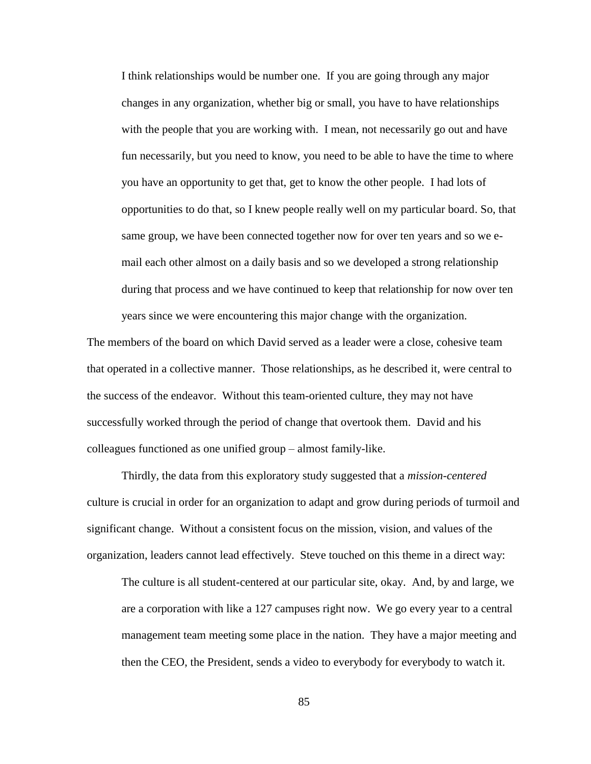> I think relationships would be number one. If you are going through any major changes in any organization, whether big or small, you have to have relationships with the people that you are working with. I mean, not necessarily go out and have fun necessarily, but you need to know, you need to be able to have the time to where you have an opportunity to get that, get to know the other people. I had lots of opportunities to do that, so I knew people really well on my particular board. So, that same group, we have been connected together now for over ten years and so we e-mail each other almost on a daily basis and so we developed a strong relationship during that process and we have continued to keep that relationship for now over ten years since we were encountering this major change with the organization.

The members of the board on which David served as a leader were a close, cohesive team that operated in a collective manner. Those relationships, as he described it, were central to the success of the endeavor. Without this team-oriented culture, they may not have successfully worked through the period of change that overtook them. David and his colleagues functioned as one unified group – almost family-like.

Thirdly, the data from this exploratory study suggested that a *mission-centered* culture is crucial in order for an organization to adapt and grow during periods of turmoil and significant change. Without a consistent focus on the mission, vision, and values of the organization, leaders cannot lead effectively. Steve touched on this theme in a direct way:

> The culture is all student-centered at our particular site, okay. And, by and large, we are a corporation with like a 127 campuses right now. We go every year to a central management team meeting some place in the nation. They have a major meeting and then the CEO, the President, sends a video to everybody for everybody to watch it.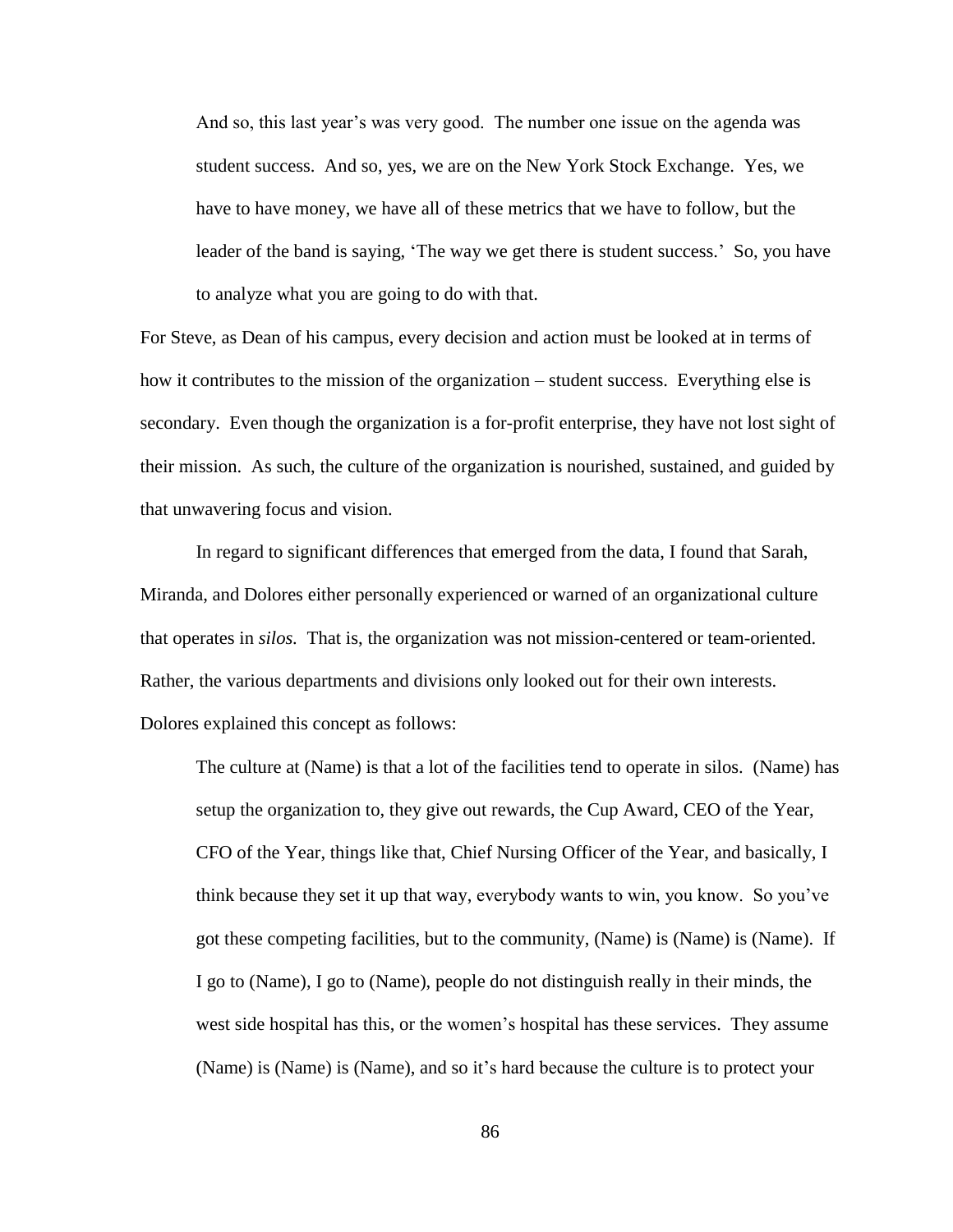> And so, this last year's was very good. The number one issue on the agenda was student success. And so, yes, we are on the New York Stock Exchange. Yes, we have to have money, we have all of these metrics that we have to follow, but the leader of the band is saying, 'The way we get there is student success.' So, you have to analyze what you are going to do with that.

For Steve, as Dean of his campus, every decision and action must be looked at in terms of how it contributes to the mission of the organization – student success. Everything else is secondary. Even though the organization is a for-profit enterprise, they have not lost sight of their mission. As such, the culture of the organization is nourished, sustained, and guided by that unwavering focus and vision.

In regard to significant differences that emerged from the data, I found that Sarah, Miranda, and Dolores either personally experienced or warned of an organizational culture that operates in *silos.* That is, the organization was not mission-centered or team-oriented. Rather, the various departments and divisions only looked out for their own interests. Dolores explained this concept as follows:

> The culture at (Name) is that a lot of the facilities tend to operate in silos. (Name) has setup the organization to, they give out rewards, the Cup Award, CEO of the Year, CFO of the Year, things like that, Chief Nursing Officer of the Year, and basically, I think because they set it up that way, everybody wants to win, you know. So you've got these competing facilities, but to the community, (Name) is (Name) is (Name). If I go to (Name), I go to (Name), people do not distinguish really in their minds, the west side hospital has this, or the women's hospital has these services. They assume (Name) is (Name) is (Name), and so it's hard because the culture is to protect your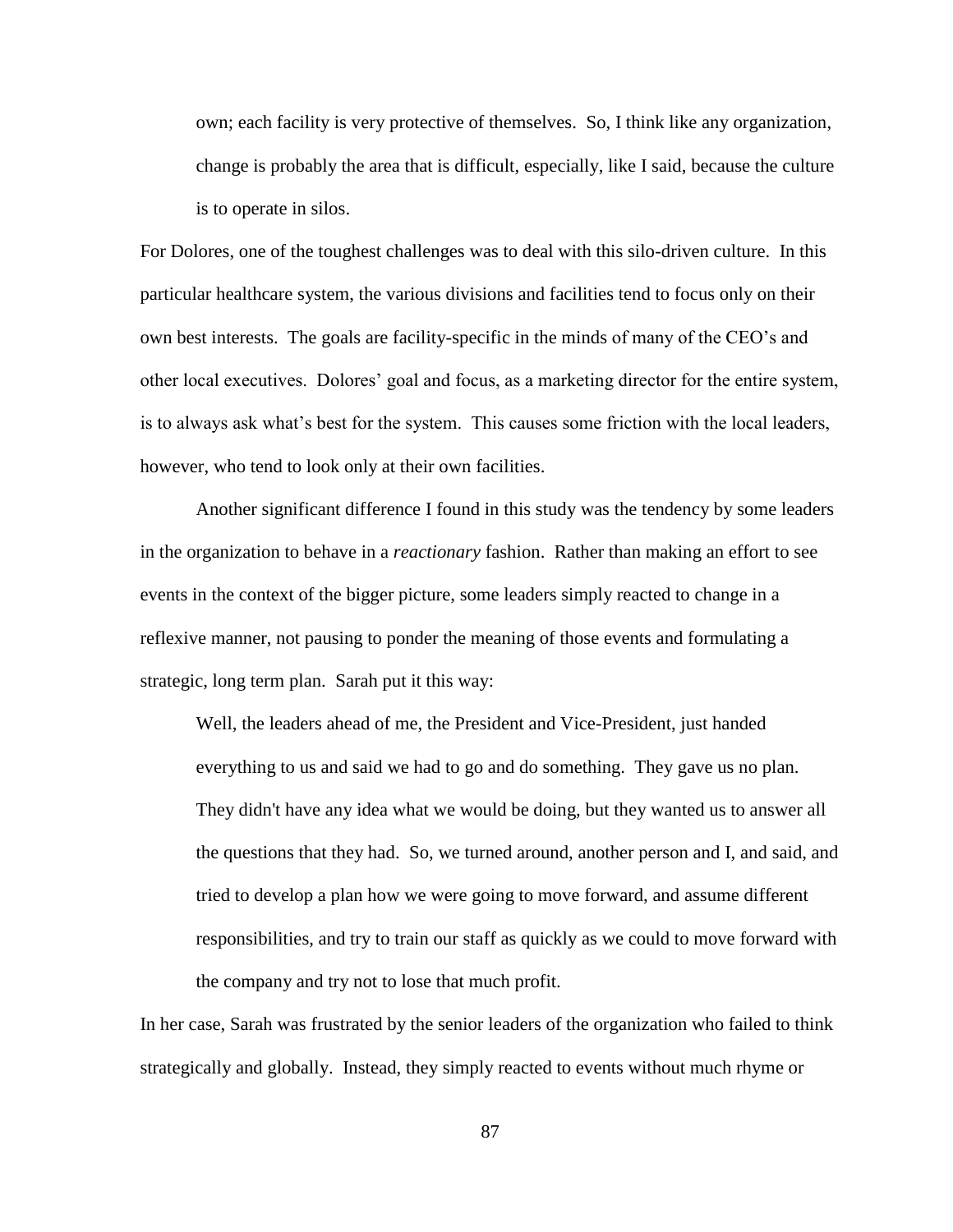> own; each facility is very protective of themselves. So, I think like any organization, change is probably the area that is difficult, especially, like I said, because the culture is to operate in silos.

For Dolores, one of the toughest challenges was to deal with this silo-driven culture. In this particular healthcare system, the various divisions and facilities tend to focus only on their own best interests. The goals are facility-specific in the minds of many of the CEO's and other local executives. Dolores' goal and focus, as a marketing director for the entire system, is to always ask what's best for the system. This causes some friction with the local leaders, however, who tend to look only at their own facilities.

Another significant difference I found in this study was the tendency by some leaders in the organization to behave in a *reactionary* fashion. Rather than making an effort to see events in the context of the bigger picture, some leaders simply reacted to change in a reflexive manner, not pausing to ponder the meaning of those events and formulating a strategic, long term plan. Sarah put it this way:

> Well, the leaders ahead of me, the President and Vice-President, just handed everything to us and said we had to go and do something. They gave us no plan. They didn't have any idea what we would be doing, but they wanted us to answer all the questions that they had. So, we turned around, another person and I, and said, and tried to develop a plan how we were going to move forward, and assume different responsibilities, and try to train our staff as quickly as we could to move forward with the company and try not to lose that much profit.

In her case, Sarah was frustrated by the senior leaders of the organization who failed to think strategically and globally. Instead, they simply reacted to events without much rhyme or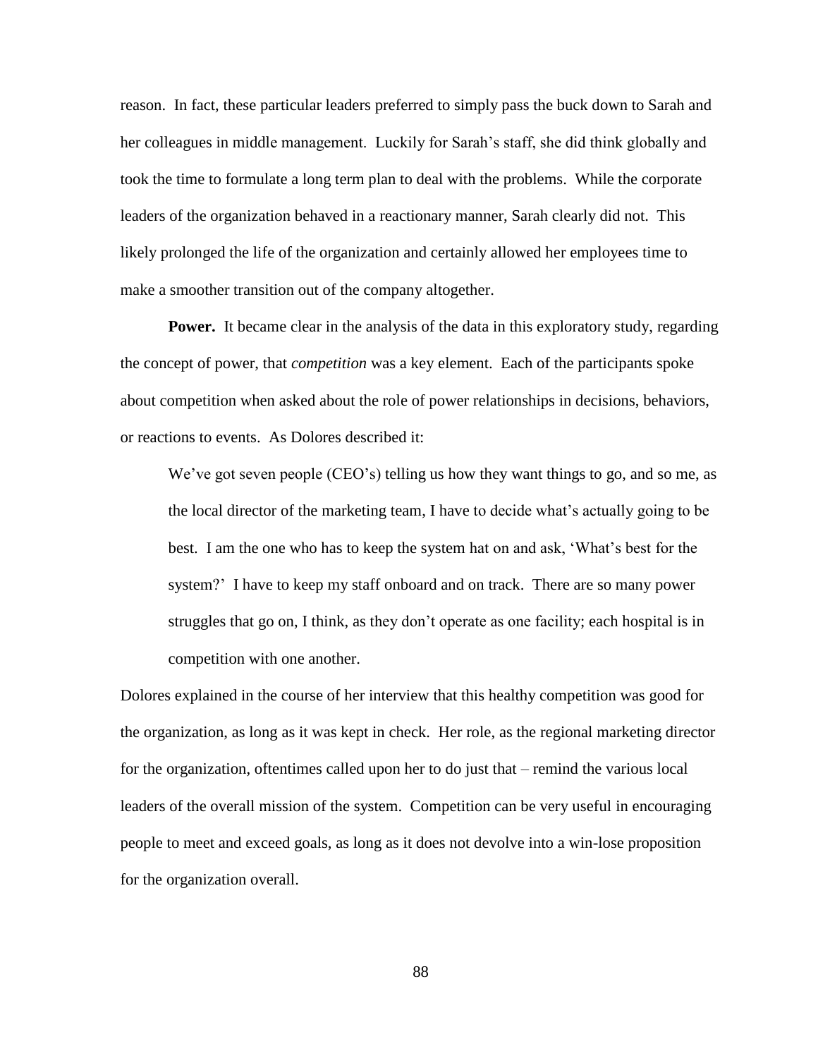reason. In fact, these particular leaders preferred to simply pass the buck down to Sarah and her colleagues in middle management. Luckily for Sarah's staff, she did think globally and took the time to formulate a long term plan to deal with the problems. While the corporate leaders of the organization behaved in a reactionary manner, Sarah clearly did not. This likely prolonged the life of the organization and certainly allowed her employees time to make a smoother transition out of the company altogether.

**Power.** It became clear in the analysis of the data in this exploratory study, regarding the concept of power, that *competition* was a key element. Each of the participants spoke about competition when asked about the role of power relationships in decisions, behaviors, or reactions to events. As Dolores described it:

> We've got seven people (CEO's) telling us how they want things to go, and so me, as the local director of the marketing team, I have to decide what's actually going to be best. I am the one who has to keep the system hat on and ask, 'What's best for the system?' I have to keep my staff onboard and on track. There are so many power struggles that go on, I think, as they don't operate as one facility; each hospital is in competition with one another.

Dolores explained in the course of her interview that this healthy competition was good for the organization, as long as it was kept in check. Her role, as the regional marketing director for the organization, oftentimes called upon her to do just that – remind the various local leaders of the overall mission of the system. Competition can be very useful in encouraging people to meet and exceed goals, as long as it does not devolve into a win-lose proposition for the organization overall.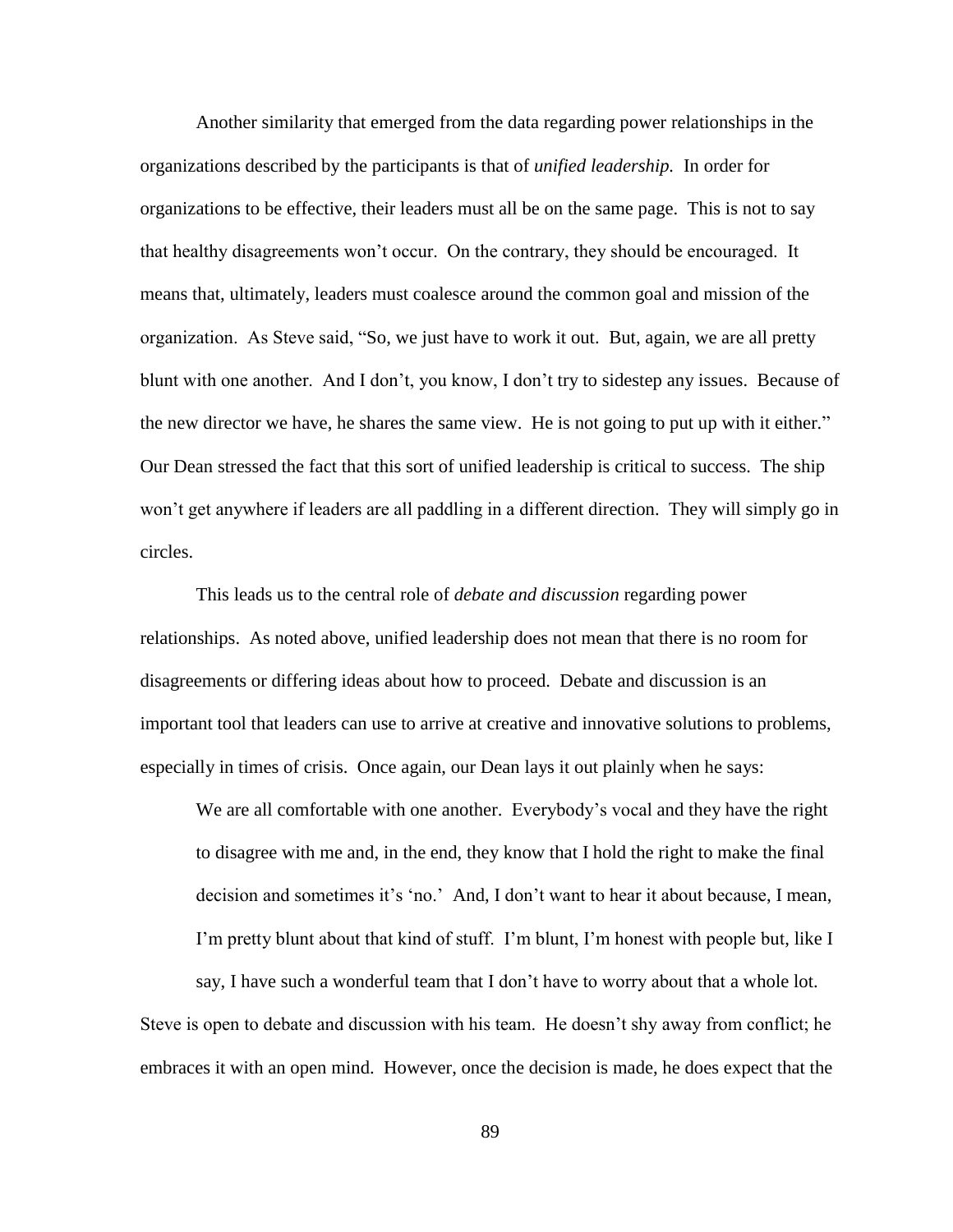Another similarity that emerged from the data regarding power relationships in the organizations described by the participants is that of *unified leadership.* In order for organizations to be effective, their leaders must all be on the same page. This is not to say that healthy disagreements won't occur. On the contrary, they should be encouraged. It means that, ultimately, leaders must coalesce around the common goal and mission of the organization. As Steve said, "So, we just have to work it out. But, again, we are all pretty blunt with one another. And I don't, you know, I don't try to sidestep any issues. Because of the new director we have, he shares the same view. He is not going to put up with it either." Our Dean stressed the fact that this sort of unified leadership is critical to success. The ship won't get anywhere if leaders are all paddling in a different direction. They will simply go in circles.

This leads us to the central role of *debate and discussion* regarding power relationships. As noted above, unified leadership does not mean that there is no room for disagreements or differing ideas about how to proceed. Debate and discussion is an important tool that leaders can use to arrive at creative and innovative solutions to problems, especially in times of crisis. Once again, our Dean lays it out plainly when he says:

> We are all comfortable with one another. Everybody's vocal and they have the right to disagree with me and, in the end, they know that I hold the right to make the final decision and sometimes it's 'no.' And, I don't want to hear it about because, I mean, I'm pretty blunt about that kind of stuff. I'm blunt, I'm honest with people but, like I say, I have such a wonderful team that I don't have to worry about that a whole lot.

Steve is open to debate and discussion with his team. He doesn't shy away from conflict; he embraces it with an open mind. However, once the decision is made, he does expect that the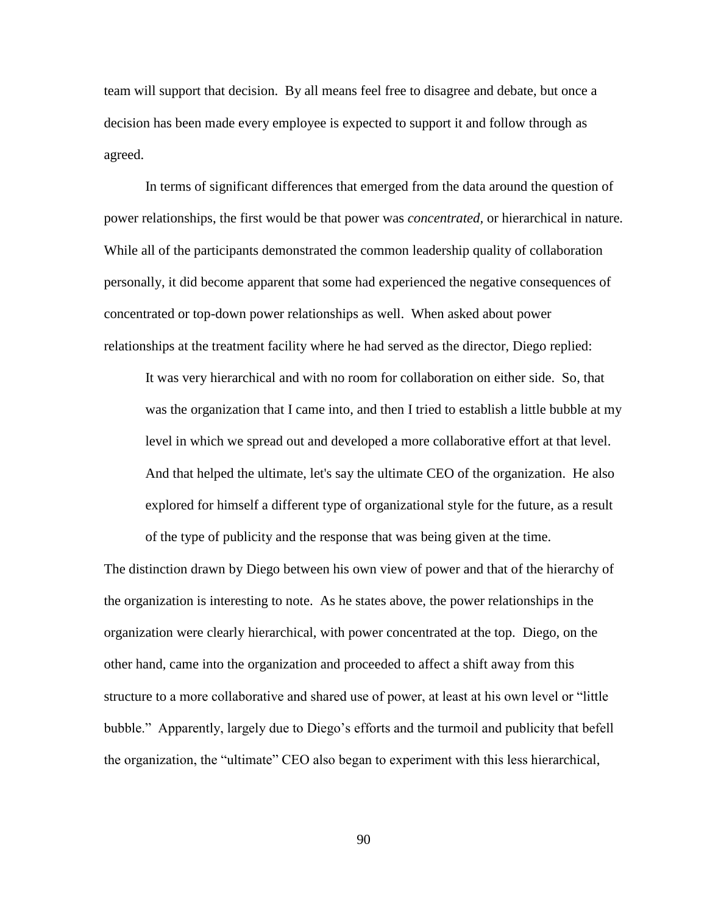team will support that decision. By all means feel free to disagree and debate, but once a decision has been made every employee is expected to support it and follow through as agreed.

In terms of significant differences that emerged from the data around the question of power relationships, the first would be that power was *concentrated*, or hierarchical in nature. While all of the participants demonstrated the common leadership quality of collaboration personally, it did become apparent that some had experienced the negative consequences of concentrated or top-down power relationships as well. When asked about power relationships at the treatment facility where he had served as the director, Diego replied:

> It was very hierarchical and with no room for collaboration on either side. So, that was the organization that I came into, and then I tried to establish a little bubble at my level in which we spread out and developed a more collaborative effort at that level. And that helped the ultimate, let's say the ultimate CEO of the organization. He also explored for himself a different type of organizational style for the future, as a result of the type of publicity and the response that was being given at the time.

The distinction drawn by Diego between his own view of power and that of the hierarchy of the organization is interesting to note. As he states above, the power relationships in the organization were clearly hierarchical, with power concentrated at the top. Diego, on the other hand, came into the organization and proceeded to affect a shift away from this structure to a more collaborative and shared use of power, at least at his own level or "little bubble." Apparently, largely due to Diego's efforts and the turmoil and publicity that befell the organization, the "ultimate" CEO also began to experiment with this less hierarchical,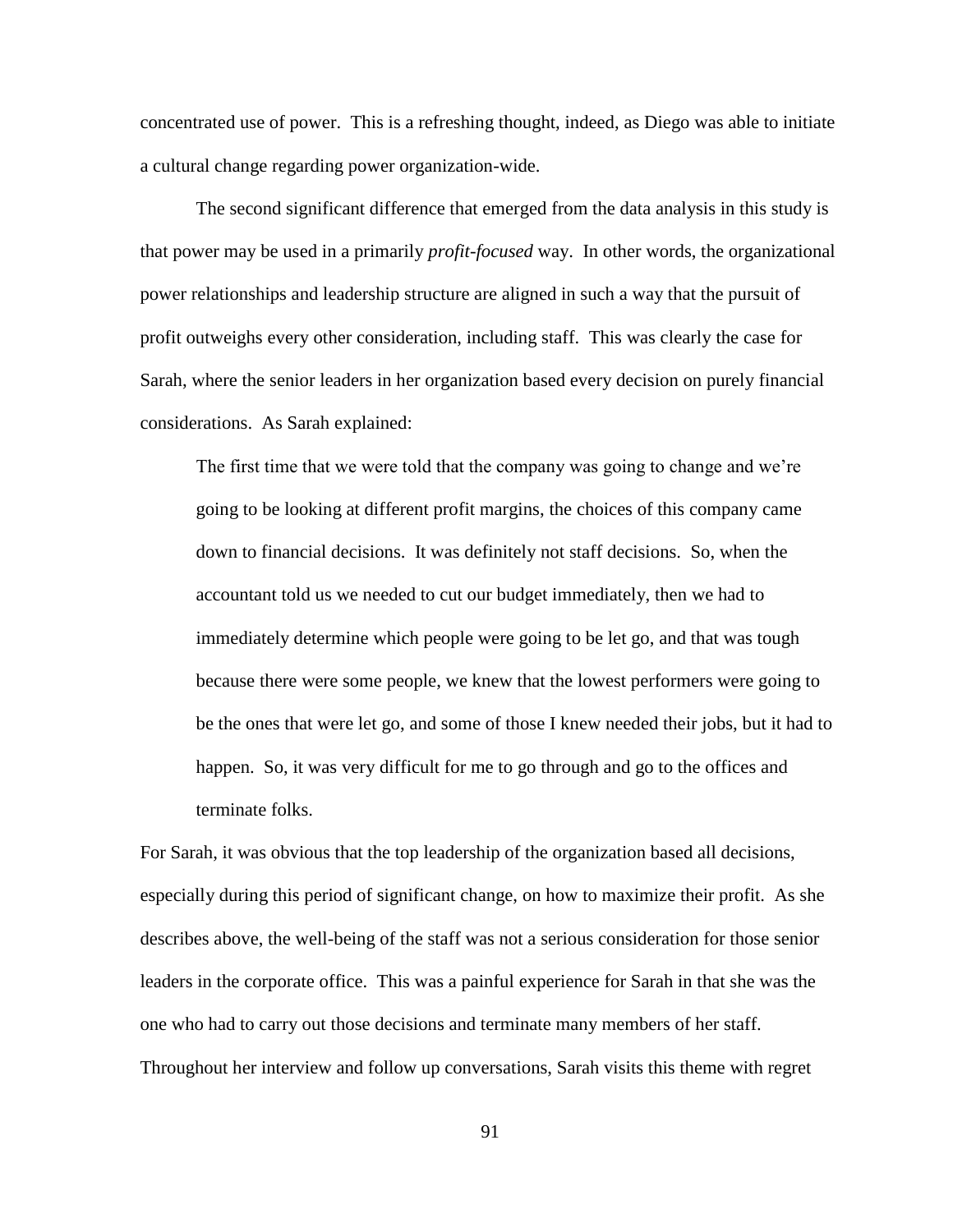concentrated use of power. This is a refreshing thought, indeed, as Diego was able to initiate a cultural change regarding power organization-wide.

The second significant difference that emerged from the data analysis in this study is that power may be used in a primarily *profit-focused* way. In other words, the organizational power relationships and leadership structure are aligned in such a way that the pursuit of profit outweighs every other consideration, including staff. This was clearly the case for Sarah, where the senior leaders in her organization based every decision on purely financial considerations. As Sarah explained:

> The first time that we were told that the company was going to change and we're going to be looking at different profit margins, the choices of this company came down to financial decisions. It was definitely not staff decisions. So, when the accountant told us we needed to cut our budget immediately, then we had to immediately determine which people were going to be let go, and that was tough because there were some people, we knew that the lowest performers were going to be the ones that were let go, and some of those I knew needed their jobs, but it had to happen. So, it was very difficult for me to go through and go to the offices and terminate folks.

For Sarah, it was obvious that the top leadership of the organization based all decisions, especially during this period of significant change, on how to maximize their profit. As she describes above, the well-being of the staff was not a serious consideration for those senior leaders in the corporate office. This was a painful experience for Sarah in that she was the one who had to carry out those decisions and terminate many members of her staff. Throughout her interview and follow up conversations, Sarah visits this theme with regret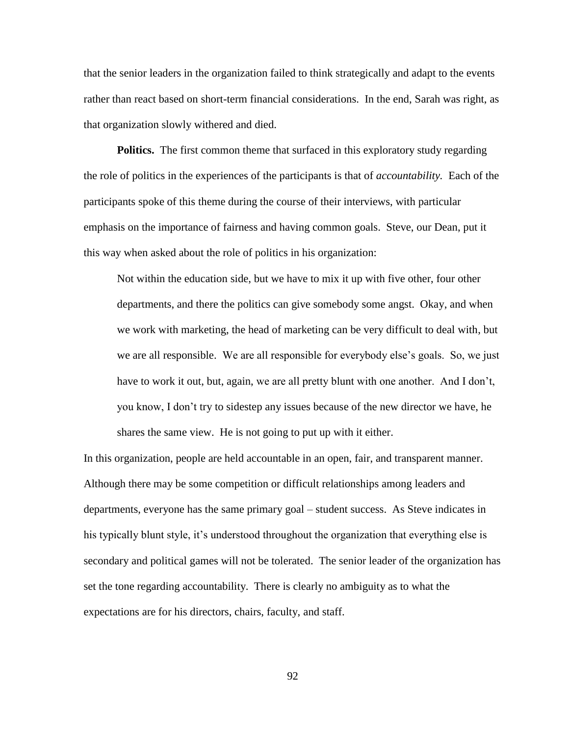that the senior leaders in the organization failed to think strategically and adapt to the events rather than react based on short-term financial considerations. In the end, Sarah was right, as that organization slowly withered and died.

**Politics.** The first common theme that surfaced in this exploratory study regarding the role of politics in the experiences of the participants is that of *accountability.* Each of the participants spoke of this theme during the course of their interviews, with particular emphasis on the importance of fairness and having common goals. Steve, our Dean, put it this way when asked about the role of politics in his organization:

> Not within the education side, but we have to mix it up with five other, four other departments, and there the politics can give somebody some angst. Okay, and when we work with marketing, the head of marketing can be very difficult to deal with, but we are all responsible. We are all responsible for everybody else's goals. So, we just have to work it out, but, again, we are all pretty blunt with one another. And I don't, you know, I don't try to sidestep any issues because of the new director we have, he shares the same view. He is not going to put up with it either.

In this organization, people are held accountable in an open, fair, and transparent manner. Although there may be some competition or difficult relationships among leaders and departments, everyone has the same primary goal – student success. As Steve indicates in his typically blunt style, it's understood throughout the organization that everything else is secondary and political games will not be tolerated. The senior leader of the organization has set the tone regarding accountability. There is clearly no ambiguity as to what the expectations are for his directors, chairs, faculty, and staff.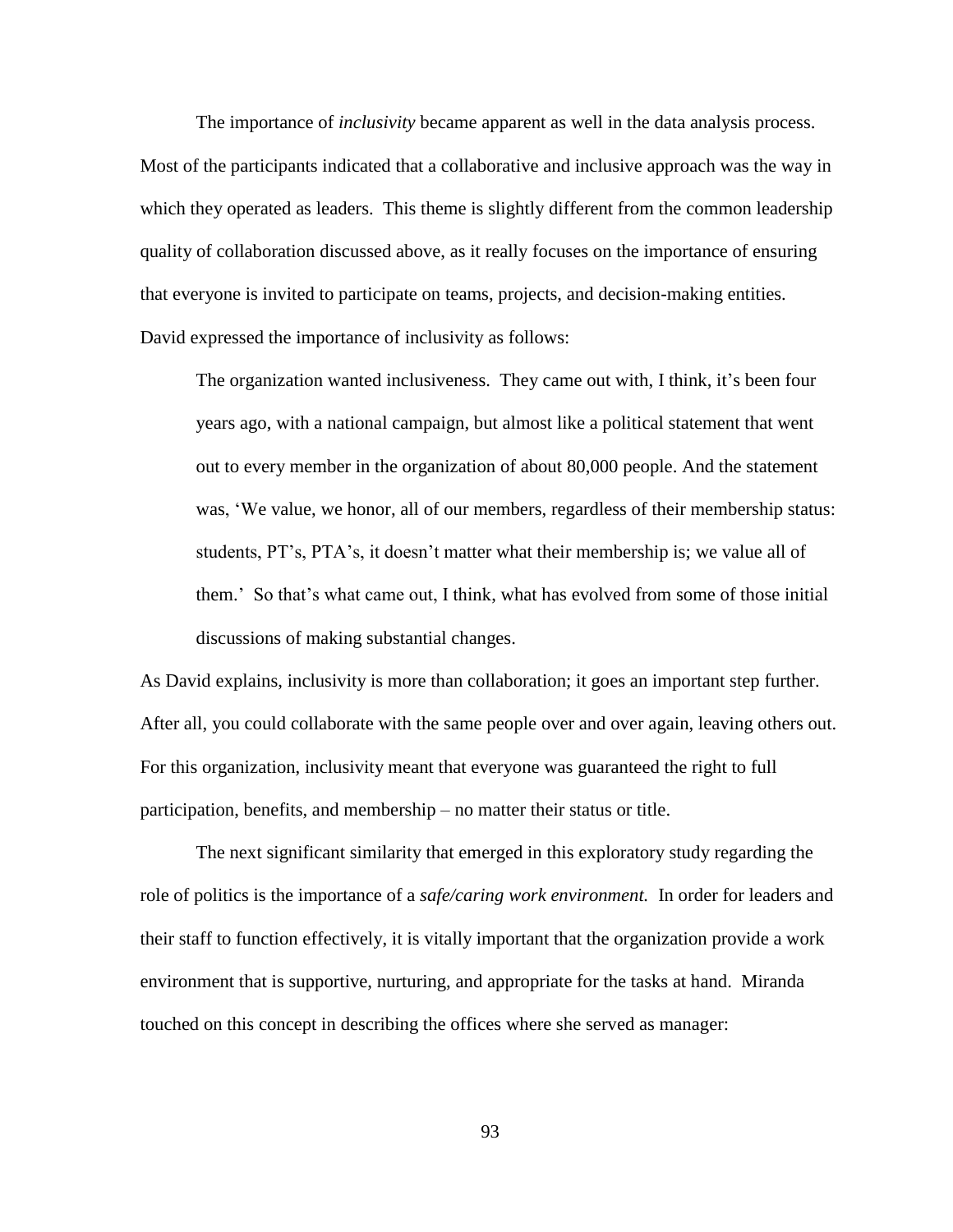The importance of *inclusivity* became apparent as well in the data analysis process. Most of the participants indicated that a collaborative and inclusive approach was the way in which they operated as leaders. This theme is slightly different from the common leadership quality of collaboration discussed above, as it really focuses on the importance of ensuring that everyone is invited to participate on teams, projects, and decision-making entities. David expressed the importance of inclusivity as follows:

> The organization wanted inclusiveness. They came out with, I think, it's been four years ago, with a national campaign, but almost like a political statement that went out to every member in the organization of about 80,000 people. And the statement was, 'We value, we honor, all of our members, regardless of their membership status: students, PT's, PTA's, it doesn't matter what their membership is; we value all of them.' So that's what came out, I think, what has evolved from some of those initial discussions of making substantial changes.

As David explains, inclusivity is more than collaboration; it goes an important step further. After all, you could collaborate with the same people over and over again, leaving others out. For this organization, inclusivity meant that everyone was guaranteed the right to full participation, benefits, and membership – no matter their status or title.

The next significant similarity that emerged in this exploratory study regarding the role of politics is the importance of a *safe/caring work environment.* In order for leaders and their staff to function effectively, it is vitally important that the organization provide a work environment that is supportive, nurturing, and appropriate for the tasks at hand. Miranda touched on this concept in describing the offices where she served as manager: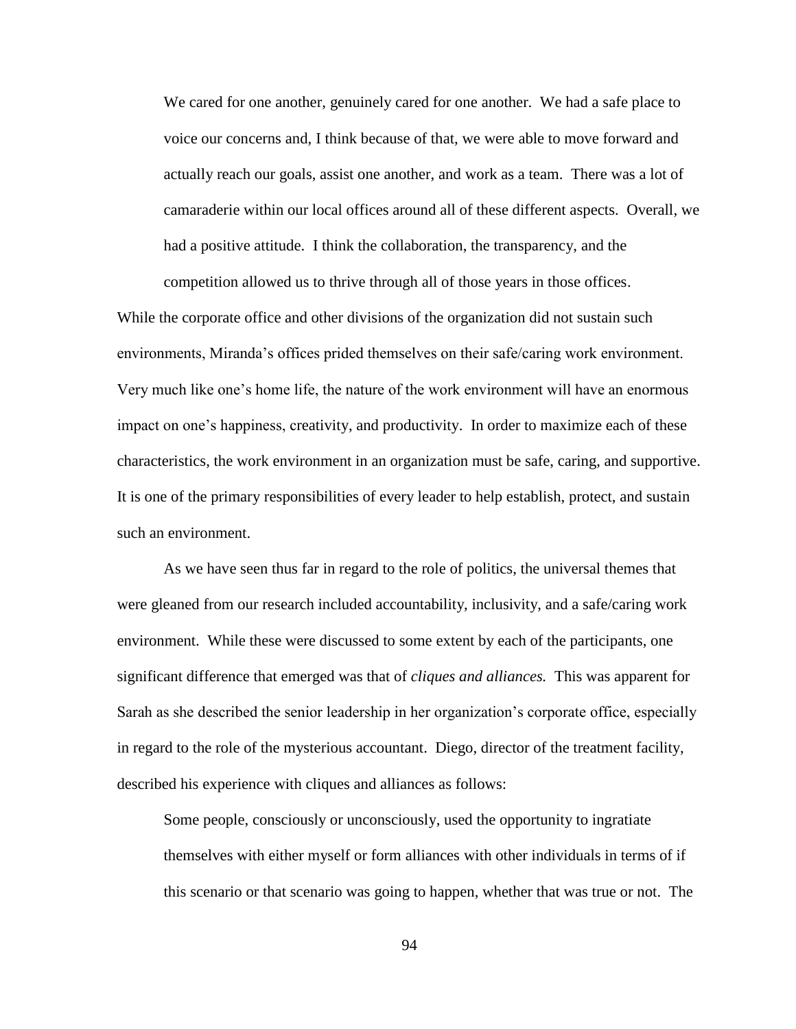> We cared for one another, genuinely cared for one another. We had a safe place to voice our concerns and, I think because of that, we were able to move forward and actually reach our goals, assist one another, and work as a team. There was a lot of camaraderie within our local offices around all of these different aspects. Overall, we had a positive attitude. I think the collaboration, the transparency, and the competition allowed us to thrive through all of those years in those offices.

While the corporate office and other divisions of the organization did not sustain such environments, Miranda's offices prided themselves on their safe/caring work environment. Very much like one's home life, the nature of the work environment will have an enormous impact on one's happiness, creativity, and productivity. In order to maximize each of these characteristics, the work environment in an organization must be safe, caring, and supportive. It is one of the primary responsibilities of every leader to help establish, protect, and sustain such an environment.

As we have seen thus far in regard to the role of politics, the universal themes that were gleaned from our research included accountability, inclusivity, and a safe/caring work environment. While these were discussed to some extent by each of the participants, one significant difference that emerged was that of *cliques and alliances.* This was apparent for Sarah as she described the senior leadership in her organization's corporate office, especially in regard to the role of the mysterious accountant. Diego, director of the treatment facility, described his experience with cliques and alliances as follows:

> Some people, consciously or unconsciously, used the opportunity to ingratiate themselves with either myself or form alliances with other individuals in terms of if this scenario or that scenario was going to happen, whether that was true or not. The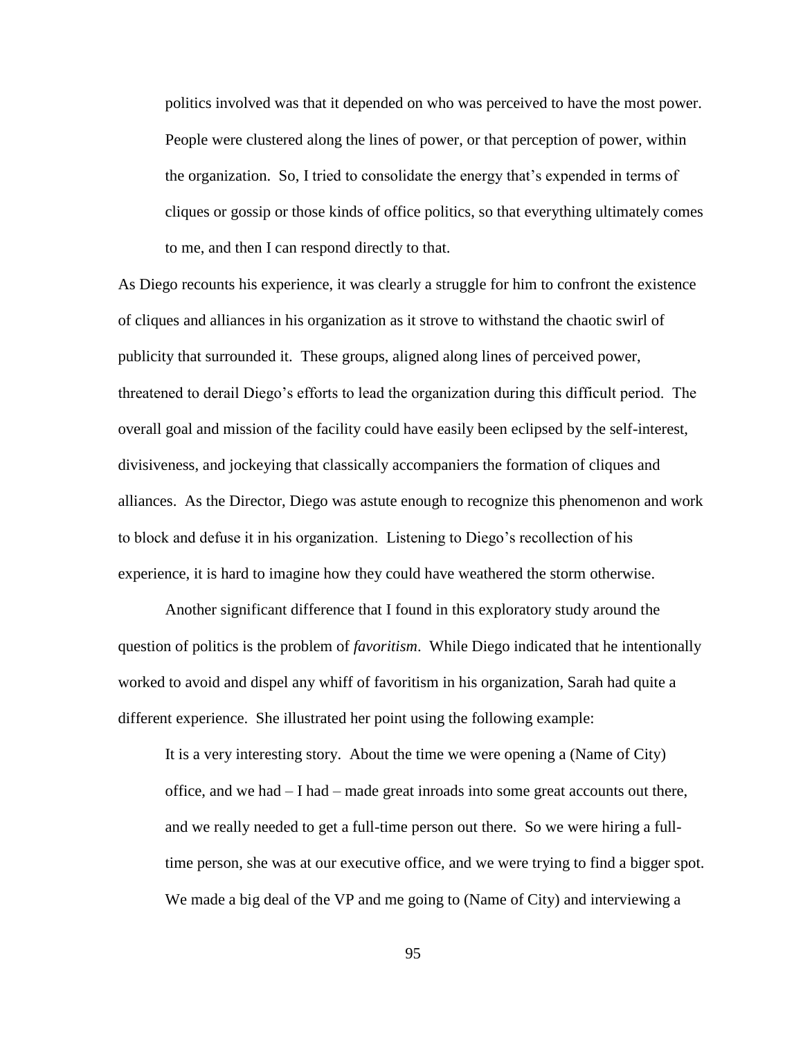> politics involved was that it depended on who was perceived to have the most power. People were clustered along the lines of power, or that perception of power, within the organization. So, I tried to consolidate the energy that's expended in terms of cliques or gossip or those kinds of office politics, so that everything ultimately comes to me, and then I can respond directly to that.

As Diego recounts his experience, it was clearly a struggle for him to confront the existence of cliques and alliances in his organization as it strove to withstand the chaotic swirl of publicity that surrounded it. These groups, aligned along lines of perceived power, threatened to derail Diego's efforts to lead the organization during this difficult period. The overall goal and mission of the facility could have easily been eclipsed by the self-interest, divisiveness, and jockeying that classically accompaniers the formation of cliques and alliances. As the Director, Diego was astute enough to recognize this phenomenon and work to block and defuse it in his organization. Listening to Diego's recollection of his experience, it is hard to imagine how they could have weathered the storm otherwise.

Another significant difference that I found in this exploratory study around the question of politics is the problem of *favoritism*. While Diego indicated that he intentionally worked to avoid and dispel any whiff of favoritism in his organization, Sarah had quite a different experience. She illustrated her point using the following example:

> It is a very interesting story. About the time we were opening a (Name of City) office, and we had – I had – made great inroads into some great accounts out there, and we really needed to get a full-time person out there. So we were hiring a full-time person, she was at our executive office, and we were trying to find a bigger spot. We made a big deal of the VP and me going to (Name of City) and interviewing a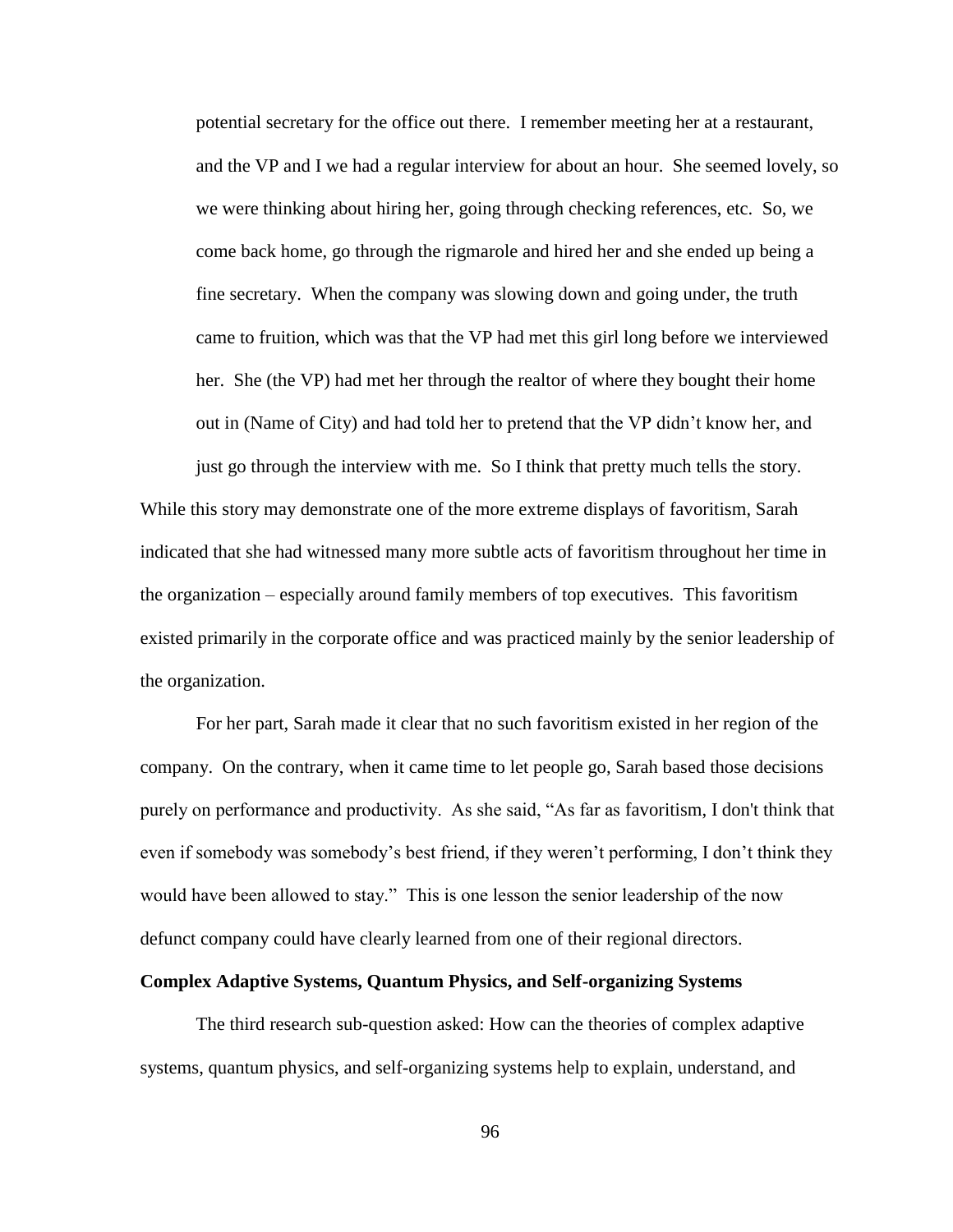> potential secretary for the office out there. I remember meeting her at a restaurant, and the VP and I we had a regular interview for about an hour. She seemed lovely, so we were thinking about hiring her, going through checking references, etc. So, we come back home, go through the rigmarole and hired her and she ended up being a fine secretary. When the company was slowing down and going under, the truth came to fruition, which was that the VP had met this girl long before we interviewed her. She (the VP) had met her through the realtor of where they bought their home out in (Name of City) and had told her to pretend that the VP didn't know her, and just go through the interview with me. So I think that pretty much tells the story.

While this story may demonstrate one of the more extreme displays of favoritism, Sarah indicated that she had witnessed many more subtle acts of favoritism throughout her time in the organization – especially around family members of top executives. This favoritism existed primarily in the corporate office and was practiced mainly by the senior leadership of the organization.

For her part, Sarah made it clear that no such favoritism existed in her region of the company. On the contrary, when it came time to let people go, Sarah based those decisions purely on performance and productivity. As she said, "As far as favoritism, I don't think that even if somebody was somebody's best friend, if they weren't performing, I don't think they would have been allowed to stay." This is one lesson the senior leadership of the now defunct company could have clearly learned from one of their regional directors.

**Complex Adaptive Systems, Quantum Physics, and Self-organizing Systems**

The third research sub-question asked: How can the theories of complex adaptive systems, quantum physics, and self-organizing systems help to explain, understand, and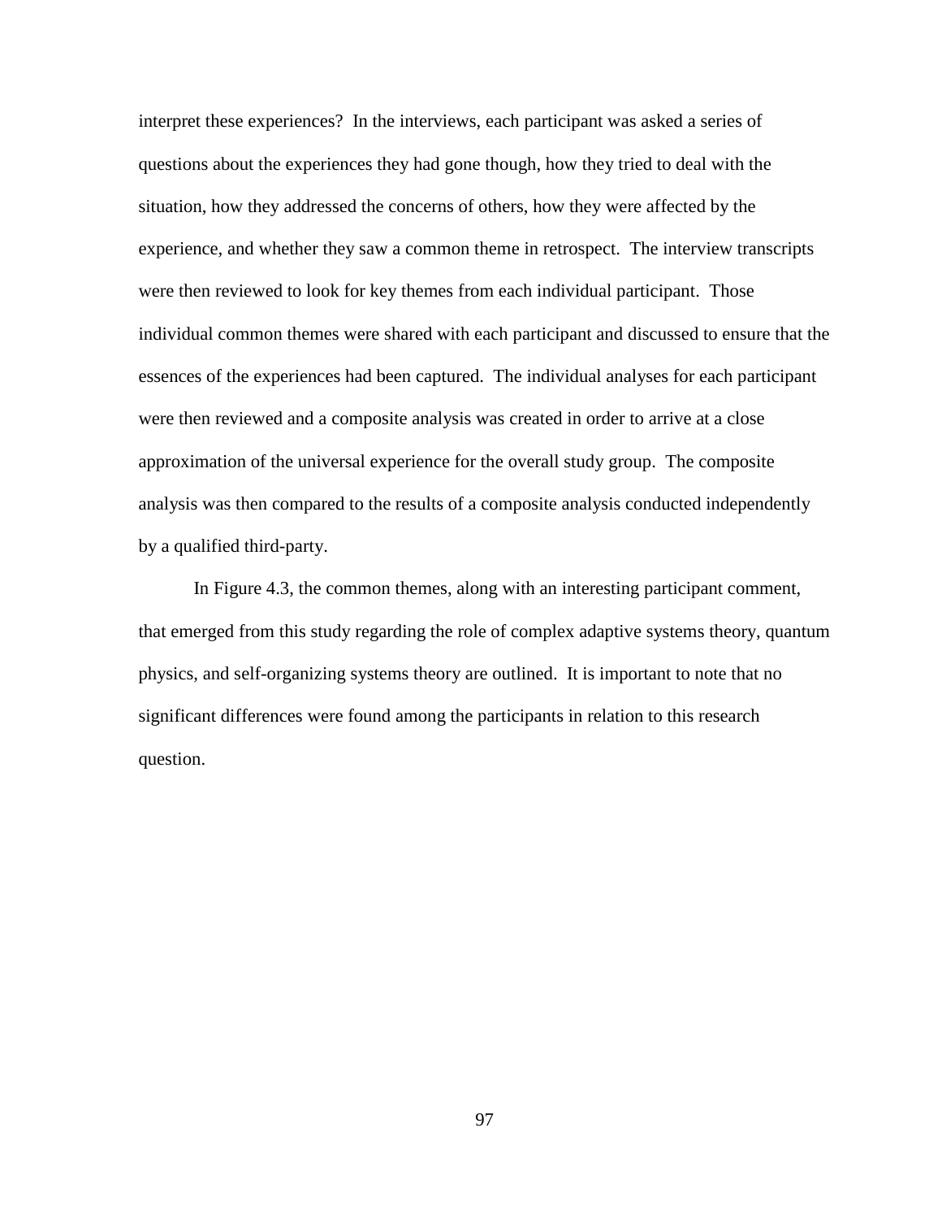interpret these experiences? In the interviews, each participant was asked a series of questions about the experiences they had gone though, how they tried to deal with the situation, how they addressed the concerns of others, how they were affected by the experience, and whether they saw a common theme in retrospect. The interview transcripts were then reviewed to look for key themes from each individual participant. Those individual common themes were shared with each participant and discussed to ensure that the essences of the experiences had been captured. The individual analyses for each participant were then reviewed and a composite analysis was created in order to arrive at a close approximation of the universal experience for the overall study group. The composite analysis was then compared to the results of a composite analysis conducted independently by a qualified third-party.

In Figure 4.3, the common themes, along with an interesting participant comment, that emerged from this study regarding the role of complex adaptive systems theory, quantum physics, and self-organizing systems theory are outlined. It is important to note that no significant differences were found among the participants in relation to this research question.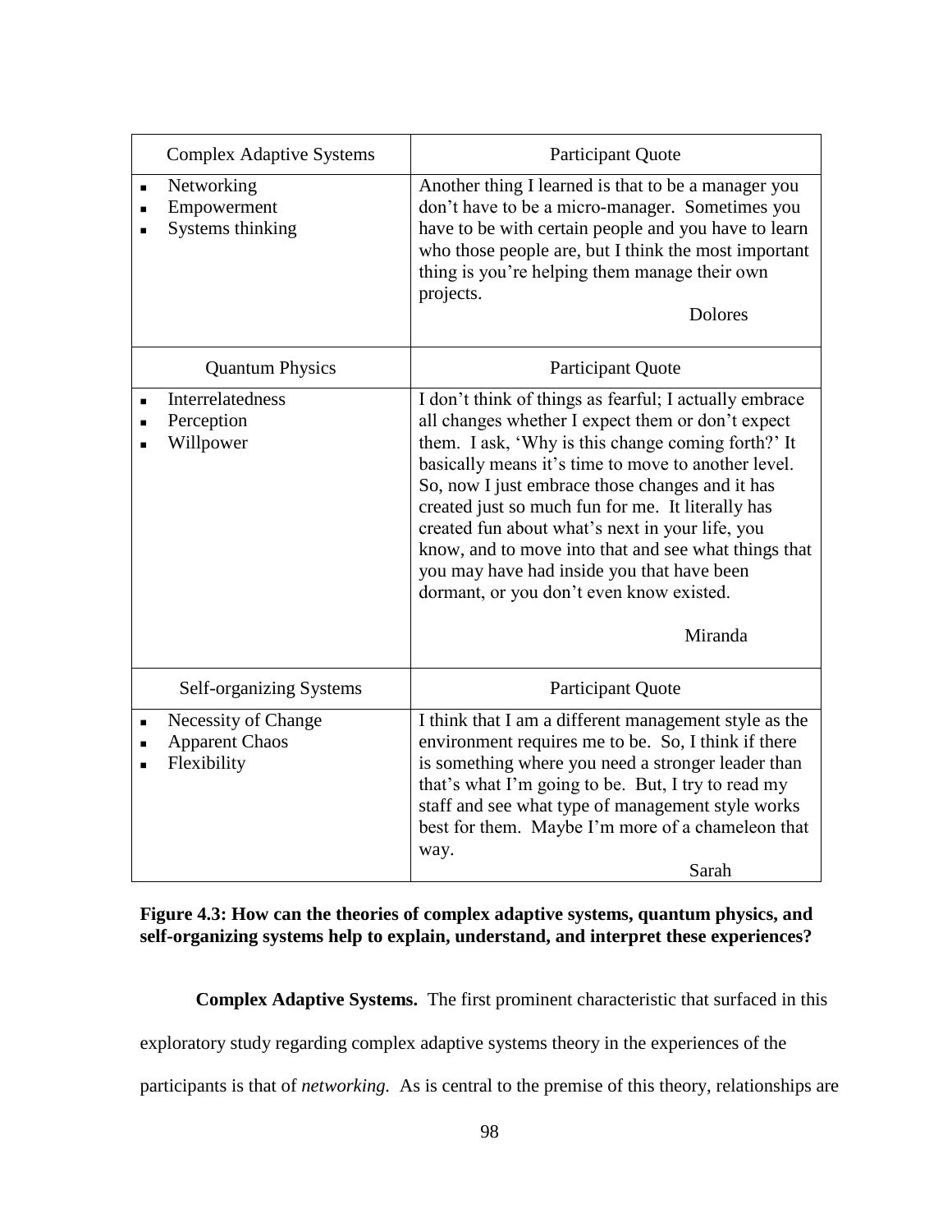| Complex Adaptive Systems | Participant Quote |
|---|---|
| ▪ Networking<br>▪ Empowerment<br>▪ Systems thinking | Another thing I learned is that to be a manager you don't have to be a micro-manager. Sometimes you have to be with certain people and you have to learn who those people are, but I think the most important thing is you're helping them manage their own projects.<br>Dolores |
| **Quantum Physics** | **Participant Quote** |
| ▪ Interrelatedness<br>▪ Perception<br>▪ Willpower | I don't think of things as fearful; I actually embrace all changes whether I expect them or don't expect them. I ask, 'Why is this change coming forth?' It basically means it's time to move to another level. So, now I just embrace those changes and it has created just so much fun for me. It literally has created fun about what's next in your life, you know, and to move into that and see what things that you may have had inside you that have been dormant, or you don't even know existed.<br>Miranda |
| **Self-organizing Systems** | **Participant Quote** |
| ▪ Necessity of Change<br>▪ Apparent Chaos<br>▪ Flexibility | I think that I am a different management style as the environment requires me to be. So, I think if there is something where you need a stronger leader than that's what I'm going to be. But, I try to read my staff and see what type of management style works best for them. Maybe I'm more of a chameleon that way.<br>Sarah |

**Figure 4.3: How can the theories of complex adaptive systems, quantum physics, and self-organizing systems help to explain, understand, and interpret these experiences?**

**Complex Adaptive Systems.** The first prominent characteristic that surfaced in this exploratory study regarding complex adaptive systems theory in the experiences of the participants is that of *networking.* As is central to the premise of this theory, relationships are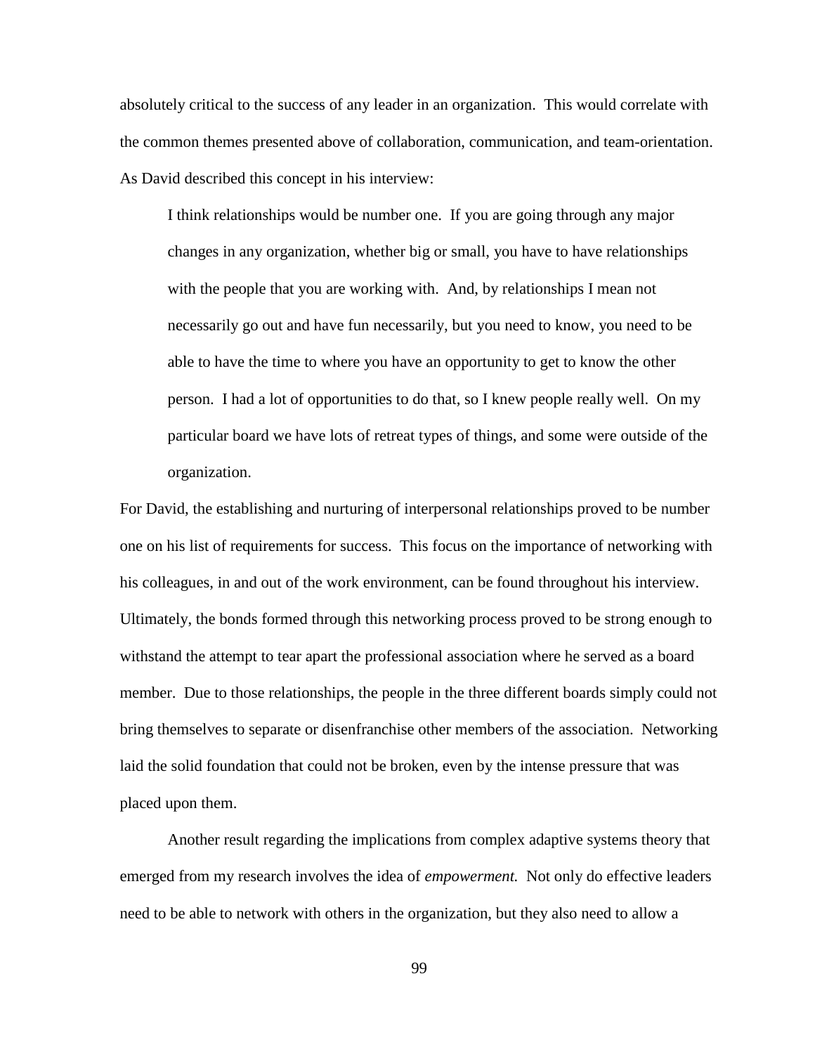absolutely critical to the success of any leader in an organization. This would correlate with the common themes presented above of collaboration, communication, and team-orientation. As David described this concept in his interview:

> I think relationships would be number one. If you are going through any major changes in any organization, whether big or small, you have to have relationships with the people that you are working with. And, by relationships I mean not necessarily go out and have fun necessarily, but you need to know, you need to be able to have the time to where you have an opportunity to get to know the other person. I had a lot of opportunities to do that, so I knew people really well. On my particular board we have lots of retreat types of things, and some were outside of the organization.

For David, the establishing and nurturing of interpersonal relationships proved to be number one on his list of requirements for success. This focus on the importance of networking with his colleagues, in and out of the work environment, can be found throughout his interview. Ultimately, the bonds formed through this networking process proved to be strong enough to withstand the attempt to tear apart the professional association where he served as a board member. Due to those relationships, the people in the three different boards simply could not bring themselves to separate or disenfranchise other members of the association. Networking laid the solid foundation that could not be broken, even by the intense pressure that was placed upon them.

Another result regarding the implications from complex adaptive systems theory that emerged from my research involves the idea of *empowerment.* Not only do effective leaders need to be able to network with others in the organization, but they also need to allow a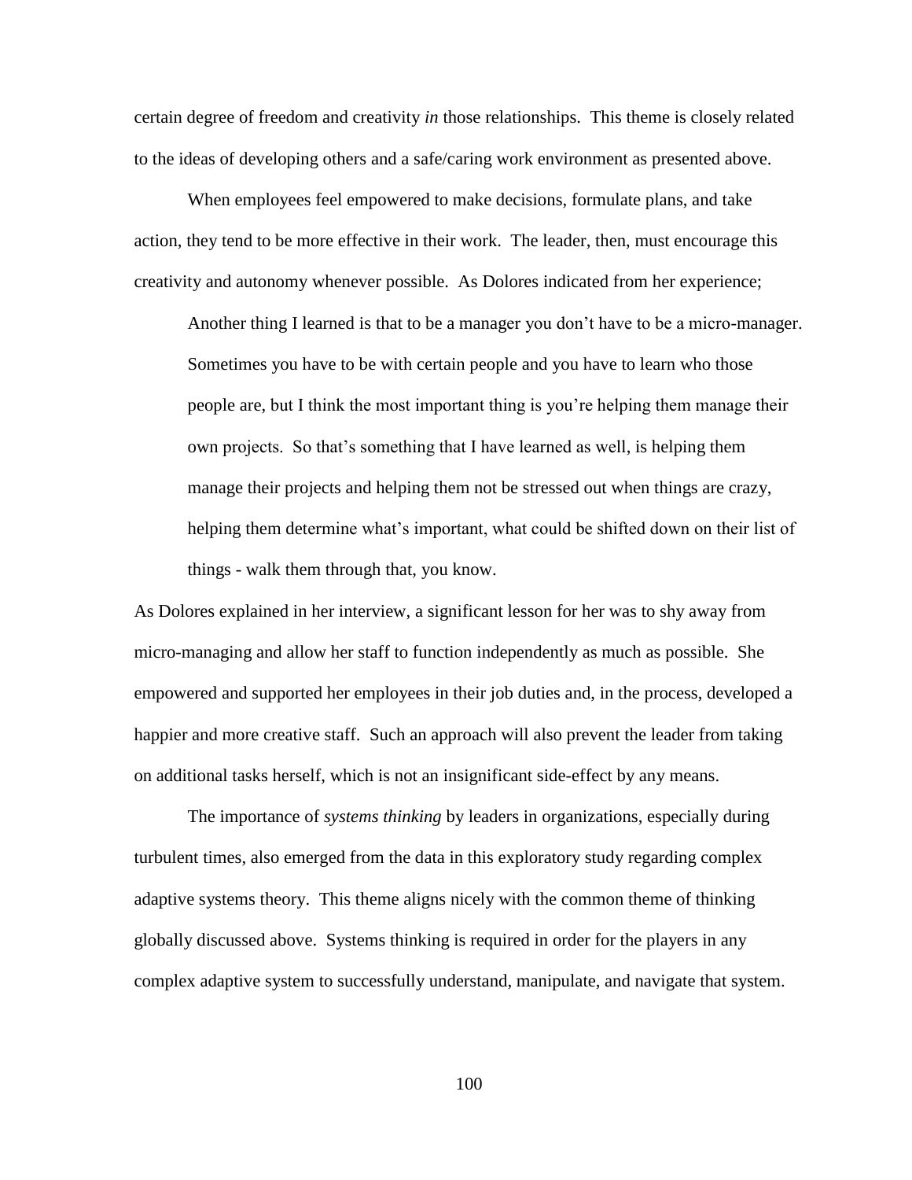certain degree of freedom and creativity *in* those relationships. This theme is closely related to the ideas of developing others and a safe/caring work environment as presented above.

When employees feel empowered to make decisions, formulate plans, and take action, they tend to be more effective in their work. The leader, then, must encourage this creativity and autonomy whenever possible. As Dolores indicated from her experience;

> Another thing I learned is that to be a manager you don't have to be a micro-manager. Sometimes you have to be with certain people and you have to learn who those people are, but I think the most important thing is you're helping them manage their own projects. So that's something that I have learned as well, is helping them manage their projects and helping them not be stressed out when things are crazy, helping them determine what's important, what could be shifted down on their list of things - walk them through that, you know.

As Dolores explained in her interview, a significant lesson for her was to shy away from micro-managing and allow her staff to function independently as much as possible. She empowered and supported her employees in their job duties and, in the process, developed a happier and more creative staff. Such an approach will also prevent the leader from taking on additional tasks herself, which is not an insignificant side-effect by any means.

The importance of *systems thinking* by leaders in organizations, especially during turbulent times, also emerged from the data in this exploratory study regarding complex adaptive systems theory. This theme aligns nicely with the common theme of thinking globally discussed above. Systems thinking is required in order for the players in any complex adaptive system to successfully understand, manipulate, and navigate that system.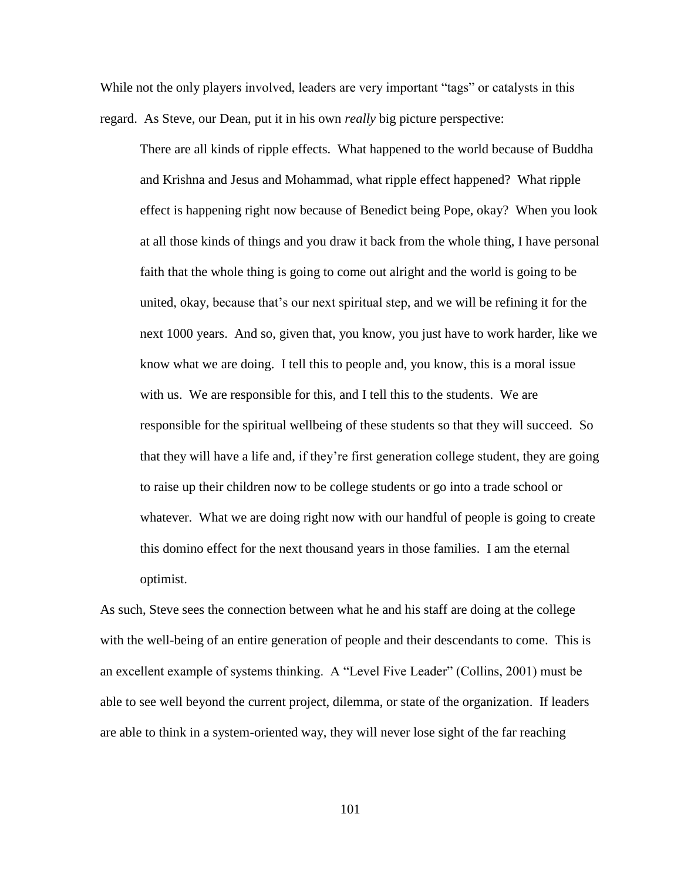While not the only players involved, leaders are very important "tags" or catalysts in this regard. As Steve, our Dean, put it in his own *really* big picture perspective:

> There are all kinds of ripple effects. What happened to the world because of Buddha and Krishna and Jesus and Mohammad, what ripple effect happened? What ripple effect is happening right now because of Benedict being Pope, okay? When you look at all those kinds of things and you draw it back from the whole thing, I have personal faith that the whole thing is going to come out alright and the world is going to be united, okay, because that's our next spiritual step, and we will be refining it for the next 1000 years. And so, given that, you know, you just have to work harder, like we know what we are doing. I tell this to people and, you know, this is a moral issue with us. We are responsible for this, and I tell this to the students. We are responsible for the spiritual wellbeing of these students so that they will succeed. So that they will have a life and, if they're first generation college student, they are going to raise up their children now to be college students or go into a trade school or whatever. What we are doing right now with our handful of people is going to create this domino effect for the next thousand years in those families. I am the eternal optimist.

As such, Steve sees the connection between what he and his staff are doing at the college with the well-being of an entire generation of people and their descendants to come. This is an excellent example of systems thinking. A "Level Five Leader" (Collins, 2001) must be able to see well beyond the current project, dilemma, or state of the organization. If leaders are able to think in a system-oriented way, they will never lose sight of the far reaching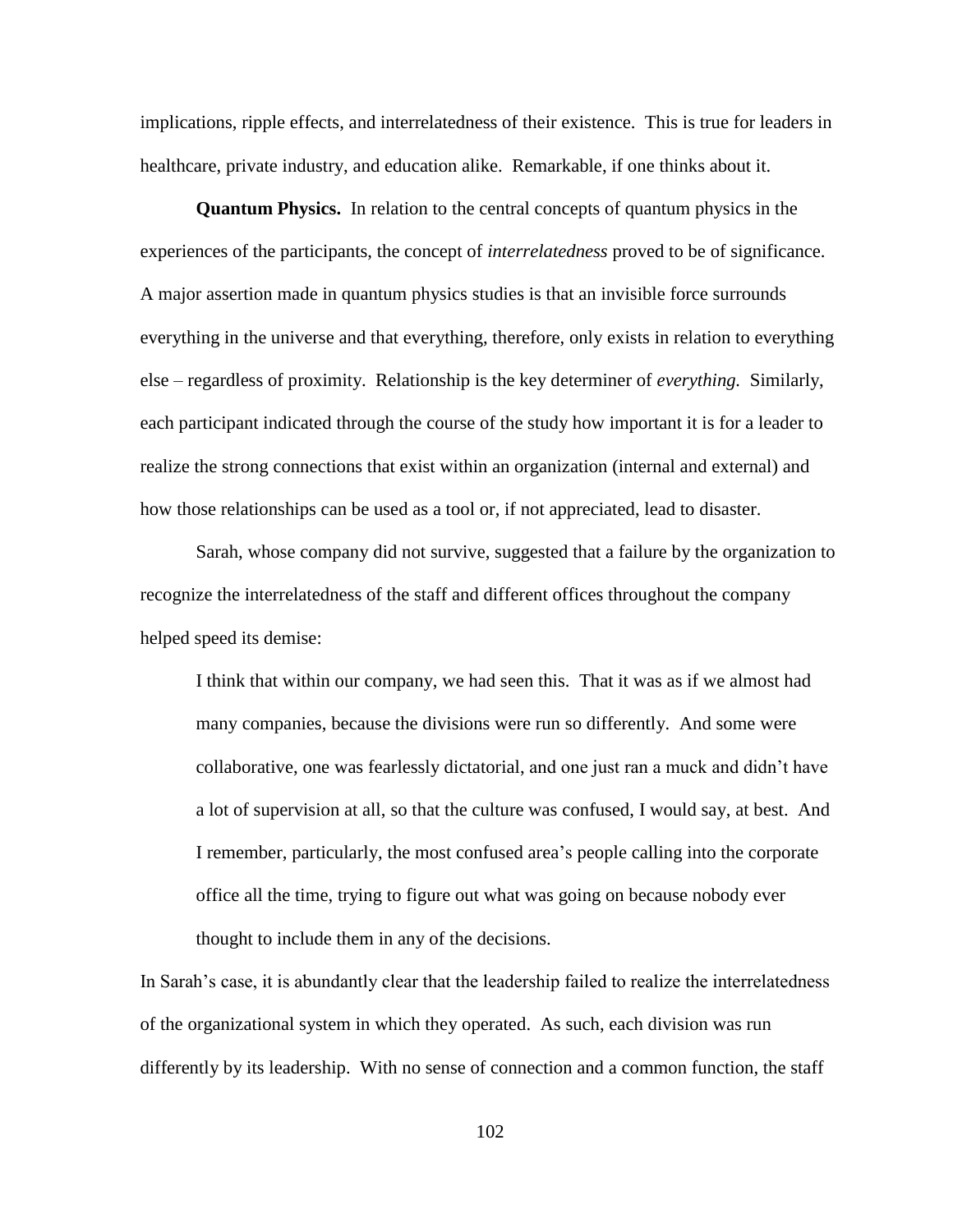implications, ripple effects, and interrelatedness of their existence. This is true for leaders in healthcare, private industry, and education alike. Remarkable, if one thinks about it.

**Quantum Physics.** In relation to the central concepts of quantum physics in the experiences of the participants, the concept of *interrelatedness* proved to be of significance. A major assertion made in quantum physics studies is that an invisible force surrounds everything in the universe and that everything, therefore, only exists in relation to everything else – regardless of proximity. Relationship is the key determiner of *everything.* Similarly, each participant indicated through the course of the study how important it is for a leader to realize the strong connections that exist within an organization (internal and external) and how those relationships can be used as a tool or, if not appreciated, lead to disaster.

Sarah, whose company did not survive, suggested that a failure by the organization to recognize the interrelatedness of the staff and different offices throughout the company helped speed its demise:

> I think that within our company, we had seen this. That it was as if we almost had many companies, because the divisions were run so differently. And some were collaborative, one was fearlessly dictatorial, and one just ran a muck and didn't have a lot of supervision at all, so that the culture was confused, I would say, at best. And I remember, particularly, the most confused area's people calling into the corporate office all the time, trying to figure out what was going on because nobody ever thought to include them in any of the decisions.

In Sarah's case, it is abundantly clear that the leadership failed to realize the interrelatedness of the organizational system in which they operated. As such, each division was run differently by its leadership. With no sense of connection and a common function, the staff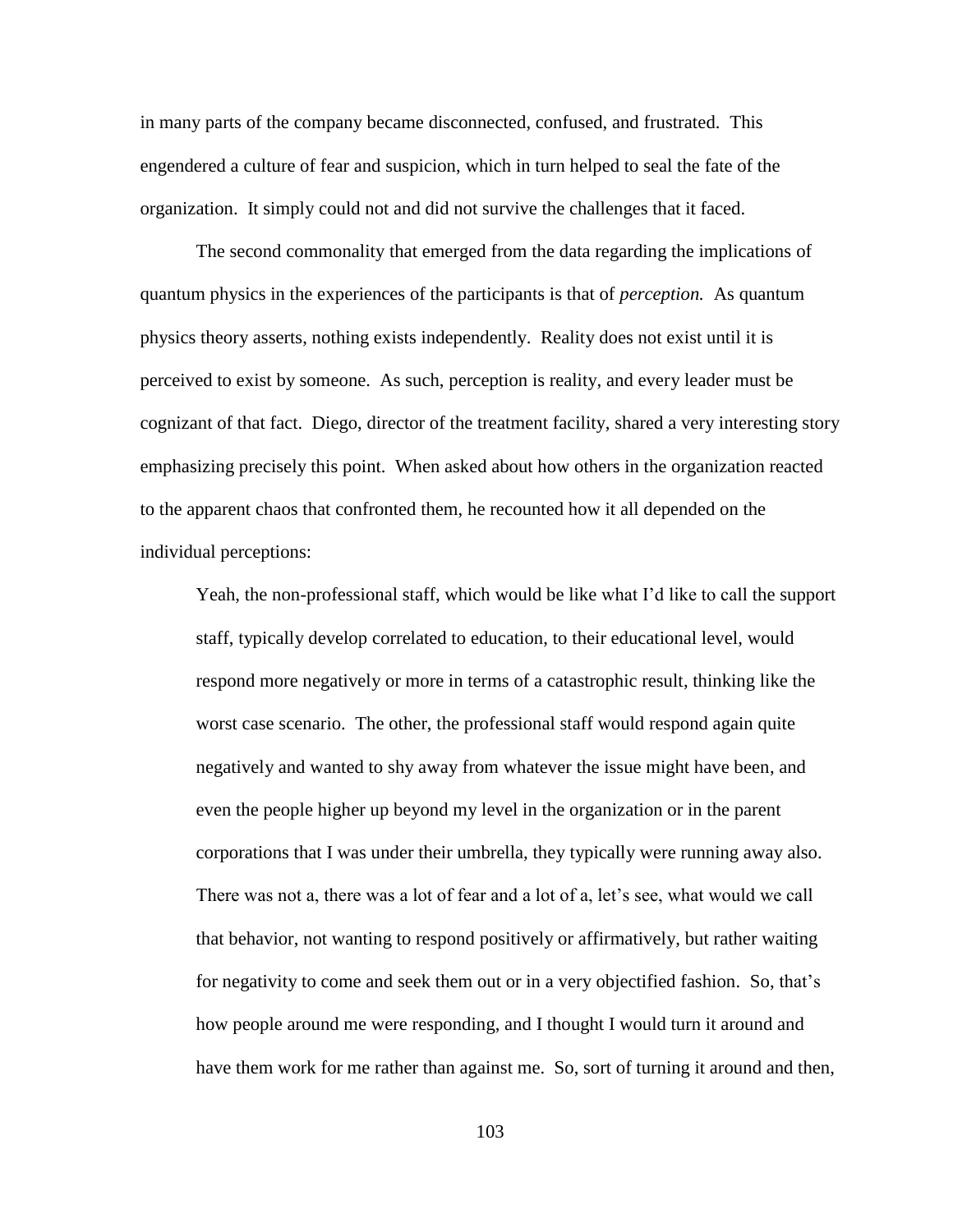in many parts of the company became disconnected, confused, and frustrated. This engendered a culture of fear and suspicion, which in turn helped to seal the fate of the organization. It simply could not and did not survive the challenges that it faced.

The second commonality that emerged from the data regarding the implications of quantum physics in the experiences of the participants is that of *perception.* As quantum physics theory asserts, nothing exists independently. Reality does not exist until it is perceived to exist by someone. As such, perception is reality, and every leader must be cognizant of that fact. Diego, director of the treatment facility, shared a very interesting story emphasizing precisely this point. When asked about how others in the organization reacted to the apparent chaos that confronted them, he recounted how it all depended on the individual perceptions:

> Yeah, the non-professional staff, which would be like what I'd like to call the support staff, typically develop correlated to education, to their educational level, would respond more negatively or more in terms of a catastrophic result, thinking like the worst case scenario. The other, the professional staff would respond again quite negatively and wanted to shy away from whatever the issue might have been, and even the people higher up beyond my level in the organization or in the parent corporations that I was under their umbrella, they typically were running away also. There was not a, there was a lot of fear and a lot of a, let's see, what would we call that behavior, not wanting to respond positively or affirmatively, but rather waiting for negativity to come and seek them out or in a very objectified fashion. So, that's how people around me were responding, and I thought I would turn it around and have them work for me rather than against me. So, sort of turning it around and then,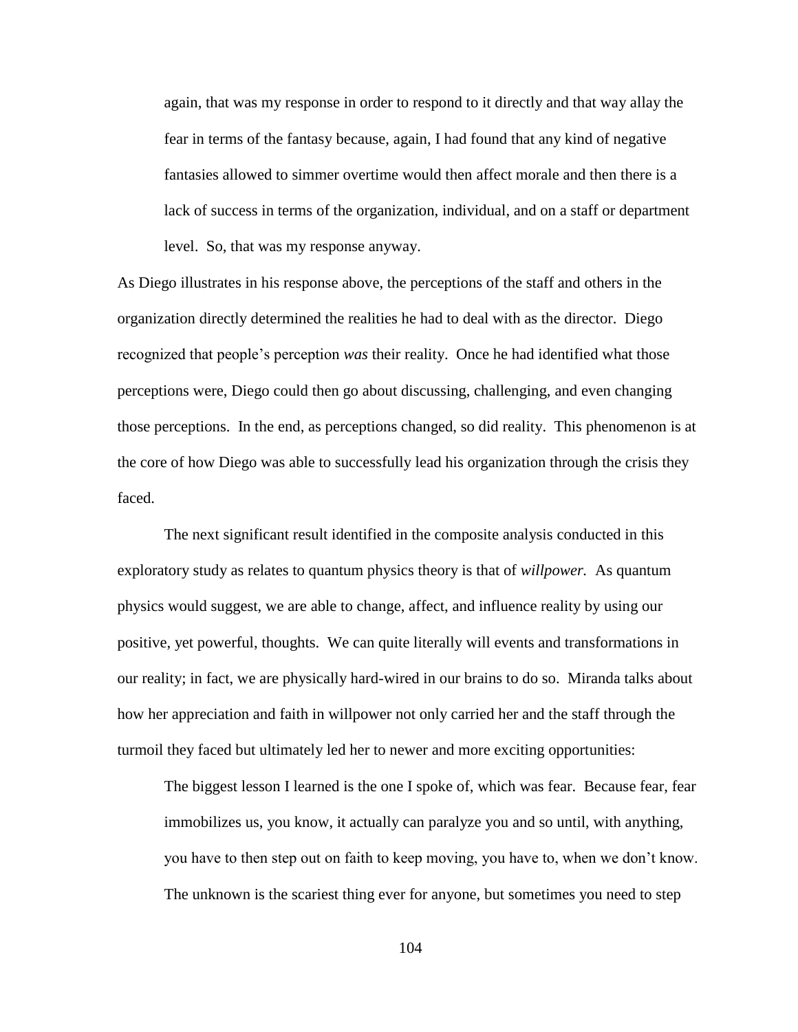> again, that was my response in order to respond to it directly and that way allay the fear in terms of the fantasy because, again, I had found that any kind of negative fantasies allowed to simmer overtime would then affect morale and then there is a lack of success in terms of the organization, individual, and on a staff or department level. So, that was my response anyway.

As Diego illustrates in his response above, the perceptions of the staff and others in the organization directly determined the realities he had to deal with as the director. Diego recognized that people's perception *was* their reality. Once he had identified what those perceptions were, Diego could then go about discussing, challenging, and even changing those perceptions. In the end, as perceptions changed, so did reality. This phenomenon is at the core of how Diego was able to successfully lead his organization through the crisis they faced.

The next significant result identified in the composite analysis conducted in this exploratory study as relates to quantum physics theory is that of *willpower.* As quantum physics would suggest, we are able to change, affect, and influence reality by using our positive, yet powerful, thoughts. We can quite literally will events and transformations in our reality; in fact, we are physically hard-wired in our brains to do so. Miranda talks about how her appreciation and faith in willpower not only carried her and the staff through the turmoil they faced but ultimately led her to newer and more exciting opportunities:

> The biggest lesson I learned is the one I spoke of, which was fear. Because fear, fear immobilizes us, you know, it actually can paralyze you and so until, with anything, you have to then step out on faith to keep moving, you have to, when we don't know. The unknown is the scariest thing ever for anyone, but sometimes you need to step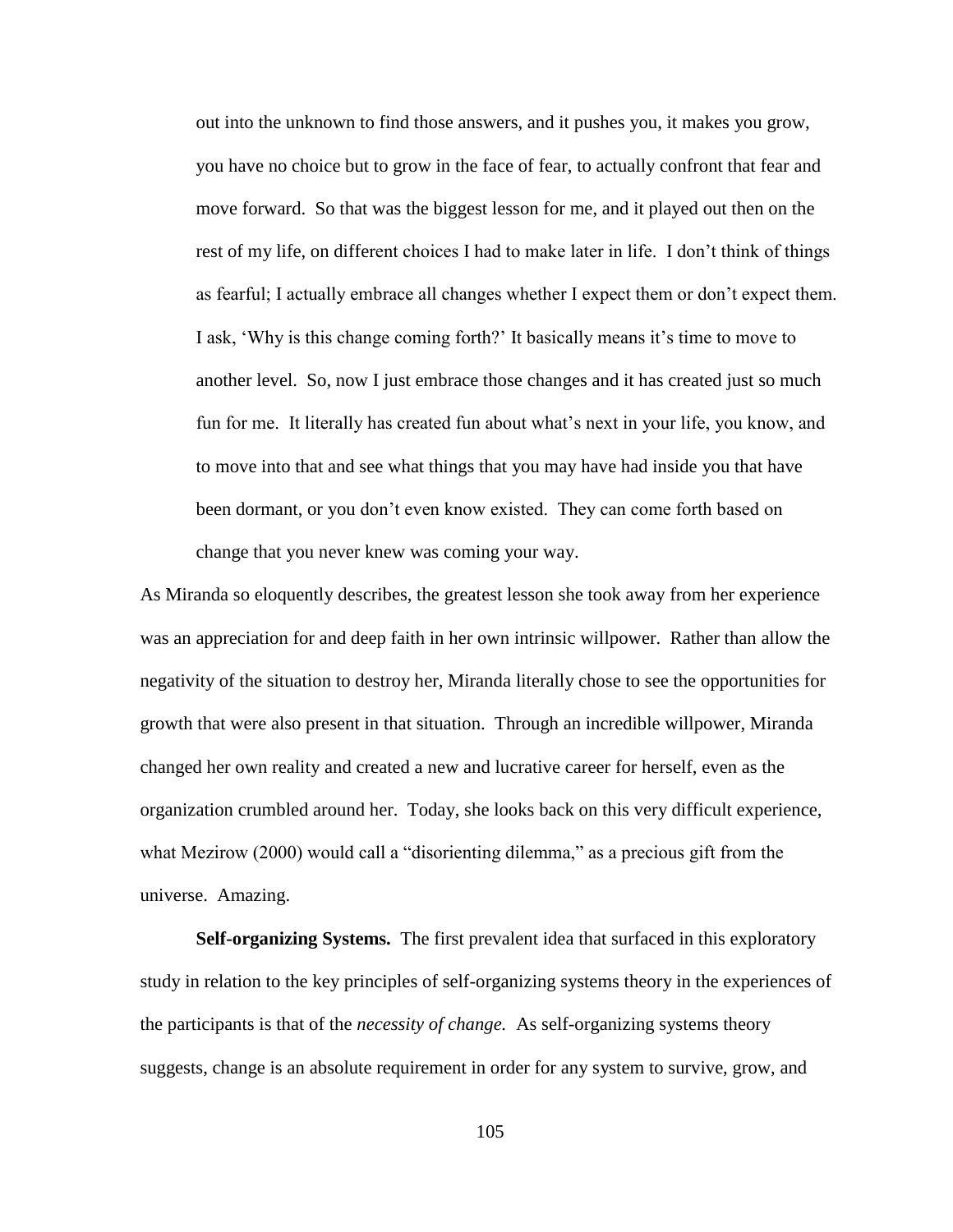> out into the unknown to find those answers, and it pushes you, it makes you grow, you have no choice but to grow in the face of fear, to actually confront that fear and move forward. So that was the biggest lesson for me, and it played out then on the rest of my life, on different choices I had to make later in life. I don't think of things as fearful; I actually embrace all changes whether I expect them or don't expect them. I ask, 'Why is this change coming forth?' It basically means it's time to move to another level. So, now I just embrace those changes and it has created just so much fun for me. It literally has created fun about what's next in your life, you know, and to move into that and see what things that you may have had inside you that have been dormant, or you don't even know existed. They can come forth based on change that you never knew was coming your way.

As Miranda so eloquently describes, the greatest lesson she took away from her experience was an appreciation for and deep faith in her own intrinsic willpower. Rather than allow the negativity of the situation to destroy her, Miranda literally chose to see the opportunities for growth that were also present in that situation. Through an incredible willpower, Miranda changed her own reality and created a new and lucrative career for herself, even as the organization crumbled around her. Today, she looks back on this very difficult experience, what Mezirow (2000) would call a "disorienting dilemma," as a precious gift from the universe. Amazing.

**Self-organizing Systems.** The first prevalent idea that surfaced in this exploratory study in relation to the key principles of self-organizing systems theory in the experiences of the participants is that of the *necessity of change.* As self-organizing systems theory suggests, change is an absolute requirement in order for any system to survive, grow, and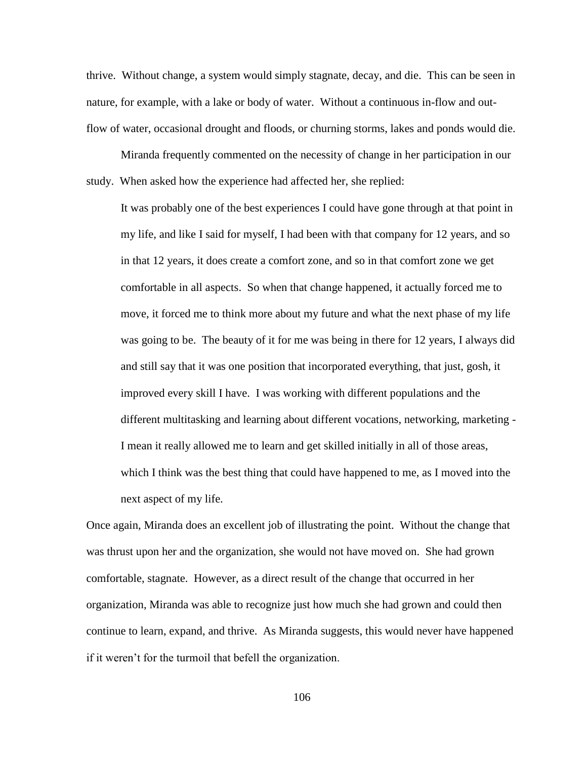thrive. Without change, a system would simply stagnate, decay, and die. This can be seen in nature, for example, with a lake or body of water. Without a continuous in-flow and out-flow of water, occasional drought and floods, or churning storms, lakes and ponds would die.

Miranda frequently commented on the necessity of change in her participation in our study. When asked how the experience had affected her, she replied:

> It was probably one of the best experiences I could have gone through at that point in my life, and like I said for myself, I had been with that company for 12 years, and so in that 12 years, it does create a comfort zone, and so in that comfort zone we get comfortable in all aspects. So when that change happened, it actually forced me to move, it forced me to think more about my future and what the next phase of my life was going to be. The beauty of it for me was being in there for 12 years, I always did and still say that it was one position that incorporated everything, that just, gosh, it improved every skill I have. I was working with different populations and the different multitasking and learning about different vocations, networking, marketing - I mean it really allowed me to learn and get skilled initially in all of those areas, which I think was the best thing that could have happened to me, as I moved into the next aspect of my life.

Once again, Miranda does an excellent job of illustrating the point. Without the change that was thrust upon her and the organization, she would not have moved on. She had grown comfortable, stagnate. However, as a direct result of the change that occurred in her organization, Miranda was able to recognize just how much she had grown and could then continue to learn, expand, and thrive. As Miranda suggests, this would never have happened if it weren't for the turmoil that befell the organization.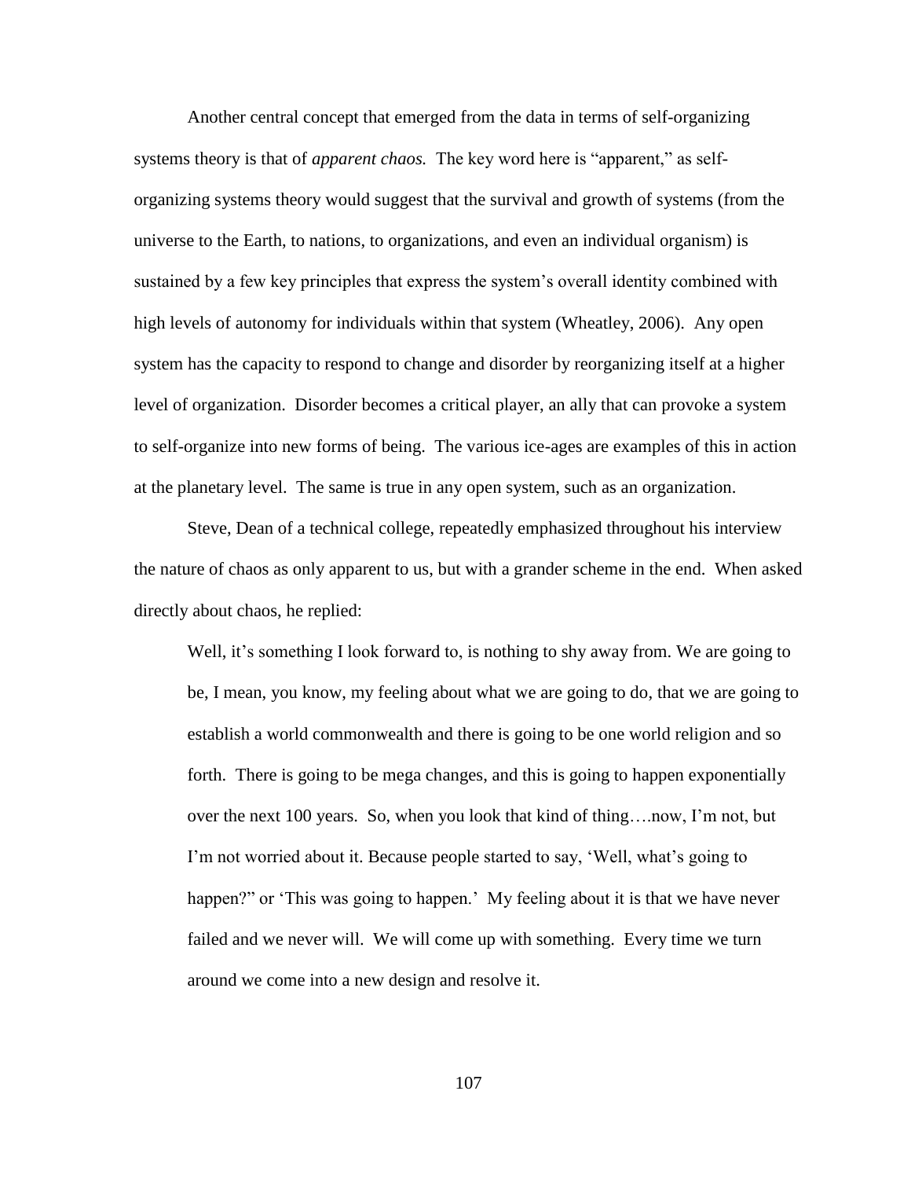Another central concept that emerged from the data in terms of self-organizing systems theory is that of *apparent chaos.* The key word here is "apparent," as self-organizing systems theory would suggest that the survival and growth of systems (from the universe to the Earth, to nations, to organizations, and even an individual organism) is sustained by a few key principles that express the system's overall identity combined with high levels of autonomy for individuals within that system (Wheatley, 2006). Any open system has the capacity to respond to change and disorder by reorganizing itself at a higher level of organization. Disorder becomes a critical player, an ally that can provoke a system to self-organize into new forms of being. The various ice-ages are examples of this in action at the planetary level. The same is true in any open system, such as an organization.

Steve, Dean of a technical college, repeatedly emphasized throughout his interview the nature of chaos as only apparent to us, but with a grander scheme in the end. When asked directly about chaos, he replied:

> Well, it's something I look forward to, is nothing to shy away from. We are going to be, I mean, you know, my feeling about what we are going to do, that we are going to establish a world commonwealth and there is going to be one world religion and so forth. There is going to be mega changes, and this is going to happen exponentially over the next 100 years. So, when you look that kind of thing….now, I'm not, but I'm not worried about it. Because people started to say, 'Well, what's going to happen?" or 'This was going to happen.' My feeling about it is that we have never failed and we never will. We will come up with something. Every time we turn around we come into a new design and resolve it.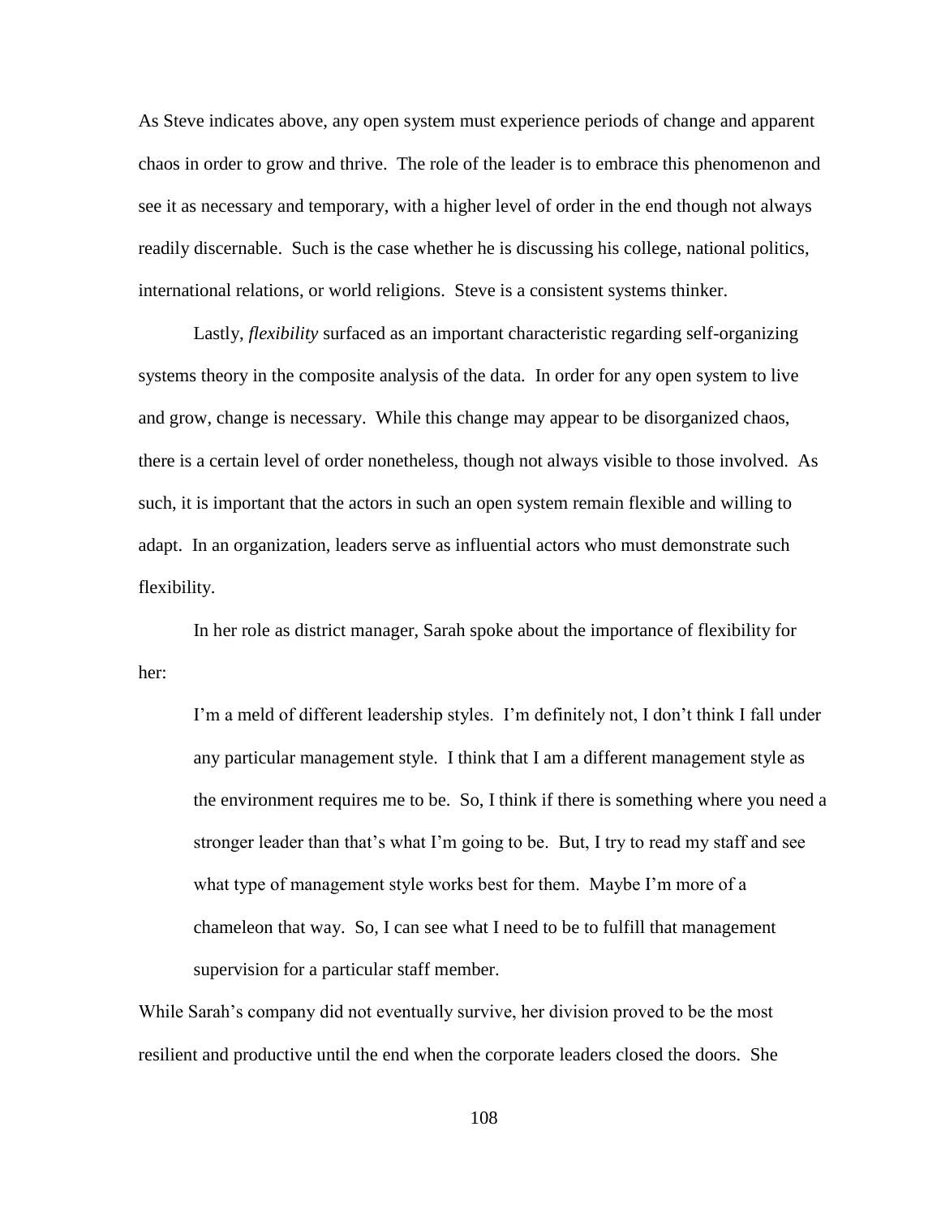As Steve indicates above, any open system must experience periods of change and apparent chaos in order to grow and thrive. The role of the leader is to embrace this phenomenon and see it as necessary and temporary, with a higher level of order in the end though not always readily discernable. Such is the case whether he is discussing his college, national politics, international relations, or world religions. Steve is a consistent systems thinker.

Lastly, *flexibility* surfaced as an important characteristic regarding self-organizing systems theory in the composite analysis of the data. In order for any open system to live and grow, change is necessary. While this change may appear to be disorganized chaos, there is a certain level of order nonetheless, though not always visible to those involved. As such, it is important that the actors in such an open system remain flexible and willing to adapt. In an organization, leaders serve as influential actors who must demonstrate such flexibility.

In her role as district manager, Sarah spoke about the importance of flexibility for her:

> I'm a meld of different leadership styles. I'm definitely not, I don't think I fall under any particular management style. I think that I am a different management style as the environment requires me to be. So, I think if there is something where you need a stronger leader than that's what I'm going to be. But, I try to read my staff and see what type of management style works best for them. Maybe I'm more of a chameleon that way. So, I can see what I need to be to fulfill that management supervision for a particular staff member.

While Sarah's company did not eventually survive, her division proved to be the most resilient and productive until the end when the corporate leaders closed the doors. She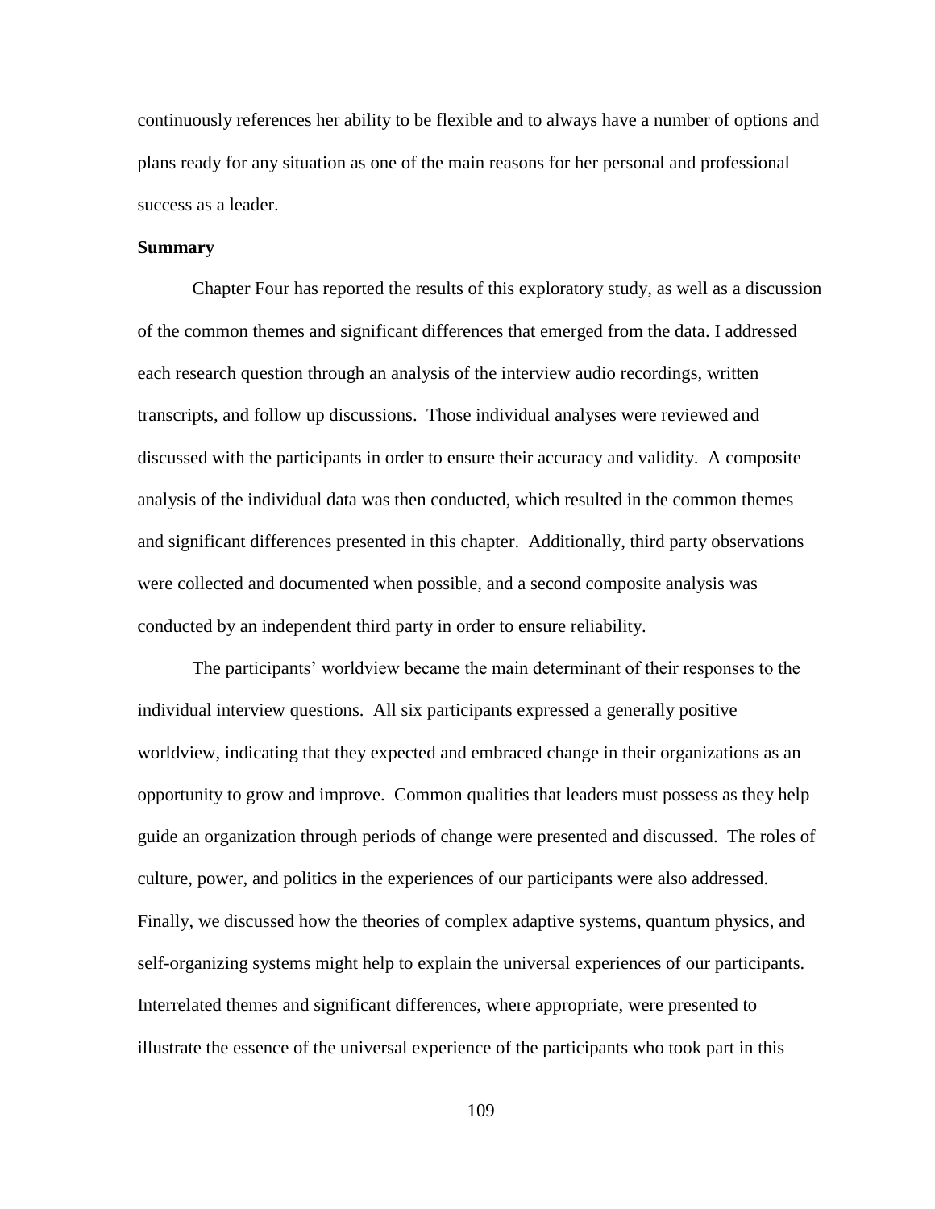continuously references her ability to be flexible and to always have a number of options and plans ready for any situation as one of the main reasons for her personal and professional success as a leader.

**Summary**

Chapter Four has reported the results of this exploratory study, as well as a discussion of the common themes and significant differences that emerged from the data. I addressed each research question through an analysis of the interview audio recordings, written transcripts, and follow up discussions. Those individual analyses were reviewed and discussed with the participants in order to ensure their accuracy and validity. A composite analysis of the individual data was then conducted, which resulted in the common themes and significant differences presented in this chapter. Additionally, third party observations were collected and documented when possible, and a second composite analysis was conducted by an independent third party in order to ensure reliability.

The participants' worldview became the main determinant of their responses to the individual interview questions. All six participants expressed a generally positive worldview, indicating that they expected and embraced change in their organizations as an opportunity to grow and improve. Common qualities that leaders must possess as they help guide an organization through periods of change were presented and discussed. The roles of culture, power, and politics in the experiences of our participants were also addressed. Finally, we discussed how the theories of complex adaptive systems, quantum physics, and self-organizing systems might help to explain the universal experiences of our participants. Interrelated themes and significant differences, where appropriate, were presented to illustrate the essence of the universal experience of the participants who took part in this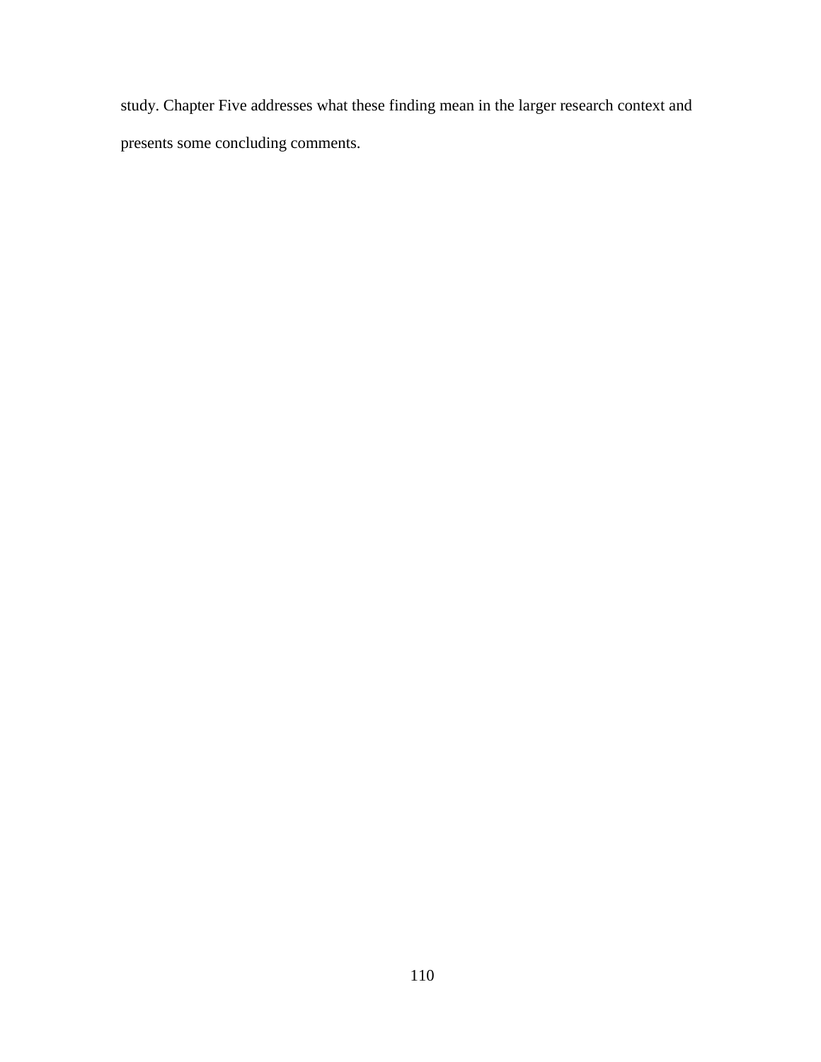study. Chapter Five addresses what these finding mean in the larger research context and presents some concluding comments.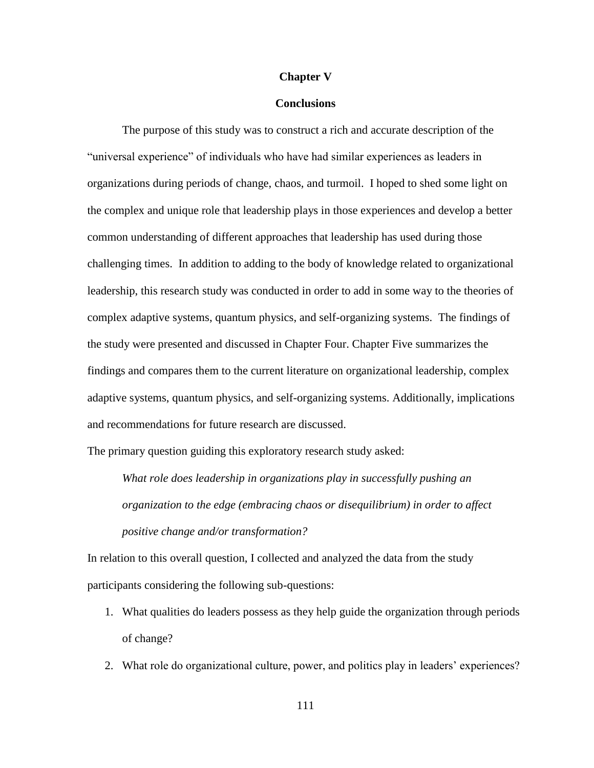# Chapter V

## Conclusions

The purpose of this study was to construct a rich and accurate description of the "universal experience" of individuals who have had similar experiences as leaders in organizations during periods of change, chaos, and turmoil. I hoped to shed some light on the complex and unique role that leadership plays in those experiences and develop a better common understanding of different approaches that leadership has used during those challenging times. In addition to adding to the body of knowledge related to organizational leadership, this research study was conducted in order to add in some way to the theories of complex adaptive systems, quantum physics, and self-organizing systems. The findings of the study were presented and discussed in Chapter Four. Chapter Five summarizes the findings and compares them to the current literature on organizational leadership, complex adaptive systems, quantum physics, and self-organizing systems. Additionally, implications and recommendations for future research are discussed.

The primary question guiding this exploratory research study asked:

> *What role does leadership in organizations play in successfully pushing an organization to the edge (embracing chaos or disequilibrium) in order to affect positive change and/or transformation?*

In relation to this overall question, I collected and analyzed the data from the study participants considering the following sub-questions:

1. What qualities do leaders possess as they help guide the organization through periods of change?
2. What role do organizational culture, power, and politics play in leaders' experiences?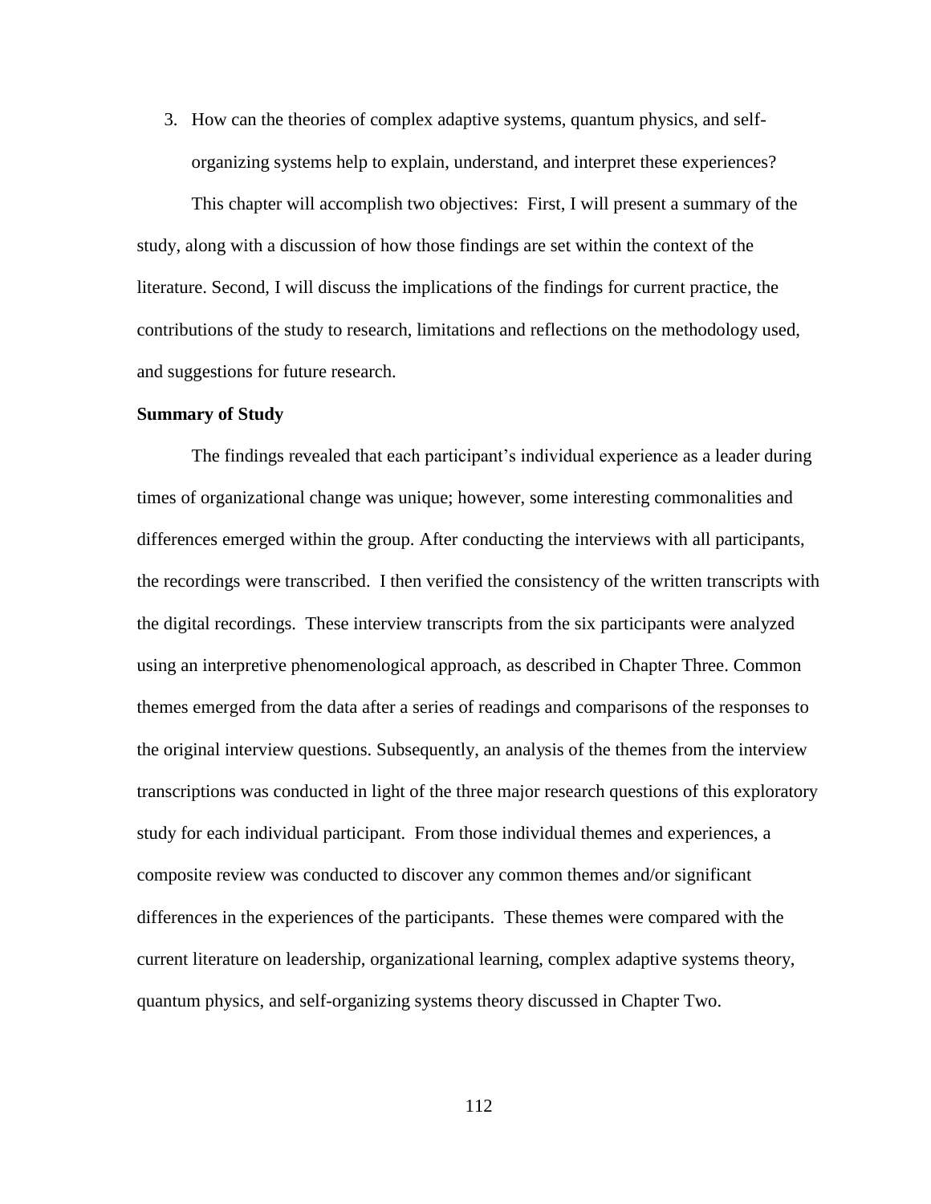3. How can the theories of complex adaptive systems, quantum physics, and self-organizing systems help to explain, understand, and interpret these experiences?

This chapter will accomplish two objectives: First, I will present a summary of the study, along with a discussion of how those findings are set within the context of the literature. Second, I will discuss the implications of the findings for current practice, the contributions of the study to research, limitations and reflections on the methodology used, and suggestions for future research.

**Summary of Study**

The findings revealed that each participant's individual experience as a leader during times of organizational change was unique; however, some interesting commonalities and differences emerged within the group. After conducting the interviews with all participants, the recordings were transcribed. I then verified the consistency of the written transcripts with the digital recordings. These interview transcripts from the six participants were analyzed using an interpretive phenomenological approach, as described in Chapter Three. Common themes emerged from the data after a series of readings and comparisons of the responses to the original interview questions. Subsequently, an analysis of the themes from the interview transcriptions was conducted in light of the three major research questions of this exploratory study for each individual participant. From those individual themes and experiences, a composite review was conducted to discover any common themes and/or significant differences in the experiences of the participants. These themes were compared with the current literature on leadership, organizational learning, complex adaptive systems theory, quantum physics, and self-organizing systems theory discussed in Chapter Two.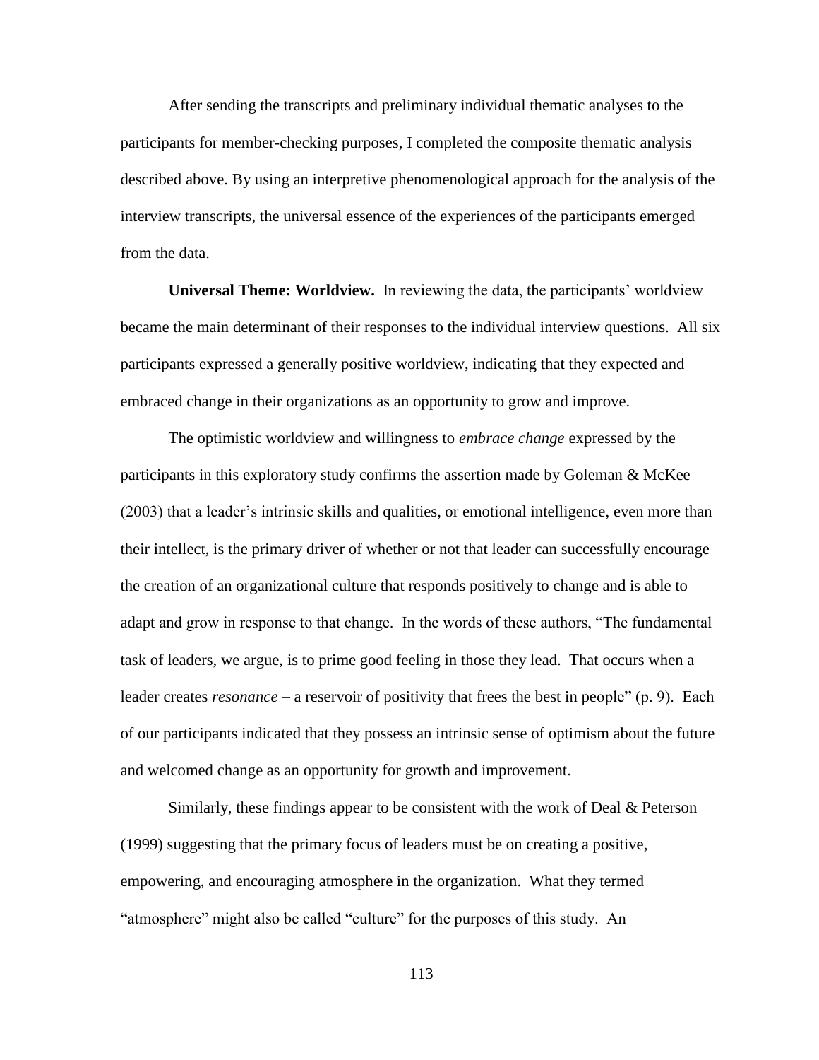After sending the transcripts and preliminary individual thematic analyses to the participants for member-checking purposes, I completed the composite thematic analysis described above. By using an interpretive phenomenological approach for the analysis of the interview transcripts, the universal essence of the experiences of the participants emerged from the data.

**Universal Theme: Worldview.** In reviewing the data, the participants' worldview became the main determinant of their responses to the individual interview questions. All six participants expressed a generally positive worldview, indicating that they expected and embraced change in their organizations as an opportunity to grow and improve.

The optimistic worldview and willingness to *embrace change* expressed by the participants in this exploratory study confirms the assertion made by Goleman & McKee (2003) that a leader's intrinsic skills and qualities, or emotional intelligence, even more than their intellect, is the primary driver of whether or not that leader can successfully encourage the creation of an organizational culture that responds positively to change and is able to adapt and grow in response to that change. In the words of these authors, "The fundamental task of leaders, we argue, is to prime good feeling in those they lead. That occurs when a leader creates *resonance* – a reservoir of positivity that frees the best in people" (p. 9). Each of our participants indicated that they possess an intrinsic sense of optimism about the future and welcomed change as an opportunity for growth and improvement.

Similarly, these findings appear to be consistent with the work of Deal & Peterson (1999) suggesting that the primary focus of leaders must be on creating a positive, empowering, and encouraging atmosphere in the organization. What they termed "atmosphere" might also be called "culture" for the purposes of this study. An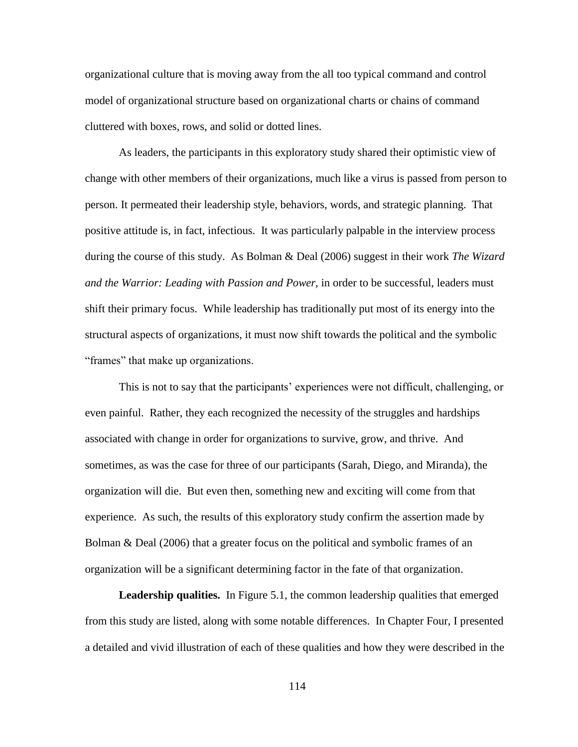organizational culture that is moving away from the all too typical command and control model of organizational structure based on organizational charts or chains of command cluttered with boxes, rows, and solid or dotted lines.

As leaders, the participants in this exploratory study shared their optimistic view of change with other members of their organizations, much like a virus is passed from person to person. It permeated their leadership style, behaviors, words, and strategic planning. That positive attitude is, in fact, infectious. It was particularly palpable in the interview process during the course of this study. As Bolman & Deal (2006) suggest in their work *The Wizard and the Warrior: Leading with Passion and Power,* in order to be successful, leaders must shift their primary focus. While leadership has traditionally put most of its energy into the structural aspects of organizations, it must now shift towards the political and the symbolic "frames" that make up organizations.

This is not to say that the participants' experiences were not difficult, challenging, or even painful. Rather, they each recognized the necessity of the struggles and hardships associated with change in order for organizations to survive, grow, and thrive. And sometimes, as was the case for three of our participants (Sarah, Diego, and Miranda), the organization will die. But even then, something new and exciting will come from that experience. As such, the results of this exploratory study confirm the assertion made by Bolman & Deal (2006) that a greater focus on the political and symbolic frames of an organization will be a significant determining factor in the fate of that organization.

**Leadership qualities.** In Figure 5.1, the common leadership qualities that emerged from this study are listed, along with some notable differences. In Chapter Four, I presented a detailed and vivid illustration of each of these qualities and how they were described in the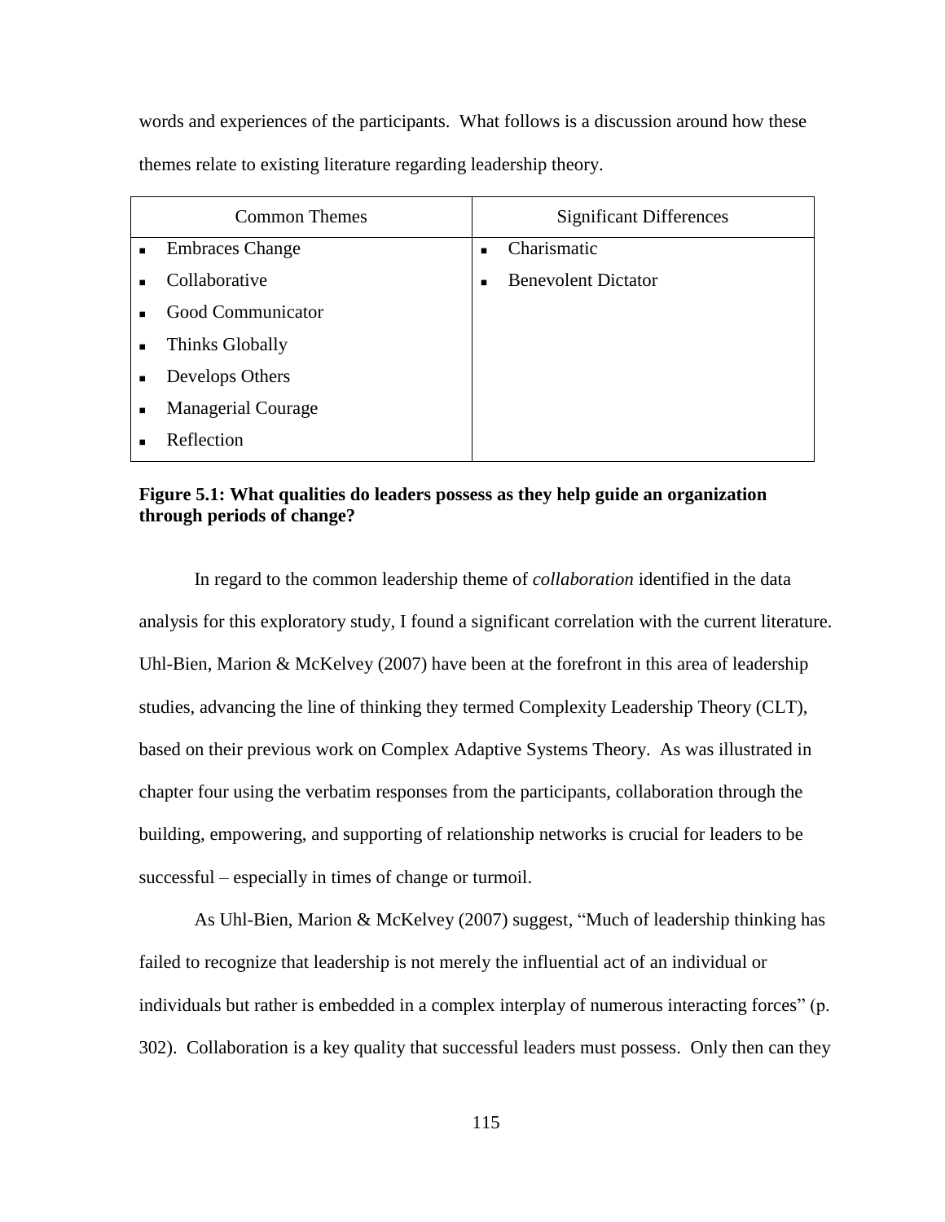words and experiences of the participants. What follows is a discussion around how these themes relate to existing literature regarding leadership theory.

| Common Themes | Significant Differences |
| --- | --- |
| ▪ Embraces Change | ▪ Charismatic |
| ▪ Collaborative | ▪ Benevolent Dictator |
| ▪ Good Communicator | |
| ▪ Thinks Globally | |
| ▪ Develops Others | |
| ▪ Managerial Courage | |
| ▪ Reflection | |

**Figure 5.1: What qualities do leaders possess as they help guide an organization through periods of change?**

In regard to the common leadership theme of *collaboration* identified in the data analysis for this exploratory study, I found a significant correlation with the current literature. Uhl-Bien, Marion & McKelvey (2007) have been at the forefront in this area of leadership studies, advancing the line of thinking they termed Complexity Leadership Theory (CLT), based on their previous work on Complex Adaptive Systems Theory. As was illustrated in chapter four using the verbatim responses from the participants, collaboration through the building, empowering, and supporting of relationship networks is crucial for leaders to be successful – especially in times of change or turmoil.

As Uhl-Bien, Marion & McKelvey (2007) suggest, "Much of leadership thinking has failed to recognize that leadership is not merely the influential act of an individual or individuals but rather is embedded in a complex interplay of numerous interacting forces" (p. 302). Collaboration is a key quality that successful leaders must possess. Only then can they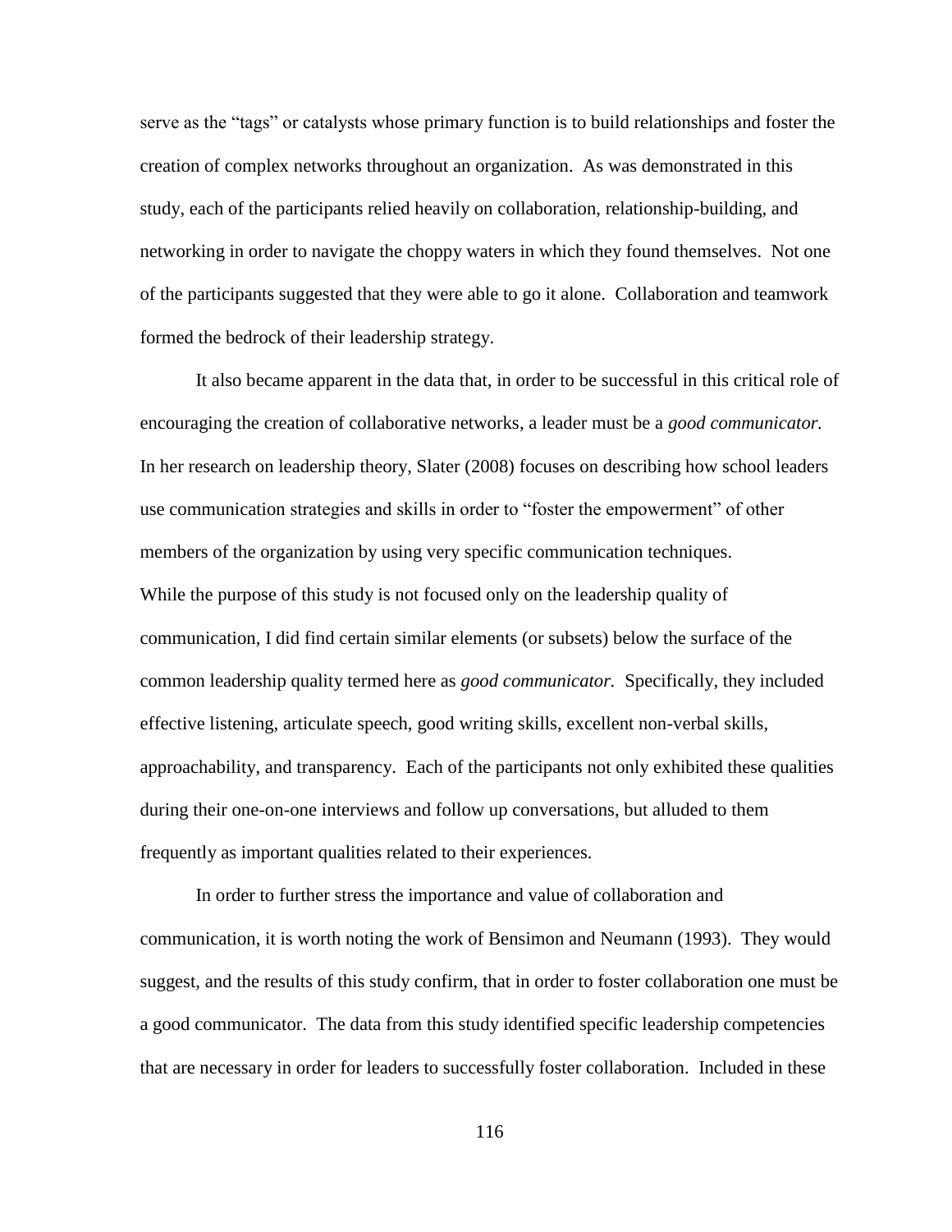serve as the "tags" or catalysts whose primary function is to build relationships and foster the creation of complex networks throughout an organization. As was demonstrated in this study, each of the participants relied heavily on collaboration, relationship-building, and networking in order to navigate the choppy waters in which they found themselves. Not one of the participants suggested that they were able to go it alone. Collaboration and teamwork formed the bedrock of their leadership strategy.

It also became apparent in the data that, in order to be successful in this critical role of encouraging the creation of collaborative networks, a leader must be a *good communicator.* In her research on leadership theory, Slater (2008) focuses on describing how school leaders use communication strategies and skills in order to "foster the empowerment" of other members of the organization by using very specific communication techniques. While the purpose of this study is not focused only on the leadership quality of communication, I did find certain similar elements (or subsets) below the surface of the common leadership quality termed here as *good communicator.* Specifically, they included effective listening, articulate speech, good writing skills, excellent non-verbal skills, approachability, and transparency. Each of the participants not only exhibited these qualities during their one-on-one interviews and follow up conversations, but alluded to them frequently as important qualities related to their experiences.

In order to further stress the importance and value of collaboration and communication, it is worth noting the work of Bensimon and Neumann (1993). They would suggest, and the results of this study confirm, that in order to foster collaboration one must be a good communicator. The data from this study identified specific leadership competencies that are necessary in order for leaders to successfully foster collaboration. Included in these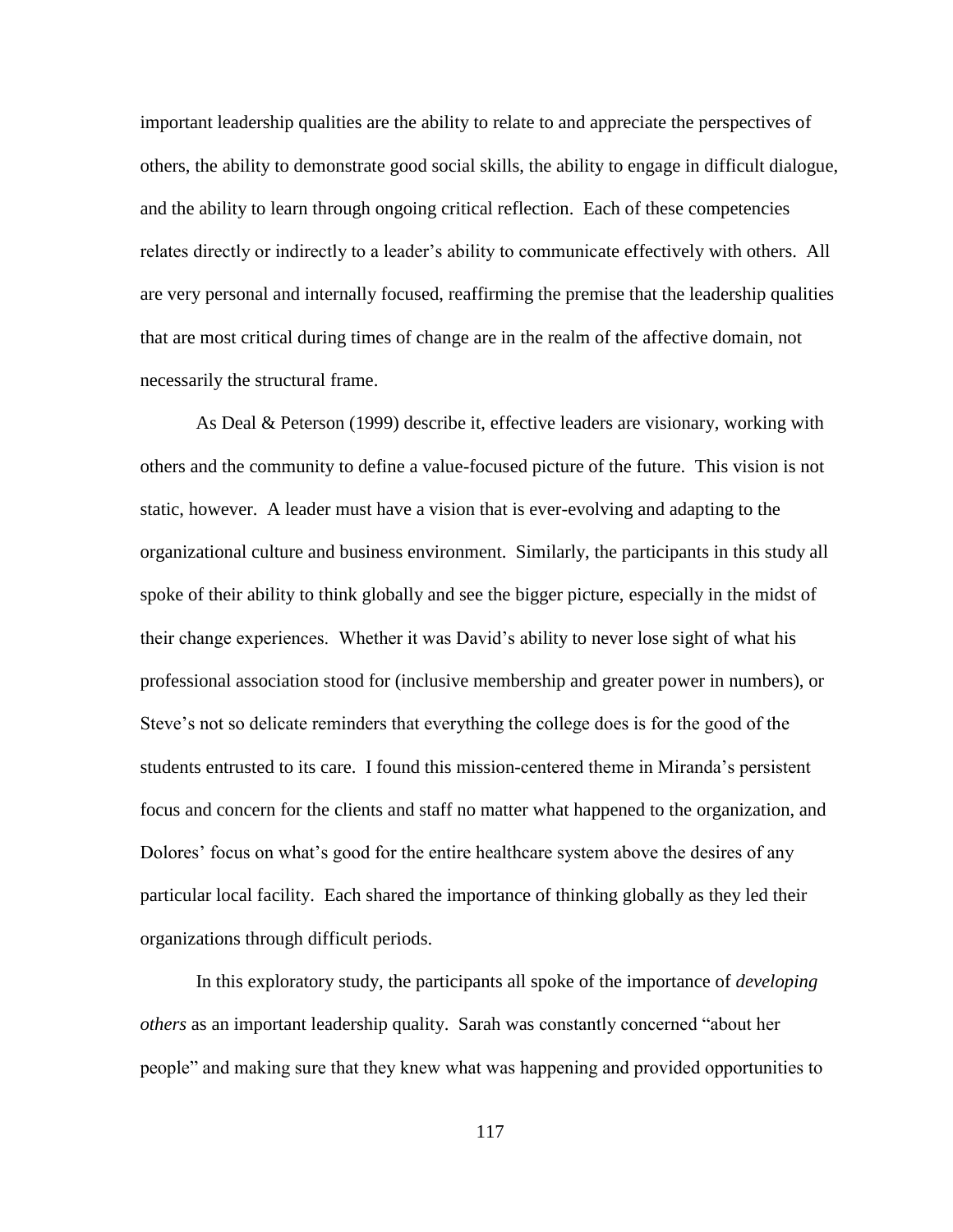important leadership qualities are the ability to relate to and appreciate the perspectives of others, the ability to demonstrate good social skills, the ability to engage in difficult dialogue, and the ability to learn through ongoing critical reflection. Each of these competencies relates directly or indirectly to a leader's ability to communicate effectively with others. All are very personal and internally focused, reaffirming the premise that the leadership qualities that are most critical during times of change are in the realm of the affective domain, not necessarily the structural frame.

As Deal & Peterson (1999) describe it, effective leaders are visionary, working with others and the community to define a value-focused picture of the future. This vision is not static, however. A leader must have a vision that is ever-evolving and adapting to the organizational culture and business environment. Similarly, the participants in this study all spoke of their ability to think globally and see the bigger picture, especially in the midst of their change experiences. Whether it was David's ability to never lose sight of what his professional association stood for (inclusive membership and greater power in numbers), or Steve's not so delicate reminders that everything the college does is for the good of the students entrusted to its care. I found this mission-centered theme in Miranda's persistent focus and concern for the clients and staff no matter what happened to the organization, and Dolores' focus on what's good for the entire healthcare system above the desires of any particular local facility. Each shared the importance of thinking globally as they led their organizations through difficult periods.

In this exploratory study, the participants all spoke of the importance of *developing others* as an important leadership quality. Sarah was constantly concerned "about her people" and making sure that they knew what was happening and provided opportunities to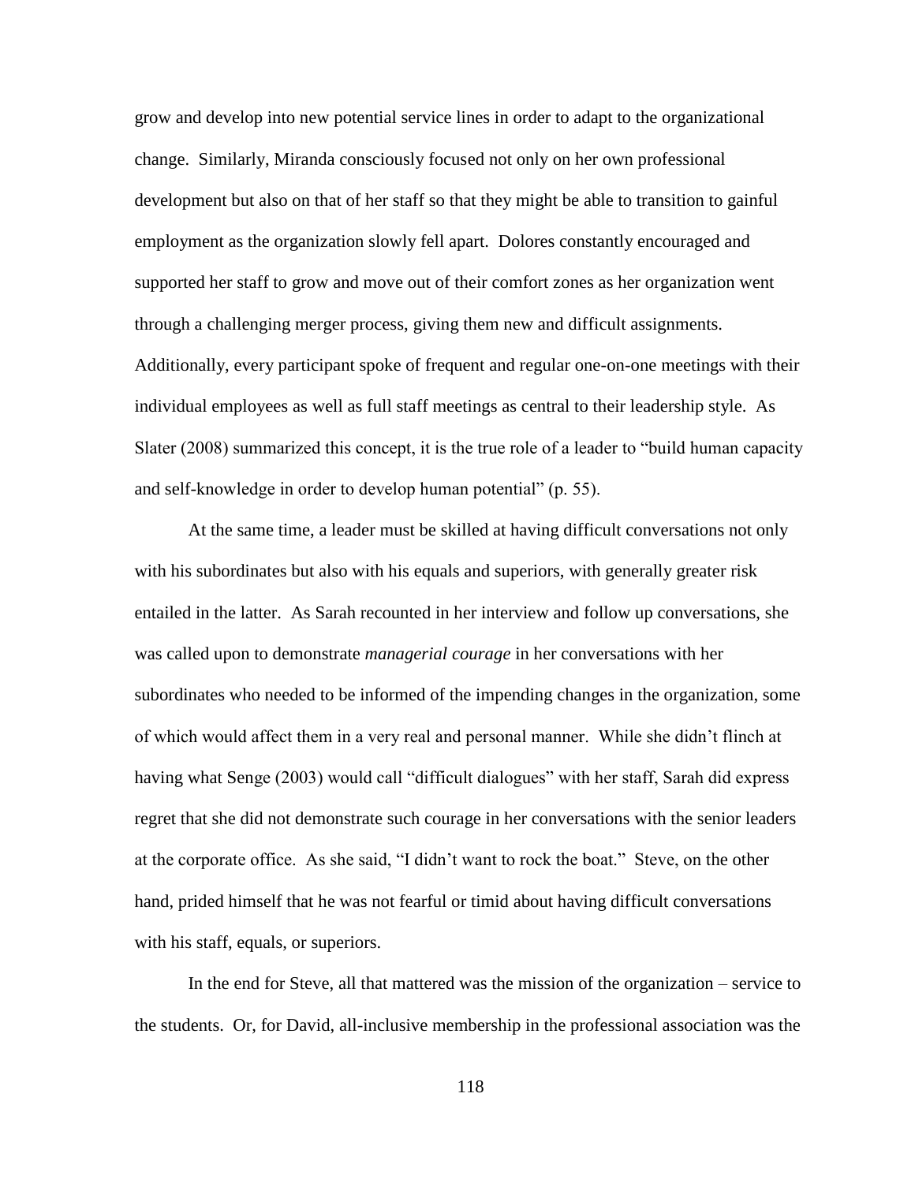grow and develop into new potential service lines in order to adapt to the organizational change. Similarly, Miranda consciously focused not only on her own professional development but also on that of her staff so that they might be able to transition to gainful employment as the organization slowly fell apart. Dolores constantly encouraged and supported her staff to grow and move out of their comfort zones as her organization went through a challenging merger process, giving them new and difficult assignments. Additionally, every participant spoke of frequent and regular one-on-one meetings with their individual employees as well as full staff meetings as central to their leadership style. As Slater (2008) summarized this concept, it is the true role of a leader to "build human capacity and self-knowledge in order to develop human potential" (p. 55).

At the same time, a leader must be skilled at having difficult conversations not only with his subordinates but also with his equals and superiors, with generally greater risk entailed in the latter. As Sarah recounted in her interview and follow up conversations, she was called upon to demonstrate *managerial courage* in her conversations with her subordinates who needed to be informed of the impending changes in the organization, some of which would affect them in a very real and personal manner. While she didn't flinch at having what Senge (2003) would call "difficult dialogues" with her staff, Sarah did express regret that she did not demonstrate such courage in her conversations with the senior leaders at the corporate office. As she said, "I didn't want to rock the boat." Steve, on the other hand, prided himself that he was not fearful or timid about having difficult conversations with his staff, equals, or superiors.

In the end for Steve, all that mattered was the mission of the organization – service to the students. Or, for David, all-inclusive membership in the professional association was the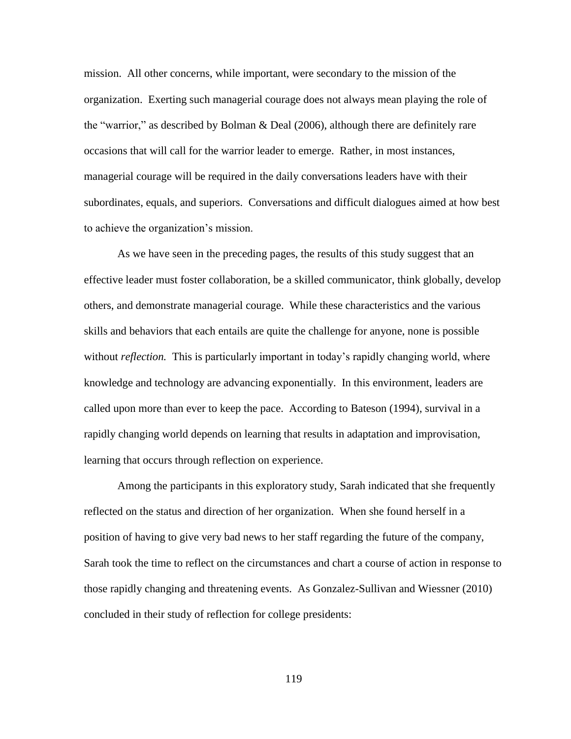mission. All other concerns, while important, were secondary to the mission of the organization. Exerting such managerial courage does not always mean playing the role of the "warrior," as described by Bolman & Deal (2006), although there are definitely rare occasions that will call for the warrior leader to emerge. Rather, in most instances, managerial courage will be required in the daily conversations leaders have with their subordinates, equals, and superiors. Conversations and difficult dialogues aimed at how best to achieve the organization's mission.

As we have seen in the preceding pages, the results of this study suggest that an effective leader must foster collaboration, be a skilled communicator, think globally, develop others, and demonstrate managerial courage. While these characteristics and the various skills and behaviors that each entails are quite the challenge for anyone, none is possible without *reflection.* This is particularly important in today's rapidly changing world, where knowledge and technology are advancing exponentially. In this environment, leaders are called upon more than ever to keep the pace. According to Bateson (1994), survival in a rapidly changing world depends on learning that results in adaptation and improvisation, learning that occurs through reflection on experience.

Among the participants in this exploratory study, Sarah indicated that she frequently reflected on the status and direction of her organization. When she found herself in a position of having to give very bad news to her staff regarding the future of the company, Sarah took the time to reflect on the circumstances and chart a course of action in response to those rapidly changing and threatening events. As Gonzalez-Sullivan and Wiessner (2010) concluded in their study of reflection for college presidents: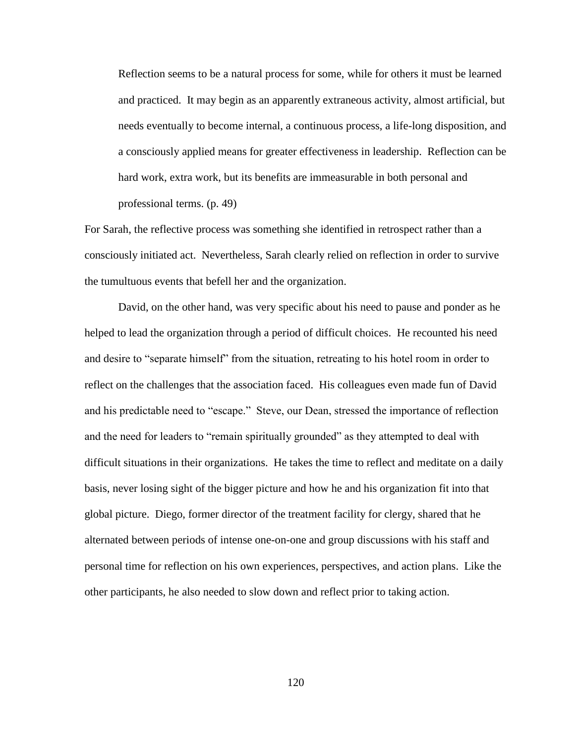> Reflection seems to be a natural process for some, while for others it must be learned and practiced. It may begin as an apparently extraneous activity, almost artificial, but needs eventually to become internal, a continuous process, a life-long disposition, and a consciously applied means for greater effectiveness in leadership. Reflection can be hard work, extra work, but its benefits are immeasurable in both personal and professional terms. (p. 49)

For Sarah, the reflective process was something she identified in retrospect rather than a consciously initiated act. Nevertheless, Sarah clearly relied on reflection in order to survive the tumultuous events that befell her and the organization.

David, on the other hand, was very specific about his need to pause and ponder as he helped to lead the organization through a period of difficult choices. He recounted his need and desire to "separate himself" from the situation, retreating to his hotel room in order to reflect on the challenges that the association faced. His colleagues even made fun of David and his predictable need to "escape." Steve, our Dean, stressed the importance of reflection and the need for leaders to "remain spiritually grounded" as they attempted to deal with difficult situations in their organizations. He takes the time to reflect and meditate on a daily basis, never losing sight of the bigger picture and how he and his organization fit into that global picture. Diego, former director of the treatment facility for clergy, shared that he alternated between periods of intense one-on-one and group discussions with his staff and personal time for reflection on his own experiences, perspectives, and action plans. Like the other participants, he also needed to slow down and reflect prior to taking action.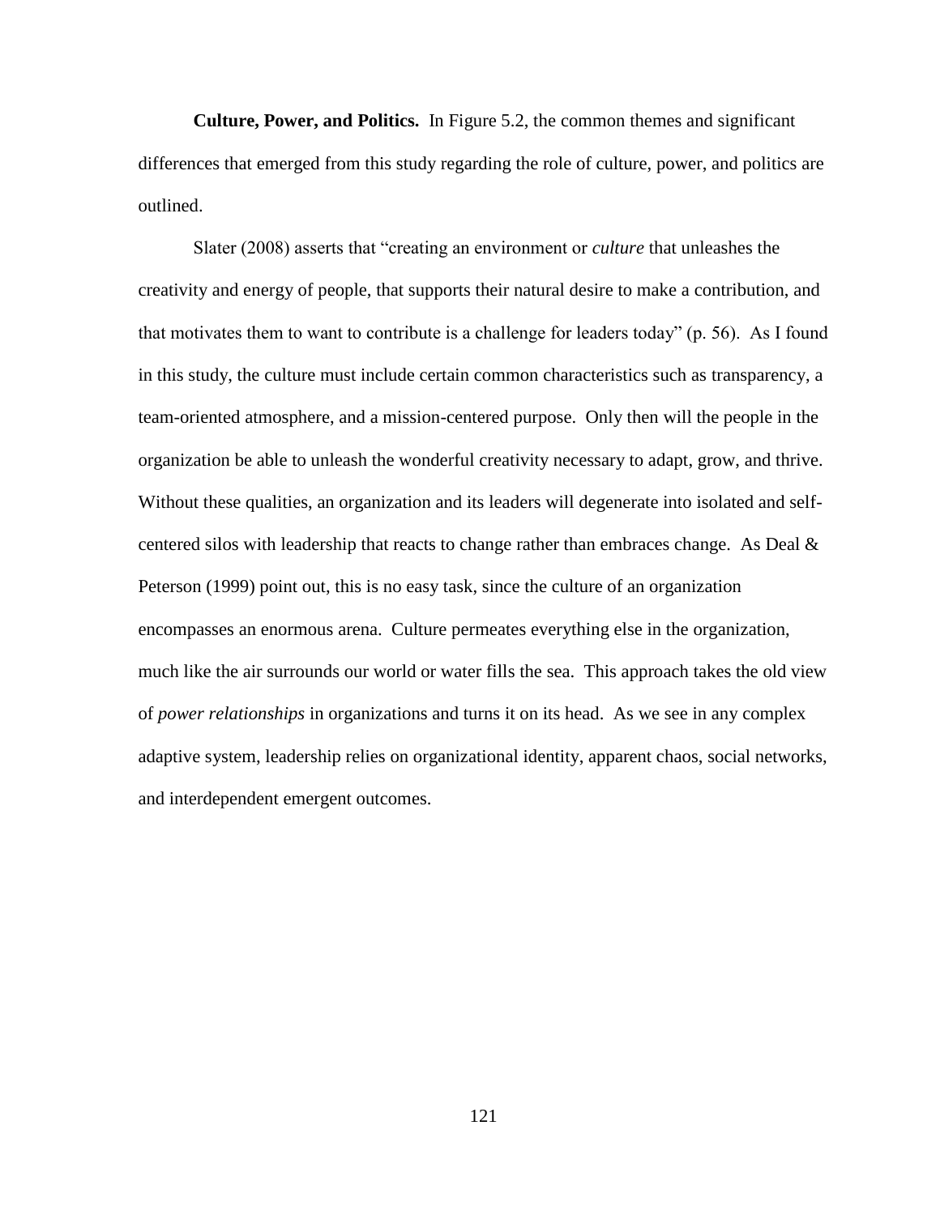**Culture, Power, and Politics.** In Figure 5.2, the common themes and significant differences that emerged from this study regarding the role of culture, power, and politics are outlined.

Slater (2008) asserts that "creating an environment or *culture* that unleashes the creativity and energy of people, that supports their natural desire to make a contribution, and that motivates them to want to contribute is a challenge for leaders today" (p. 56). As I found in this study, the culture must include certain common characteristics such as transparency, a team-oriented atmosphere, and a mission-centered purpose. Only then will the people in the organization be able to unleash the wonderful creativity necessary to adapt, grow, and thrive. Without these qualities, an organization and its leaders will degenerate into isolated and self-centered silos with leadership that reacts to change rather than embraces change. As Deal & Peterson (1999) point out, this is no easy task, since the culture of an organization encompasses an enormous arena. Culture permeates everything else in the organization, much like the air surrounds our world or water fills the sea. This approach takes the old view of *power relationships* in organizations and turns it on its head. As we see in any complex adaptive system, leadership relies on organizational identity, apparent chaos, social networks, and interdependent emergent outcomes.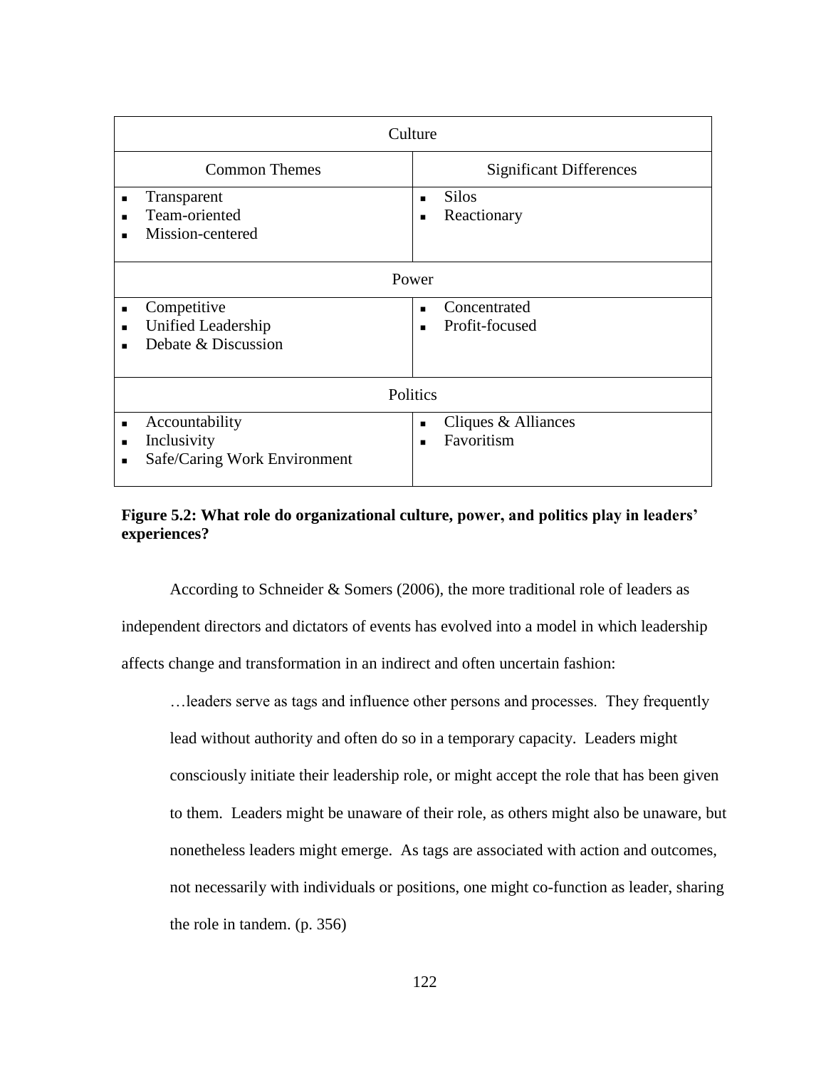| Culture | |
| --- | --- |
| Common Themes | Significant Differences |
| ▪ Transparent<br>▪ Team-oriented<br>▪ Mission-centered | ▪ Silos<br>▪ Reactionary |
| Power | |
| ▪ Competitive<br>▪ Unified Leadership<br>▪ Debate & Discussion | ▪ Concentrated<br>▪ Profit-focused |
| Politics | |
| ▪ Accountability<br>▪ Inclusivity<br>▪ Safe/Caring Work Environment | ▪ Cliques & Alliances<br>▪ Favoritism |

**Figure 5.2: What role do organizational culture, power, and politics play in leaders' experiences?**

According to Schneider & Somers (2006), the more traditional role of leaders as independent directors and dictators of events has evolved into a model in which leadership affects change and transformation in an indirect and often uncertain fashion:

> …leaders serve as tags and influence other persons and processes. They frequently lead without authority and often do so in a temporary capacity. Leaders might consciously initiate their leadership role, or might accept the role that has been given to them. Leaders might be unaware of their role, as others might also be unaware, but nonetheless leaders might emerge. As tags are associated with action and outcomes, not necessarily with individuals or positions, one might co-function as leader, sharing the role in tandem. (p. 356)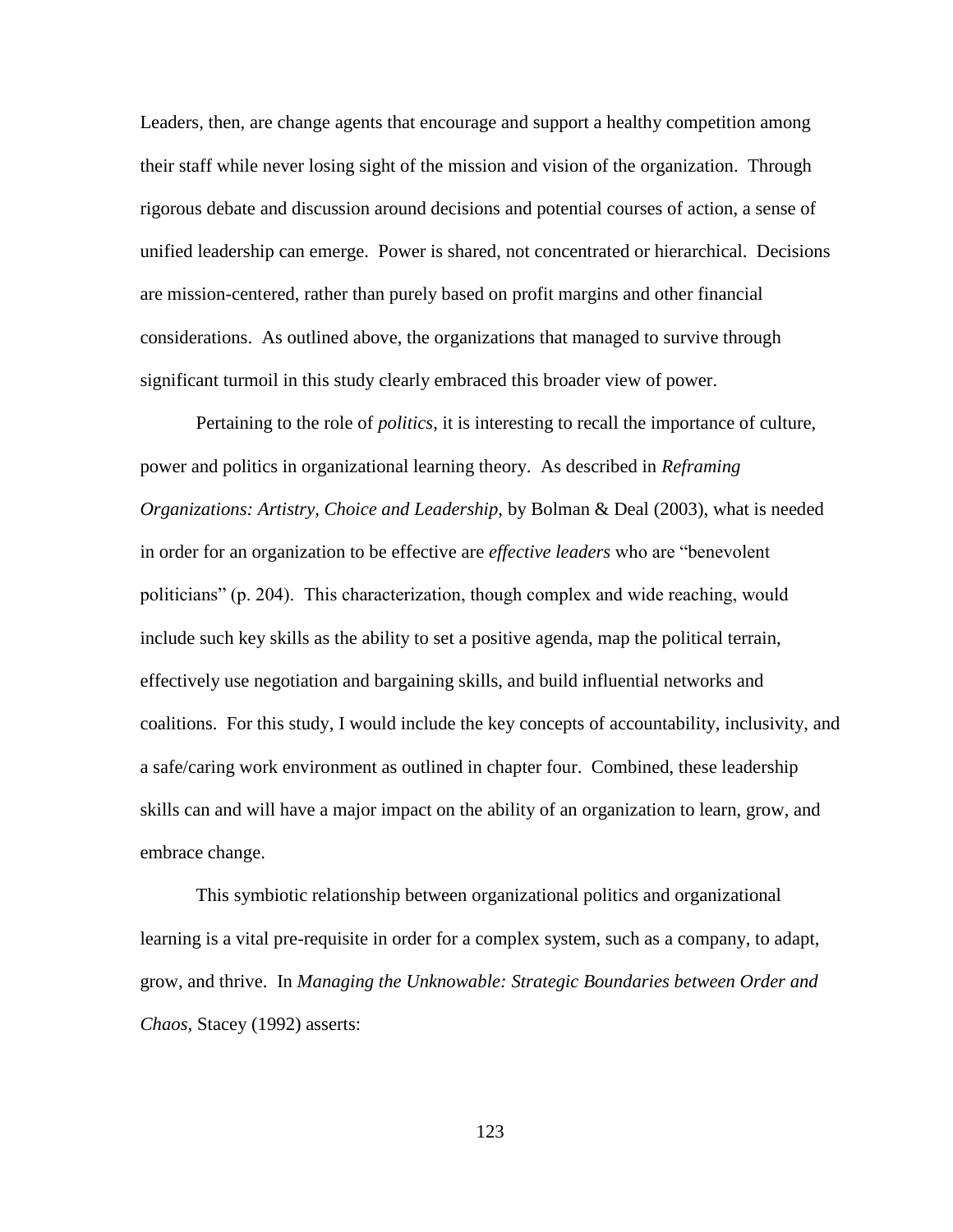Leaders, then, are change agents that encourage and support a healthy competition among their staff while never losing sight of the mission and vision of the organization. Through rigorous debate and discussion around decisions and potential courses of action, a sense of unified leadership can emerge. Power is shared, not concentrated or hierarchical. Decisions are mission-centered, rather than purely based on profit margins and other financial considerations. As outlined above, the organizations that managed to survive through significant turmoil in this study clearly embraced this broader view of power.

Pertaining to the role of *politics*, it is interesting to recall the importance of culture, power and politics in organizational learning theory. As described in *Reframing Organizations: Artistry, Choice and Leadership,* by Bolman & Deal (2003), what is needed in order for an organization to be effective are *effective leaders* who are "benevolent politicians" (p. 204). This characterization, though complex and wide reaching, would include such key skills as the ability to set a positive agenda, map the political terrain, effectively use negotiation and bargaining skills, and build influential networks and coalitions. For this study, I would include the key concepts of accountability, inclusivity, and a safe/caring work environment as outlined in chapter four. Combined, these leadership skills can and will have a major impact on the ability of an organization to learn, grow, and embrace change.

This symbiotic relationship between organizational politics and organizational learning is a vital pre-requisite in order for a complex system, such as a company, to adapt, grow, and thrive. In *Managing the Unknowable: Strategic Boundaries between Order and Chaos,* Stacey (1992) asserts: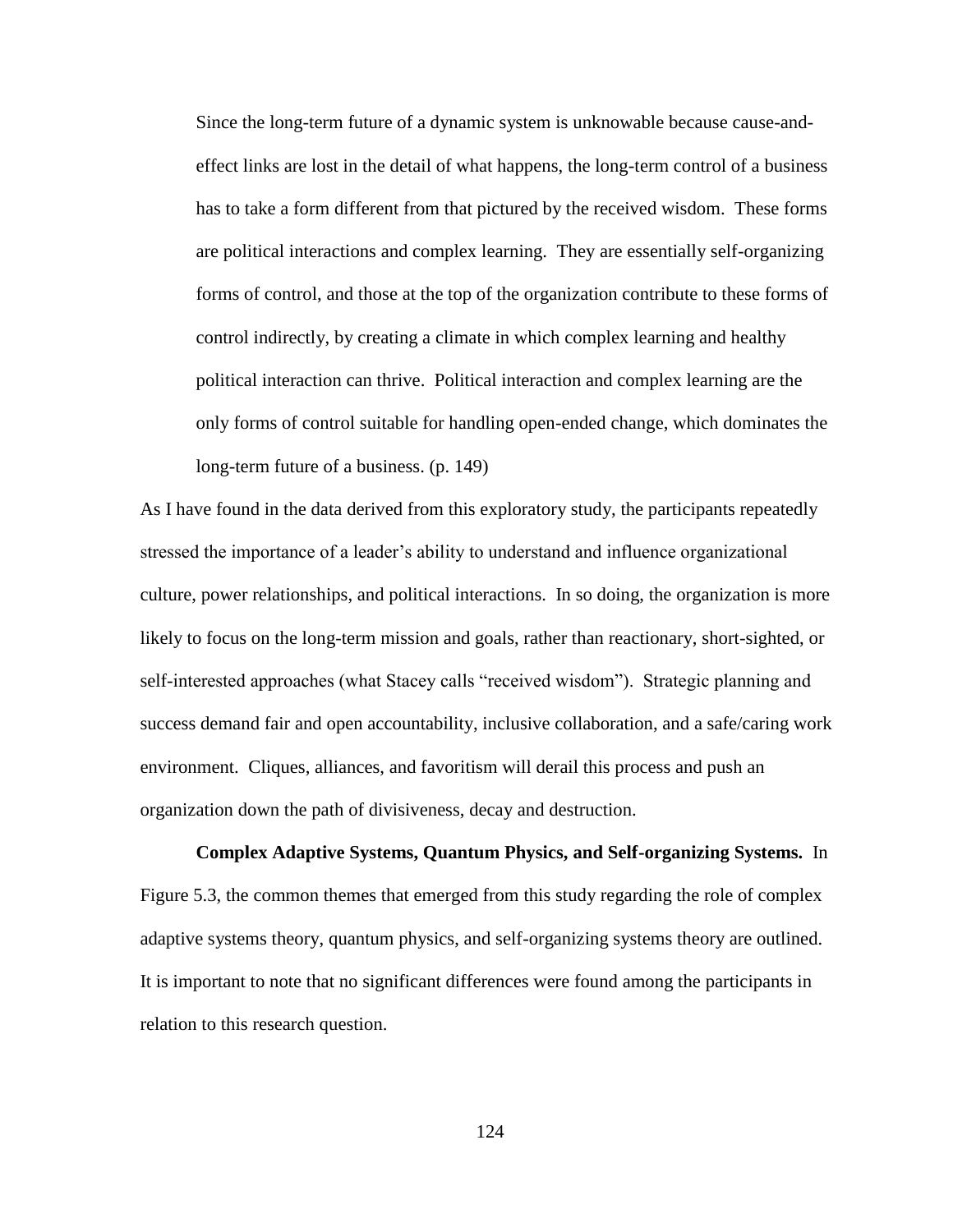> Since the long-term future of a dynamic system is unknowable because cause-and-effect links are lost in the detail of what happens, the long-term control of a business has to take a form different from that pictured by the received wisdom. These forms are political interactions and complex learning. They are essentially self-organizing forms of control, and those at the top of the organization contribute to these forms of control indirectly, by creating a climate in which complex learning and healthy political interaction can thrive. Political interaction and complex learning are the only forms of control suitable for handling open-ended change, which dominates the long-term future of a business. (p. 149)

As I have found in the data derived from this exploratory study, the participants repeatedly stressed the importance of a leader's ability to understand and influence organizational culture, power relationships, and political interactions. In so doing, the organization is more likely to focus on the long-term mission and goals, rather than reactionary, short-sighted, or self-interested approaches (what Stacey calls "received wisdom"). Strategic planning and success demand fair and open accountability, inclusive collaboration, and a safe/caring work environment. Cliques, alliances, and favoritism will derail this process and push an organization down the path of divisiveness, decay and destruction.

**Complex Adaptive Systems, Quantum Physics, and Self-organizing Systems.** In Figure 5.3, the common themes that emerged from this study regarding the role of complex adaptive systems theory, quantum physics, and self-organizing systems theory are outlined. It is important to note that no significant differences were found among the participants in relation to this research question.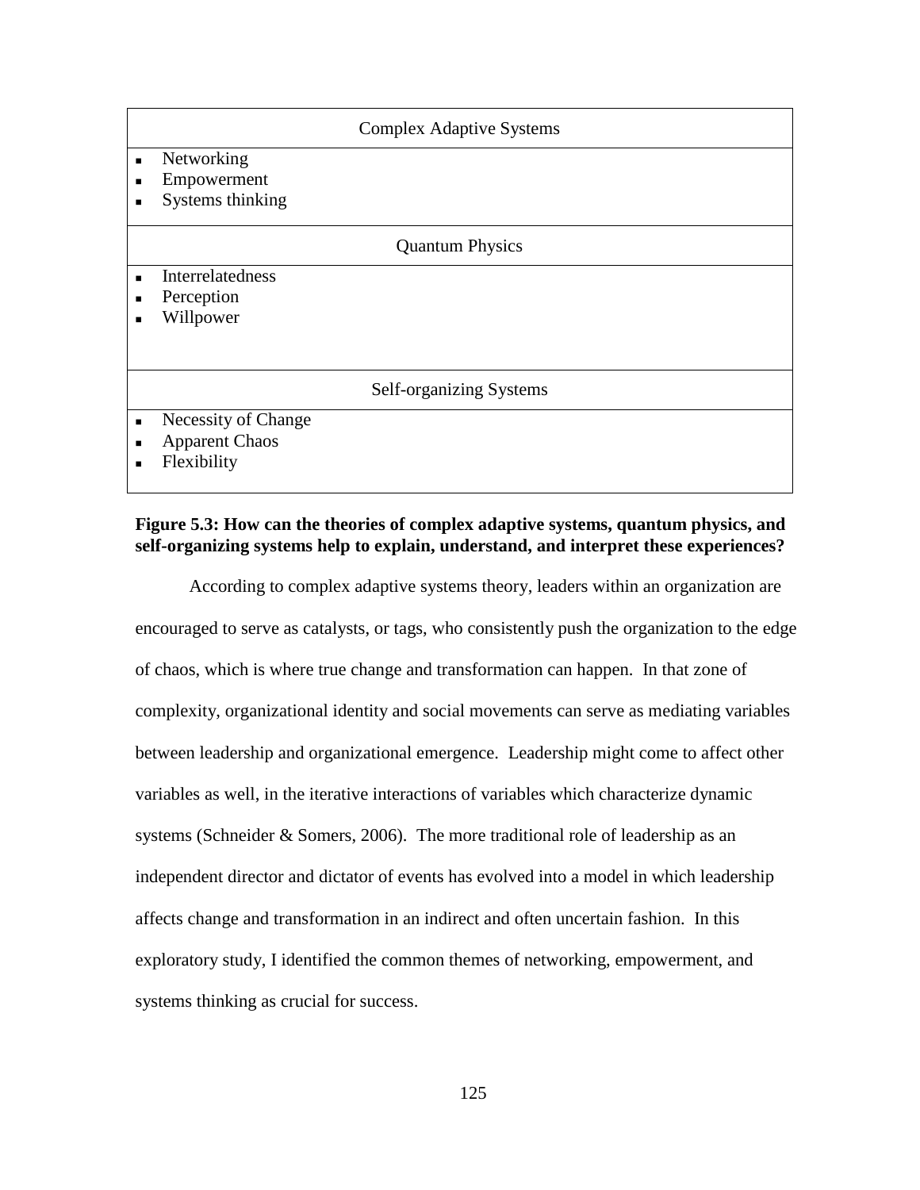| Complex Adaptive Systems |
| --- |
| ▪ Networking<br>▪ Empowerment<br>▪ Systems thinking |
| Quantum Physics |
| ▪ Interrelatedness<br>▪ Perception<br>▪ Willpower |
| Self-organizing Systems |
| ▪ Necessity of Change<br>▪ Apparent Chaos<br>▪ Flexibility |

**Figure 5.3: How can the theories of complex adaptive systems, quantum physics, and self-organizing systems help to explain, understand, and interpret these experiences?**

According to complex adaptive systems theory, leaders within an organization are encouraged to serve as catalysts, or tags, who consistently push the organization to the edge of chaos, which is where true change and transformation can happen. In that zone of complexity, organizational identity and social movements can serve as mediating variables between leadership and organizational emergence. Leadership might come to affect other variables as well, in the iterative interactions of variables which characterize dynamic systems (Schneider & Somers, 2006). The more traditional role of leadership as an independent director and dictator of events has evolved into a model in which leadership affects change and transformation in an indirect and often uncertain fashion. In this exploratory study, I identified the common themes of networking, empowerment, and systems thinking as crucial for success.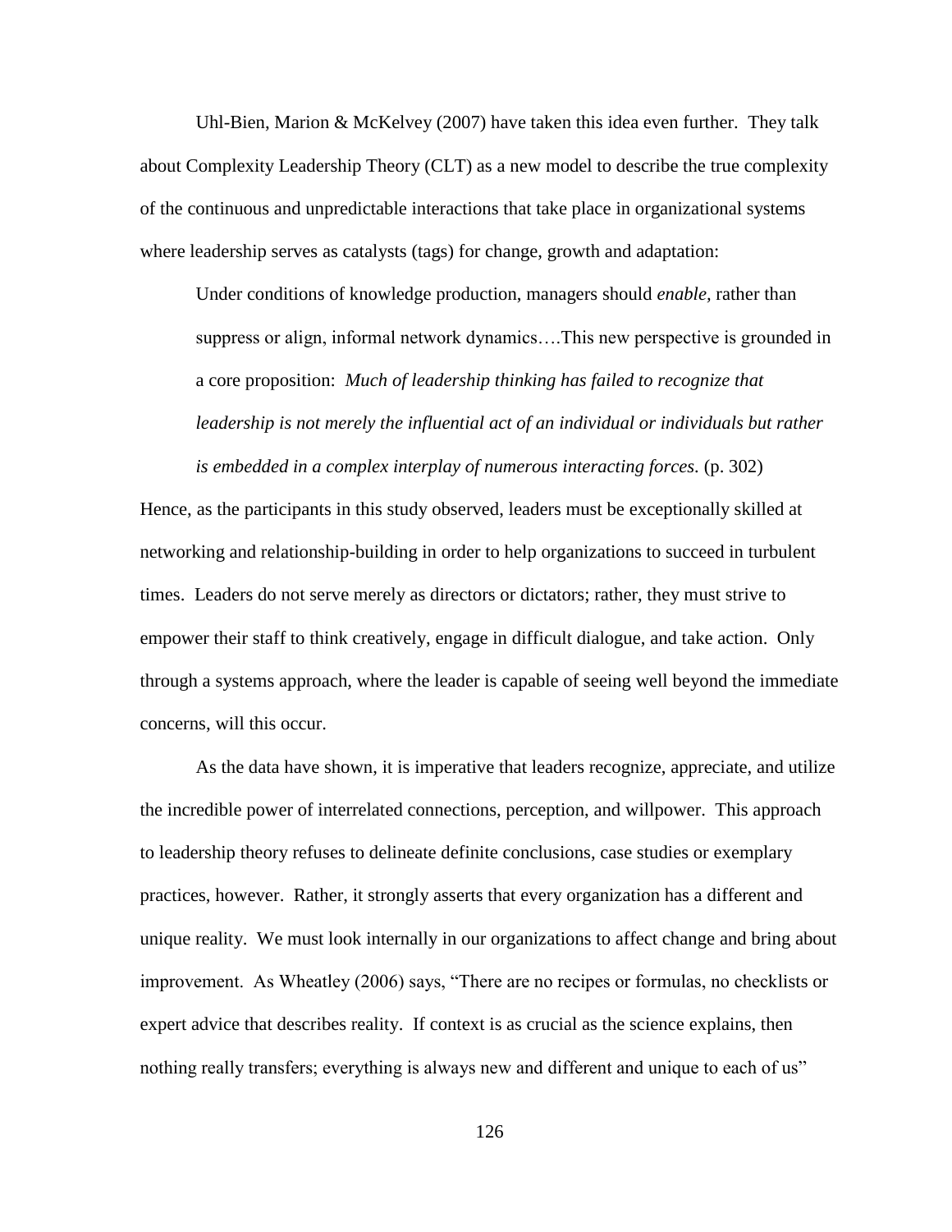Uhl-Bien, Marion & McKelvey (2007) have taken this idea even further. They talk about Complexity Leadership Theory (CLT) as a new model to describe the true complexity of the continuous and unpredictable interactions that take place in organizational systems where leadership serves as catalysts (tags) for change, growth and adaptation:

> Under conditions of knowledge production, managers should *enable,* rather than suppress or align, informal network dynamics….This new perspective is grounded in a core proposition: *Much of leadership thinking has failed to recognize that leadership is not merely the influential act of an individual or individuals but rather is embedded in a complex interplay of numerous interacting forces.* (p. 302)

Hence, as the participants in this study observed, leaders must be exceptionally skilled at networking and relationship-building in order to help organizations to succeed in turbulent times. Leaders do not serve merely as directors or dictators; rather, they must strive to empower their staff to think creatively, engage in difficult dialogue, and take action. Only through a systems approach, where the leader is capable of seeing well beyond the immediate concerns, will this occur.

As the data have shown, it is imperative that leaders recognize, appreciate, and utilize the incredible power of interrelated connections, perception, and willpower. This approach to leadership theory refuses to delineate definite conclusions, case studies or exemplary practices, however. Rather, it strongly asserts that every organization has a different and unique reality. We must look internally in our organizations to affect change and bring about improvement. As Wheatley (2006) says, "There are no recipes or formulas, no checklists or expert advice that describes reality. If context is as crucial as the science explains, then nothing really transfers; everything is always new and different and unique to each of us"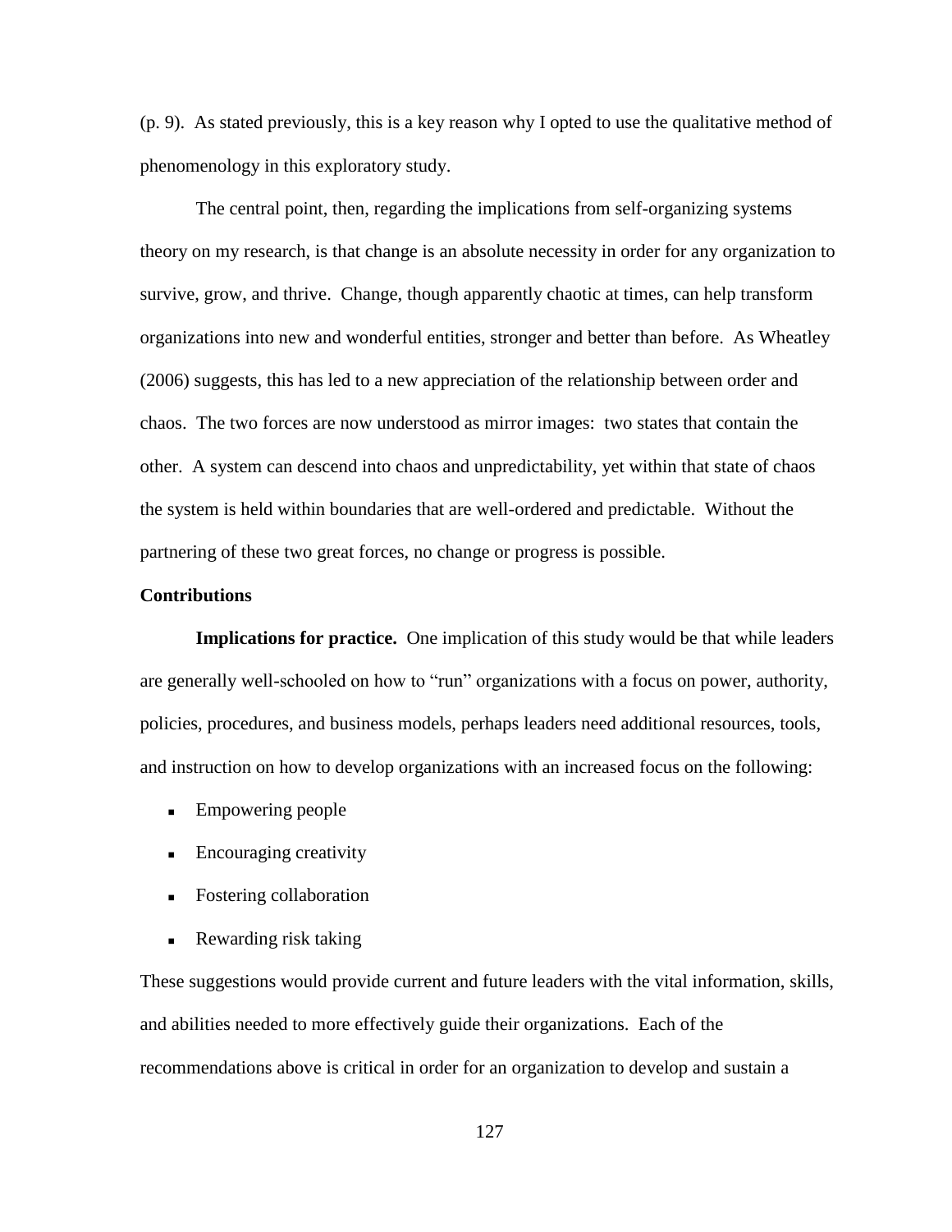(p. 9). As stated previously, this is a key reason why I opted to use the qualitative method of phenomenology in this exploratory study.

The central point, then, regarding the implications from self-organizing systems theory on my research, is that change is an absolute necessity in order for any organization to survive, grow, and thrive. Change, though apparently chaotic at times, can help transform organizations into new and wonderful entities, stronger and better than before. As Wheatley (2006) suggests, this has led to a new appreciation of the relationship between order and chaos. The two forces are now understood as mirror images: two states that contain the other. A system can descend into chaos and unpredictability, yet within that state of chaos the system is held within boundaries that are well-ordered and predictable. Without the partnering of these two great forces, no change or progress is possible.

## Contributions

**Implications for practice.** One implication of this study would be that while leaders are generally well-schooled on how to "run" organizations with a focus on power, authority, policies, procedures, and business models, perhaps leaders need additional resources, tools, and instruction on how to develop organizations with an increased focus on the following:

- Empowering people
- Encouraging creativity
- Fostering collaboration
- Rewarding risk taking

These suggestions would provide current and future leaders with the vital information, skills, and abilities needed to more effectively guide their organizations. Each of the recommendations above is critical in order for an organization to develop and sustain a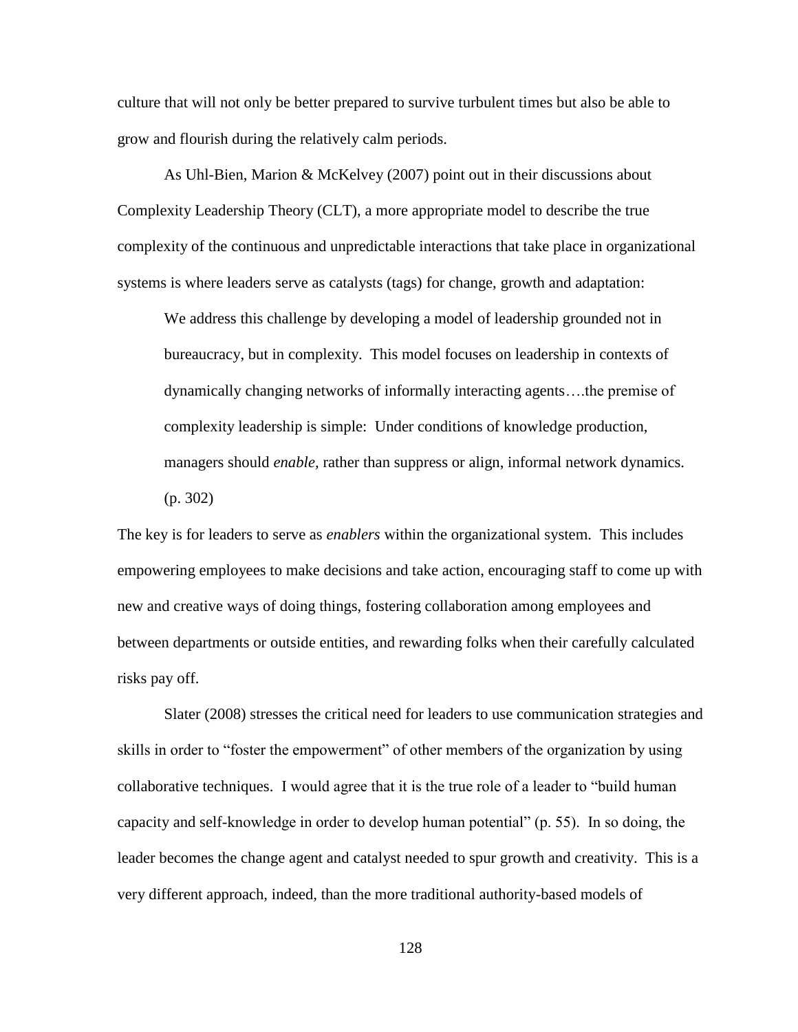culture that will not only be better prepared to survive turbulent times but also be able to grow and flourish during the relatively calm periods.

As Uhl-Bien, Marion & McKelvey (2007) point out in their discussions about Complexity Leadership Theory (CLT), a more appropriate model to describe the true complexity of the continuous and unpredictable interactions that take place in organizational systems is where leaders serve as catalysts (tags) for change, growth and adaptation:

> We address this challenge by developing a model of leadership grounded not in bureaucracy, but in complexity. This model focuses on leadership in contexts of dynamically changing networks of informally interacting agents….the premise of complexity leadership is simple: Under conditions of knowledge production, managers should *enable*, rather than suppress or align, informal network dynamics. (p. 302)

The key is for leaders to serve as *enablers* within the organizational system. This includes empowering employees to make decisions and take action, encouraging staff to come up with new and creative ways of doing things, fostering collaboration among employees and between departments or outside entities, and rewarding folks when their carefully calculated risks pay off.

Slater (2008) stresses the critical need for leaders to use communication strategies and skills in order to "foster the empowerment" of other members of the organization by using collaborative techniques. I would agree that it is the true role of a leader to "build human capacity and self-knowledge in order to develop human potential" (p. 55). In so doing, the leader becomes the change agent and catalyst needed to spur growth and creativity. This is a very different approach, indeed, than the more traditional authority-based models of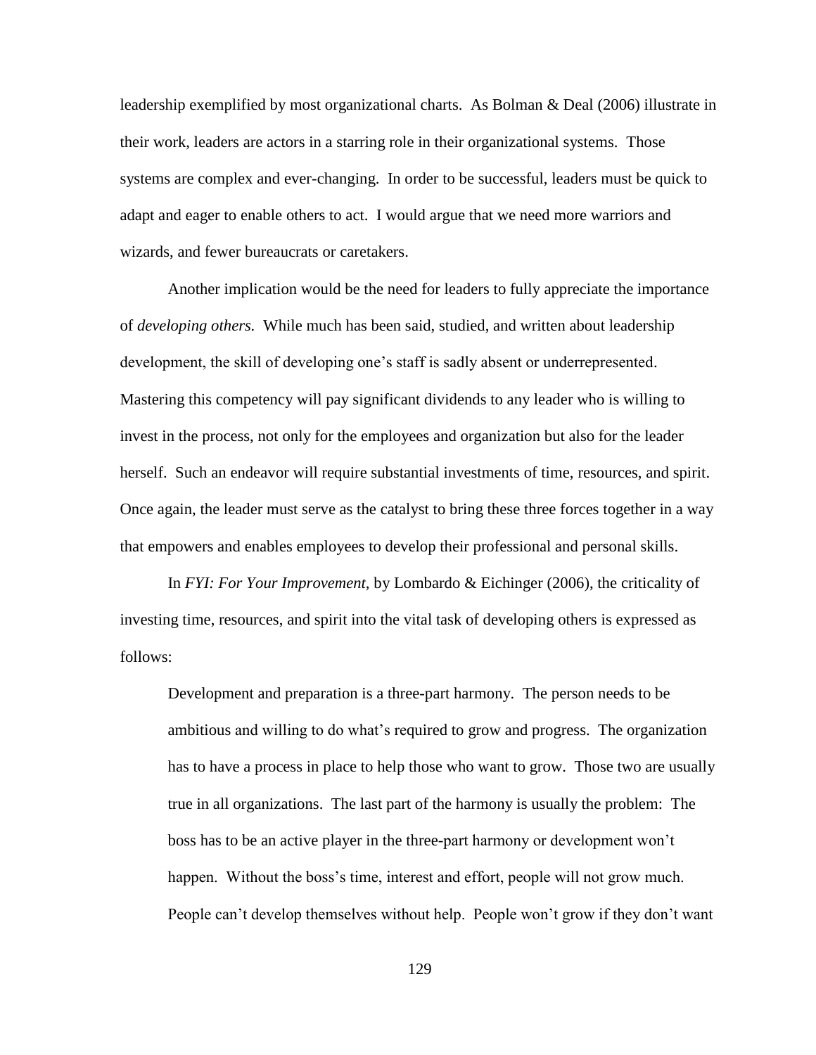leadership exemplified by most organizational charts. As Bolman & Deal (2006) illustrate in their work, leaders are actors in a starring role in their organizational systems. Those systems are complex and ever-changing. In order to be successful, leaders must be quick to adapt and eager to enable others to act. I would argue that we need more warriors and wizards, and fewer bureaucrats or caretakers.

Another implication would be the need for leaders to fully appreciate the importance of *developing others.* While much has been said, studied, and written about leadership development, the skill of developing one's staff is sadly absent or underrepresented. Mastering this competency will pay significant dividends to any leader who is willing to invest in the process, not only for the employees and organization but also for the leader herself. Such an endeavor will require substantial investments of time, resources, and spirit. Once again, the leader must serve as the catalyst to bring these three forces together in a way that empowers and enables employees to develop their professional and personal skills.

In *FYI: For Your Improvement,* by Lombardo & Eichinger (2006), the criticality of investing time, resources, and spirit into the vital task of developing others is expressed as follows:

> Development and preparation is a three-part harmony. The person needs to be ambitious and willing to do what's required to grow and progress. The organization has to have a process in place to help those who want to grow. Those two are usually true in all organizations. The last part of the harmony is usually the problem: The boss has to be an active player in the three-part harmony or development won't happen. Without the boss's time, interest and effort, people will not grow much. People can't develop themselves without help. People won't grow if they don't want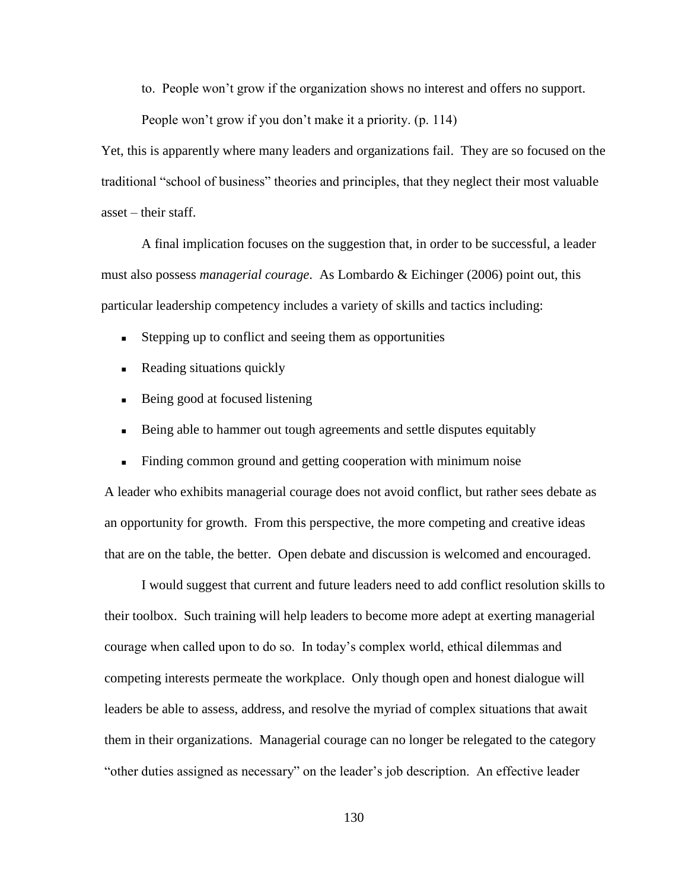> to. People won't grow if the organization shows no interest and offers no support. People won't grow if you don't make it a priority. (p. 114)

Yet, this is apparently where many leaders and organizations fail. They are so focused on the traditional "school of business" theories and principles, that they neglect their most valuable asset – their staff.

A final implication focuses on the suggestion that, in order to be successful, a leader must also possess *managerial courage*. As Lombardo & Eichinger (2006) point out, this particular leadership competency includes a variety of skills and tactics including:

- Stepping up to conflict and seeing them as opportunities
- Reading situations quickly
- Being good at focused listening
- Being able to hammer out tough agreements and settle disputes equitably
- Finding common ground and getting cooperation with minimum noise

A leader who exhibits managerial courage does not avoid conflict, but rather sees debate as an opportunity for growth. From this perspective, the more competing and creative ideas that are on the table, the better. Open debate and discussion is welcomed and encouraged.

I would suggest that current and future leaders need to add conflict resolution skills to their toolbox. Such training will help leaders to become more adept at exerting managerial courage when called upon to do so. In today's complex world, ethical dilemmas and competing interests permeate the workplace. Only though open and honest dialogue will leaders be able to assess, address, and resolve the myriad of complex situations that await them in their organizations. Managerial courage can no longer be relegated to the category "other duties assigned as necessary" on the leader's job description. An effective leader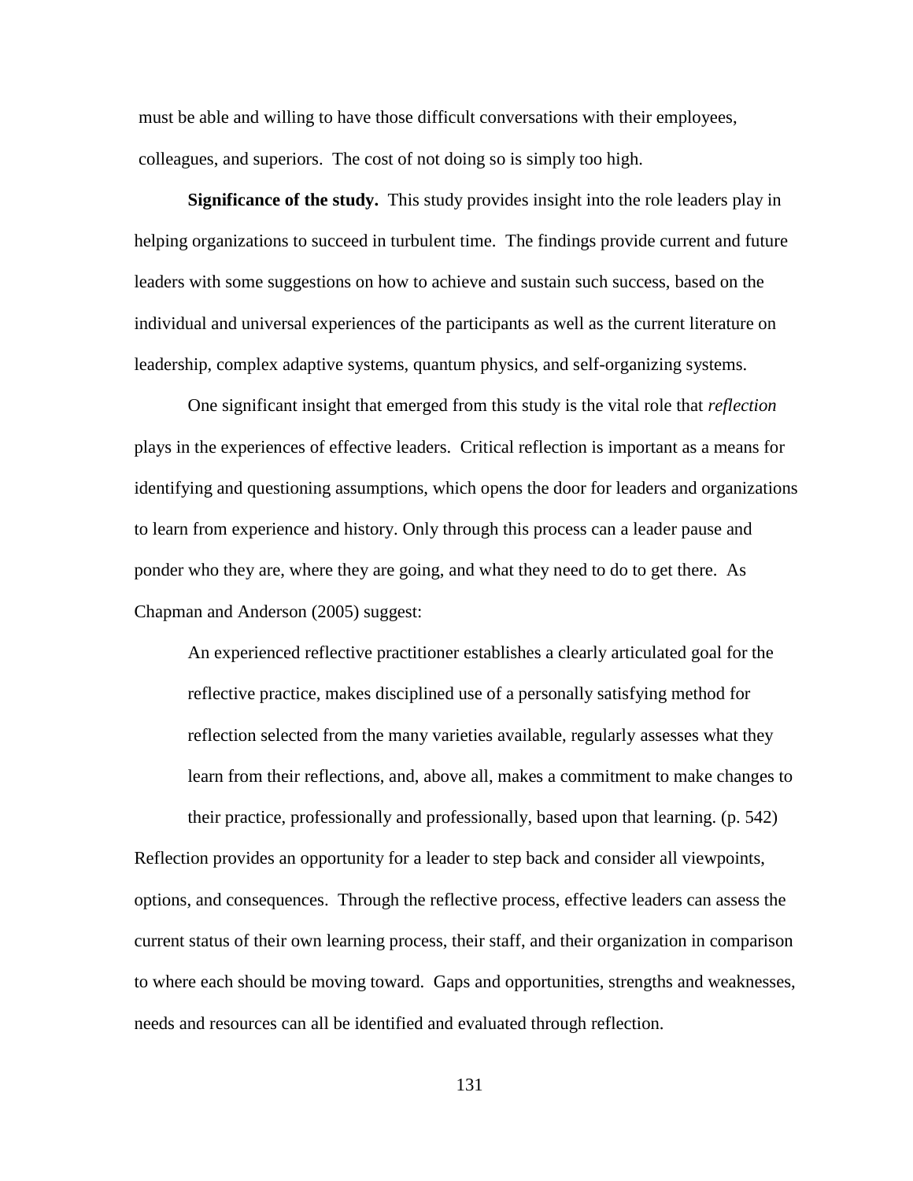must be able and willing to have those difficult conversations with their employees, colleagues, and superiors. The cost of not doing so is simply too high.

**Significance of the study.** This study provides insight into the role leaders play in helping organizations to succeed in turbulent time. The findings provide current and future leaders with some suggestions on how to achieve and sustain such success, based on the individual and universal experiences of the participants as well as the current literature on leadership, complex adaptive systems, quantum physics, and self-organizing systems.

One significant insight that emerged from this study is the vital role that *reflection* plays in the experiences of effective leaders. Critical reflection is important as a means for identifying and questioning assumptions, which opens the door for leaders and organizations to learn from experience and history. Only through this process can a leader pause and ponder who they are, where they are going, and what they need to do to get there. As Chapman and Anderson (2005) suggest:

> An experienced reflective practitioner establishes a clearly articulated goal for the reflective practice, makes disciplined use of a personally satisfying method for reflection selected from the many varieties available, regularly assesses what they learn from their reflections, and, above all, makes a commitment to make changes to their practice, professionally and professionally, based upon that learning. (p. 542)

Reflection provides an opportunity for a leader to step back and consider all viewpoints, options, and consequences. Through the reflective process, effective leaders can assess the current status of their own learning process, their staff, and their organization in comparison to where each should be moving toward. Gaps and opportunities, strengths and weaknesses, needs and resources can all be identified and evaluated through reflection.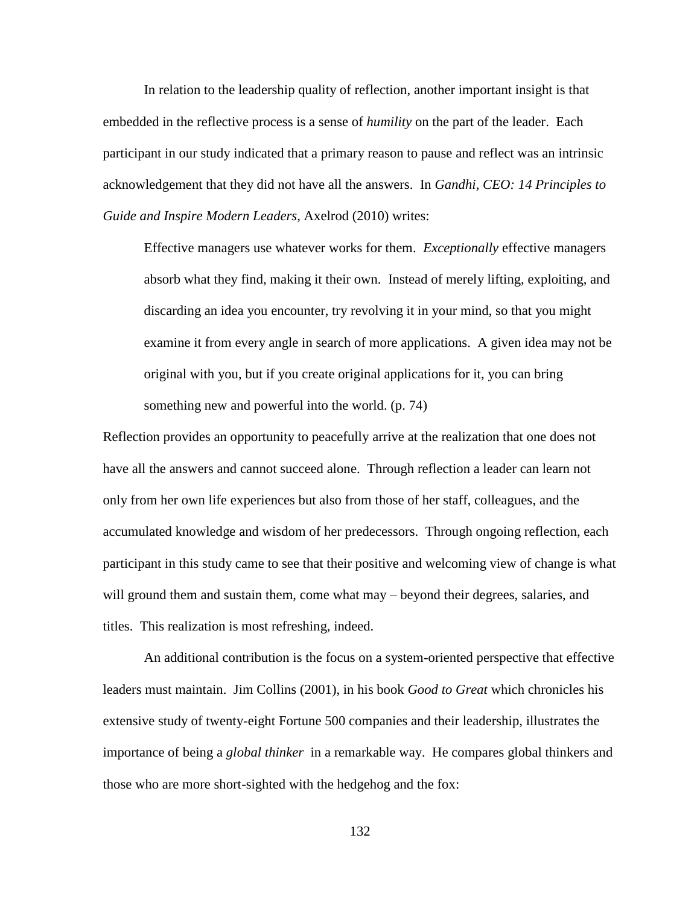In relation to the leadership quality of reflection, another important insight is that embedded in the reflective process is a sense of *humility* on the part of the leader. Each participant in our study indicated that a primary reason to pause and reflect was an intrinsic acknowledgement that they did not have all the answers. In *Gandhi, CEO: 14 Principles to Guide and Inspire Modern Leaders,* Axelrod (2010) writes:

> Effective managers use whatever works for them. *Exceptionally* effective managers absorb what they find, making it their own. Instead of merely lifting, exploiting, and discarding an idea you encounter, try revolving it in your mind, so that you might examine it from every angle in search of more applications. A given idea may not be original with you, but if you create original applications for it, you can bring something new and powerful into the world. (p. 74)

Reflection provides an opportunity to peacefully arrive at the realization that one does not have all the answers and cannot succeed alone. Through reflection a leader can learn not only from her own life experiences but also from those of her staff, colleagues, and the accumulated knowledge and wisdom of her predecessors. Through ongoing reflection, each participant in this study came to see that their positive and welcoming view of change is what will ground them and sustain them, come what may – beyond their degrees, salaries, and titles. This realization is most refreshing, indeed.

An additional contribution is the focus on a system-oriented perspective that effective leaders must maintain. Jim Collins (2001), in his book *Good to Great* which chronicles his extensive study of twenty-eight Fortune 500 companies and their leadership, illustrates the importance of being a *global thinker* in a remarkable way. He compares global thinkers and those who are more short-sighted with the hedgehog and the fox: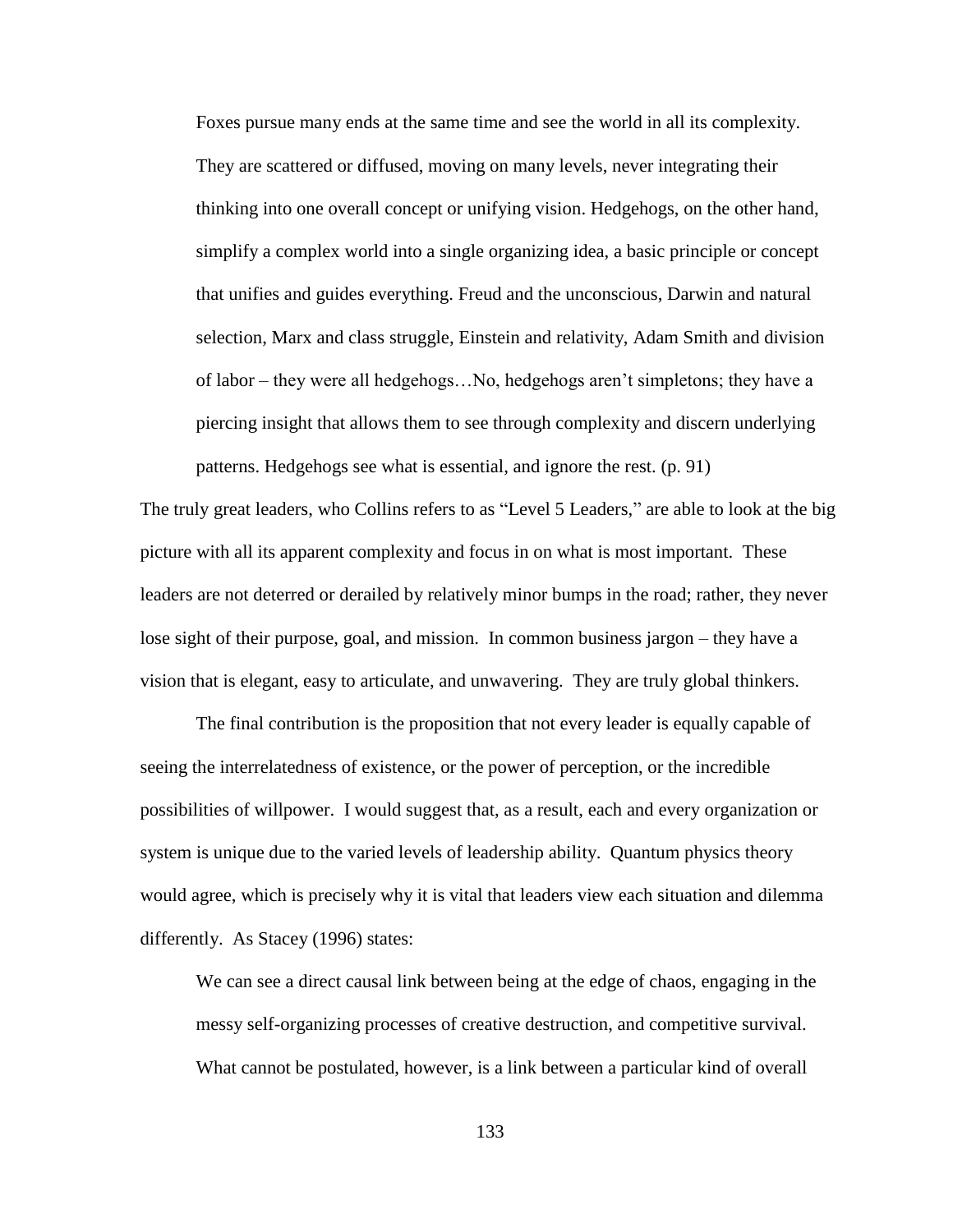> Foxes pursue many ends at the same time and see the world in all its complexity. They are scattered or diffused, moving on many levels, never integrating their thinking into one overall concept or unifying vision. Hedgehogs, on the other hand, simplify a complex world into a single organizing idea, a basic principle or concept that unifies and guides everything. Freud and the unconscious, Darwin and natural selection, Marx and class struggle, Einstein and relativity, Adam Smith and division of labor – they were all hedgehogs…No, hedgehogs aren't simpletons; they have a piercing insight that allows them to see through complexity and discern underlying patterns. Hedgehogs see what is essential, and ignore the rest. (p. 91)

The truly great leaders, who Collins refers to as "Level 5 Leaders," are able to look at the big picture with all its apparent complexity and focus in on what is most important. These leaders are not deterred or derailed by relatively minor bumps in the road; rather, they never lose sight of their purpose, goal, and mission. In common business jargon – they have a vision that is elegant, easy to articulate, and unwavering. They are truly global thinkers.

The final contribution is the proposition that not every leader is equally capable of seeing the interrelatedness of existence, or the power of perception, or the incredible possibilities of willpower. I would suggest that, as a result, each and every organization or system is unique due to the varied levels of leadership ability. Quantum physics theory would agree, which is precisely why it is vital that leaders view each situation and dilemma differently. As Stacey (1996) states:

> We can see a direct causal link between being at the edge of chaos, engaging in the messy self-organizing processes of creative destruction, and competitive survival. What cannot be postulated, however, is a link between a particular kind of overall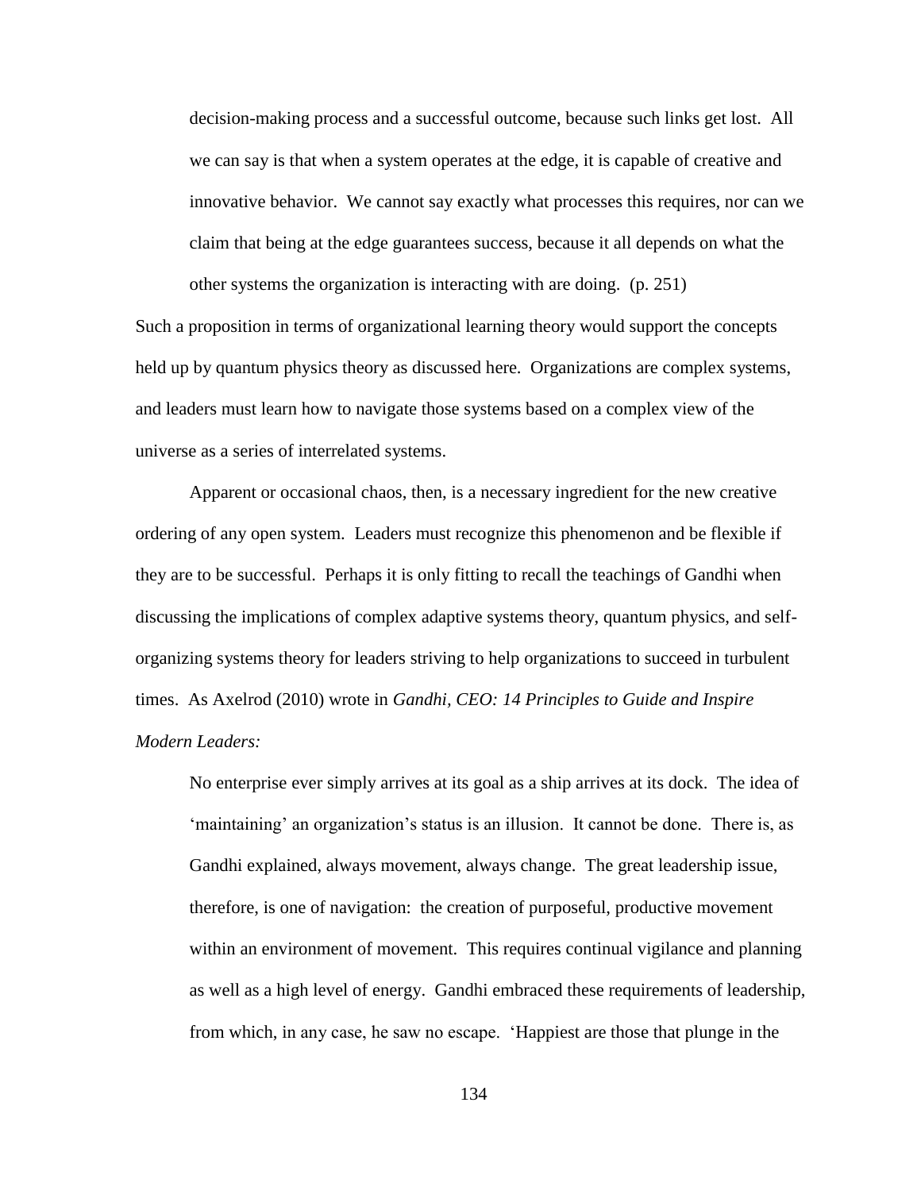> decision-making process and a successful outcome, because such links get lost. All we can say is that when a system operates at the edge, it is capable of creative and innovative behavior. We cannot say exactly what processes this requires, nor can we claim that being at the edge guarantees success, because it all depends on what the other systems the organization is interacting with are doing. (p. 251)

Such a proposition in terms of organizational learning theory would support the concepts held up by quantum physics theory as discussed here. Organizations are complex systems, and leaders must learn how to navigate those systems based on a complex view of the universe as a series of interrelated systems.

Apparent or occasional chaos, then, is a necessary ingredient for the new creative ordering of any open system. Leaders must recognize this phenomenon and be flexible if they are to be successful. Perhaps it is only fitting to recall the teachings of Gandhi when discussing the implications of complex adaptive systems theory, quantum physics, and self-organizing systems theory for leaders striving to help organizations to succeed in turbulent times. As Axelrod (2010) wrote in *Gandhi, CEO: 14 Principles to Guide and Inspire Modern Leaders:*

> No enterprise ever simply arrives at its goal as a ship arrives at its dock. The idea of 'maintaining' an organization's status is an illusion. It cannot be done. There is, as Gandhi explained, always movement, always change. The great leadership issue, therefore, is one of navigation: the creation of purposeful, productive movement within an environment of movement. This requires continual vigilance and planning as well as a high level of energy. Gandhi embraced these requirements of leadership, from which, in any case, he saw no escape. 'Happiest are those that plunge in the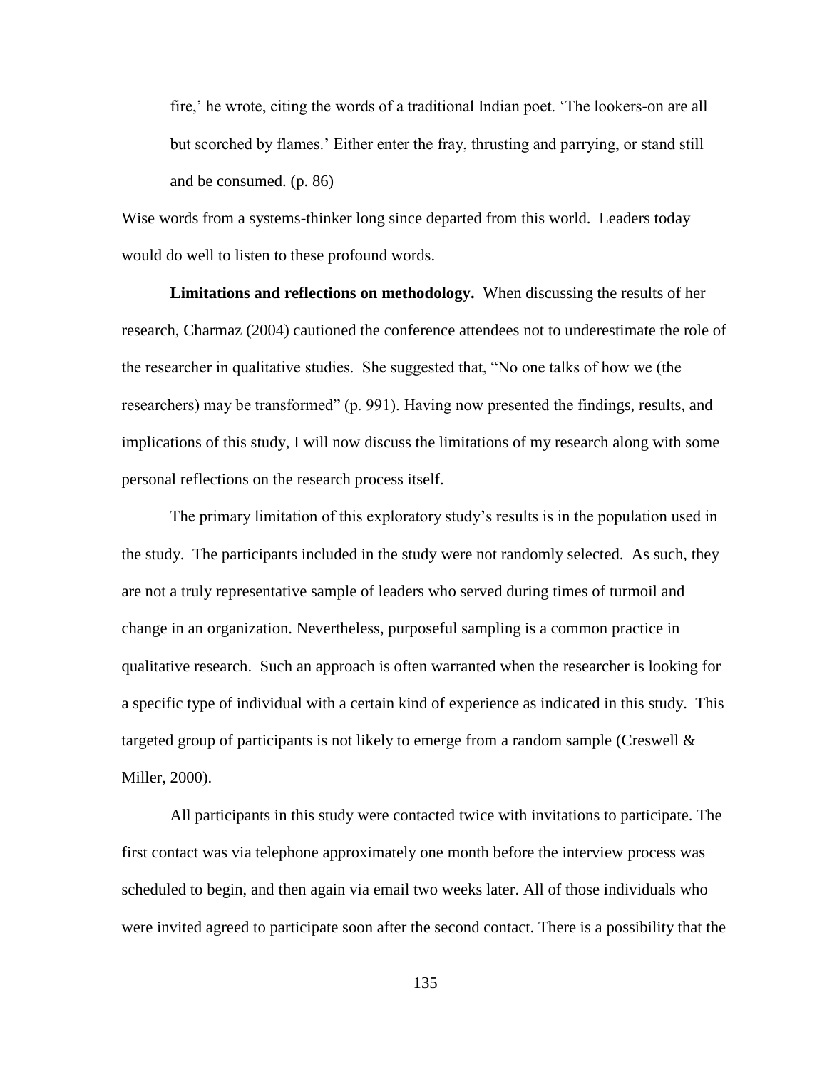fire,' he wrote, citing the words of a traditional Indian poet. 'The lookers-on are all but scorched by flames.' Either enter the fray, thrusting and parrying, or stand still and be consumed. (p. 86)

Wise words from a systems-thinker long since departed from this world. Leaders today would do well to listen to these profound words.

**Limitations and reflections on methodology.** When discussing the results of her research, Charmaz (2004) cautioned the conference attendees not to underestimate the role of the researcher in qualitative studies. She suggested that, "No one talks of how we (the researchers) may be transformed" (p. 991). Having now presented the findings, results, and implications of this study, I will now discuss the limitations of my research along with some personal reflections on the research process itself.

The primary limitation of this exploratory study's results is in the population used in the study. The participants included in the study were not randomly selected. As such, they are not a truly representative sample of leaders who served during times of turmoil and change in an organization. Nevertheless, purposeful sampling is a common practice in qualitative research. Such an approach is often warranted when the researcher is looking for a specific type of individual with a certain kind of experience as indicated in this study. This targeted group of participants is not likely to emerge from a random sample (Creswell & Miller, 2000).

All participants in this study were contacted twice with invitations to participate. The first contact was via telephone approximately one month before the interview process was scheduled to begin, and then again via email two weeks later. All of those individuals who were invited agreed to participate soon after the second contact. There is a possibility that the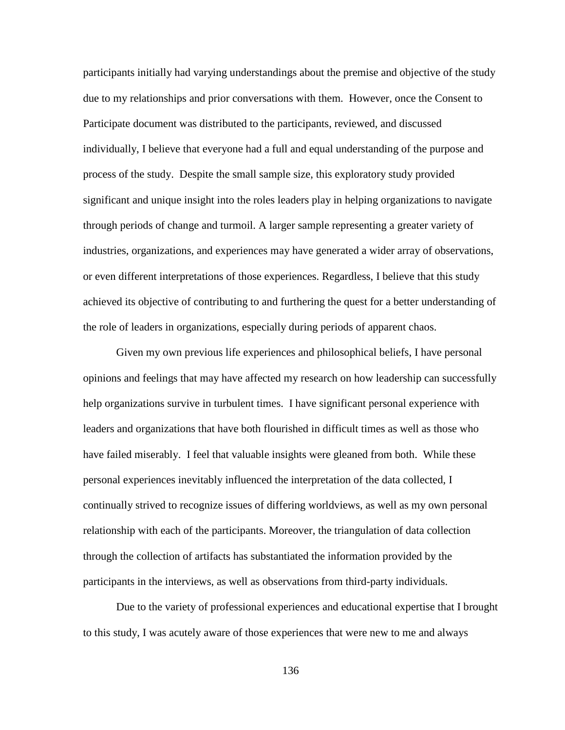participants initially had varying understandings about the premise and objective of the study due to my relationships and prior conversations with them. However, once the Consent to Participate document was distributed to the participants, reviewed, and discussed individually, I believe that everyone had a full and equal understanding of the purpose and process of the study. Despite the small sample size, this exploratory study provided significant and unique insight into the roles leaders play in helping organizations to navigate through periods of change and turmoil. A larger sample representing a greater variety of industries, organizations, and experiences may have generated a wider array of observations, or even different interpretations of those experiences. Regardless, I believe that this study achieved its objective of contributing to and furthering the quest for a better understanding of the role of leaders in organizations, especially during periods of apparent chaos.

Given my own previous life experiences and philosophical beliefs, I have personal opinions and feelings that may have affected my research on how leadership can successfully help organizations survive in turbulent times. I have significant personal experience with leaders and organizations that have both flourished in difficult times as well as those who have failed miserably. I feel that valuable insights were gleaned from both. While these personal experiences inevitably influenced the interpretation of the data collected, I continually strived to recognize issues of differing worldviews, as well as my own personal relationship with each of the participants. Moreover, the triangulation of data collection through the collection of artifacts has substantiated the information provided by the participants in the interviews, as well as observations from third-party individuals.

Due to the variety of professional experiences and educational expertise that I brought to this study, I was acutely aware of those experiences that were new to me and always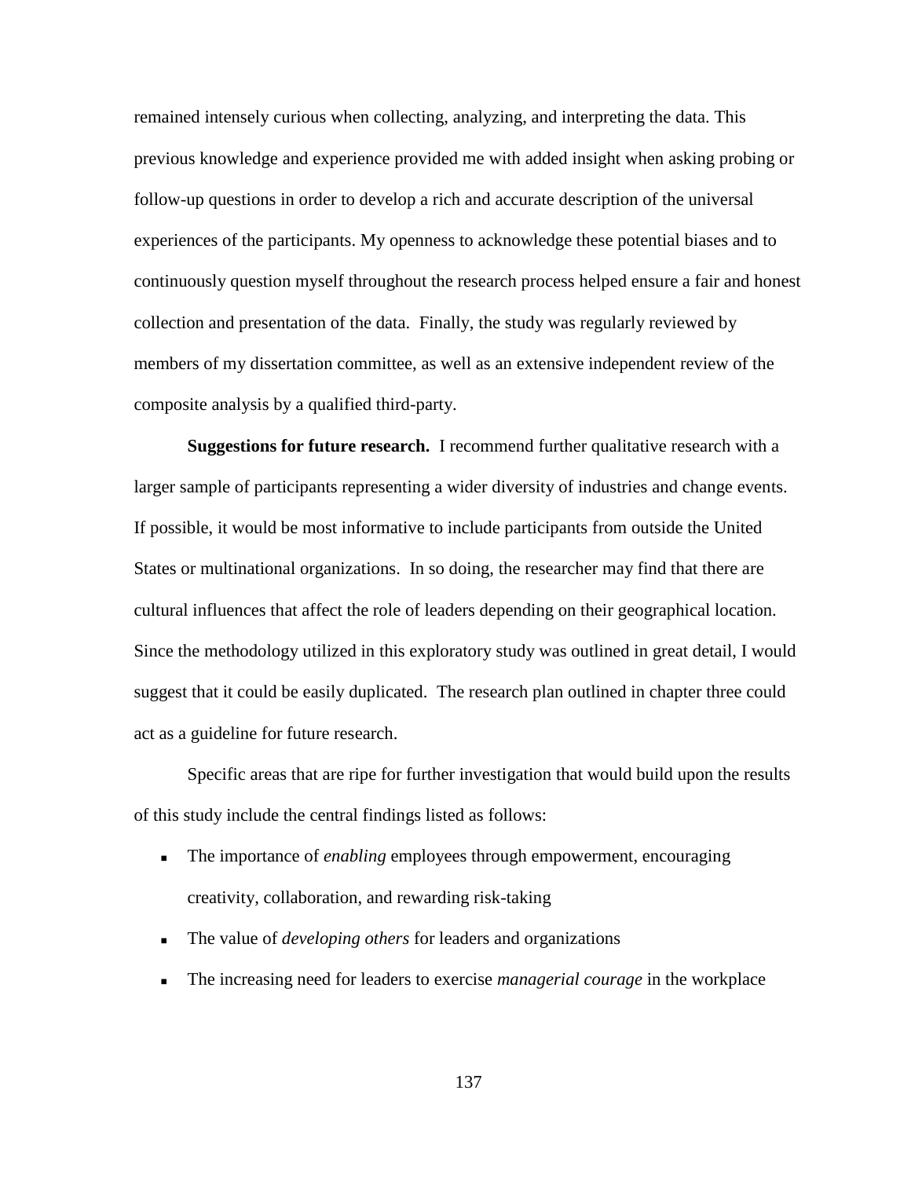remained intensely curious when collecting, analyzing, and interpreting the data. This previous knowledge and experience provided me with added insight when asking probing or follow-up questions in order to develop a rich and accurate description of the universal experiences of the participants. My openness to acknowledge these potential biases and to continuously question myself throughout the research process helped ensure a fair and honest collection and presentation of the data. Finally, the study was regularly reviewed by members of my dissertation committee, as well as an extensive independent review of the composite analysis by a qualified third-party.

**Suggestions for future research.** I recommend further qualitative research with a larger sample of participants representing a wider diversity of industries and change events. If possible, it would be most informative to include participants from outside the United States or multinational organizations. In so doing, the researcher may find that there are cultural influences that affect the role of leaders depending on their geographical location. Since the methodology utilized in this exploratory study was outlined in great detail, I would suggest that it could be easily duplicated. The research plan outlined in chapter three could act as a guideline for future research.

Specific areas that are ripe for further investigation that would build upon the results of this study include the central findings listed as follows:

- The importance of *enabling* employees through empowerment, encouraging creativity, collaboration, and rewarding risk-taking
- The value of *developing others* for leaders and organizations
- The increasing need for leaders to exercise *managerial courage* in the workplace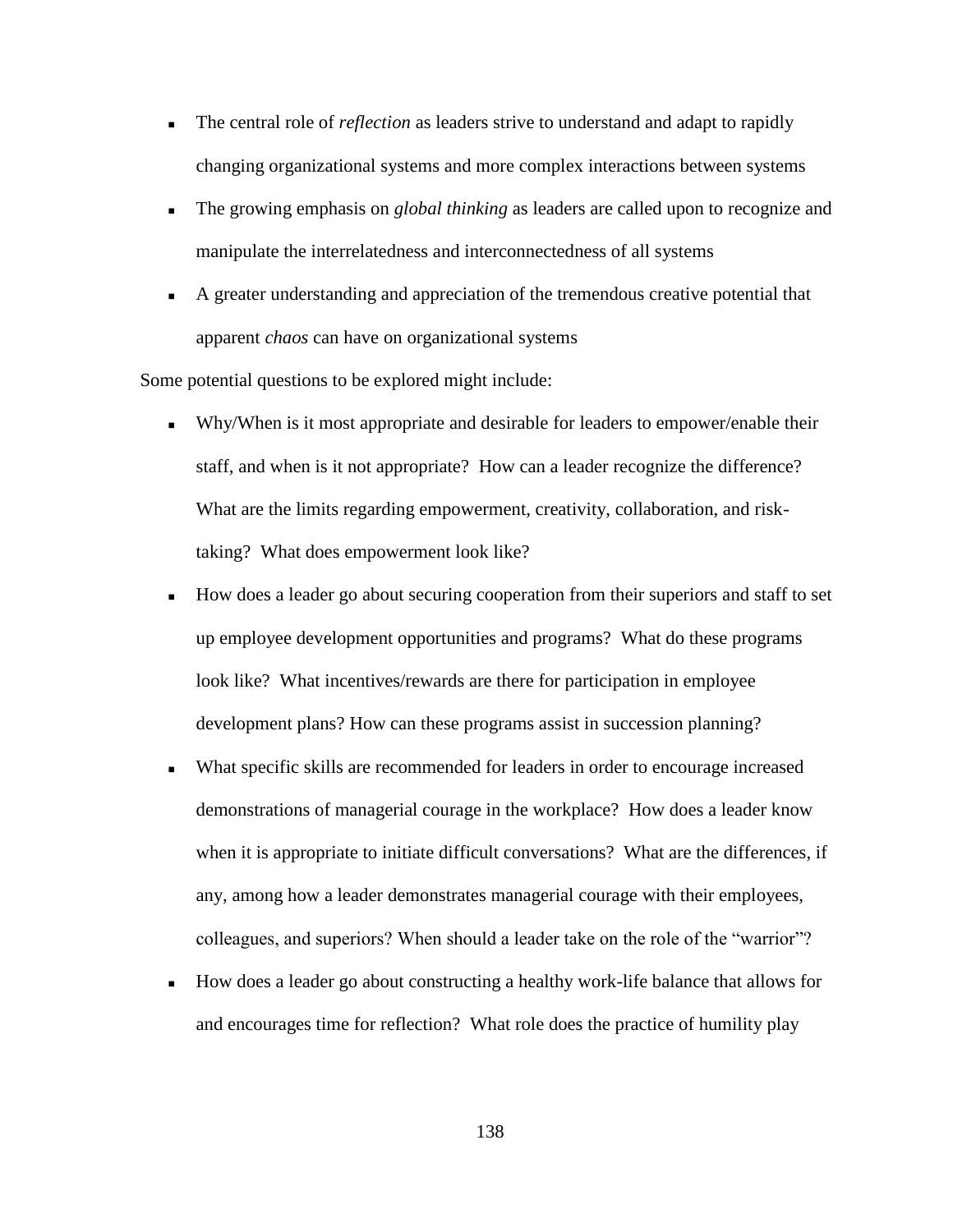- The central role of *reflection* as leaders strive to understand and adapt to rapidly changing organizational systems and more complex interactions between systems
- The growing emphasis on *global thinking* as leaders are called upon to recognize and manipulate the interrelatedness and interconnectedness of all systems
- A greater understanding and appreciation of the tremendous creative potential that apparent *chaos* can have on organizational systems

Some potential questions to be explored might include:

- Why/When is it most appropriate and desirable for leaders to empower/enable their staff, and when is it not appropriate? How can a leader recognize the difference? What are the limits regarding empowerment, creativity, collaboration, and risk-taking? What does empowerment look like?
- How does a leader go about securing cooperation from their superiors and staff to set up employee development opportunities and programs? What do these programs look like? What incentives/rewards are there for participation in employee development plans? How can these programs assist in succession planning?
- What specific skills are recommended for leaders in order to encourage increased demonstrations of managerial courage in the workplace? How does a leader know when it is appropriate to initiate difficult conversations? What are the differences, if any, among how a leader demonstrates managerial courage with their employees, colleagues, and superiors? When should a leader take on the role of the "warrior"?
- How does a leader go about constructing a healthy work-life balance that allows for and encourages time for reflection? What role does the practice of humility play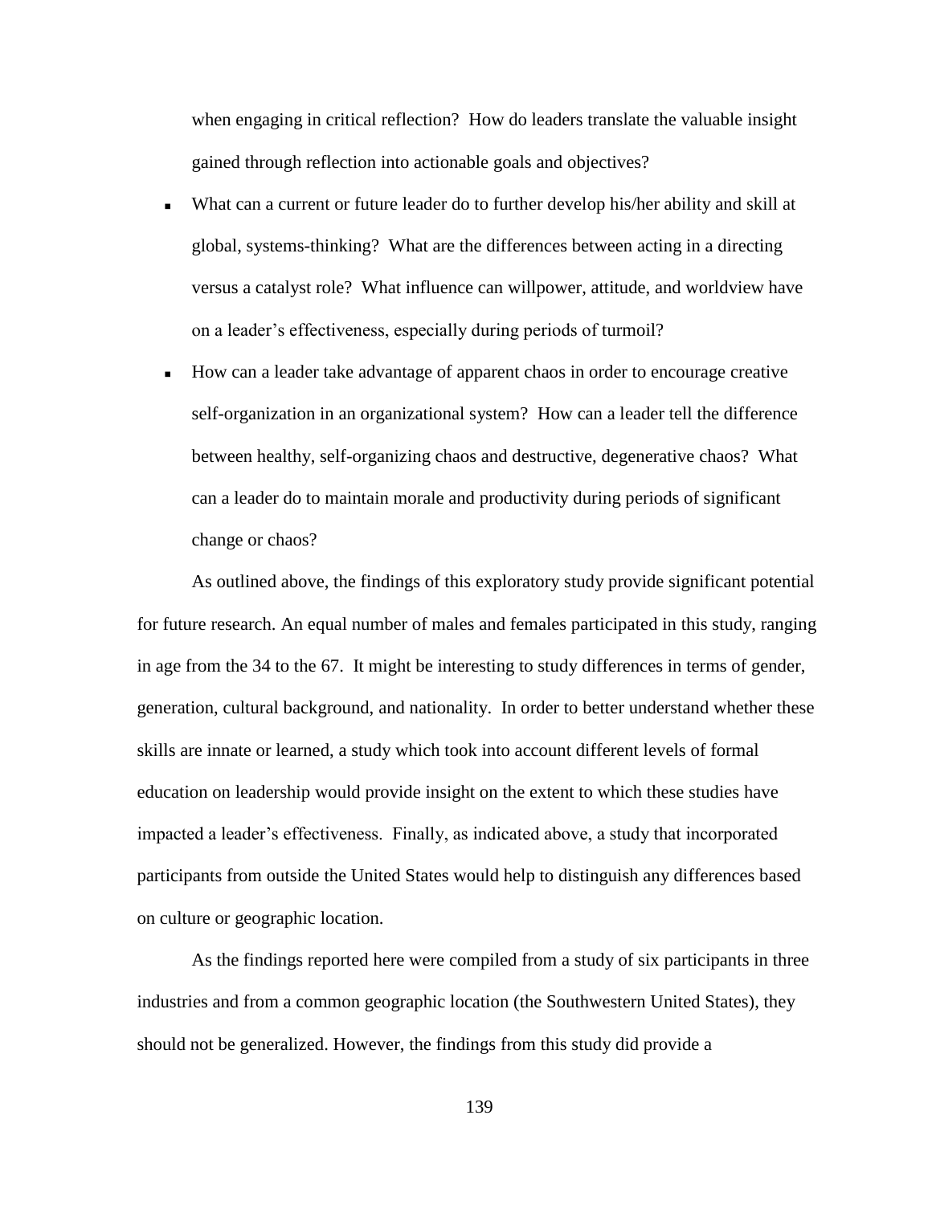when engaging in critical reflection? How do leaders translate the valuable insight gained through reflection into actionable goals and objectives?

- What can a current or future leader do to further develop his/her ability and skill at global, systems-thinking? What are the differences between acting in a directing versus a catalyst role? What influence can willpower, attitude, and worldview have on a leader's effectiveness, especially during periods of turmoil?
- How can a leader take advantage of apparent chaos in order to encourage creative self-organization in an organizational system? How can a leader tell the difference between healthy, self-organizing chaos and destructive, degenerative chaos? What can a leader do to maintain morale and productivity during periods of significant change or chaos?

As outlined above, the findings of this exploratory study provide significant potential for future research. An equal number of males and females participated in this study, ranging in age from the 34 to the 67. It might be interesting to study differences in terms of gender, generation, cultural background, and nationality. In order to better understand whether these skills are innate or learned, a study which took into account different levels of formal education on leadership would provide insight on the extent to which these studies have impacted a leader's effectiveness. Finally, as indicated above, a study that incorporated participants from outside the United States would help to distinguish any differences based on culture or geographic location.

As the findings reported here were compiled from a study of six participants in three industries and from a common geographic location (the Southwestern United States), they should not be generalized. However, the findings from this study did provide a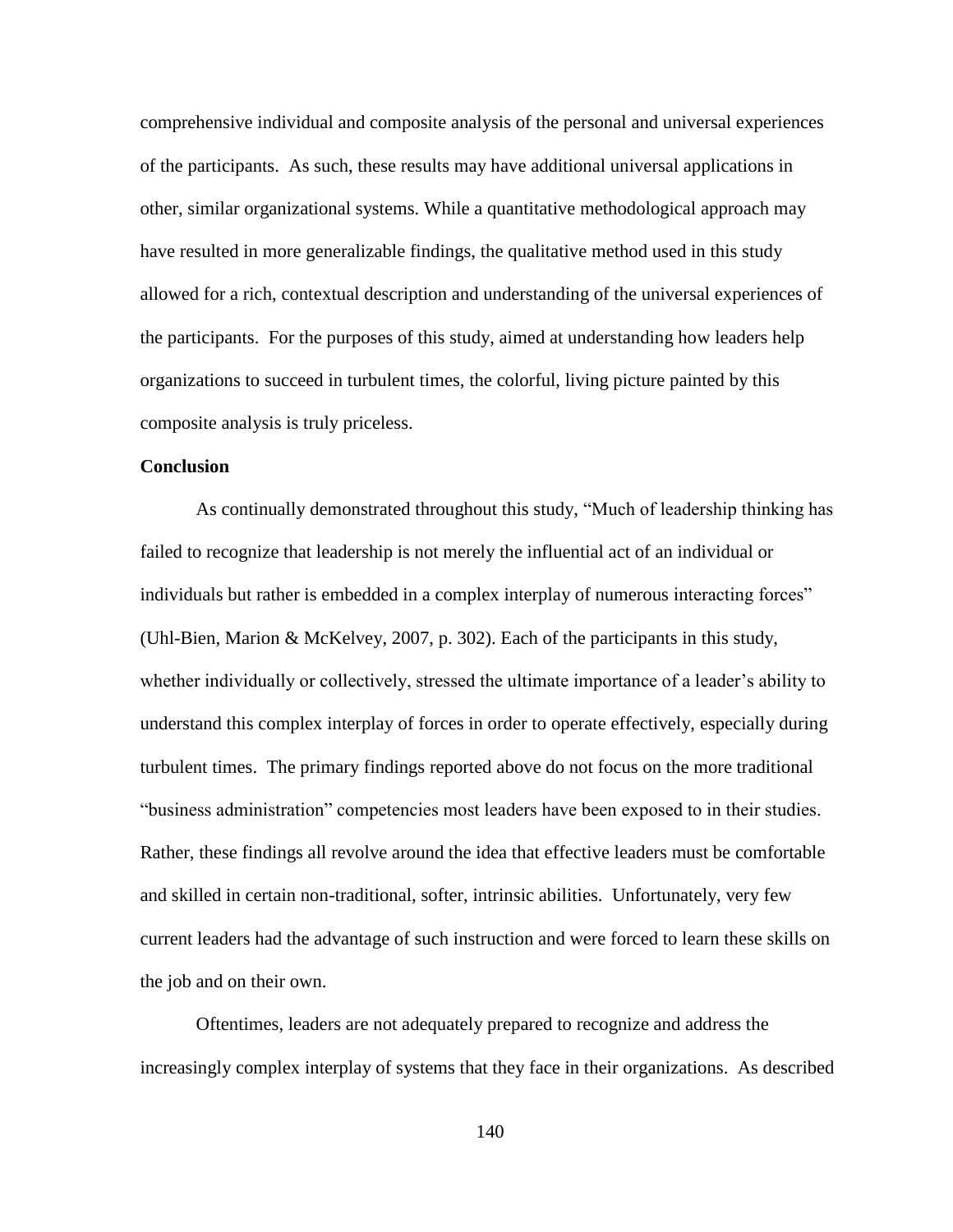comprehensive individual and composite analysis of the personal and universal experiences of the participants. As such, these results may have additional universal applications in other, similar organizational systems. While a quantitative methodological approach may have resulted in more generalizable findings, the qualitative method used in this study allowed for a rich, contextual description and understanding of the universal experiences of the participants. For the purposes of this study, aimed at understanding how leaders help organizations to succeed in turbulent times, the colorful, living picture painted by this composite analysis is truly priceless.

**Conclusion**

As continually demonstrated throughout this study, "Much of leadership thinking has failed to recognize that leadership is not merely the influential act of an individual or individuals but rather is embedded in a complex interplay of numerous interacting forces" (Uhl-Bien, Marion & McKelvey, 2007, p. 302). Each of the participants in this study, whether individually or collectively, stressed the ultimate importance of a leader's ability to understand this complex interplay of forces in order to operate effectively, especially during turbulent times. The primary findings reported above do not focus on the more traditional "business administration" competencies most leaders have been exposed to in their studies. Rather, these findings all revolve around the idea that effective leaders must be comfortable and skilled in certain non-traditional, softer, intrinsic abilities. Unfortunately, very few current leaders had the advantage of such instruction and were forced to learn these skills on the job and on their own.

Oftentimes, leaders are not adequately prepared to recognize and address the increasingly complex interplay of systems that they face in their organizations. As described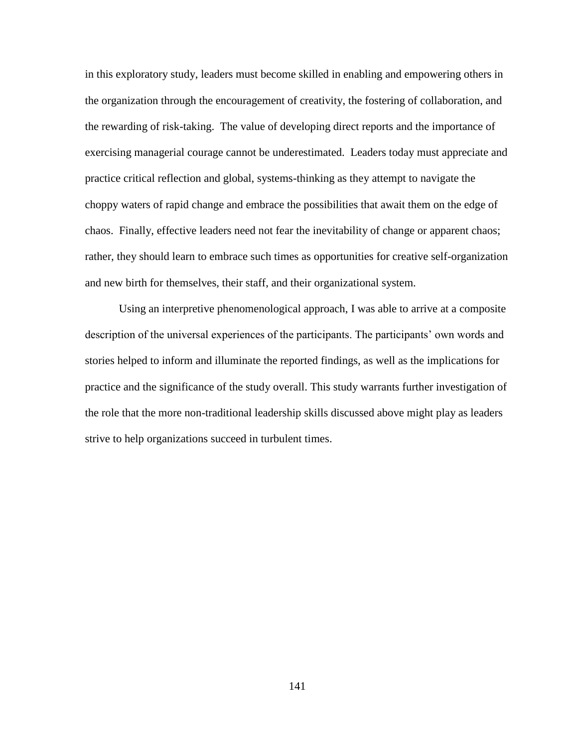in this exploratory study, leaders must become skilled in enabling and empowering others in the organization through the encouragement of creativity, the fostering of collaboration, and the rewarding of risk-taking. The value of developing direct reports and the importance of exercising managerial courage cannot be underestimated. Leaders today must appreciate and practice critical reflection and global, systems-thinking as they attempt to navigate the choppy waters of rapid change and embrace the possibilities that await them on the edge of chaos. Finally, effective leaders need not fear the inevitability of change or apparent chaos; rather, they should learn to embrace such times as opportunities for creative self-organization and new birth for themselves, their staff, and their organizational system.

Using an interpretive phenomenological approach, I was able to arrive at a composite description of the universal experiences of the participants. The participants' own words and stories helped to inform and illuminate the reported findings, as well as the implications for practice and the significance of the study overall. This study warrants further investigation of the role that the more non-traditional leadership skills discussed above might play as leaders strive to help organizations succeed in turbulent times.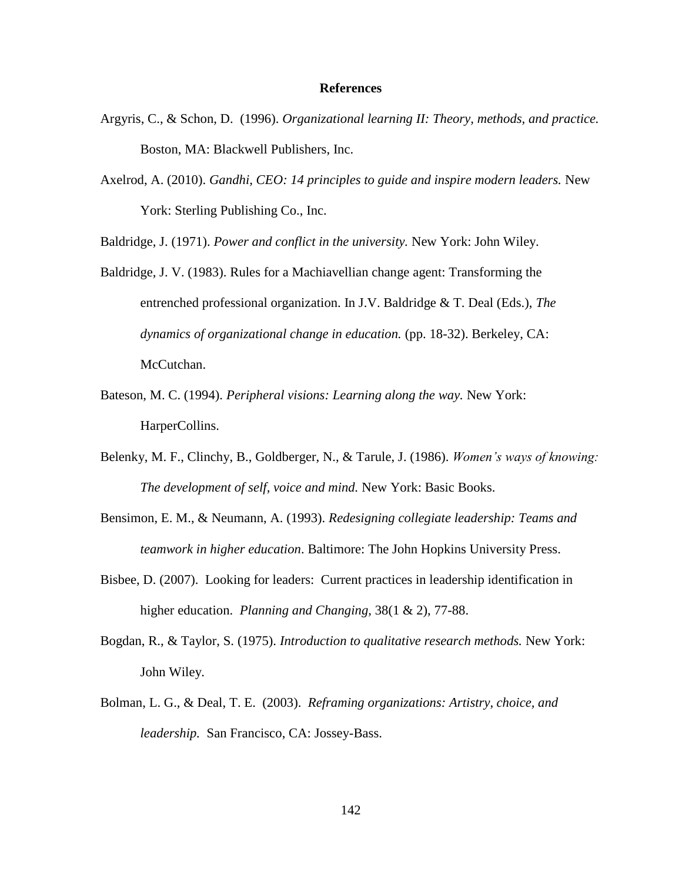# References

Argyris, C., & Schon, D. (1996). *Organizational learning II: Theory, methods, and practice.* Boston, MA: Blackwell Publishers, Inc.

Axelrod, A. (2010). *Gandhi, CEO: 14 principles to guide and inspire modern leaders.* New York: Sterling Publishing Co., Inc.

Baldridge, J. (1971). *Power and conflict in the university.* New York: John Wiley.

Baldridge, J. V. (1983). Rules for a Machiavellian change agent: Transforming the entrenched professional organization. In J.V. Baldridge & T. Deal (Eds.), *The dynamics of organizational change in education.* (pp. 18-32). Berkeley, CA: McCutchan.

Bateson, M. C. (1994). *Peripheral visions: Learning along the way.* New York: HarperCollins.

Belenky, M. F., Clinchy, B., Goldberger, N., & Tarule, J. (1986). *Women's ways of knowing: The development of self, voice and mind.* New York: Basic Books.

Bensimon, E. M., & Neumann, A. (1993). *Redesigning collegiate leadership: Teams and teamwork in higher education*. Baltimore: The John Hopkins University Press.

Bisbee, D. (2007). Looking for leaders: Current practices in leadership identification in higher education. *Planning and Changing,* 38(1 & 2), 77-88.

Bogdan, R., & Taylor, S. (1975). *Introduction to qualitative research methods.* New York: John Wiley.

Bolman, L. G., & Deal, T. E. (2003). *Reframing organizations: Artistry, choice, and leadership.* San Francisco, CA: Jossey-Bass.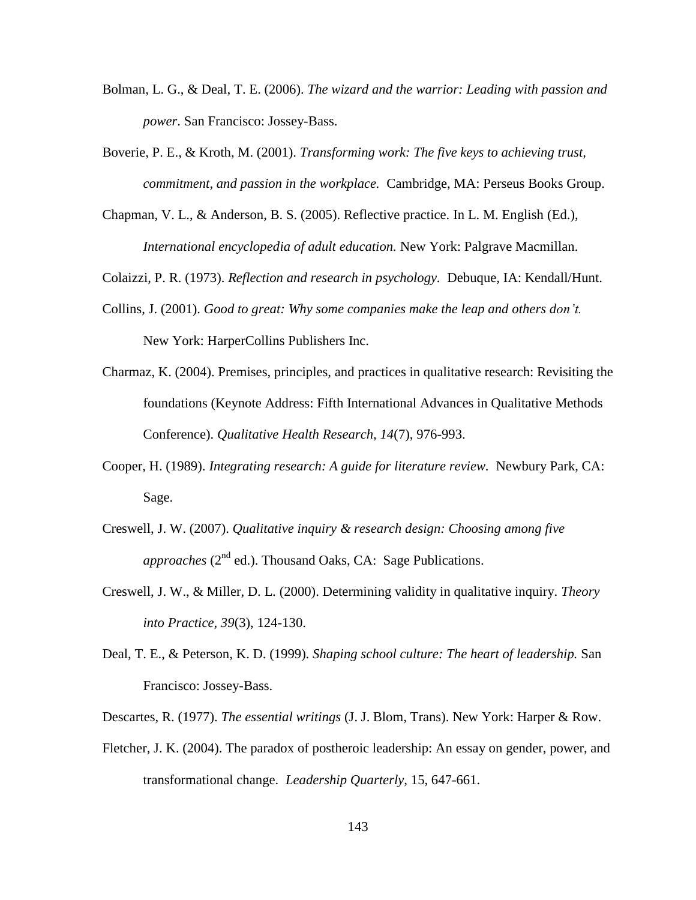Bolman, L. G., & Deal, T. E. (2006). *The wizard and the warrior: Leading with passion and power*. San Francisco: Jossey-Bass.

Boverie, P. E., & Kroth, M. (2001). *Transforming work: The five keys to achieving trust, commitment, and passion in the workplace.* Cambridge, MA: Perseus Books Group.

Chapman, V. L., & Anderson, B. S. (2005). Reflective practice. In L. M. English (Ed.), *International encyclopedia of adult education.* New York: Palgrave Macmillan.

Colaizzi, P. R. (1973). *Reflection and research in psychology*. Debuque, IA: Kendall/Hunt.

Collins, J. (2001). *Good to great: Why some companies make the leap and others don't.* New York: HarperCollins Publishers Inc.

Charmaz, K. (2004). Premises, principles, and practices in qualitative research: Revisiting the foundations (Keynote Address: Fifth International Advances in Qualitative Methods Conference). *Qualitative Health Research, 14*(7), 976-993.

Cooper, H. (1989). *Integrating research: A guide for literature review*. Newbury Park, CA: Sage.

Creswell, J. W. (2007). *Qualitative inquiry & research design: Choosing among five approaches* (2nd ed.). Thousand Oaks, CA: Sage Publications.

Creswell, J. W., & Miller, D. L. (2000). Determining validity in qualitative inquiry. *Theory into Practice, 39*(3), 124-130.

Deal, T. E., & Peterson, K. D. (1999). *Shaping school culture: The heart of leadership.* San Francisco: Jossey-Bass.

Descartes, R. (1977). *The essential writings* (J. J. Blom, Trans). New York: Harper & Row.

Fletcher, J. K. (2004). The paradox of postheroic leadership: An essay on gender, power, and transformational change. *Leadership Quarterly*, 15, 647-661.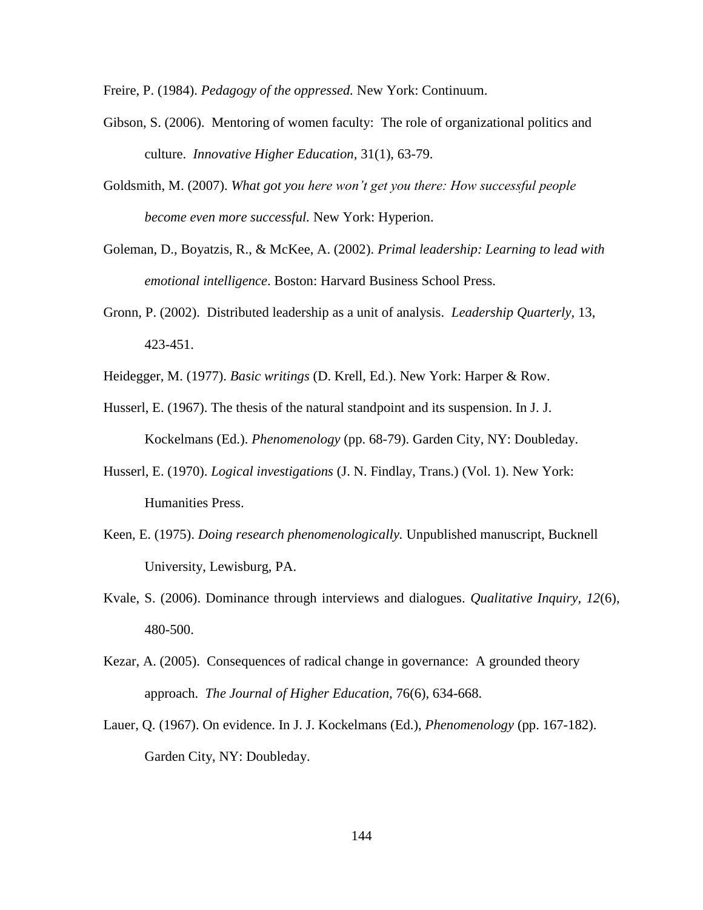Freire, P. (1984). *Pedagogy of the oppressed.* New York: Continuum.

Gibson, S. (2006). Mentoring of women faculty: The role of organizational politics and culture. *Innovative Higher Education,* 31(1), 63-79.

Goldsmith, M. (2007). *What got you here won't get you there: How successful people become even more successful.* New York: Hyperion.

Goleman, D., Boyatzis, R., & McKee, A. (2002). *Primal leadership: Learning to lead with emotional intelligence*. Boston: Harvard Business School Press.

Gronn, P. (2002). Distributed leadership as a unit of analysis. *Leadership Quarterly,* 13, 423-451.

Heidegger, M. (1977). *Basic writings* (D. Krell, Ed.). New York: Harper & Row.

Husserl, E. (1967). The thesis of the natural standpoint and its suspension. In J. J. Kockelmans (Ed.). *Phenomenology* (pp. 68-79). Garden City, NY: Doubleday.

Husserl, E. (1970). *Logical investigations* (J. N. Findlay, Trans.) (Vol. 1). New York: Humanities Press.

Keen, E. (1975). *Doing research phenomenologically.* Unpublished manuscript, Bucknell University, Lewisburg, PA.

Kvale, S. (2006). Dominance through interviews and dialogues. *Qualitative Inquiry, 12*(6), 480-500.

Kezar, A. (2005). Consequences of radical change in governance: A grounded theory approach. *The Journal of Higher Education,* 76(6), 634-668.

Lauer, Q. (1967). On evidence. In J. J. Kockelmans (Ed.), *Phenomenology* (pp. 167-182). Garden City, NY: Doubleday.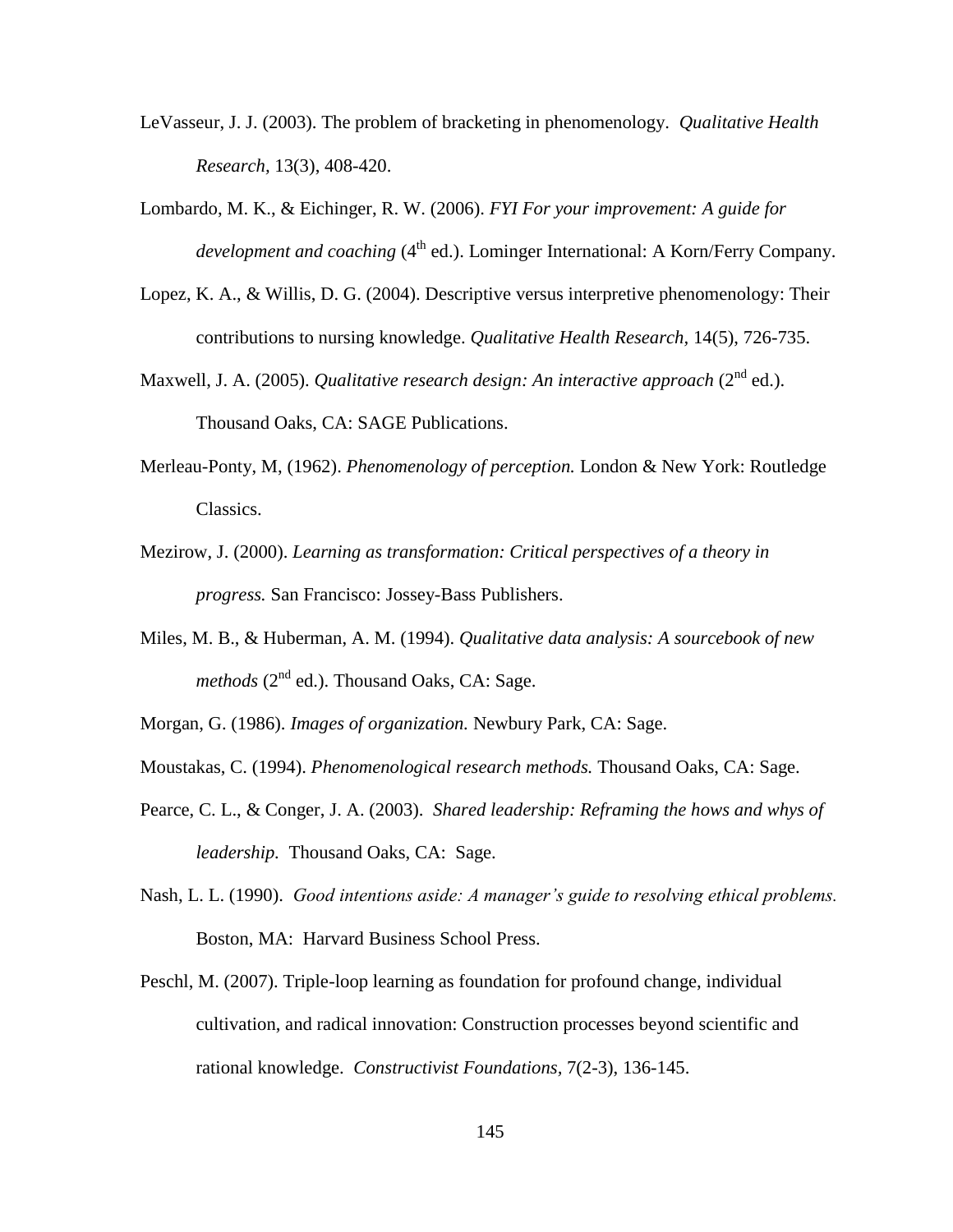LeVasseur, J. J. (2003). The problem of bracketing in phenomenology. *Qualitative Health Research*, 13(3), 408-420.

Lombardo, M. K., & Eichinger, R. W. (2006). *FYI For your improvement: A guide for development and coaching* (4th ed.). Lominger International: A Korn/Ferry Company.

Lopez, K. A., & Willis, D. G. (2004). Descriptive versus interpretive phenomenology: Their contributions to nursing knowledge. *Qualitative Health Research,* 14(5), 726-735.

Maxwell, J. A. (2005). *Qualitative research design: An interactive approach* (2nd ed.). Thousand Oaks, CA: SAGE Publications.

Merleau-Ponty, M, (1962). *Phenomenology of perception.* London & New York: Routledge Classics.

Mezirow, J. (2000). *Learning as transformation: Critical perspectives of a theory in progress.* San Francisco: Jossey-Bass Publishers.

Miles, M. B., & Huberman, A. M. (1994). *Qualitative data analysis: A sourcebook of new methods* (2nd ed.). Thousand Oaks, CA: Sage.

Morgan, G. (1986). *Images of organization.* Newbury Park, CA: Sage.

Moustakas, C. (1994). *Phenomenological research methods.* Thousand Oaks, CA: Sage.

Pearce, C. L., & Conger, J. A. (2003). *Shared leadership: Reframing the hows and whys of leadership.* Thousand Oaks, CA: Sage.

Nash, L. L. (1990). *Good intentions aside: A manager's guide to resolving ethical problems.* Boston, MA: Harvard Business School Press.

Peschl, M. (2007). Triple-loop learning as foundation for profound change, individual cultivation, and radical innovation: Construction processes beyond scientific and rational knowledge. *Constructivist Foundations,* 7(2-3), 136-145.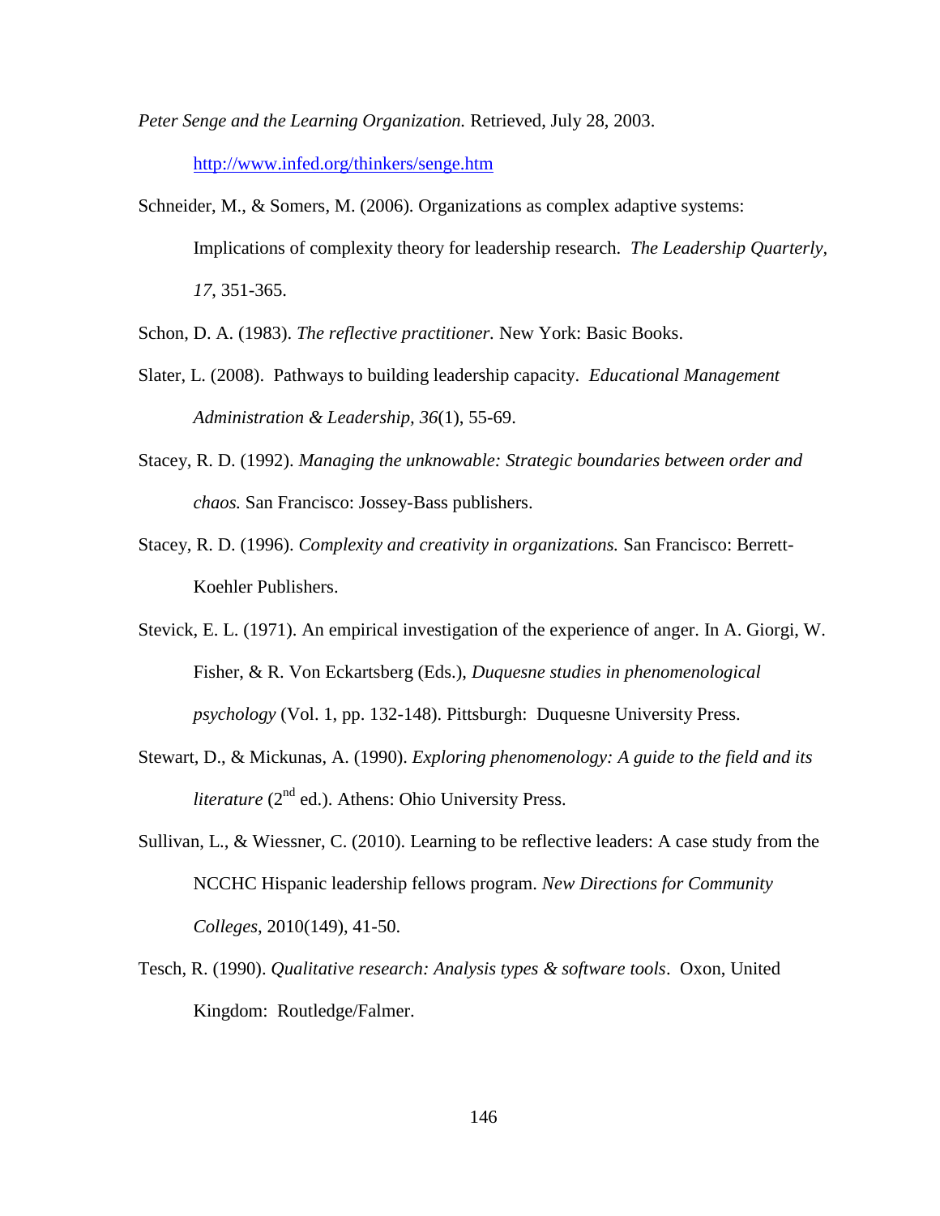*Peter Senge and the Learning Organization.* Retrieved, July 28, 2003. http://www.infed.org/thinkers/senge.htm

Schneider, M., & Somers, M. (2006). Organizations as complex adaptive systems: Implications of complexity theory for leadership research. *The Leadership Quarterly, 17*, 351-365.

Schon, D. A. (1983). *The reflective practitioner.* New York: Basic Books.

Slater, L. (2008). Pathways to building leadership capacity. *Educational Management Administration & Leadership, 36*(1), 55-69.

Stacey, R. D. (1992). *Managing the unknowable: Strategic boundaries between order and chaos.* San Francisco: Jossey-Bass publishers.

Stacey, R. D. (1996). *Complexity and creativity in organizations.* San Francisco: Berrett-Koehler Publishers.

Stevick, E. L. (1971). An empirical investigation of the experience of anger. In A. Giorgi, W. Fisher, & R. Von Eckartsberg (Eds.), *Duquesne studies in phenomenological psychology* (Vol. 1, pp. 132-148). Pittsburgh: Duquesne University Press.

Stewart, D., & Mickunas, A. (1990). *Exploring phenomenology: A guide to the field and its literature* (2nd ed.). Athens: Ohio University Press.

Sullivan, L., & Wiessner, C. (2010). Learning to be reflective leaders: A case study from the NCCHC Hispanic leadership fellows program. *New Directions for Community Colleges*, 2010(149), 41-50.

Tesch, R. (1990). *Qualitative research: Analysis types & software tools*. Oxon, United Kingdom: Routledge/Falmer.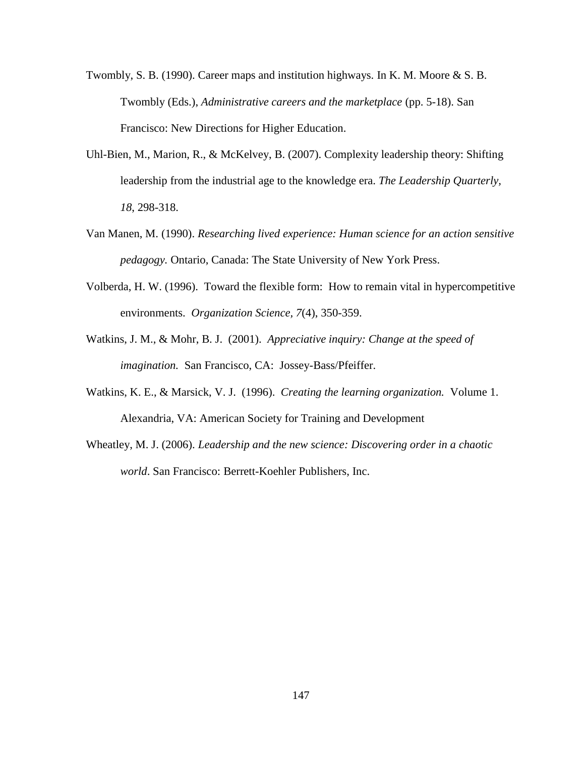Twombly, S. B. (1990). Career maps and institution highways. In K. M. Moore & S. B. Twombly (Eds.), *Administrative careers and the marketplace* (pp. 5-18). San Francisco: New Directions for Higher Education.

Uhl-Bien, M., Marion, R., & McKelvey, B. (2007). Complexity leadership theory: Shifting leadership from the industrial age to the knowledge era. *The Leadership Quarterly, 18*, 298-318.

Van Manen, M. (1990). *Researching lived experience: Human science for an action sensitive pedagogy.* Ontario, Canada: The State University of New York Press.

Volberda, H. W. (1996). Toward the flexible form: How to remain vital in hypercompetitive environments. *Organization Science*, *7*(4), 350-359.

Watkins, J. M., & Mohr, B. J. (2001). *Appreciative inquiry: Change at the speed of imagination.* San Francisco, CA: Jossey-Bass/Pfeiffer.

Watkins, K. E., & Marsick, V. J. (1996). *Creating the learning organization.* Volume 1. Alexandria, VA: American Society for Training and Development

Wheatley, M. J. (2006). *Leadership and the new science: Discovering order in a chaotic world*. San Francisco: Berrett-Koehler Publishers, Inc.